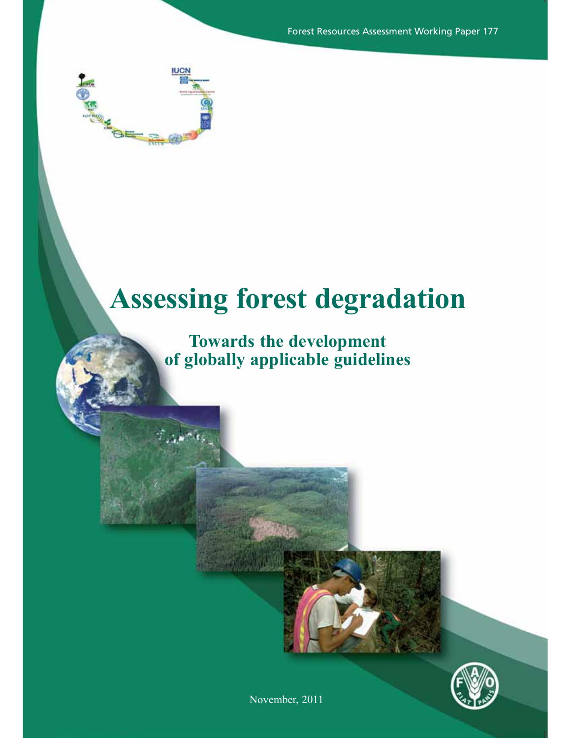Forest Resources Assessment Working Paper 177

# Assessing forest degradation

## Towards the development of globally applicable guidelines

November, 2011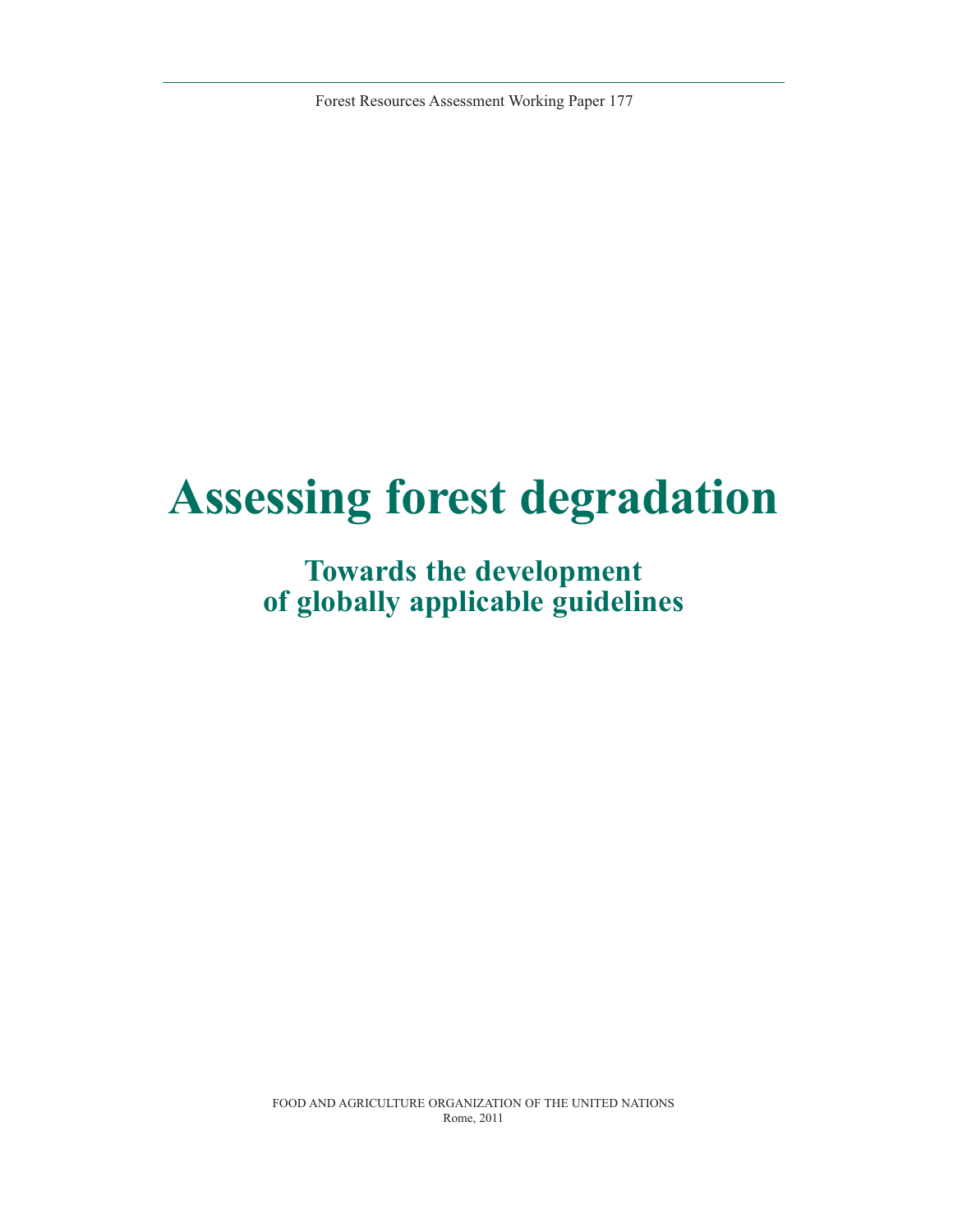Forest Resources Assessment Working Paper 177

# Assessing forest degradation

## Towards the development of globally applicable guidelines

FOOD AND AGRICULTURE ORGANIZATION OF THE UNITED NATIONS
Rome, 2011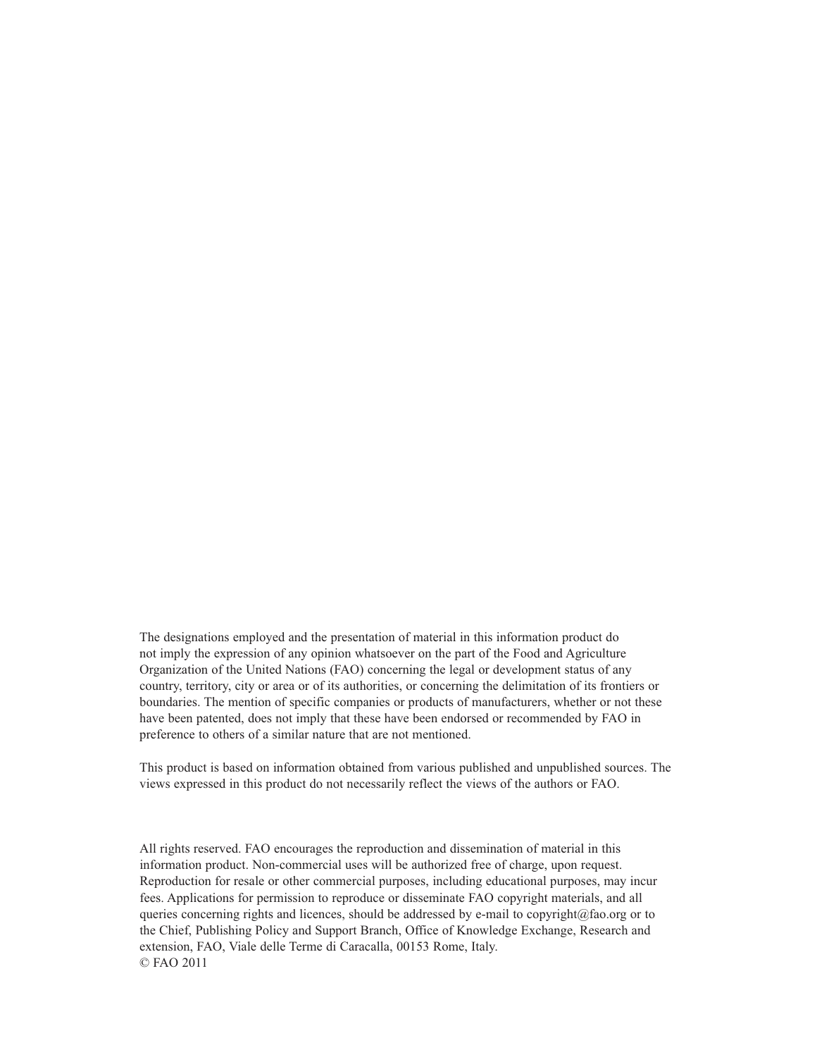The designations employed and the presentation of material in this information product do not imply the expression of any opinion whatsoever on the part of the Food and Agriculture Organization of the United Nations (FAO) concerning the legal or development status of any country, territory, city or area or of its authorities, or concerning the delimitation of its frontiers or boundaries. The mention of specific companies or products of manufacturers, whether or not these have been patented, does not imply that these have been endorsed or recommended by FAO in preference to others of a similar nature that are not mentioned.

This product is based on information obtained from various published and unpublished sources. The views expressed in this product do not necessarily reflect the views of the authors or FAO.

All rights reserved. FAO encourages the reproduction and dissemination of material in this information product. Non-commercial uses will be authorized free of charge, upon request. Reproduction for resale or other commercial purposes, including educational purposes, may incur fees. Applications for permission to reproduce or disseminate FAO copyright materials, and all queries concerning rights and licences, should be addressed by e-mail to copyright@fao.org or to the Chief, Publishing Policy and Support Branch, Office of Knowledge Exchange, Research and extension, FAO, Viale delle Terme di Caracalla, 00153 Rome, Italy.
© FAO 2011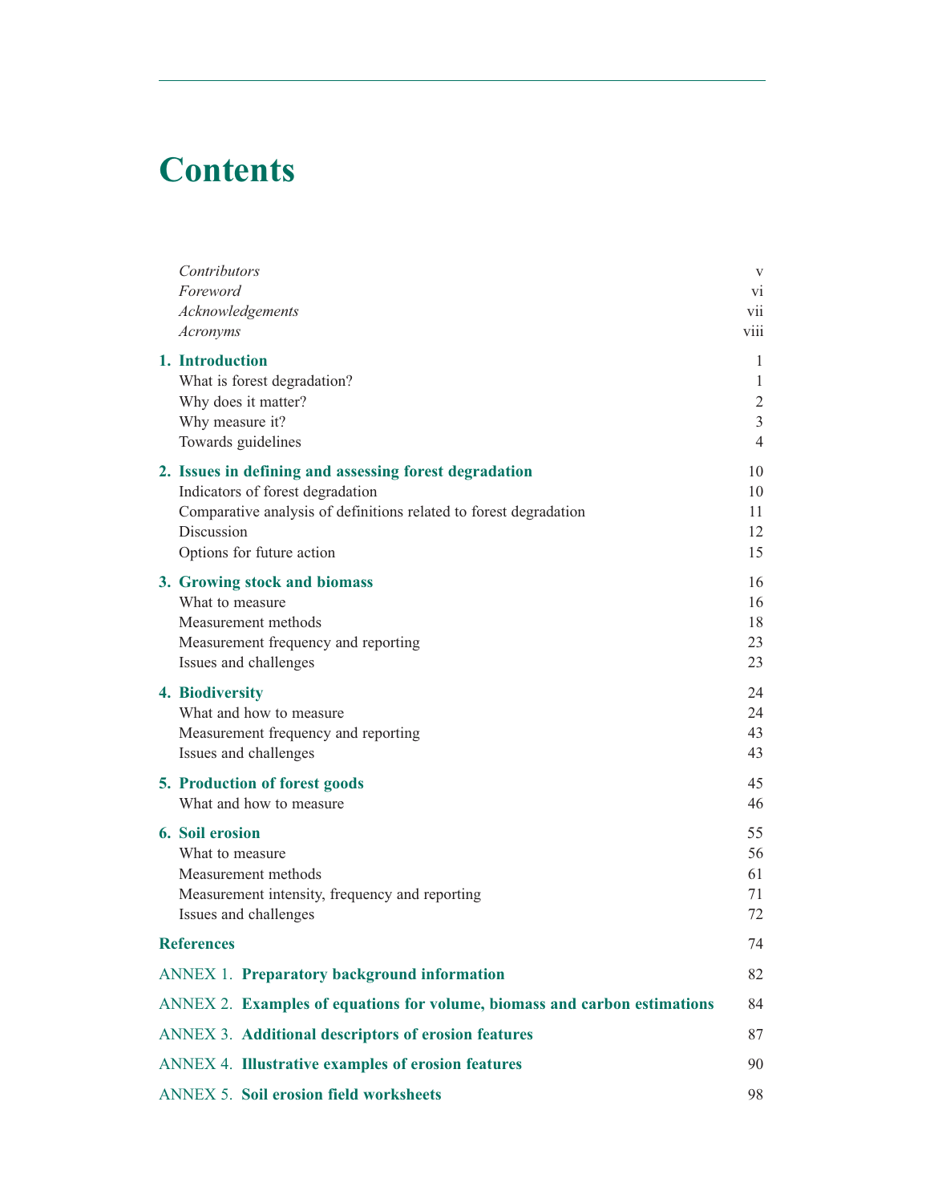# Contents

| | |
|---|---|
| *Contributors* | v |
| *Foreword* | vi |
| *Acknowledgements* | vii |
| *Acronyms* | viii |
| **1. Introduction** | 1 |
| What is forest degradation? | 1 |
| Why does it matter? | 2 |
| Why measure it? | 3 |
| Towards guidelines | 4 |
| **2. Issues in defining and assessing forest degradation** | 10 |
| Indicators of forest degradation | 10 |
| Comparative analysis of definitions related to forest degradation | 11 |
| Discussion | 12 |
| Options for future action | 15 |
| **3. Growing stock and biomass** | 16 |
| What to measure | 16 |
| Measurement methods | 18 |
| Measurement frequency and reporting | 23 |
| Issues and challenges | 23 |
| **4. Biodiversity** | 24 |
| What and how to measure | 24 |
| Measurement frequency and reporting | 43 |
| Issues and challenges | 43 |
| **5. Production of forest goods** | 45 |
| What and how to measure | 46 |
| **6. Soil erosion** | 55 |
| What to measure | 56 |
| Measurement methods | 61 |
| Measurement intensity, frequency and reporting | 71 |
| Issues and challenges | 72 |
| **References** | 74 |
| ANNEX 1. **Preparatory background information** | 82 |
| ANNEX 2. **Examples of equations for volume, biomass and carbon estimations** | 84 |
| ANNEX 3. **Additional descriptors of erosion features** | 87 |
| ANNEX 4. **Illustrative examples of erosion features** | 90 |
| ANNEX 5. **Soil erosion field worksheets** | 98 |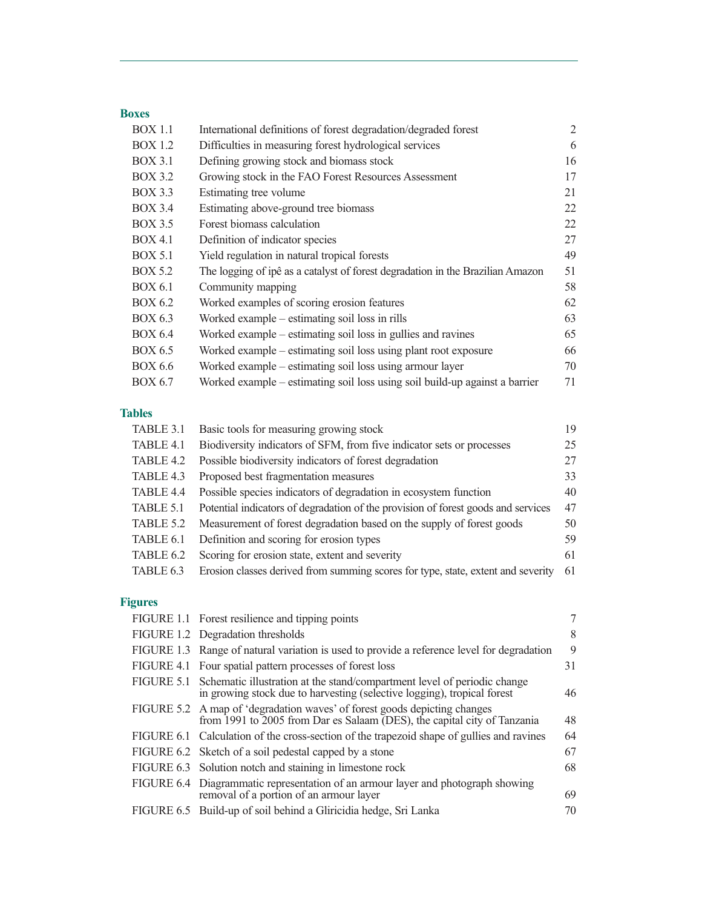## Boxes

| | | |
|---|---|---|
| BOX 1.1 | International definitions of forest degradation/degraded forest | 2 |
| BOX 1.2 | Difficulties in measuring forest hydrological services | 6 |
| BOX 3.1 | Defining growing stock and biomass stock | 16 |
| BOX 3.2 | Growing stock in the FAO Forest Resources Assessment | 17 |
| BOX 3.3 | Estimating tree volume | 21 |
| BOX 3.4 | Estimating above-ground tree biomass | 22 |
| BOX 3.5 | Forest biomass calculation | 22 |
| BOX 4.1 | Definition of indicator species | 27 |
| BOX 5.1 | Yield regulation in natural tropical forests | 49 |
| BOX 5.2 | The logging of ipê as a catalyst of forest degradation in the Brazilian Amazon | 51 |
| BOX 6.1 | Community mapping | 58 |
| BOX 6.2 | Worked examples of scoring erosion features | 62 |
| BOX 6.3 | Worked example – estimating soil loss in rills | 63 |
| BOX 6.4 | Worked example – estimating soil loss in gullies and ravines | 65 |
| BOX 6.5 | Worked example – estimating soil loss using plant root exposure | 66 |
| BOX 6.6 | Worked example – estimating soil loss using armour layer | 70 |
| BOX 6.7 | Worked example – estimating soil loss using soil build-up against a barrier | 71 |

## Tables

| | | |
|---|---|---|
| TABLE 3.1 | Basic tools for measuring growing stock | 19 |
| TABLE 4.1 | Biodiversity indicators of SFM, from five indicator sets or processes | 25 |
| TABLE 4.2 | Possible biodiversity indicators of forest degradation | 27 |
| TABLE 4.3 | Proposed best fragmentation measures | 33 |
| TABLE 4.4 | Possible species indicators of degradation in ecosystem function | 40 |
| TABLE 5.1 | Potential indicators of degradation of the provision of forest goods and services | 47 |
| TABLE 5.2 | Measurement of forest degradation based on the supply of forest goods | 50 |
| TABLE 6.1 | Definition and scoring for erosion types | 59 |
| TABLE 6.2 | Scoring for erosion state, extent and severity | 61 |
| TABLE 6.3 | Erosion classes derived from summing scores for type, state, extent and severity | 61 |

## Figures

| | | |
|---|---|---|
| FIGURE 1.1 | Forest resilience and tipping points | 7 |
| FIGURE 1.2 | Degradation thresholds | 8 |
| FIGURE 1.3 | Range of natural variation is used to provide a reference level for degradation | 9 |
| FIGURE 4.1 | Four spatial pattern processes of forest loss | 31 |
| FIGURE 5.1 | Schematic illustration at the stand/compartment level of periodic change in growing stock due to harvesting (selective logging), tropical forest | 46 |
| FIGURE 5.2 | A map of 'degradation waves' of forest goods depicting changes from 1991 to 2005 from Dar es Salaam (DES), the capital city of Tanzania | 48 |
| FIGURE 6.1 | Calculation of the cross-section of the trapezoid shape of gullies and ravines | 64 |
| FIGURE 6.2 | Sketch of a soil pedestal capped by a stone | 67 |
| FIGURE 6.3 | Solution notch and staining in limestone rock | 68 |
| FIGURE 6.4 | Diagrammatic representation of an armour layer and photograph showing removal of a portion of an armour layer | 69 |
| FIGURE 6.5 | Build-up of soil behind a Gliricidia hedge, Sri Lanka | 70 |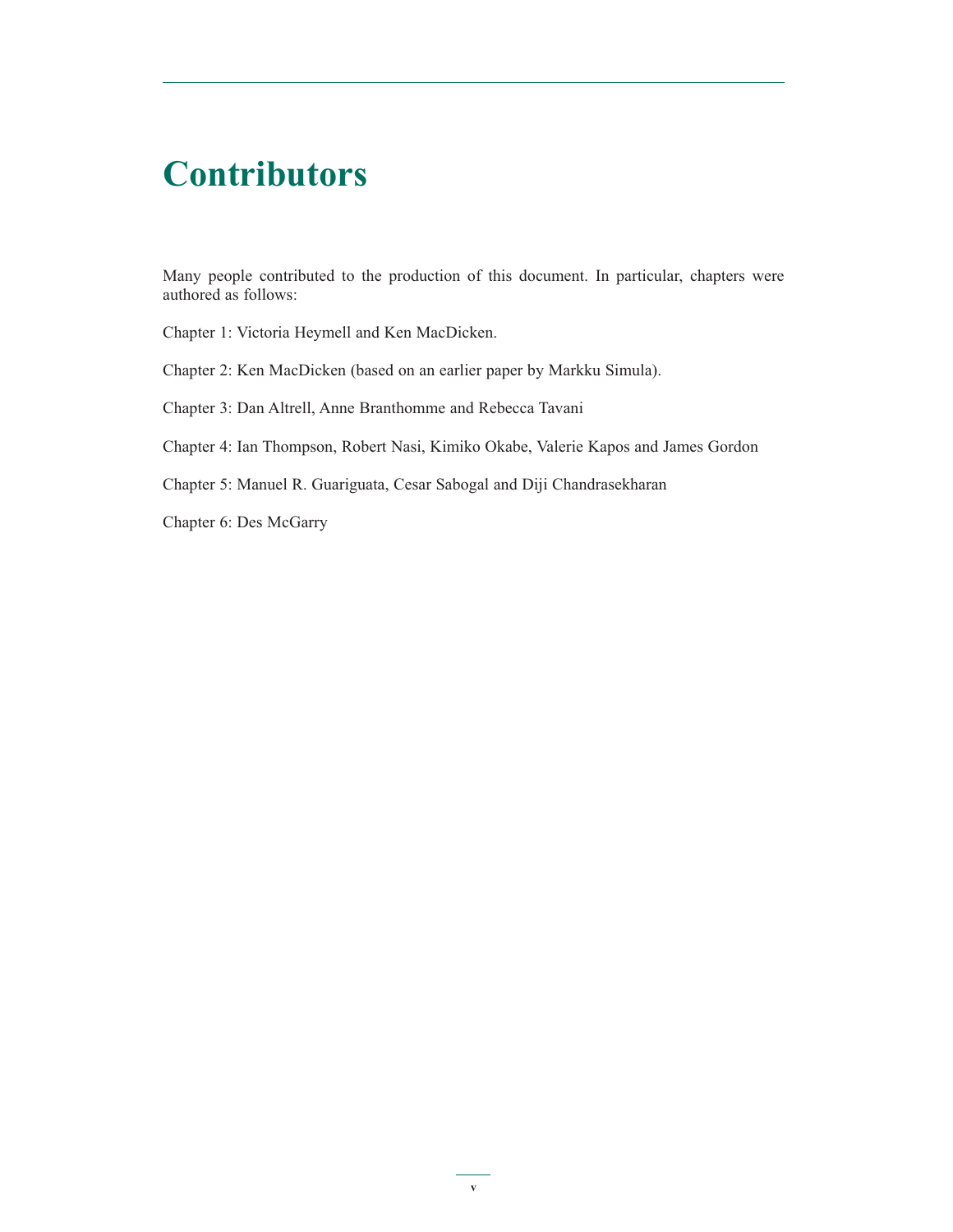# Contributors

Many people contributed to the production of this document. In particular, chapters were authored as follows:

Chapter 1: Victoria Heymell and Ken MacDicken.

Chapter 2: Ken MacDicken (based on an earlier paper by Markku Simula).

Chapter 3: Dan Altrell, Anne Branthomme and Rebecca Tavani

Chapter 4: Ian Thompson, Robert Nasi, Kimiko Okabe, Valerie Kapos and James Gordon

Chapter 5: Manuel R. Guariguata, Cesar Sabogal and Diji Chandrasekharan

Chapter 6: Des McGarry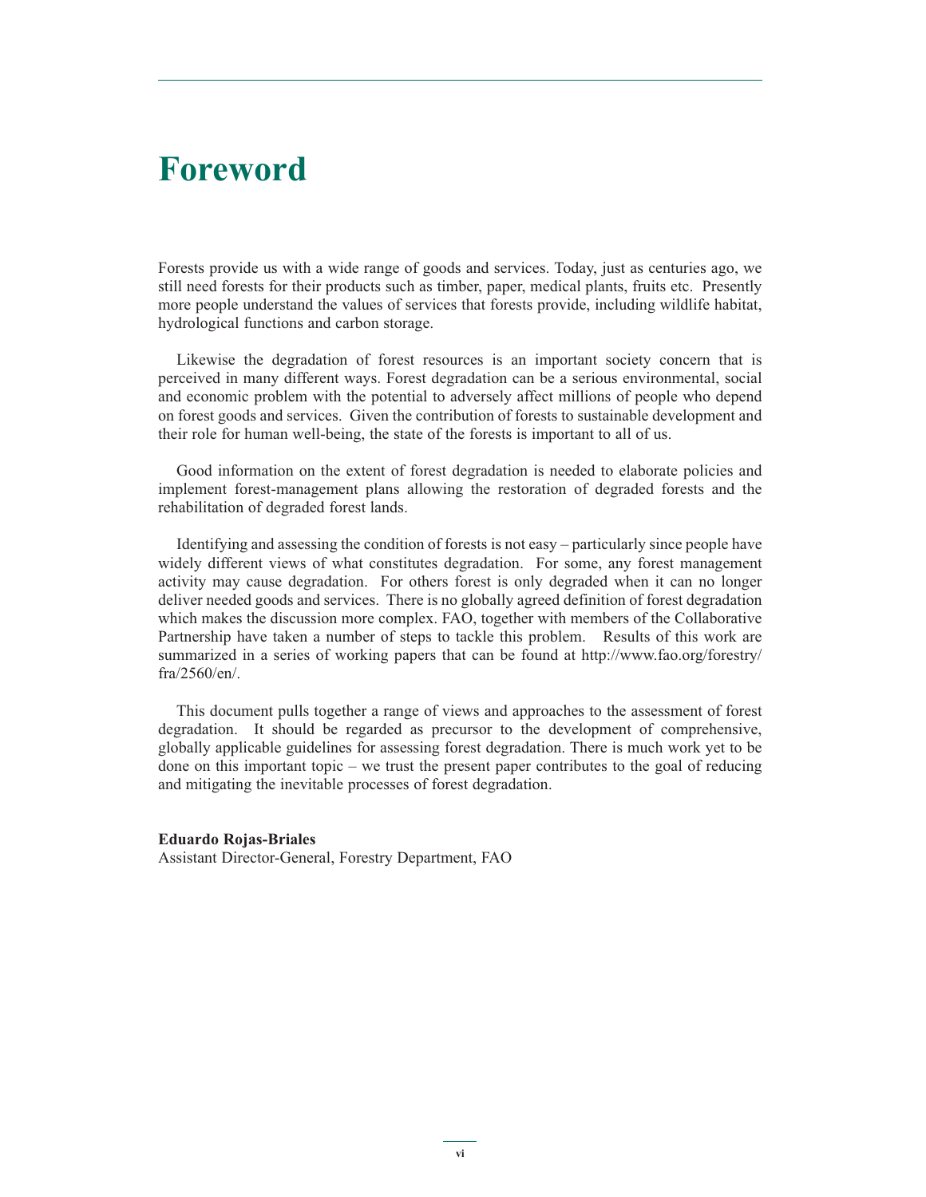# Foreword

Forests provide us with a wide range of goods and services. Today, just as centuries ago, we still need forests for their products such as timber, paper, medical plants, fruits etc. Presently more people understand the values of services that forests provide, including wildlife habitat, hydrological functions and carbon storage.

Likewise the degradation of forest resources is an important society concern that is perceived in many different ways. Forest degradation can be a serious environmental, social and economic problem with the potential to adversely affect millions of people who depend on forest goods and services. Given the contribution of forests to sustainable development and their role for human well-being, the state of the forests is important to all of us.

Good information on the extent of forest degradation is needed to elaborate policies and implement forest-management plans allowing the restoration of degraded forests and the rehabilitation of degraded forest lands.

Identifying and assessing the condition of forests is not easy – particularly since people have widely different views of what constitutes degradation. For some, any forest management activity may cause degradation. For others forest is only degraded when it can no longer deliver needed goods and services. There is no globally agreed definition of forest degradation which makes the discussion more complex. FAO, together with members of the Collaborative Partnership have taken a number of steps to tackle this problem. Results of this work are summarized in a series of working papers that can be found at http://www.fao.org/forestry/fra/2560/en/.

This document pulls together a range of views and approaches to the assessment of forest degradation. It should be regarded as precursor to the development of comprehensive, globally applicable guidelines for assessing forest degradation. There is much work yet to be done on this important topic – we trust the present paper contributes to the goal of reducing and mitigating the inevitable processes of forest degradation.

**Eduardo Rojas-Briales**
Assistant Director-General, Forestry Department, FAO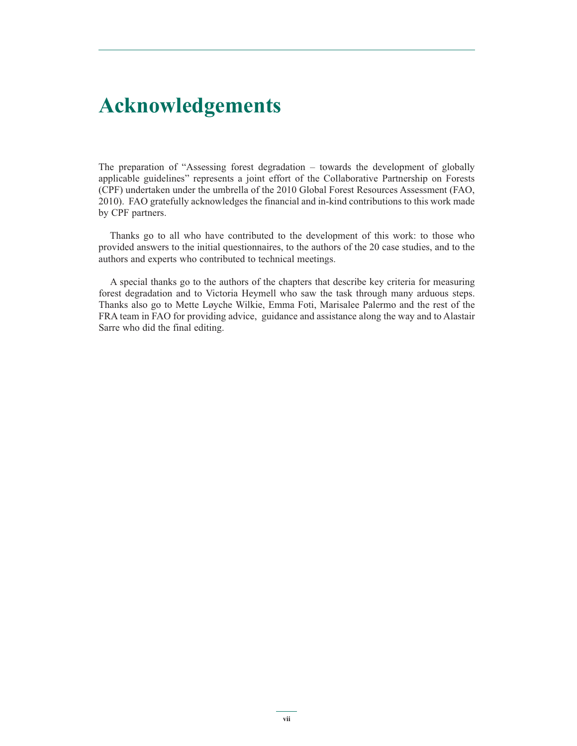# Acknowledgements

The preparation of "Assessing forest degradation – towards the development of globally applicable guidelines" represents a joint effort of the Collaborative Partnership on Forests (CPF) undertaken under the umbrella of the 2010 Global Forest Resources Assessment (FAO, 2010). FAO gratefully acknowledges the financial and in-kind contributions to this work made by CPF partners.

Thanks go to all who have contributed to the development of this work: to those who provided answers to the initial questionnaires, to the authors of the 20 case studies, and to the authors and experts who contributed to technical meetings.

A special thanks go to the authors of the chapters that describe key criteria for measuring forest degradation and to Victoria Heymell who saw the task through many arduous steps. Thanks also go to Mette Løyche Wilkie, Emma Foti, Marisalee Palermo and the rest of the FRA team in FAO for providing advice, guidance and assistance along the way and to Alastair Sarre who did the final editing.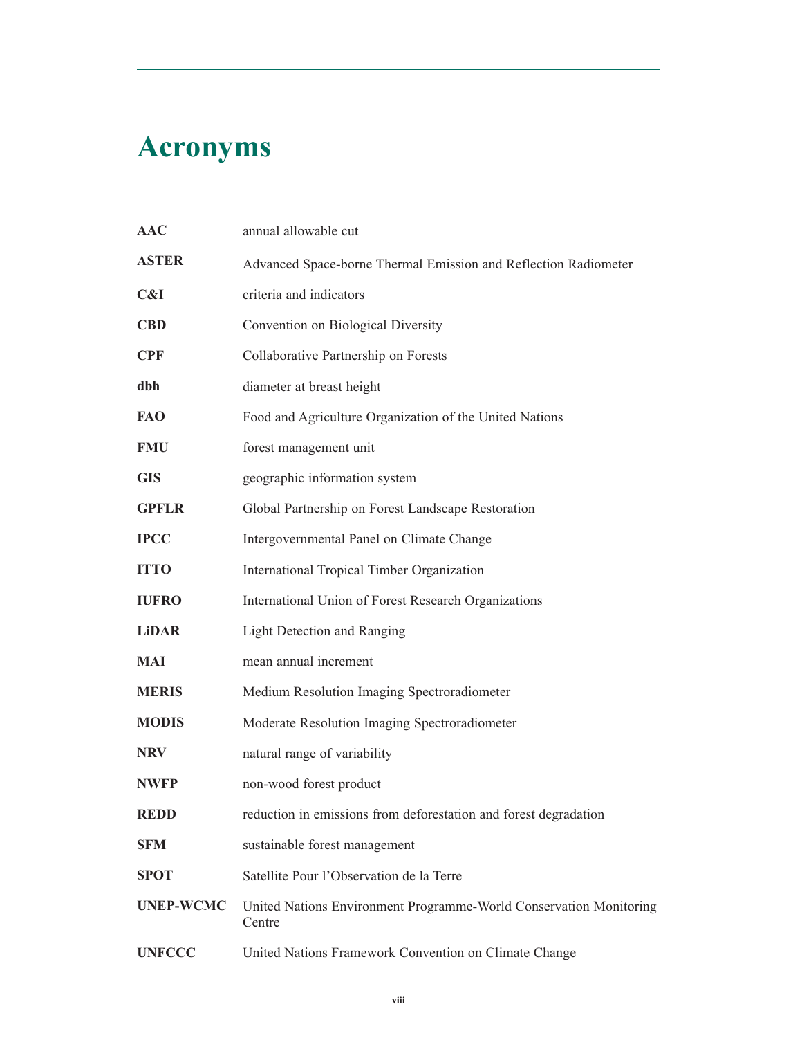# Acronyms

| | |
|---|---|
| **AAC** | annual allowable cut |
| **ASTER** | Advanced Space-borne Thermal Emission and Reflection Radiometer |
| **C&I** | criteria and indicators |
| **CBD** | Convention on Biological Diversity |
| **CPF** | Collaborative Partnership on Forests |
| **dbh** | diameter at breast height |
| **FAO** | Food and Agriculture Organization of the United Nations |
| **FMU** | forest management unit |
| **GIS** | geographic information system |
| **GPFLR** | Global Partnership on Forest Landscape Restoration |
| **IPCC** | Intergovernmental Panel on Climate Change |
| **ITTO** | International Tropical Timber Organization |
| **IUFRO** | International Union of Forest Research Organizations |
| **LiDAR** | Light Detection and Ranging |
| **MAI** | mean annual increment |
| **MERIS** | Medium Resolution Imaging Spectroradiometer |
| **MODIS** | Moderate Resolution Imaging Spectroradiometer |
| **NRV** | natural range of variability |
| **NWFP** | non-wood forest product |
| **REDD** | reduction in emissions from deforestation and forest degradation |
| **SFM** | sustainable forest management |
| **SPOT** | Satellite Pour l'Observation de la Terre |
| **UNEP-WCMC** | United Nations Environment Programme-World Conservation Monitoring Centre |
| **UNFCCC** | United Nations Framework Convention on Climate Change |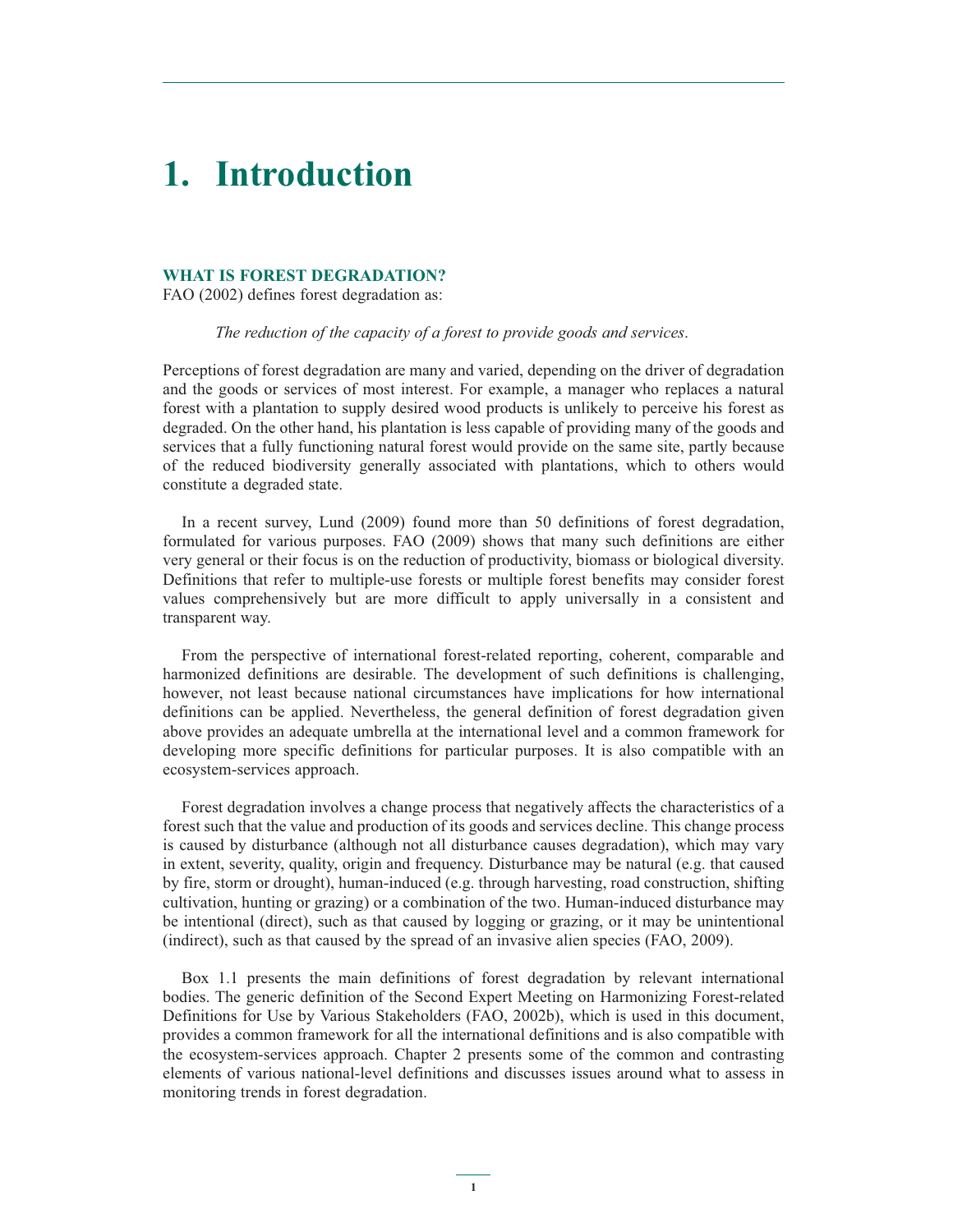# 1. Introduction

## WHAT IS FOREST DEGRADATION?

FAO (2002) defines forest degradation as:

> *The reduction of the capacity of a forest to provide goods and services*.

Perceptions of forest degradation are many and varied, depending on the driver of degradation and the goods or services of most interest. For example, a manager who replaces a natural forest with a plantation to supply desired wood products is unlikely to perceive his forest as degraded. On the other hand, his plantation is less capable of providing many of the goods and services that a fully functioning natural forest would provide on the same site, partly because of the reduced biodiversity generally associated with plantations, which to others would constitute a degraded state.

In a recent survey, Lund (2009) found more than 50 definitions of forest degradation, formulated for various purposes. FAO (2009) shows that many such definitions are either very general or their focus is on the reduction of productivity, biomass or biological diversity. Definitions that refer to multiple-use forests or multiple forest benefits may consider forest values comprehensively but are more difficult to apply universally in a consistent and transparent way.

From the perspective of international forest-related reporting, coherent, comparable and harmonized definitions are desirable. The development of such definitions is challenging, however, not least because national circumstances have implications for how international definitions can be applied. Nevertheless, the general definition of forest degradation given above provides an adequate umbrella at the international level and a common framework for developing more specific definitions for particular purposes. It is also compatible with an ecosystem-services approach.

Forest degradation involves a change process that negatively affects the characteristics of a forest such that the value and production of its goods and services decline. This change process is caused by disturbance (although not all disturbance causes degradation), which may vary in extent, severity, quality, origin and frequency. Disturbance may be natural (e.g. that caused by fire, storm or drought), human-induced (e.g. through harvesting, road construction, shifting cultivation, hunting or grazing) or a combination of the two. Human-induced disturbance may be intentional (direct), such as that caused by logging or grazing, or it may be unintentional (indirect), such as that caused by the spread of an invasive alien species (FAO, 2009).

Box 1.1 presents the main definitions of forest degradation by relevant international bodies. The generic definition of the Second Expert Meeting on Harmonizing Forest-related Definitions for Use by Various Stakeholders (FAO, 2002b), which is used in this document, provides a common framework for all the international definitions and is also compatible with the ecosystem-services approach. Chapter 2 presents some of the common and contrasting elements of various national-level definitions and discusses issues around what to assess in monitoring trends in forest degradation.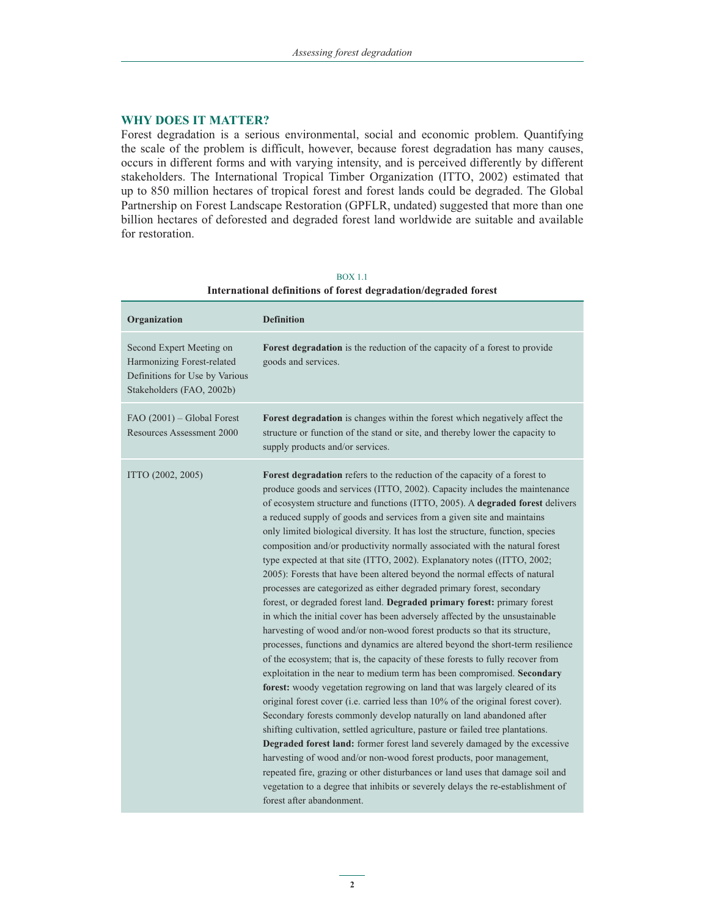## WHY DOES IT MATTER?

Forest degradation is a serious environmental, social and economic problem. Quantifying the scale of the problem is difficult, however, because forest degradation has many causes, occurs in different forms and with varying intensity, and is perceived differently by different stakeholders. The International Tropical Timber Organization (ITTO, 2002) estimated that up to 850 million hectares of tropical forest and forest lands could be degraded. The Global Partnership on Forest Landscape Restoration (GPFLR, undated) suggested that more than one billion hectares of deforested and degraded forest land worldwide are suitable and available for restoration.

BOX 1.1

**International definitions of forest degradation/degraded forest**

| Organization | Definition |
|---|---|
| Second Expert Meeting on Harmonizing Forest-related Definitions for Use by Various Stakeholders (FAO, 2002b) | **Forest degradation** is the reduction of the capacity of a forest to provide goods and services. |
| FAO (2001) – Global Forest Resources Assessment 2000 | **Forest degradation** is changes within the forest which negatively affect the structure or function of the stand or site, and thereby lower the capacity to supply products and/or services. |
| ITTO (2002, 2005) | **Forest degradation** refers to the reduction of the capacity of a forest to produce goods and services (ITTO, 2002). Capacity includes the maintenance of ecosystem structure and functions (ITTO, 2005). A **degraded forest** delivers a reduced supply of goods and services from a given site and maintains only limited biological diversity. It has lost the structure, function, species composition and/or productivity normally associated with the natural forest type expected at that site (ITTO, 2002). Explanatory notes ((ITTO, 2002; 2005): Forests that have been altered beyond the normal effects of natural processes are categorized as either degraded primary forest, secondary forest, or degraded forest land. **Degraded primary forest:** primary forest in which the initial cover has been adversely affected by the unsustainable harvesting of wood and/or non-wood forest products so that its structure, processes, functions and dynamics are altered beyond the short-term resilience of the ecosystem; that is, the capacity of these forests to fully recover from exploitation in the near to medium term has been compromised. **Secondary forest:** woody vegetation regrowing on land that was largely cleared of its original forest cover (i.e. carried less than 10% of the original forest cover). Secondary forests commonly develop naturally on land abandoned after shifting cultivation, settled agriculture, pasture or failed tree plantations. **Degraded forest land:** former forest land severely damaged by the excessive harvesting of wood and/or non-wood forest products, poor management, repeated fire, grazing or other disturbances or land uses that damage soil and vegetation to a degree that inhibits or severely delays the re-establishment of forest after abandonment. |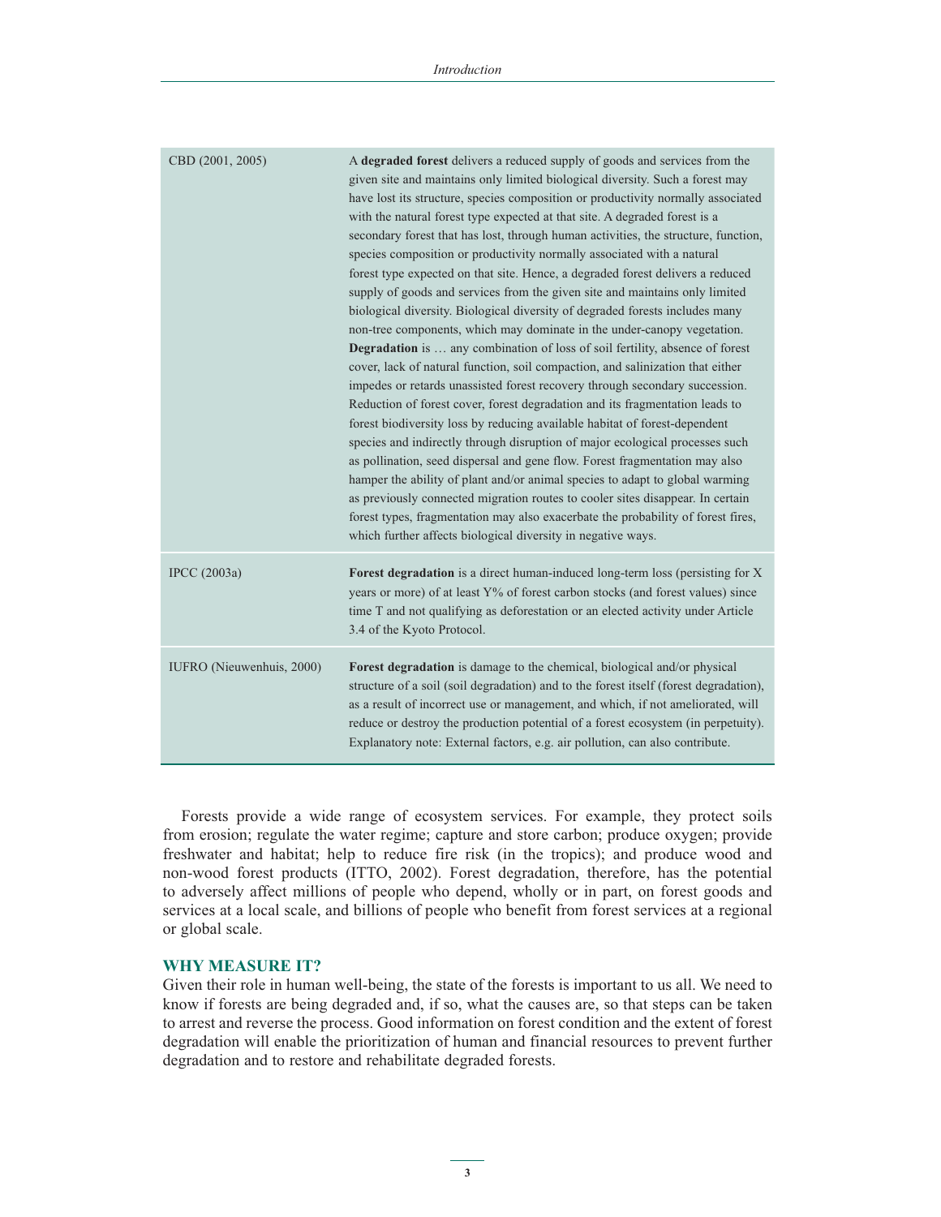| | |
|---|---|
| CBD (2001, 2005) | A **degraded forest** delivers a reduced supply of goods and services from the given site and maintains only limited biological diversity. Such a forest may have lost its structure, species composition or productivity normally associated with the natural forest type expected at that site. A degraded forest is a secondary forest that has lost, through human activities, the structure, function, species composition or productivity normally associated with a natural forest type expected on that site. Hence, a degraded forest delivers a reduced supply of goods and services from the given site and maintains only limited biological diversity. Biological diversity of degraded forests includes many non-tree components, which may dominate in the under-canopy vegetation. **Degradation** is … any combination of loss of soil fertility, absence of forest cover, lack of natural function, soil compaction, and salinization that either impedes or retards unassisted forest recovery through secondary succession. Reduction of forest cover, forest degradation and its fragmentation leads to forest biodiversity loss by reducing available habitat of forest-dependent species and indirectly through disruption of major ecological processes such as pollination, seed dispersal and gene flow. Forest fragmentation may also hamper the ability of plant and/or animal species to adapt to global warming as previously connected migration routes to cooler sites disappear. In certain forest types, fragmentation may also exacerbate the probability of forest fires, which further affects biological diversity in negative ways. |
| IPCC (2003a) | **Forest degradation** is a direct human-induced long-term loss (persisting for X years or more) of at least Y% of forest carbon stocks (and forest values) since time T and not qualifying as deforestation or an elected activity under Article 3.4 of the Kyoto Protocol. |
| IUFRO (Nieuwenhuis, 2000) | **Forest degradation** is damage to the chemical, biological and/or physical structure of a soil (soil degradation) and to the forest itself (forest degradation), as a result of incorrect use or management, and which, if not ameliorated, will reduce or destroy the production potential of a forest ecosystem (in perpetuity). Explanatory note: External factors, e.g. air pollution, can also contribute. |

Forests provide a wide range of ecosystem services. For example, they protect soils from erosion; regulate the water regime; capture and store carbon; produce oxygen; provide freshwater and habitat; help to reduce fire risk (in the tropics); and produce wood and non-wood forest products (ITTO, 2002). Forest degradation, therefore, has the potential to adversely affect millions of people who depend, wholly or in part, on forest goods and services at a local scale, and billions of people who benefit from forest services at a regional or global scale.

## WHY MEASURE IT?

Given their role in human well-being, the state of the forests is important to us all. We need to know if forests are being degraded and, if so, what the causes are, so that steps can be taken to arrest and reverse the process. Good information on forest condition and the extent of forest degradation will enable the prioritization of human and financial resources to prevent further degradation and to restore and rehabilitate degraded forests.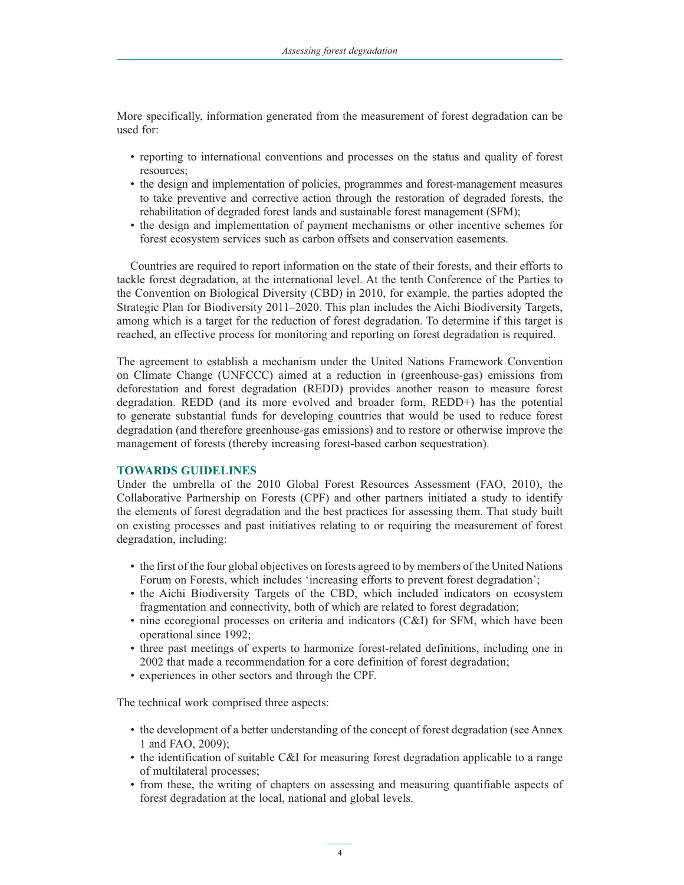More specifically, information generated from the measurement of forest degradation can be used for:

- reporting to international conventions and processes on the status and quality of forest resources;
- the design and implementation of policies, programmes and forest-management measures to take preventive and corrective action through the restoration of degraded forests, the rehabilitation of degraded forest lands and sustainable forest management (SFM);
- the design and implementation of payment mechanisms or other incentive schemes for forest ecosystem services such as carbon offsets and conservation easements.

Countries are required to report information on the state of their forests, and their efforts to tackle forest degradation, at the international level. At the tenth Conference of the Parties to the Convention on Biological Diversity (CBD) in 2010, for example, the parties adopted the Strategic Plan for Biodiversity 2011–2020. This plan includes the Aichi Biodiversity Targets, among which is a target for the reduction of forest degradation. To determine if this target is reached, an effective process for monitoring and reporting on forest degradation is required.

The agreement to establish a mechanism under the United Nations Framework Convention on Climate Change (UNFCCC) aimed at a reduction in (greenhouse-gas) emissions from deforestation and forest degradation (REDD) provides another reason to measure forest degradation. REDD (and its more evolved and broader form, REDD+) has the potential to generate substantial funds for developing countries that would be used to reduce forest degradation (and therefore greenhouse-gas emissions) and to restore or otherwise improve the management of forests (thereby increasing forest-based carbon sequestration).

## TOWARDS GUIDELINES

Under the umbrella of the 2010 Global Forest Resources Assessment (FAO, 2010), the Collaborative Partnership on Forests (CPF) and other partners initiated a study to identify the elements of forest degradation and the best practices for assessing them. That study built on existing processes and past initiatives relating to or requiring the measurement of forest degradation, including:

- the first of the four global objectives on forests agreed to by members of the United Nations Forum on Forests, which includes 'increasing efforts to prevent forest degradation';
- the Aichi Biodiversity Targets of the CBD, which included indicators on ecosystem fragmentation and connectivity, both of which are related to forest degradation;
- nine ecoregional processes on criteria and indicators (C&I) for SFM, which have been operational since 1992;
- three past meetings of experts to harmonize forest-related definitions, including one in 2002 that made a recommendation for a core definition of forest degradation;
- experiences in other sectors and through the CPF.

The technical work comprised three aspects:

- the development of a better understanding of the concept of forest degradation (see Annex 1 and FAO, 2009);
- the identification of suitable C&I for measuring forest degradation applicable to a range of multilateral processes;
- from these, the writing of chapters on assessing and measuring quantifiable aspects of forest degradation at the local, national and global levels.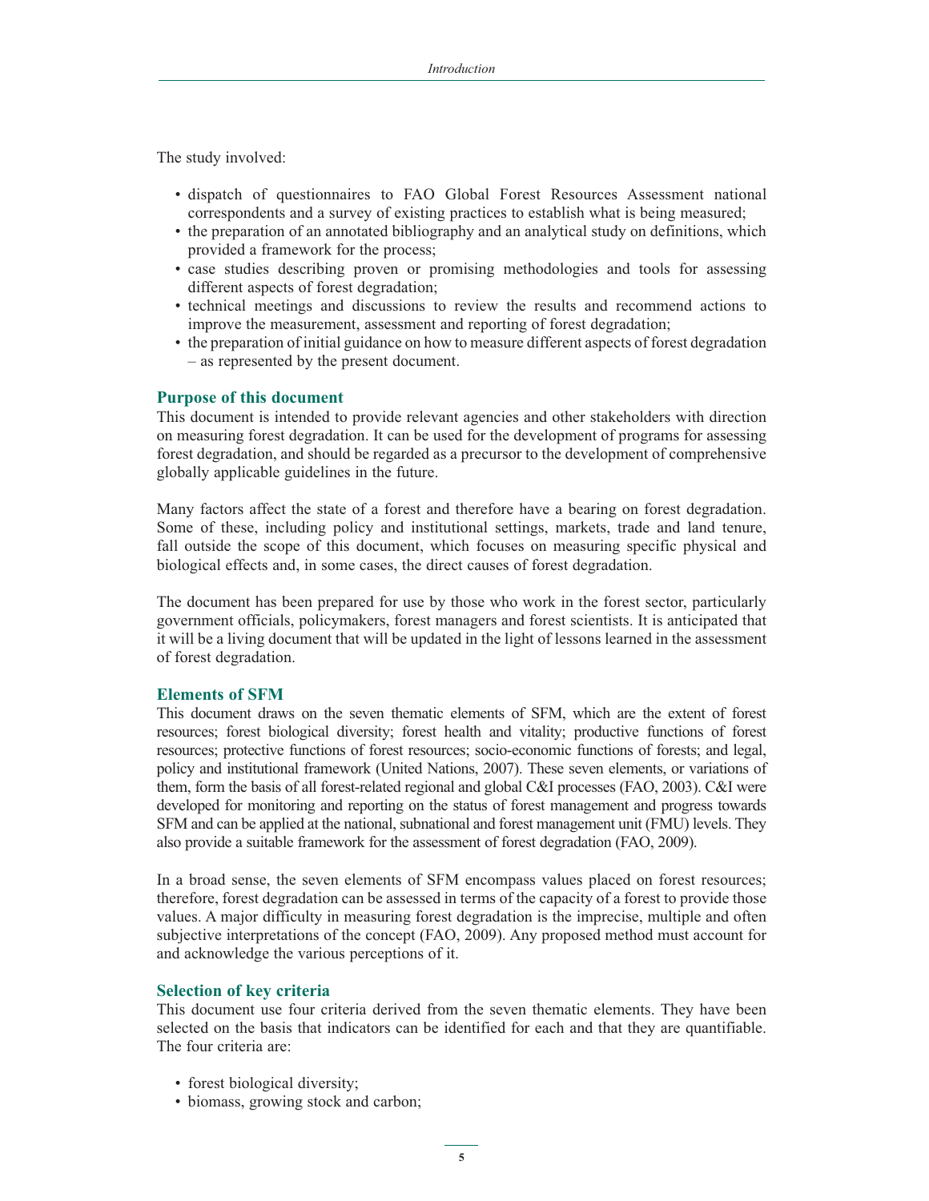The study involved:

- dispatch of questionnaires to FAO Global Forest Resources Assessment national correspondents and a survey of existing practices to establish what is being measured;
- the preparation of an annotated bibliography and an analytical study on definitions, which provided a framework for the process;
- case studies describing proven or promising methodologies and tools for assessing different aspects of forest degradation;
- technical meetings and discussions to review the results and recommend actions to improve the measurement, assessment and reporting of forest degradation;
- the preparation of initial guidance on how to measure different aspects of forest degradation – as represented by the present document.

### Purpose of this document

This document is intended to provide relevant agencies and other stakeholders with direction on measuring forest degradation. It can be used for the development of programs for assessing forest degradation, and should be regarded as a precursor to the development of comprehensive globally applicable guidelines in the future.

Many factors affect the state of a forest and therefore have a bearing on forest degradation. Some of these, including policy and institutional settings, markets, trade and land tenure, fall outside the scope of this document, which focuses on measuring specific physical and biological effects and, in some cases, the direct causes of forest degradation.

The document has been prepared for use by those who work in the forest sector, particularly government officials, policymakers, forest managers and forest scientists. It is anticipated that it will be a living document that will be updated in the light of lessons learned in the assessment of forest degradation.

### Elements of SFM

This document draws on the seven thematic elements of SFM, which are the extent of forest resources; forest biological diversity; forest health and vitality; productive functions of forest resources; protective functions of forest resources; socio-economic functions of forests; and legal, policy and institutional framework (United Nations, 2007). These seven elements, or variations of them, form the basis of all forest-related regional and global C&I processes (FAO, 2003). C&I were developed for monitoring and reporting on the status of forest management and progress towards SFM and can be applied at the national, subnational and forest management unit (FMU) levels. They also provide a suitable framework for the assessment of forest degradation (FAO, 2009).

In a broad sense, the seven elements of SFM encompass values placed on forest resources; therefore, forest degradation can be assessed in terms of the capacity of a forest to provide those values. A major difficulty in measuring forest degradation is the imprecise, multiple and often subjective interpretations of the concept (FAO, 2009). Any proposed method must account for and acknowledge the various perceptions of it.

### Selection of key criteria

This document use four criteria derived from the seven thematic elements. They have been selected on the basis that indicators can be identified for each and that they are quantifiable. The four criteria are:

- forest biological diversity;
- biomass, growing stock and carbon;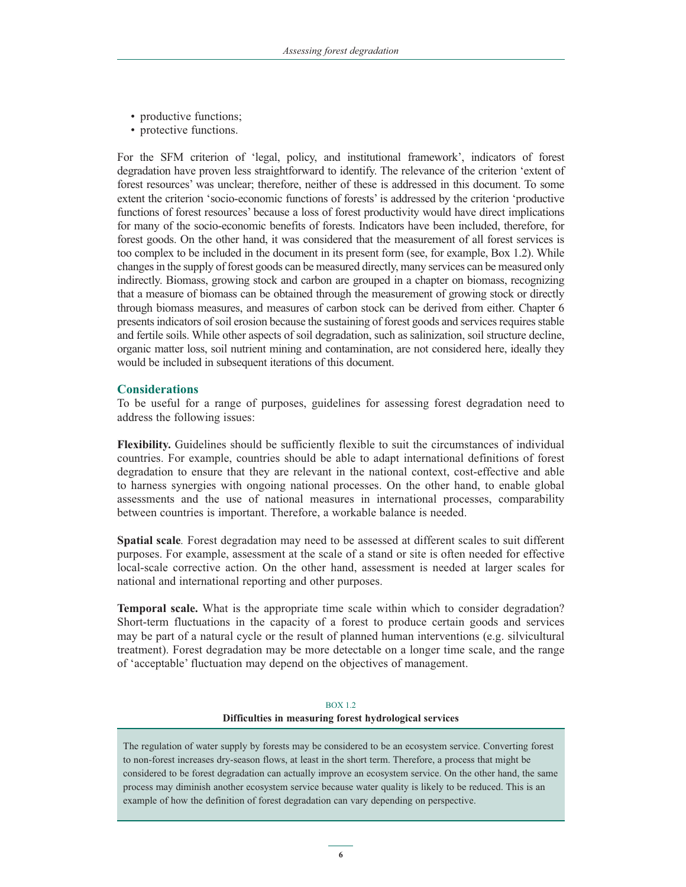- productive functions;
- protective functions.

For the SFM criterion of 'legal, policy, and institutional framework', indicators of forest degradation have proven less straightforward to identify. The relevance of the criterion 'extent of forest resources' was unclear; therefore, neither of these is addressed in this document. To some extent the criterion 'socio-economic functions of forests' is addressed by the criterion 'productive functions of forest resources' because a loss of forest productivity would have direct implications for many of the socio-economic benefits of forests. Indicators have been included, therefore, for forest goods. On the other hand, it was considered that the measurement of all forest services is too complex to be included in the document in its present form (see, for example, Box 1.2). While changes in the supply of forest goods can be measured directly, many services can be measured only indirectly. Biomass, growing stock and carbon are grouped in a chapter on biomass, recognizing that a measure of biomass can be obtained through the measurement of growing stock or directly through biomass measures, and measures of carbon stock can be derived from either. Chapter 6 presents indicators of soil erosion because the sustaining of forest goods and services requires stable and fertile soils. While other aspects of soil degradation, such as salinization, soil structure decline, organic matter loss, soil nutrient mining and contamination, are not considered here, ideally they would be included in subsequent iterations of this document.

### Considerations

To be useful for a range of purposes, guidelines for assessing forest degradation need to address the following issues:

**Flexibility.** Guidelines should be sufficiently flexible to suit the circumstances of individual countries. For example, countries should be able to adapt international definitions of forest degradation to ensure that they are relevant in the national context, cost-effective and able to harness synergies with ongoing national processes. On the other hand, to enable global assessments and the use of national measures in international processes, comparability between countries is important. Therefore, a workable balance is needed.

**Spatial scale**. Forest degradation may need to be assessed at different scales to suit different purposes. For example, assessment at the scale of a stand or site is often needed for effective local-scale corrective action. On the other hand, assessment is needed at larger scales for national and international reporting and other purposes.

**Temporal scale.** What is the appropriate time scale within which to consider degradation? Short-term fluctuations in the capacity of a forest to produce certain goods and services may be part of a natural cycle or the result of planned human interventions (e.g. silvicultural treatment). Forest degradation may be more detectable on a longer time scale, and the range of 'acceptable' fluctuation may depend on the objectives of management.

BOX 1.2

**Difficulties in measuring forest hydrological services**

The regulation of water supply by forests may be considered to be an ecosystem service. Converting forest to non-forest increases dry-season flows, at least in the short term. Therefore, a process that might be considered to be forest degradation can actually improve an ecosystem service. On the other hand, the same process may diminish another ecosystem service because water quality is likely to be reduced. This is an example of how the definition of forest degradation can vary depending on perspective.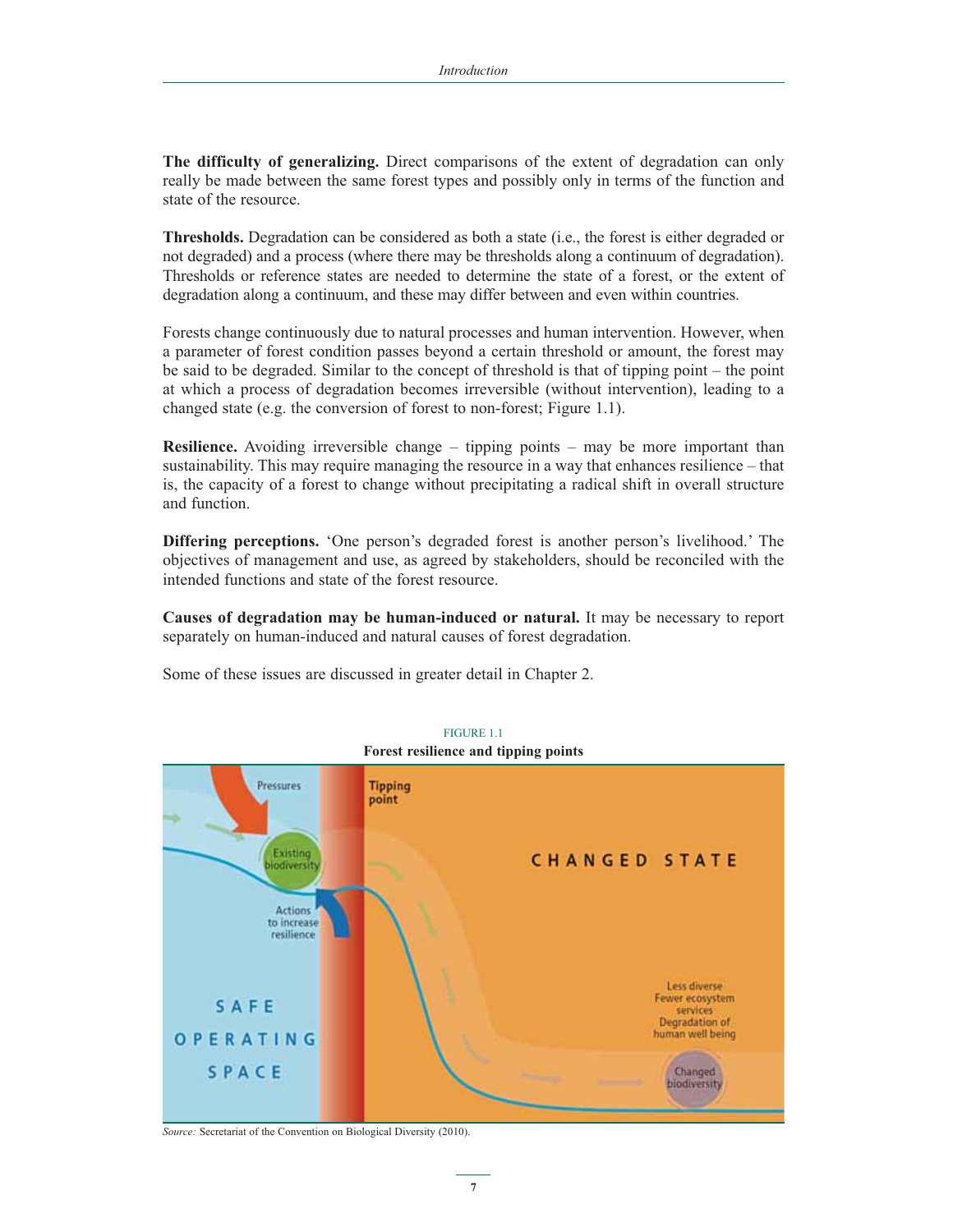**The difficulty of generalizing.** Direct comparisons of the extent of degradation can only really be made between the same forest types and possibly only in terms of the function and state of the resource.

**Thresholds.** Degradation can be considered as both a state (i.e., the forest is either degraded or not degraded) and a process (where there may be thresholds along a continuum of degradation). Thresholds or reference states are needed to determine the state of a forest, or the extent of degradation along a continuum, and these may differ between and even within countries.

Forests change continuously due to natural processes and human intervention. However, when a parameter of forest condition passes beyond a certain threshold or amount, the forest may be said to be degraded. Similar to the concept of threshold is that of tipping point – the point at which a process of degradation becomes irreversible (without intervention), leading to a changed state (e.g. the conversion of forest to non-forest; Figure 1.1).

**Resilience.** Avoiding irreversible change – tipping points – may be more important than sustainability. This may require managing the resource in a way that enhances resilience – that is, the capacity of a forest to change without precipitating a radical shift in overall structure and function.

**Differing perceptions.** 'One person's degraded forest is another person's livelihood.' The objectives of management and use, as agreed by stakeholders, should be reconciled with the intended functions and state of the forest resource.

**Causes of degradation may be human-induced or natural.** It may be necessary to report separately on human-induced and natural causes of forest degradation.

Some of these issues are discussed in greater detail in Chapter 2.

FIGURE 1.1

**Forest resilience and tipping points**

*Source:* Secretariat of the Convention on Biological Diversity (2010).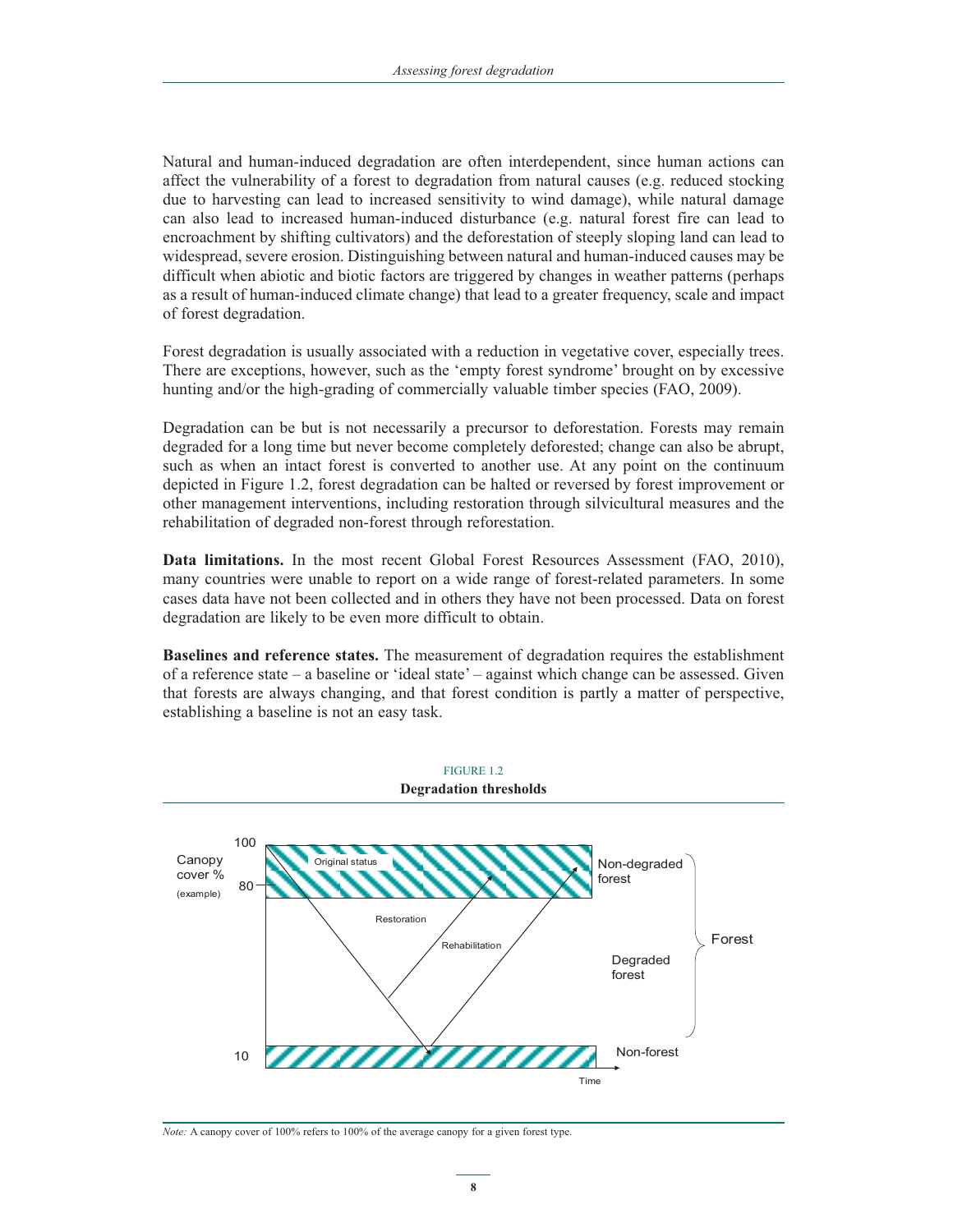Natural and human-induced degradation are often interdependent, since human actions can affect the vulnerability of a forest to degradation from natural causes (e.g. reduced stocking due to harvesting can lead to increased sensitivity to wind damage), while natural damage can also lead to increased human-induced disturbance (e.g. natural forest fire can lead to encroachment by shifting cultivators) and the deforestation of steeply sloping land can lead to widespread, severe erosion. Distinguishing between natural and human-induced causes may be difficult when abiotic and biotic factors are triggered by changes in weather patterns (perhaps as a result of human-induced climate change) that lead to a greater frequency, scale and impact of forest degradation.

Forest degradation is usually associated with a reduction in vegetative cover, especially trees. There are exceptions, however, such as the 'empty forest syndrome' brought on by excessive hunting and/or the high-grading of commercially valuable timber species (FAO, 2009).

Degradation can be but is not necessarily a precursor to deforestation. Forests may remain degraded for a long time but never become completely deforested; change can also be abrupt, such as when an intact forest is converted to another use. At any point on the continuum depicted in Figure 1.2, forest degradation can be halted or reversed by forest improvement or other management interventions, including restoration through silvicultural measures and the rehabilitation of degraded non-forest through reforestation.

**Data limitations.** In the most recent Global Forest Resources Assessment (FAO, 2010), many countries were unable to report on a wide range of forest-related parameters. In some cases data have not been collected and in others they have not been processed. Data on forest degradation are likely to be even more difficult to obtain.

**Baselines and reference states.** The measurement of degradation requires the establishment of a reference state – a baseline or 'ideal state' – against which change can be assessed. Given that forests are always changing, and that forest condition is partly a matter of perspective, establishing a baseline is not an easy task.

FIGURE 1.2
**Degradation thresholds**

*Note:* A canopy cover of 100% refers to 100% of the average canopy for a given forest type.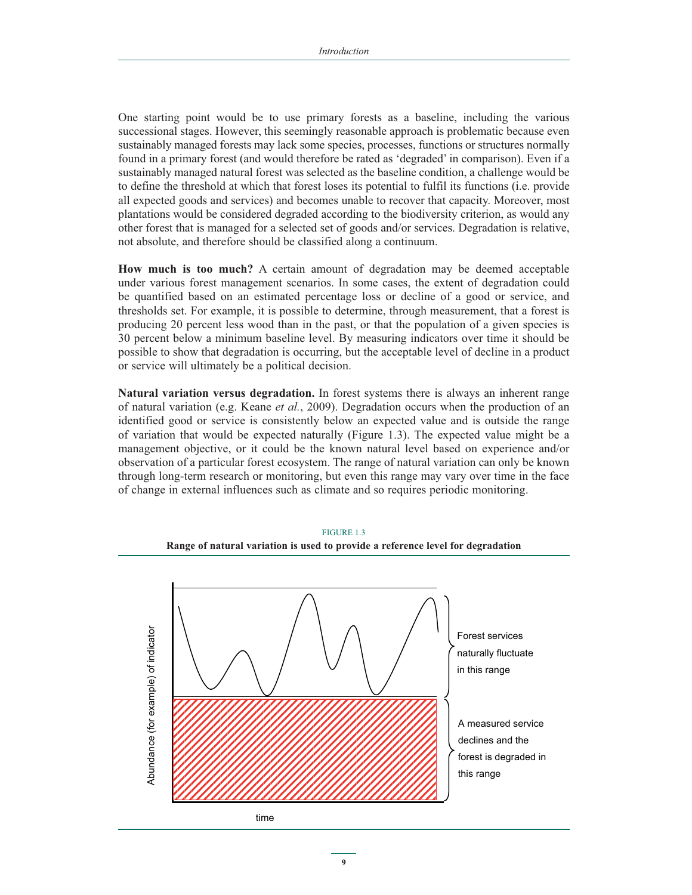One starting point would be to use primary forests as a baseline, including the various successional stages. However, this seemingly reasonable approach is problematic because even sustainably managed forests may lack some species, processes, functions or structures normally found in a primary forest (and would therefore be rated as 'degraded' in comparison). Even if a sustainably managed natural forest was selected as the baseline condition, a challenge would be to define the threshold at which that forest loses its potential to fulfil its functions (i.e. provide all expected goods and services) and becomes unable to recover that capacity. Moreover, most plantations would be considered degraded according to the biodiversity criterion, as would any other forest that is managed for a selected set of goods and/or services. Degradation is relative, not absolute, and therefore should be classified along a continuum.

**How much is too much?** A certain amount of degradation may be deemed acceptable under various forest management scenarios. In some cases, the extent of degradation could be quantified based on an estimated percentage loss or decline of a good or service, and thresholds set. For example, it is possible to determine, through measurement, that a forest is producing 20 percent less wood than in the past, or that the population of a given species is 30 percent below a minimum baseline level. By measuring indicators over time it should be possible to show that degradation is occurring, but the acceptable level of decline in a product or service will ultimately be a political decision.

**Natural variation versus degradation.** In forest systems there is always an inherent range of natural variation (e.g. Keane *et al.*, 2009). Degradation occurs when the production of an identified good or service is consistently below an expected value and is outside the range of variation that would be expected naturally (Figure 1.3). The expected value might be a management objective, or it could be the known natural level based on experience and/or observation of a particular forest ecosystem. The range of natural variation can only be known through long-term research or monitoring, but even this range may vary over time in the face of change in external influences such as climate and so requires periodic monitoring.

FIGURE 1.3

**Range of natural variation is used to provide a reference level for degradation**

Abundance (for example) of indicator

time

Forest services naturally fluctuate in this range

A measured service declines and the forest is degraded in this range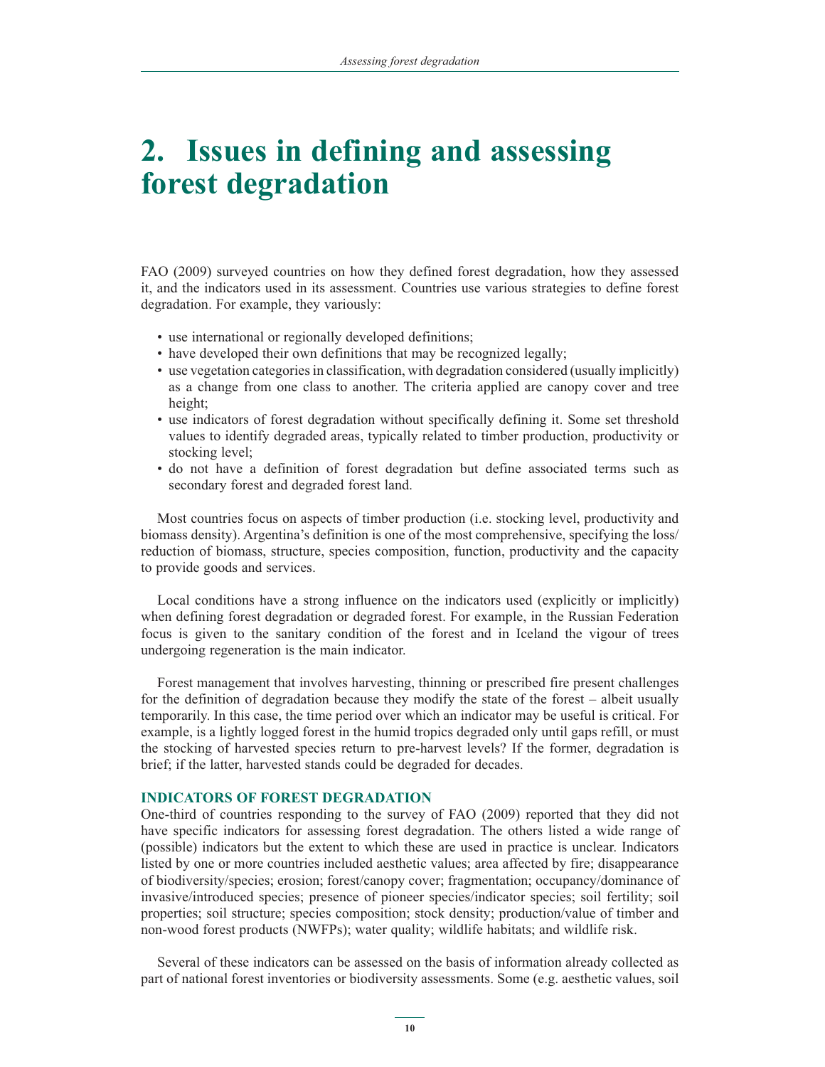# 2. Issues in defining and assessing forest degradation

FAO (2009) surveyed countries on how they defined forest degradation, how they assessed it, and the indicators used in its assessment. Countries use various strategies to define forest degradation. For example, they variously:

- use international or regionally developed definitions;
- have developed their own definitions that may be recognized legally;
- use vegetation categories in classification, with degradation considered (usually implicitly) as a change from one class to another. The criteria applied are canopy cover and tree height;
- use indicators of forest degradation without specifically defining it. Some set threshold values to identify degraded areas, typically related to timber production, productivity or stocking level;
- do not have a definition of forest degradation but define associated terms such as secondary forest and degraded forest land.

Most countries focus on aspects of timber production (i.e. stocking level, productivity and biomass density). Argentina's definition is one of the most comprehensive, specifying the loss/reduction of biomass, structure, species composition, function, productivity and the capacity to provide goods and services.

Local conditions have a strong influence on the indicators used (explicitly or implicitly) when defining forest degradation or degraded forest. For example, in the Russian Federation focus is given to the sanitary condition of the forest and in Iceland the vigour of trees undergoing regeneration is the main indicator.

Forest management that involves harvesting, thinning or prescribed fire present challenges for the definition of degradation because they modify the state of the forest – albeit usually temporarily. In this case, the time period over which an indicator may be useful is critical. For example, is a lightly logged forest in the humid tropics degraded only until gaps refill, or must the stocking of harvested species return to pre-harvest levels? If the former, degradation is brief; if the latter, harvested stands could be degraded for decades.

## INDICATORS OF FOREST DEGRADATION

One-third of countries responding to the survey of FAO (2009) reported that they did not have specific indicators for assessing forest degradation. The others listed a wide range of (possible) indicators but the extent to which these are used in practice is unclear. Indicators listed by one or more countries included aesthetic values; area affected by fire; disappearance of biodiversity/species; erosion; forest/canopy cover; fragmentation; occupancy/dominance of invasive/introduced species; presence of pioneer species/indicator species; soil fertility; soil properties; soil structure; species composition; stock density; production/value of timber and non-wood forest products (NWFPs); water quality; wildlife habitats; and wildlife risk.

Several of these indicators can be assessed on the basis of information already collected as part of national forest inventories or biodiversity assessments. Some (e.g. aesthetic values, soil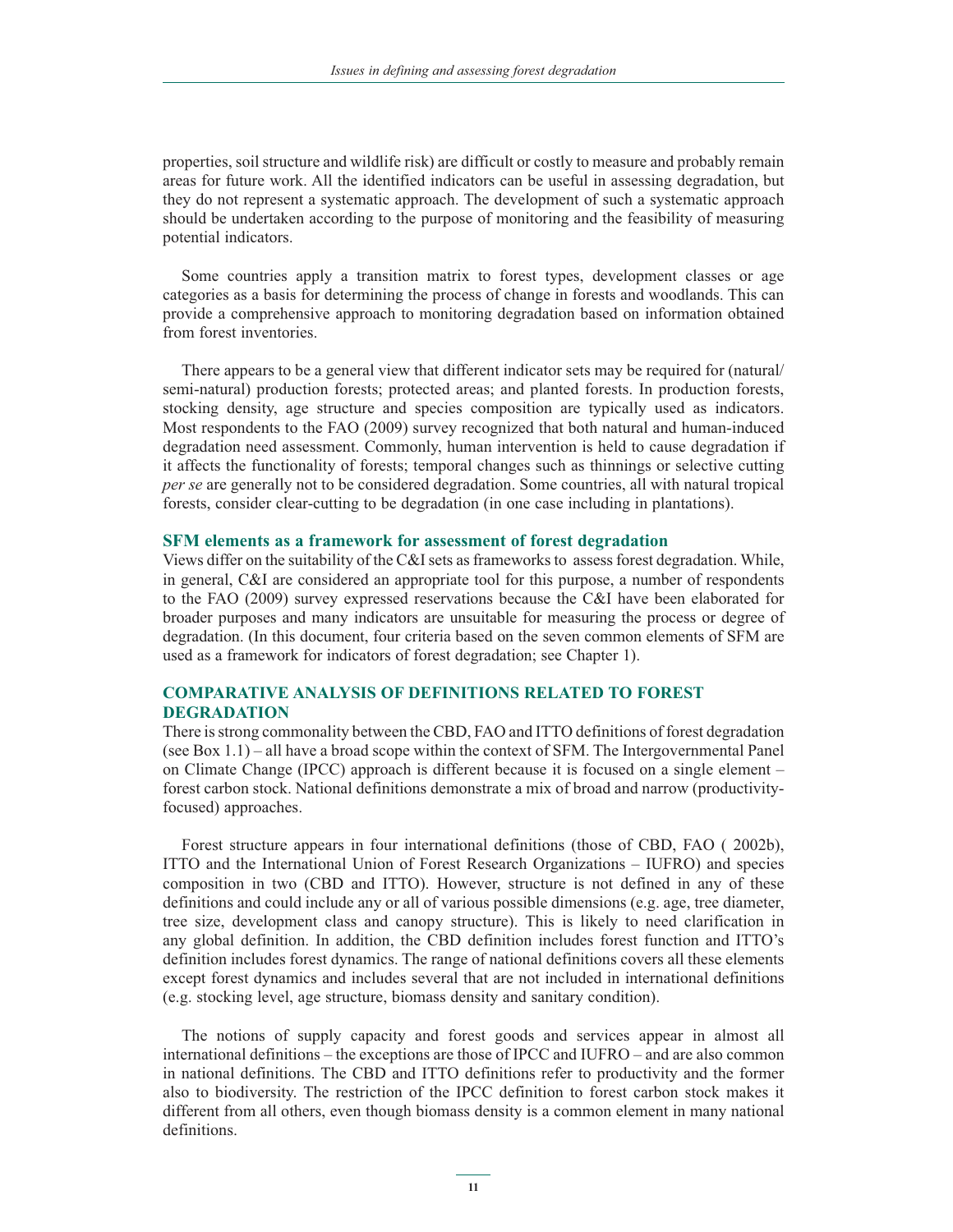properties, soil structure and wildlife risk) are difficult or costly to measure and probably remain areas for future work. All the identified indicators can be useful in assessing degradation, but they do not represent a systematic approach. The development of such a systematic approach should be undertaken according to the purpose of monitoring and the feasibility of measuring potential indicators.

Some countries apply a transition matrix to forest types, development classes or age categories as a basis for determining the process of change in forests and woodlands. This can provide a comprehensive approach to monitoring degradation based on information obtained from forest inventories.

There appears to be a general view that different indicator sets may be required for (natural/semi-natural) production forests; protected areas; and planted forests. In production forests, stocking density, age structure and species composition are typically used as indicators. Most respondents to the FAO (2009) survey recognized that both natural and human-induced degradation need assessment. Commonly, human intervention is held to cause degradation if it affects the functionality of forests; temporal changes such as thinnings or selective cutting *per se* are generally not to be considered degradation. Some countries, all with natural tropical forests, consider clear-cutting to be degradation (in one case including in plantations).

### SFM elements as a framework for assessment of forest degradation

Views differ on the suitability of the C&I sets as frameworks to assess forest degradation. While, in general, C&I are considered an appropriate tool for this purpose, a number of respondents to the FAO (2009) survey expressed reservations because the C&I have been elaborated for broader purposes and many indicators are unsuitable for measuring the process or degree of degradation. (In this document, four criteria based on the seven common elements of SFM are used as a framework for indicators of forest degradation; see Chapter 1).

## COMPARATIVE ANALYSIS OF DEFINITIONS RELATED TO FOREST DEGRADATION

There is strong commonality between the CBD, FAO and ITTO definitions of forest degradation (see Box 1.1) – all have a broad scope within the context of SFM. The Intergovernmental Panel on Climate Change (IPCC) approach is different because it is focused on a single element – forest carbon stock. National definitions demonstrate a mix of broad and narrow (productivity-focused) approaches.

Forest structure appears in four international definitions (those of CBD, FAO ( 2002b), ITTO and the International Union of Forest Research Organizations – IUFRO) and species composition in two (CBD and ITTO). However, structure is not defined in any of these definitions and could include any or all of various possible dimensions (e.g. age, tree diameter, tree size, development class and canopy structure). This is likely to need clarification in any global definition. In addition, the CBD definition includes forest function and ITTO's definition includes forest dynamics. The range of national definitions covers all these elements except forest dynamics and includes several that are not included in international definitions (e.g. stocking level, age structure, biomass density and sanitary condition).

The notions of supply capacity and forest goods and services appear in almost all international definitions – the exceptions are those of IPCC and IUFRO – and are also common in national definitions. The CBD and ITTO definitions refer to productivity and the former also to biodiversity. The restriction of the IPCC definition to forest carbon stock makes it different from all others, even though biomass density is a common element in many national definitions.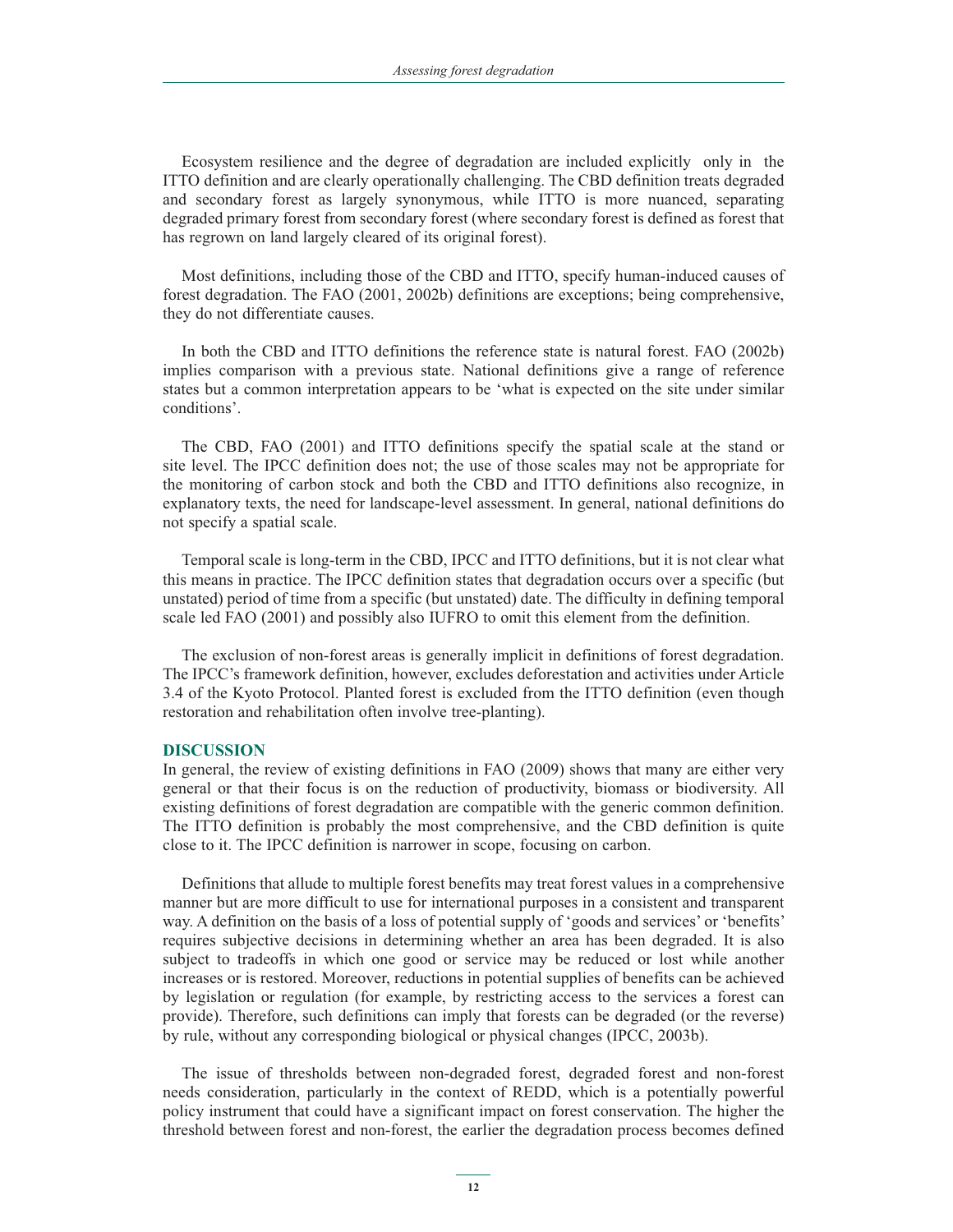Ecosystem resilience and the degree of degradation are included explicitly only in the ITTO definition and are clearly operationally challenging. The CBD definition treats degraded and secondary forest as largely synonymous, while ITTO is more nuanced, separating degraded primary forest from secondary forest (where secondary forest is defined as forest that has regrown on land largely cleared of its original forest).

Most definitions, including those of the CBD and ITTO, specify human-induced causes of forest degradation. The FAO (2001, 2002b) definitions are exceptions; being comprehensive, they do not differentiate causes.

In both the CBD and ITTO definitions the reference state is natural forest. FAO (2002b) implies comparison with a previous state. National definitions give a range of reference states but a common interpretation appears to be 'what is expected on the site under similar conditions'.

The CBD, FAO (2001) and ITTO definitions specify the spatial scale at the stand or site level. The IPCC definition does not; the use of those scales may not be appropriate for the monitoring of carbon stock and both the CBD and ITTO definitions also recognize, in explanatory texts, the need for landscape-level assessment. In general, national definitions do not specify a spatial scale.

Temporal scale is long-term in the CBD, IPCC and ITTO definitions, but it is not clear what this means in practice. The IPCC definition states that degradation occurs over a specific (but unstated) period of time from a specific (but unstated) date. The difficulty in defining temporal scale led FAO (2001) and possibly also IUFRO to omit this element from the definition.

The exclusion of non-forest areas is generally implicit in definitions of forest degradation. The IPCC's framework definition, however, excludes deforestation and activities under Article 3.4 of the Kyoto Protocol. Planted forest is excluded from the ITTO definition (even though restoration and rehabilitation often involve tree-planting).

## DISCUSSION

In general, the review of existing definitions in FAO (2009) shows that many are either very general or that their focus is on the reduction of productivity, biomass or biodiversity. All existing definitions of forest degradation are compatible with the generic common definition. The ITTO definition is probably the most comprehensive, and the CBD definition is quite close to it. The IPCC definition is narrower in scope, focusing on carbon.

Definitions that allude to multiple forest benefits may treat forest values in a comprehensive manner but are more difficult to use for international purposes in a consistent and transparent way. A definition on the basis of a loss of potential supply of 'goods and services' or 'benefits' requires subjective decisions in determining whether an area has been degraded. It is also subject to tradeoffs in which one good or service may be reduced or lost while another increases or is restored. Moreover, reductions in potential supplies of benefits can be achieved by legislation or regulation (for example, by restricting access to the services a forest can provide). Therefore, such definitions can imply that forests can be degraded (or the reverse) by rule, without any corresponding biological or physical changes (IPCC, 2003b).

The issue of thresholds between non-degraded forest, degraded forest and non-forest needs consideration, particularly in the context of REDD, which is a potentially powerful policy instrument that could have a significant impact on forest conservation. The higher the threshold between forest and non-forest, the earlier the degradation process becomes defined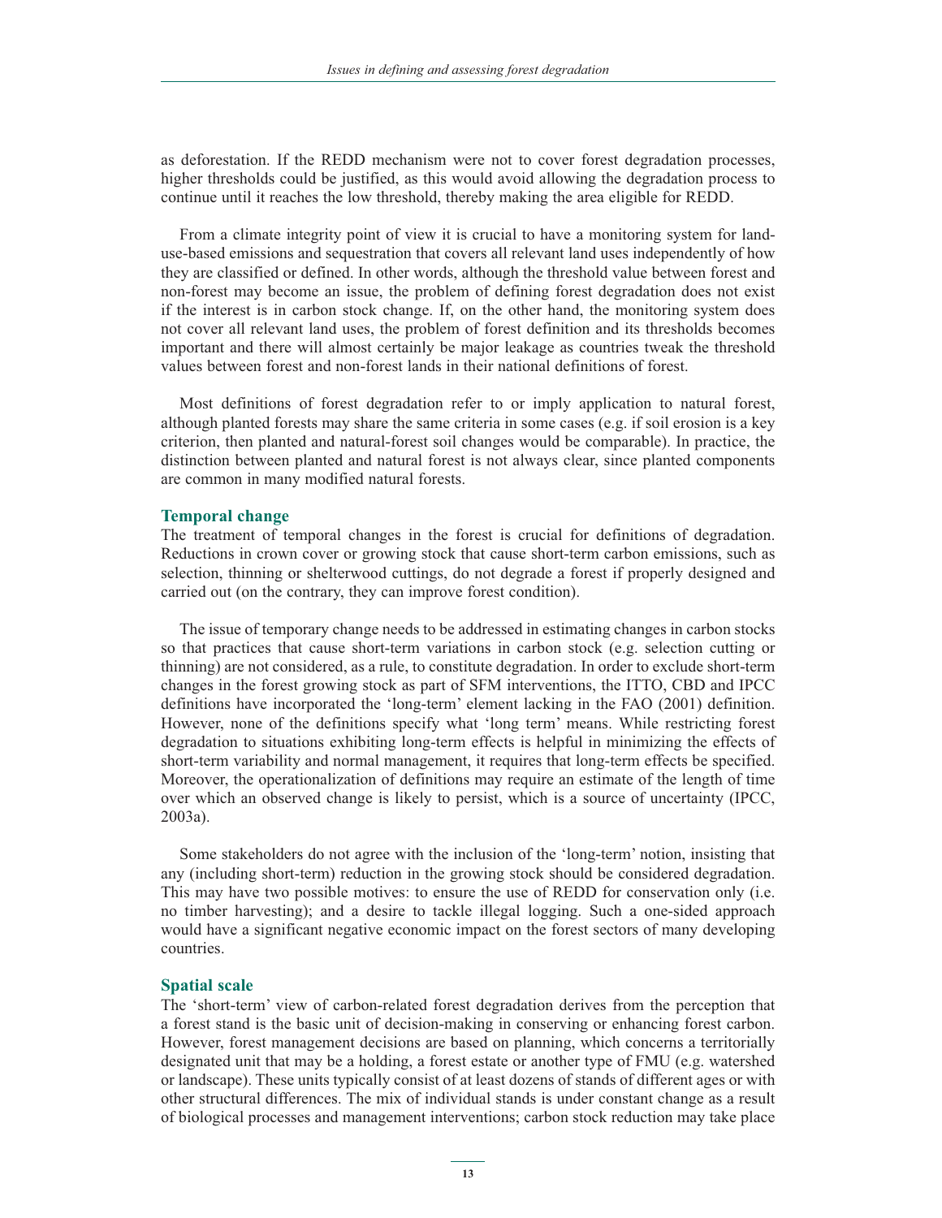as deforestation. If the REDD mechanism were not to cover forest degradation processes, higher thresholds could be justified, as this would avoid allowing the degradation process to continue until it reaches the low threshold, thereby making the area eligible for REDD.

From a climate integrity point of view it is crucial to have a monitoring system for land-use-based emissions and sequestration that covers all relevant land uses independently of how they are classified or defined. In other words, although the threshold value between forest and non-forest may become an issue, the problem of defining forest degradation does not exist if the interest is in carbon stock change. If, on the other hand, the monitoring system does not cover all relevant land uses, the problem of forest definition and its thresholds becomes important and there will almost certainly be major leakage as countries tweak the threshold values between forest and non-forest lands in their national definitions of forest.

Most definitions of forest degradation refer to or imply application to natural forest, although planted forests may share the same criteria in some cases (e.g. if soil erosion is a key criterion, then planted and natural-forest soil changes would be comparable). In practice, the distinction between planted and natural forest is not always clear, since planted components are common in many modified natural forests.

### Temporal change

The treatment of temporal changes in the forest is crucial for definitions of degradation. Reductions in crown cover or growing stock that cause short-term carbon emissions, such as selection, thinning or shelterwood cuttings, do not degrade a forest if properly designed and carried out (on the contrary, they can improve forest condition).

The issue of temporary change needs to be addressed in estimating changes in carbon stocks so that practices that cause short-term variations in carbon stock (e.g. selection cutting or thinning) are not considered, as a rule, to constitute degradation. In order to exclude short-term changes in the forest growing stock as part of SFM interventions, the ITTO, CBD and IPCC definitions have incorporated the 'long-term' element lacking in the FAO (2001) definition. However, none of the definitions specify what 'long term' means. While restricting forest degradation to situations exhibiting long-term effects is helpful in minimizing the effects of short-term variability and normal management, it requires that long-term effects be specified. Moreover, the operationalization of definitions may require an estimate of the length of time over which an observed change is likely to persist, which is a source of uncertainty (IPCC, 2003a).

Some stakeholders do not agree with the inclusion of the 'long-term' notion, insisting that any (including short-term) reduction in the growing stock should be considered degradation. This may have two possible motives: to ensure the use of REDD for conservation only (i.e. no timber harvesting); and a desire to tackle illegal logging. Such a one-sided approach would have a significant negative economic impact on the forest sectors of many developing countries.

### Spatial scale

The 'short-term' view of carbon-related forest degradation derives from the perception that a forest stand is the basic unit of decision-making in conserving or enhancing forest carbon. However, forest management decisions are based on planning, which concerns a territorially designated unit that may be a holding, a forest estate or another type of FMU (e.g. watershed or landscape). These units typically consist of at least dozens of stands of different ages or with other structural differences. The mix of individual stands is under constant change as a result of biological processes and management interventions; carbon stock reduction may take place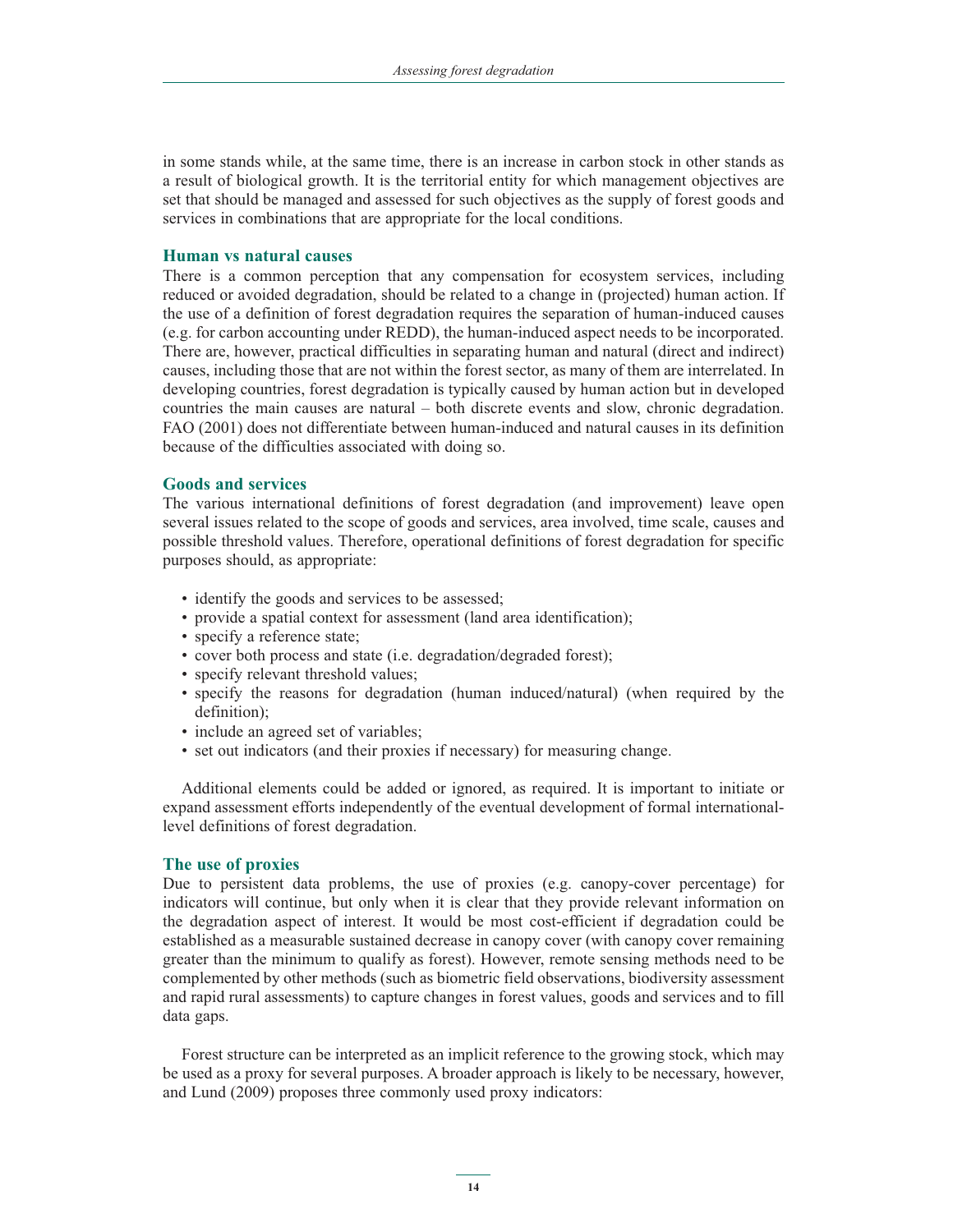in some stands while, at the same time, there is an increase in carbon stock in other stands as a result of biological growth. It is the territorial entity for which management objectives are set that should be managed and assessed for such objectives as the supply of forest goods and services in combinations that are appropriate for the local conditions.

### Human vs natural causes

There is a common perception that any compensation for ecosystem services, including reduced or avoided degradation, should be related to a change in (projected) human action. If the use of a definition of forest degradation requires the separation of human-induced causes (e.g. for carbon accounting under REDD), the human-induced aspect needs to be incorporated. There are, however, practical difficulties in separating human and natural (direct and indirect) causes, including those that are not within the forest sector, as many of them are interrelated. In developing countries, forest degradation is typically caused by human action but in developed countries the main causes are natural – both discrete events and slow, chronic degradation. FAO (2001) does not differentiate between human-induced and natural causes in its definition because of the difficulties associated with doing so.

### Goods and services

The various international definitions of forest degradation (and improvement) leave open several issues related to the scope of goods and services, area involved, time scale, causes and possible threshold values. Therefore, operational definitions of forest degradation for specific purposes should, as appropriate:

- identify the goods and services to be assessed;
- provide a spatial context for assessment (land area identification);
- specify a reference state;
- cover both process and state (i.e. degradation/degraded forest);
- specify relevant threshold values;
- specify the reasons for degradation (human induced/natural) (when required by the definition);
- include an agreed set of variables;
- set out indicators (and their proxies if necessary) for measuring change.

Additional elements could be added or ignored, as required. It is important to initiate or expand assessment efforts independently of the eventual development of formal international-level definitions of forest degradation.

### The use of proxies

Due to persistent data problems, the use of proxies (e.g. canopy-cover percentage) for indicators will continue, but only when it is clear that they provide relevant information on the degradation aspect of interest. It would be most cost-efficient if degradation could be established as a measurable sustained decrease in canopy cover (with canopy cover remaining greater than the minimum to qualify as forest). However, remote sensing methods need to be complemented by other methods (such as biometric field observations, biodiversity assessment and rapid rural assessments) to capture changes in forest values, goods and services and to fill data gaps.

Forest structure can be interpreted as an implicit reference to the growing stock, which may be used as a proxy for several purposes. A broader approach is likely to be necessary, however, and Lund (2009) proposes three commonly used proxy indicators: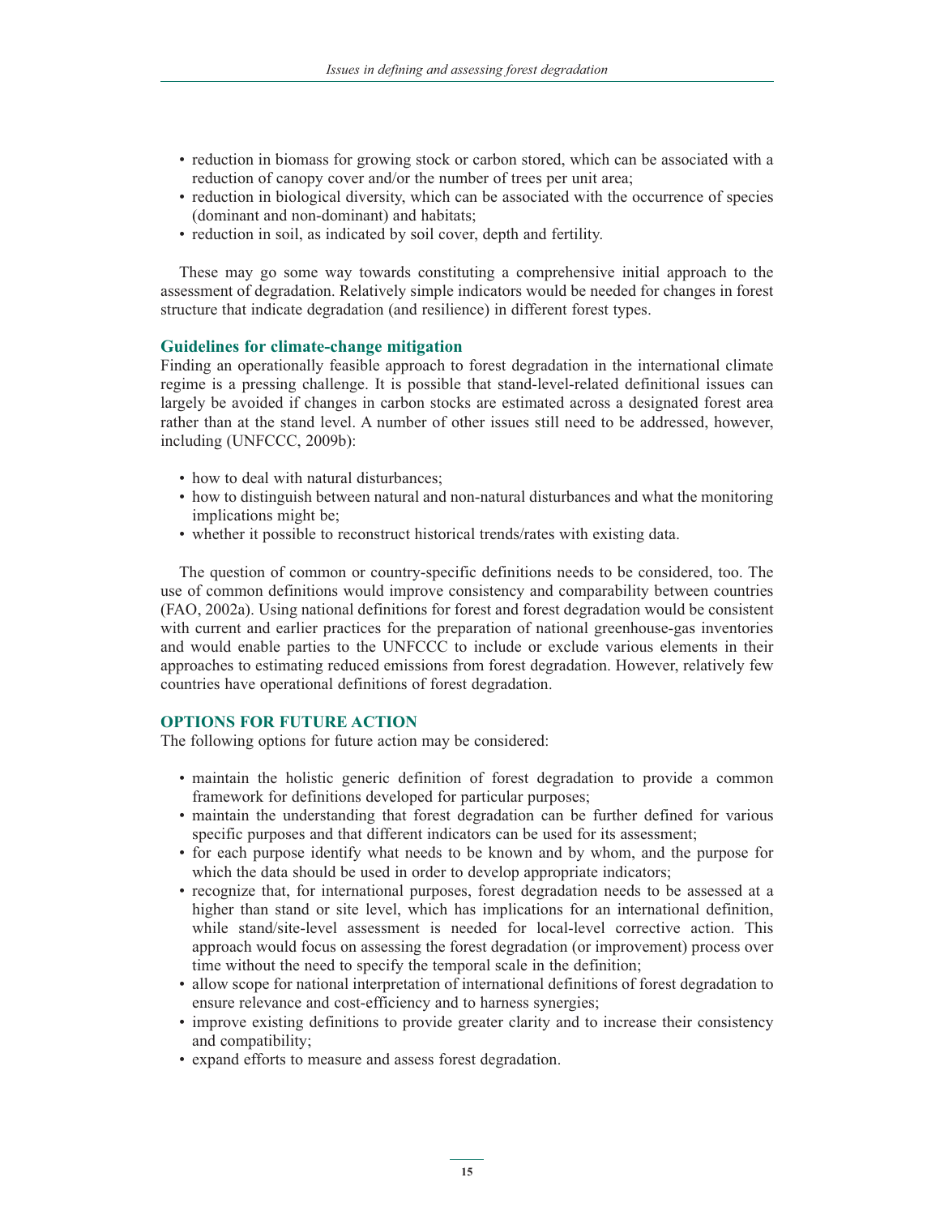- reduction in biomass for growing stock or carbon stored, which can be associated with a reduction of canopy cover and/or the number of trees per unit area;
- reduction in biological diversity, which can be associated with the occurrence of species (dominant and non-dominant) and habitats;
- reduction in soil, as indicated by soil cover, depth and fertility.

These may go some way towards constituting a comprehensive initial approach to the assessment of degradation. Relatively simple indicators would be needed for changes in forest structure that indicate degradation (and resilience) in different forest types.

### Guidelines for climate-change mitigation

Finding an operationally feasible approach to forest degradation in the international climate regime is a pressing challenge. It is possible that stand-level-related definitional issues can largely be avoided if changes in carbon stocks are estimated across a designated forest area rather than at the stand level. A number of other issues still need to be addressed, however, including (UNFCCC, 2009b):

- how to deal with natural disturbances;
- how to distinguish between natural and non-natural disturbances and what the monitoring implications might be;
- whether it possible to reconstruct historical trends/rates with existing data.

The question of common or country-specific definitions needs to be considered, too. The use of common definitions would improve consistency and comparability between countries (FAO, 2002a). Using national definitions for forest and forest degradation would be consistent with current and earlier practices for the preparation of national greenhouse-gas inventories and would enable parties to the UNFCCC to include or exclude various elements in their approaches to estimating reduced emissions from forest degradation. However, relatively few countries have operational definitions of forest degradation.

## OPTIONS FOR FUTURE ACTION

The following options for future action may be considered:

- maintain the holistic generic definition of forest degradation to provide a common framework for definitions developed for particular purposes;
- maintain the understanding that forest degradation can be further defined for various specific purposes and that different indicators can be used for its assessment;
- for each purpose identify what needs to be known and by whom, and the purpose for which the data should be used in order to develop appropriate indicators;
- recognize that, for international purposes, forest degradation needs to be assessed at a higher than stand or site level, which has implications for an international definition, while stand/site-level assessment is needed for local-level corrective action. This approach would focus on assessing the forest degradation (or improvement) process over time without the need to specify the temporal scale in the definition;
- allow scope for national interpretation of international definitions of forest degradation to ensure relevance and cost-efficiency and to harness synergies;
- improve existing definitions to provide greater clarity and to increase their consistency and compatibility;
- expand efforts to measure and assess forest degradation.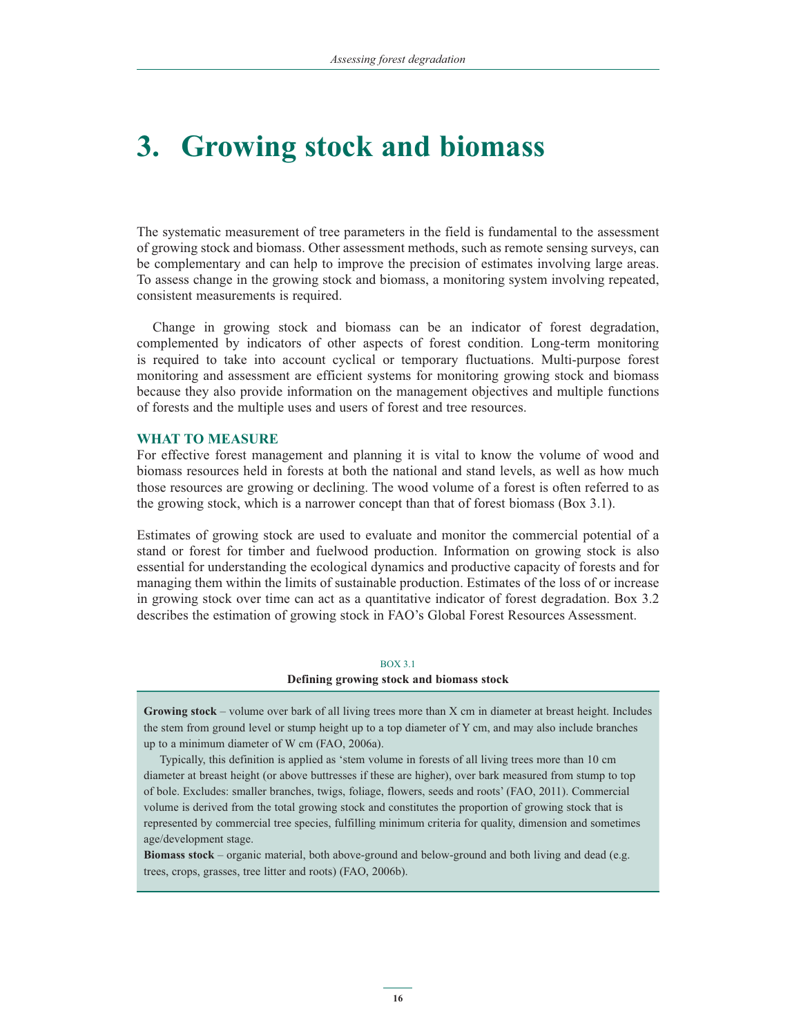# 3. Growing stock and biomass

The systematic measurement of tree parameters in the field is fundamental to the assessment of growing stock and biomass. Other assessment methods, such as remote sensing surveys, can be complementary and can help to improve the precision of estimates involving large areas. To assess change in the growing stock and biomass, a monitoring system involving repeated, consistent measurements is required.

Change in growing stock and biomass can be an indicator of forest degradation, complemented by indicators of other aspects of forest condition. Long-term monitoring is required to take into account cyclical or temporary fluctuations. Multi-purpose forest monitoring and assessment are efficient systems for monitoring growing stock and biomass because they also provide information on the management objectives and multiple functions of forests and the multiple uses and users of forest and tree resources.

## WHAT TO MEASURE

For effective forest management and planning it is vital to know the volume of wood and biomass resources held in forests at both the national and stand levels, as well as how much those resources are growing or declining. The wood volume of a forest is often referred to as the growing stock, which is a narrower concept than that of forest biomass (Box 3.1).

Estimates of growing stock are used to evaluate and monitor the commercial potential of a stand or forest for timber and fuelwood production. Information on growing stock is also essential for understanding the ecological dynamics and productive capacity of forests and for managing them within the limits of sustainable production. Estimates of the loss of or increase in growing stock over time can act as a quantitative indicator of forest degradation. Box 3.2 describes the estimation of growing stock in FAO's Global Forest Resources Assessment.

BOX 3.1

**Defining growing stock and biomass stock**

**Growing stock** – volume over bark of all living trees more than X cm in diameter at breast height. Includes the stem from ground level or stump height up to a top diameter of Y cm, and may also include branches up to a minimum diameter of W cm (FAO, 2006a).

Typically, this definition is applied as 'stem volume in forests of all living trees more than 10 cm diameter at breast height (or above buttresses if these are higher), over bark measured from stump to top of bole. Excludes: smaller branches, twigs, foliage, flowers, seeds and roots' (FAO, 2011). Commercial volume is derived from the total growing stock and constitutes the proportion of growing stock that is represented by commercial tree species, fulfilling minimum criteria for quality, dimension and sometimes age/development stage.

**Biomass stock** – organic material, both above-ground and below-ground and both living and dead (e.g. trees, crops, grasses, tree litter and roots) (FAO, 2006b).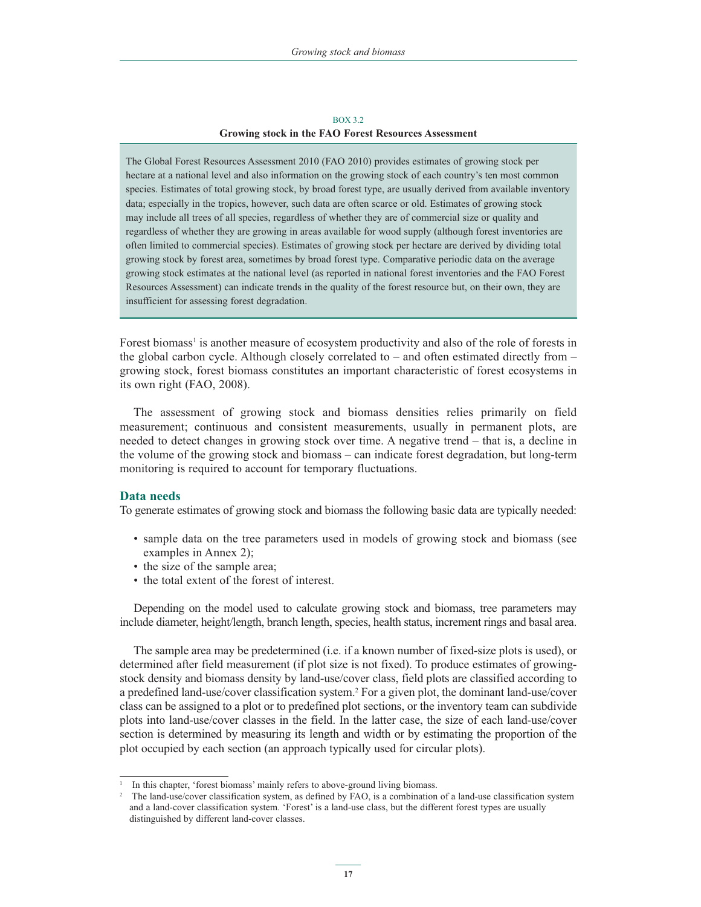BOX 3.2

**Growing stock in the FAO Forest Resources Assessment**

> The Global Forest Resources Assessment 2010 (FAO 2010) provides estimates of growing stock per hectare at a national level and also information on the growing stock of each country's ten most common species. Estimates of total growing stock, by broad forest type, are usually derived from available inventory data; especially in the tropics, however, such data are often scarce or old. Estimates of growing stock may include all trees of all species, regardless of whether they are of commercial size or quality and regardless of whether they are growing in areas available for wood supply (although forest inventories are often limited to commercial species). Estimates of growing stock per hectare are derived by dividing total growing stock by forest area, sometimes by broad forest type. Comparative periodic data on the average growing stock estimates at the national level (as reported in national forest inventories and the FAO Forest Resources Assessment) can indicate trends in the quality of the forest resource but, on their own, they are insufficient for assessing forest degradation.

Forest biomass[1] is another measure of ecosystem productivity and also of the role of forests in the global carbon cycle. Although closely correlated to – and often estimated directly from – growing stock, forest biomass constitutes an important characteristic of forest ecosystems in its own right (FAO, 2008).

The assessment of growing stock and biomass densities relies primarily on field measurement; continuous and consistent measurements, usually in permanent plots, are needed to detect changes in growing stock over time. A negative trend – that is, a decline in the volume of the growing stock and biomass – can indicate forest degradation, but long-term monitoring is required to account for temporary fluctuations.

## Data needs

To generate estimates of growing stock and biomass the following basic data are typically needed:

- sample data on the tree parameters used in models of growing stock and biomass (see examples in Annex 2);
- the size of the sample area;
- the total extent of the forest of interest.

Depending on the model used to calculate growing stock and biomass, tree parameters may include diameter, height/length, branch length, species, health status, increment rings and basal area.

The sample area may be predetermined (i.e. if a known number of fixed-size plots is used), or determined after field measurement (if plot size is not fixed). To produce estimates of growing-stock density and biomass density by land-use/cover class, field plots are classified according to a predefined land-use/cover classification system.[2] For a given plot, the dominant land-use/cover class can be assigned to a plot or to predefined plot sections, or the inventory team can subdivide plots into land-use/cover classes in the field. In the latter case, the size of each land-use/cover section is determined by measuring its length and width or by estimating the proportion of the plot occupied by each section (an approach typically used for circular plots).

---

[1] In this chapter, 'forest biomass' mainly refers to above-ground living biomass.

[2] The land-use/cover classification system, as defined by FAO, is a combination of a land-use classification system and a land-cover classification system. 'Forest' is a land-use class, but the different forest types are usually distinguished by different land-cover classes.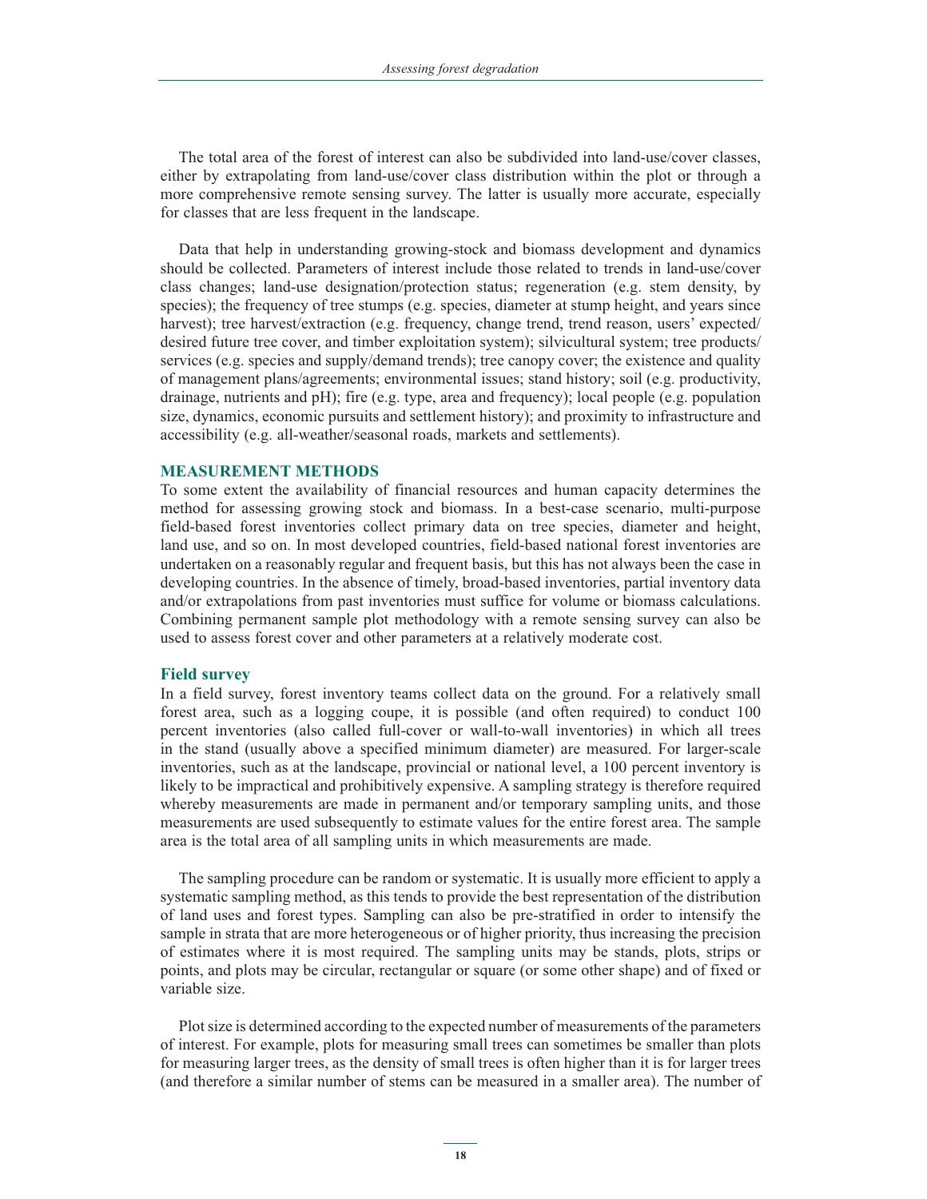The total area of the forest of interest can also be subdivided into land-use/cover classes, either by extrapolating from land-use/cover class distribution within the plot or through a more comprehensive remote sensing survey. The latter is usually more accurate, especially for classes that are less frequent in the landscape.

Data that help in understanding growing-stock and biomass development and dynamics should be collected. Parameters of interest include those related to trends in land-use/cover class changes; land-use designation/protection status; regeneration (e.g. stem density, by species); the frequency of tree stumps (e.g. species, diameter at stump height, and years since harvest); tree harvest/extraction (e.g. frequency, change trend, trend reason, users' expected/desired future tree cover, and timber exploitation system); silvicultural system; tree products/services (e.g. species and supply/demand trends); tree canopy cover; the existence and quality of management plans/agreements; environmental issues; stand history; soil (e.g. productivity, drainage, nutrients and pH); fire (e.g. type, area and frequency); local people (e.g. population size, dynamics, economic pursuits and settlement history); and proximity to infrastructure and accessibility (e.g. all-weather/seasonal roads, markets and settlements).

## MEASUREMENT METHODS

To some extent the availability of financial resources and human capacity determines the method for assessing growing stock and biomass. In a best-case scenario, multi-purpose field-based forest inventories collect primary data on tree species, diameter and height, land use, and so on. In most developed countries, field-based national forest inventories are undertaken on a reasonably regular and frequent basis, but this has not always been the case in developing countries. In the absence of timely, broad-based inventories, partial inventory data and/or extrapolations from past inventories must suffice for volume or biomass calculations. Combining permanent sample plot methodology with a remote sensing survey can also be used to assess forest cover and other parameters at a relatively moderate cost.

### Field survey

In a field survey, forest inventory teams collect data on the ground. For a relatively small forest area, such as a logging coupe, it is possible (and often required) to conduct 100 percent inventories (also called full-cover or wall-to-wall inventories) in which all trees in the stand (usually above a specified minimum diameter) are measured. For larger-scale inventories, such as at the landscape, provincial or national level, a 100 percent inventory is likely to be impractical and prohibitively expensive. A sampling strategy is therefore required whereby measurements are made in permanent and/or temporary sampling units, and those measurements are used subsequently to estimate values for the entire forest area. The sample area is the total area of all sampling units in which measurements are made.

The sampling procedure can be random or systematic. It is usually more efficient to apply a systematic sampling method, as this tends to provide the best representation of the distribution of land uses and forest types. Sampling can also be pre-stratified in order to intensify the sample in strata that are more heterogeneous or of higher priority, thus increasing the precision of estimates where it is most required. The sampling units may be stands, plots, strips or points, and plots may be circular, rectangular or square (or some other shape) and of fixed or variable size.

Plot size is determined according to the expected number of measurements of the parameters of interest. For example, plots for measuring small trees can sometimes be smaller than plots for measuring larger trees, as the density of small trees is often higher than it is for larger trees (and therefore a similar number of stems can be measured in a smaller area). The number of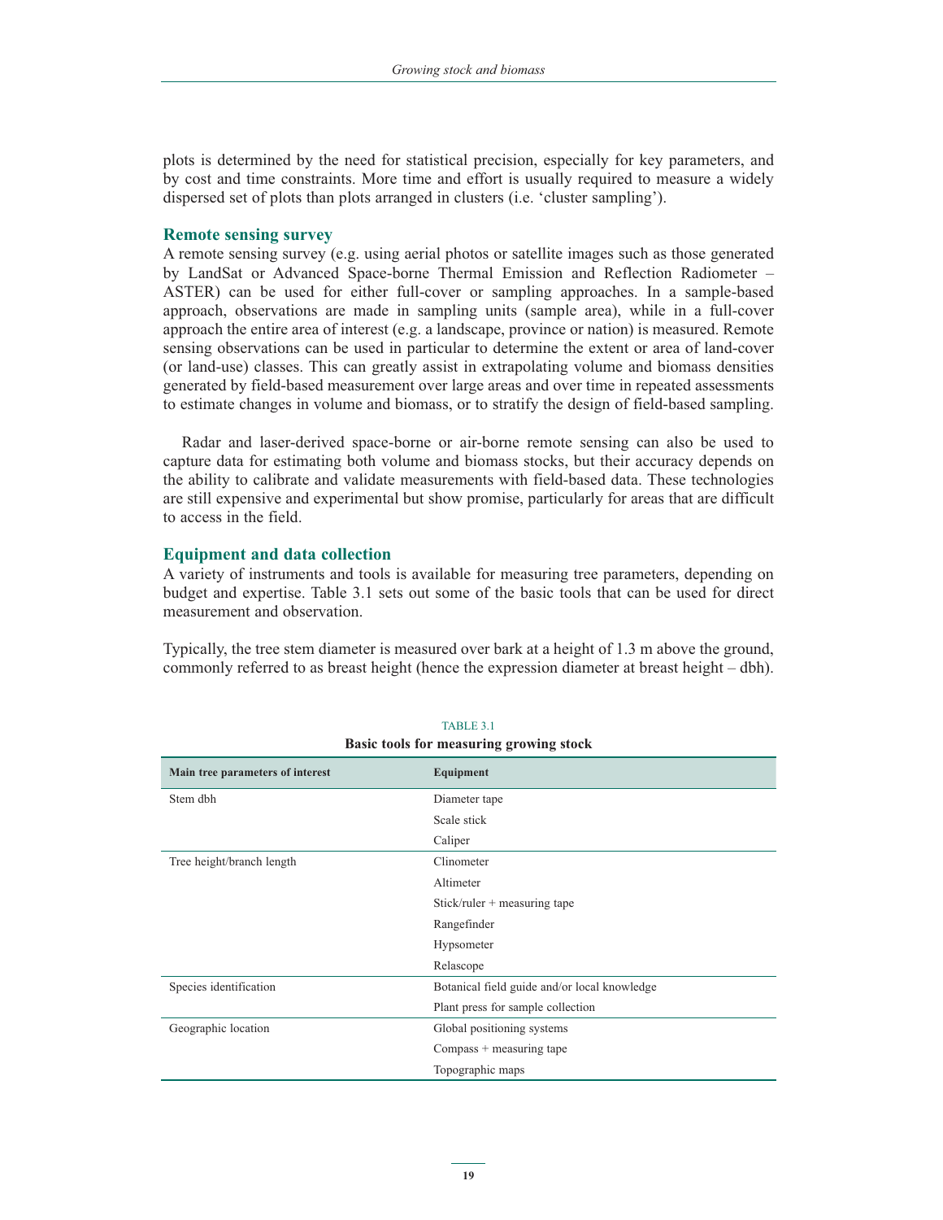plots is determined by the need for statistical precision, especially for key parameters, and by cost and time constraints. More time and effort is usually required to measure a widely dispersed set of plots than plots arranged in clusters (i.e. 'cluster sampling').

### Remote sensing survey

A remote sensing survey (e.g. using aerial photos or satellite images such as those generated by LandSat or Advanced Space-borne Thermal Emission and Reflection Radiometer – ASTER) can be used for either full-cover or sampling approaches. In a sample-based approach, observations are made in sampling units (sample area), while in a full-cover approach the entire area of interest (e.g. a landscape, province or nation) is measured. Remote sensing observations can be used in particular to determine the extent or area of land-cover (or land-use) classes. This can greatly assist in extrapolating volume and biomass densities generated by field-based measurement over large areas and over time in repeated assessments to estimate changes in volume and biomass, or to stratify the design of field-based sampling.

Radar and laser-derived space-borne or air-borne remote sensing can also be used to capture data for estimating both volume and biomass stocks, but their accuracy depends on the ability to calibrate and validate measurements with field-based data. These technologies are still expensive and experimental but show promise, particularly for areas that are difficult to access in the field.

### Equipment and data collection

A variety of instruments and tools is available for measuring tree parameters, depending on budget and expertise. Table 3.1 sets out some of the basic tools that can be used for direct measurement and observation.

Typically, the tree stem diameter is measured over bark at a height of 1.3 m above the ground, commonly referred to as breast height (hence the expression diameter at breast height – dbh).

TABLE 3.1
**Basic tools for measuring growing stock**

| Main tree parameters of interest | Equipment |
|---|---|
| Stem dbh | Diameter tape |
| | Scale stick |
| | Caliper |
| Tree height/branch length | Clinometer |
| | Altimeter |
| | Stick/ruler + measuring tape |
| | Rangefinder |
| | Hypsometer |
| | Relascope |
| Species identification | Botanical field guide and/or local knowledge |
| | Plant press for sample collection |
| Geographic location | Global positioning systems |
| | Compass + measuring tape |
| | Topographic maps |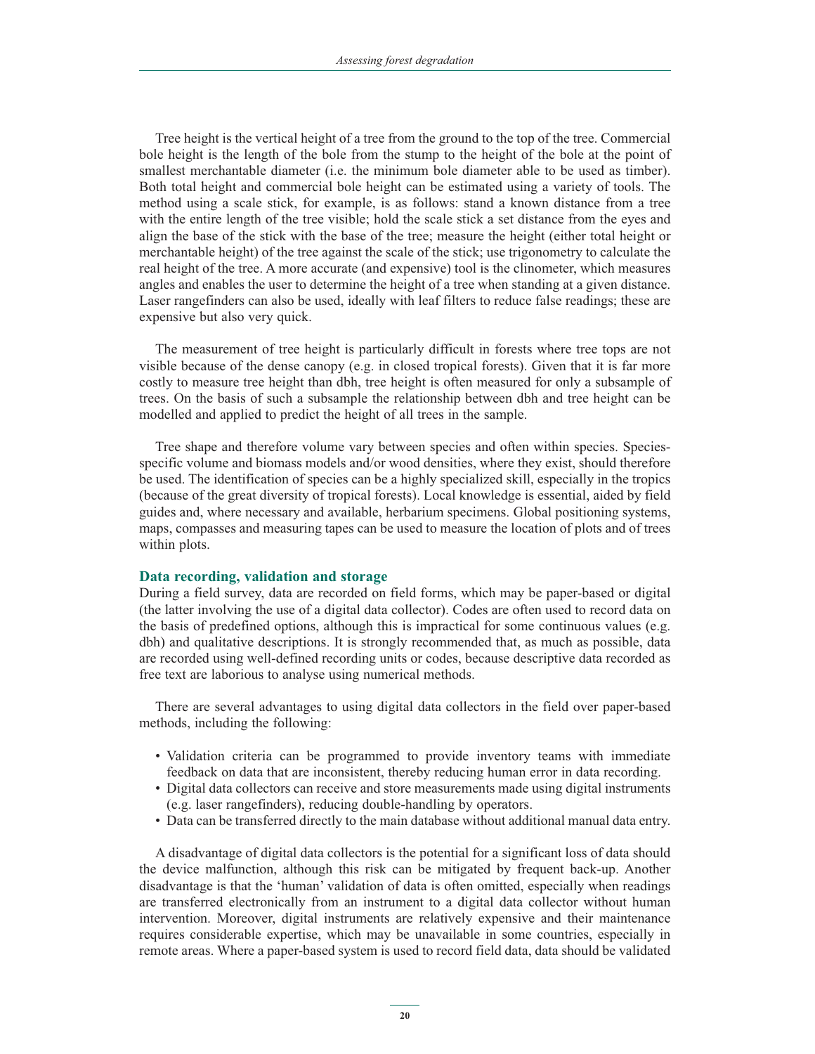Tree height is the vertical height of a tree from the ground to the top of the tree. Commercial bole height is the length of the bole from the stump to the height of the bole at the point of smallest merchantable diameter (i.e. the minimum bole diameter able to be used as timber). Both total height and commercial bole height can be estimated using a variety of tools. The method using a scale stick, for example, is as follows: stand a known distance from a tree with the entire length of the tree visible; hold the scale stick a set distance from the eyes and align the base of the stick with the base of the tree; measure the height (either total height or merchantable height) of the tree against the scale of the stick; use trigonometry to calculate the real height of the tree. A more accurate (and expensive) tool is the clinometer, which measures angles and enables the user to determine the height of a tree when standing at a given distance. Laser rangefinders can also be used, ideally with leaf filters to reduce false readings; these are expensive but also very quick.

The measurement of tree height is particularly difficult in forests where tree tops are not visible because of the dense canopy (e.g. in closed tropical forests). Given that it is far more costly to measure tree height than dbh, tree height is often measured for only a subsample of trees. On the basis of such a subsample the relationship between dbh and tree height can be modelled and applied to predict the height of all trees in the sample.

Tree shape and therefore volume vary between species and often within species. Species-specific volume and biomass models and/or wood densities, where they exist, should therefore be used. The identification of species can be a highly specialized skill, especially in the tropics (because of the great diversity of tropical forests). Local knowledge is essential, aided by field guides and, where necessary and available, herbarium specimens. Global positioning systems, maps, compasses and measuring tapes can be used to measure the location of plots and of trees within plots.

### Data recording, validation and storage

During a field survey, data are recorded on field forms, which may be paper-based or digital (the latter involving the use of a digital data collector). Codes are often used to record data on the basis of predefined options, although this is impractical for some continuous values (e.g. dbh) and qualitative descriptions. It is strongly recommended that, as much as possible, data are recorded using well-defined recording units or codes, because descriptive data recorded as free text are laborious to analyse using numerical methods.

There are several advantages to using digital data collectors in the field over paper-based methods, including the following:

- Validation criteria can be programmed to provide inventory teams with immediate feedback on data that are inconsistent, thereby reducing human error in data recording.
- Digital data collectors can receive and store measurements made using digital instruments (e.g. laser rangefinders), reducing double-handling by operators.
- Data can be transferred directly to the main database without additional manual data entry.

A disadvantage of digital data collectors is the potential for a significant loss of data should the device malfunction, although this risk can be mitigated by frequent back-up. Another disadvantage is that the 'human' validation of data is often omitted, especially when readings are transferred electronically from an instrument to a digital data collector without human intervention. Moreover, digital instruments are relatively expensive and their maintenance requires considerable expertise, which may be unavailable in some countries, especially in remote areas. Where a paper-based system is used to record field data, data should be validated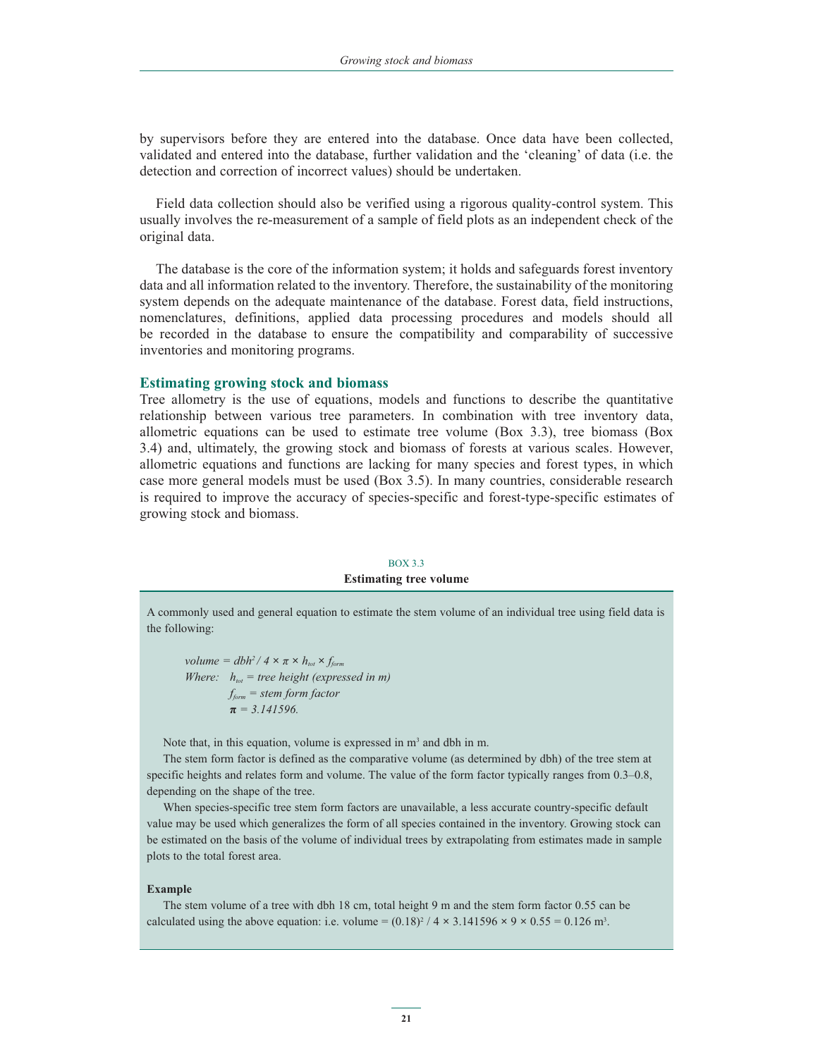by supervisors before they are entered into the database. Once data have been collected, validated and entered into the database, further validation and the 'cleaning' of data (i.e. the detection and correction of incorrect values) should be undertaken.

Field data collection should also be verified using a rigorous quality-control system. This usually involves the re-measurement of a sample of field plots as an independent check of the original data.

The database is the core of the information system; it holds and safeguards forest inventory data and all information related to the inventory. Therefore, the sustainability of the monitoring system depends on the adequate maintenance of the database. Forest data, field instructions, nomenclatures, definitions, applied data processing procedures and models should all be recorded in the database to ensure the compatibility and comparability of successive inventories and monitoring programs.

## Estimating growing stock and biomass

Tree allometry is the use of equations, models and functions to describe the quantitative relationship between various tree parameters. In combination with tree inventory data, allometric equations can be used to estimate tree volume (Box 3.3), tree biomass (Box 3.4) and, ultimately, the growing stock and biomass of forests at various scales. However, allometric equations and functions are lacking for many species and forest types, in which case more general models must be used (Box 3.5). In many countries, considerable research is required to improve the accuracy of species-specific and forest-type-specific estimates of growing stock and biomass.

BOX 3.3

**Estimating tree volume**

A commonly used and general equation to estimate the stem volume of an individual tree using field data is the following:

$$volume = dbh^2 / 4 \times \pi \times h_{tot} \times f_{form}$$

*Where:* $h_{tot}$ = *tree height (expressed in m)*

$f_{form}$ = *stem form factor*

$\pi = 3.141596.$

Note that, in this equation, volume is expressed in $m^3$ and dbh in m.

The stem form factor is defined as the comparative volume (as determined by dbh) of the tree stem at specific heights and relates form and volume. The value of the form factor typically ranges from 0.3–0.8, depending on the shape of the tree.

When species-specific tree stem form factors are unavailable, a less accurate country-specific default value may be used which generalizes the form of all species contained in the inventory. Growing stock can be estimated on the basis of the volume of individual trees by extrapolating from estimates made in sample plots to the total forest area.

**Example**

The stem volume of a tree with dbh 18 cm, total height 9 m and the stem form factor 0.55 can be calculated using the above equation: i.e. volume = $(0.18)^2 / 4 \times 3.141596 \times 9 \times 0.55 = 0.126\ m^3$.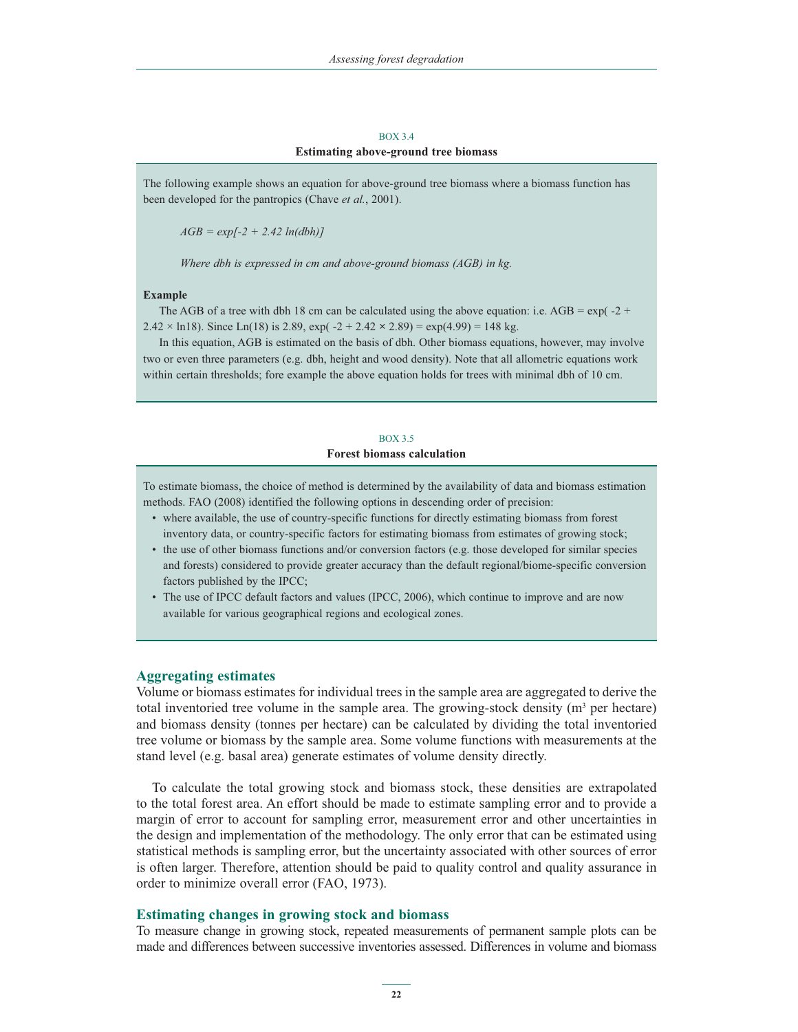BOX 3.4

**Estimating above-ground tree biomass**

The following example shows an equation for above-ground tree biomass where a biomass function has been developed for the pantropics (Chave *et al.*, 2001).

$$AGB = exp[-2 + 2.42\ ln(dbh)]$$

*Where dbh is expressed in cm and above-ground biomass (AGB) in kg.*

**Example**

The AGB of a tree with dbh 18 cm can be calculated using the above equation: i.e. AGB = $\exp(-2 + 2.42 \times \ln 18)$. Since Ln(18) is 2.89, $\exp(-2 + 2.42 \times 2.89) = \exp(4.99) = 148$ kg.

In this equation, AGB is estimated on the basis of dbh. Other biomass equations, however, may involve two or even three parameters (e.g. dbh, height and wood density). Note that all allometric equations work within certain thresholds; fore example the above equation holds for trees with minimal dbh of 10 cm.

BOX 3.5

**Forest biomass calculation**

To estimate biomass, the choice of method is determined by the availability of data and biomass estimation methods. FAO (2008) identified the following options in descending order of precision:

- where available, the use of country-specific functions for directly estimating biomass from forest inventory data, or country-specific factors for estimating biomass from estimates of growing stock;
- the use of other biomass functions and/or conversion factors (e.g. those developed for similar species and forests) considered to provide greater accuracy than the default regional/biome-specific conversion factors published by the IPCC;
- The use of IPCC default factors and values (IPCC, 2006), which continue to improve and are now available for various geographical regions and ecological zones.

## Aggregating estimates

Volume or biomass estimates for individual trees in the sample area are aggregated to derive the total inventoried tree volume in the sample area. The growing-stock density ($m^3$ per hectare) and biomass density (tonnes per hectare) can be calculated by dividing the total inventoried tree volume or biomass by the sample area. Some volume functions with measurements at the stand level (e.g. basal area) generate estimates of volume density directly.

To calculate the total growing stock and biomass stock, these densities are extrapolated to the total forest area. An effort should be made to estimate sampling error and to provide a margin of error to account for sampling error, measurement error and other uncertainties in the design and implementation of the methodology. The only error that can be estimated using statistical methods is sampling error, but the uncertainty associated with other sources of error is often larger. Therefore, attention should be paid to quality control and quality assurance in order to minimize overall error (FAO, 1973).

## Estimating changes in growing stock and biomass

To measure change in growing stock, repeated measurements of permanent sample plots can be made and differences between successive inventories assessed. Differences in volume and biomass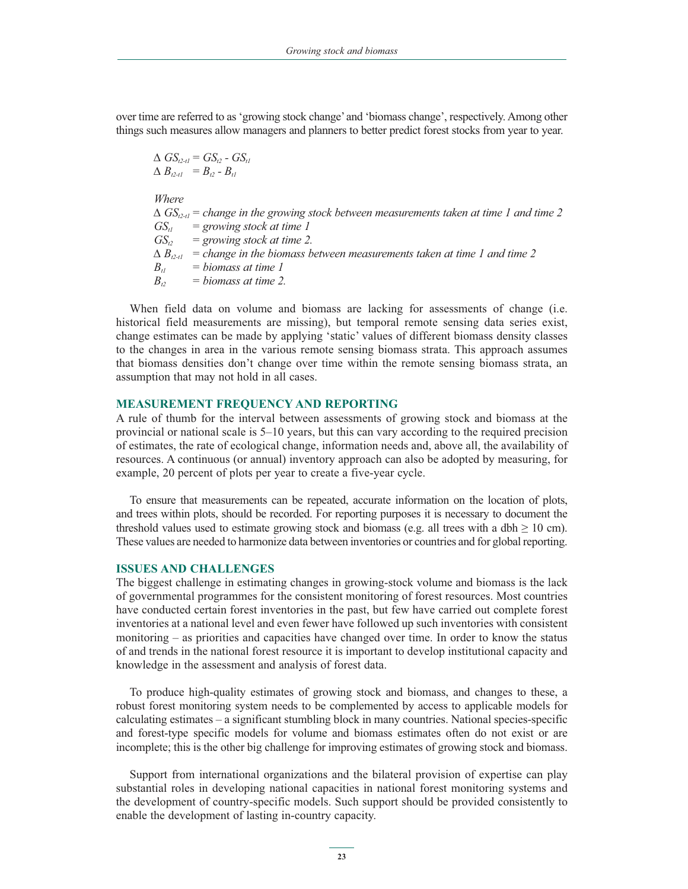over time are referred to as 'growing stock change' and 'biomass change', respectively. Among other things such measures allow managers and planners to better predict forest stocks from year to year.

$$\Delta\, GS_{t2\text{-}t1} = GS_{t2} - GS_{t1}$$
$$\Delta\, B_{t2\text{-}t1} = B_{t2} - B_{t1}$$

*Where*

$\Delta\, GS_{t2\text{-}t1}$ = *change in the growing stock between measurements taken at time 1 and time 2*
$GS_{t1}$ = *growing stock at time 1*
$GS_{t2}$ = *growing stock at time 2.*
$\Delta\, B_{t2\text{-}t1}$ = *change in the biomass between measurements taken at time 1 and time 2*
$B_{t1}$ = *biomass at time 1*
$B_{t2}$ = *biomass at time 2.*

When field data on volume and biomass are lacking for assessments of change (i.e. historical field measurements are missing), but temporal remote sensing data series exist, change estimates can be made by applying 'static' values of different biomass density classes to the changes in area in the various remote sensing biomass strata. This approach assumes that biomass densities don't change over time within the remote sensing biomass strata, an assumption that may not hold in all cases.

## MEASUREMENT FREQUENCY AND REPORTING

A rule of thumb for the interval between assessments of growing stock and biomass at the provincial or national scale is 5–10 years, but this can vary according to the required precision of estimates, the rate of ecological change, information needs and, above all, the availability of resources. A continuous (or annual) inventory approach can also be adopted by measuring, for example, 20 percent of plots per year to create a five-year cycle.

To ensure that measurements can be repeated, accurate information on the location of plots, and trees within plots, should be recorded. For reporting purposes it is necessary to document the threshold values used to estimate growing stock and biomass (e.g. all trees with a dbh ≥ 10 cm). These values are needed to harmonize data between inventories or countries and for global reporting.

## ISSUES AND CHALLENGES

The biggest challenge in estimating changes in growing-stock volume and biomass is the lack of governmental programmes for the consistent monitoring of forest resources. Most countries have conducted certain forest inventories in the past, but few have carried out complete forest inventories at a national level and even fewer have followed up such inventories with consistent monitoring – as priorities and capacities have changed over time. In order to know the status of and trends in the national forest resource it is important to develop institutional capacity and knowledge in the assessment and analysis of forest data.

To produce high-quality estimates of growing stock and biomass, and changes to these, a robust forest monitoring system needs to be complemented by access to applicable models for calculating estimates – a significant stumbling block in many countries. National species-specific and forest-type specific models for volume and biomass estimates often do not exist or are incomplete; this is the other big challenge for improving estimates of growing stock and biomass.

Support from international organizations and the bilateral provision of expertise can play substantial roles in developing national capacities in national forest monitoring systems and the development of country-specific models. Such support should be provided consistently to enable the development of lasting in-country capacity.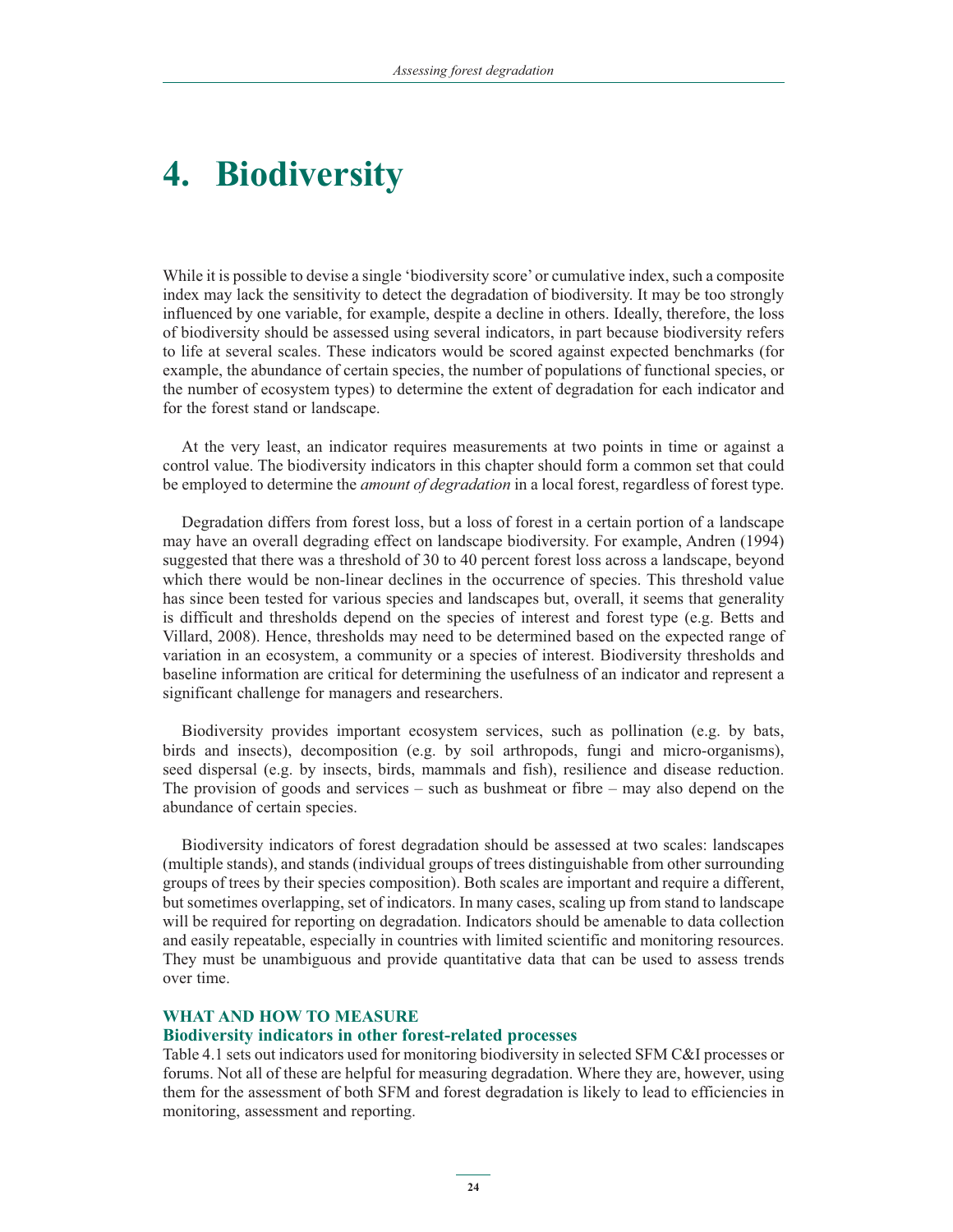# 4. Biodiversity

While it is possible to devise a single 'biodiversity score' or cumulative index, such a composite index may lack the sensitivity to detect the degradation of biodiversity. It may be too strongly influenced by one variable, for example, despite a decline in others. Ideally, therefore, the loss of biodiversity should be assessed using several indicators, in part because biodiversity refers to life at several scales. These indicators would be scored against expected benchmarks (for example, the abundance of certain species, the number of populations of functional species, or the number of ecosystem types) to determine the extent of degradation for each indicator and for the forest stand or landscape.

At the very least, an indicator requires measurements at two points in time or against a control value. The biodiversity indicators in this chapter should form a common set that could be employed to determine the *amount of degradation* in a local forest, regardless of forest type.

Degradation differs from forest loss, but a loss of forest in a certain portion of a landscape may have an overall degrading effect on landscape biodiversity. For example, Andren (1994) suggested that there was a threshold of 30 to 40 percent forest loss across a landscape, beyond which there would be non-linear declines in the occurrence of species. This threshold value has since been tested for various species and landscapes but, overall, it seems that generality is difficult and thresholds depend on the species of interest and forest type (e.g. Betts and Villard, 2008). Hence, thresholds may need to be determined based on the expected range of variation in an ecosystem, a community or a species of interest. Biodiversity thresholds and baseline information are critical for determining the usefulness of an indicator and represent a significant challenge for managers and researchers.

Biodiversity provides important ecosystem services, such as pollination (e.g. by bats, birds and insects), decomposition (e.g. by soil arthropods, fungi and micro-organisms), seed dispersal (e.g. by insects, birds, mammals and fish), resilience and disease reduction. The provision of goods and services – such as bushmeat or fibre – may also depend on the abundance of certain species.

Biodiversity indicators of forest degradation should be assessed at two scales: landscapes (multiple stands), and stands (individual groups of trees distinguishable from other surrounding groups of trees by their species composition). Both scales are important and require a different, but sometimes overlapping, set of indicators. In many cases, scaling up from stand to landscape will be required for reporting on degradation. Indicators should be amenable to data collection and easily repeatable, especially in countries with limited scientific and monitoring resources. They must be unambiguous and provide quantitative data that can be used to assess trends over time.

## WHAT AND HOW TO MEASURE

### Biodiversity indicators in other forest-related processes

Table 4.1 sets out indicators used for monitoring biodiversity in selected SFM C&I processes or forums. Not all of these are helpful for measuring degradation. Where they are, however, using them for the assessment of both SFM and forest degradation is likely to lead to efficiencies in monitoring, assessment and reporting.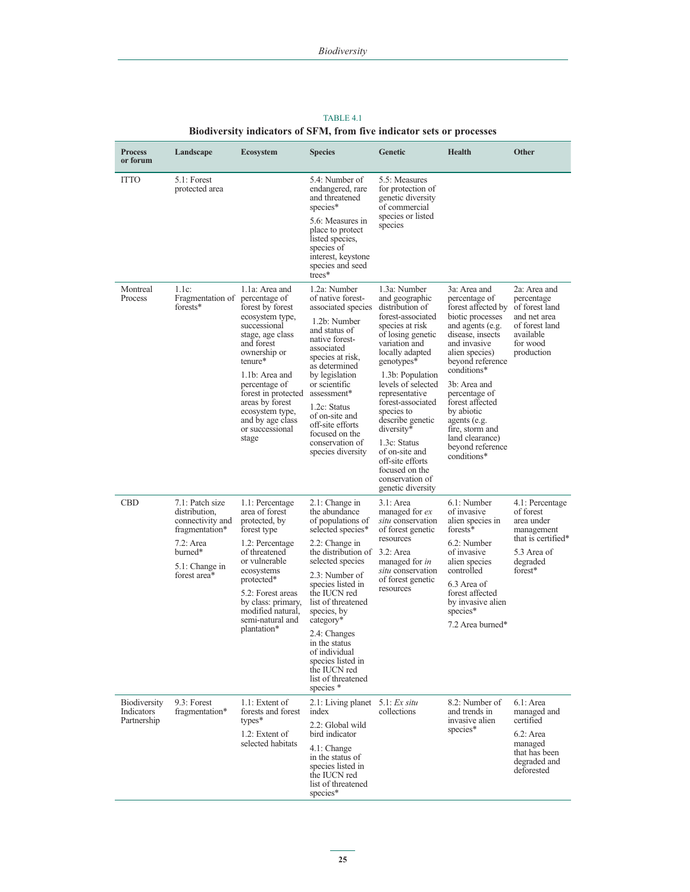TABLE 4.1

**Biodiversity indicators of SFM, from five indicator sets or processes**

| Process or forum | Landscape | Ecosystem | Species | Genetic | Health | Other |
|---|---|---|---|---|---|---|
| ITTO | 5.1: Forest protected area | | 5.4: Number of endangered, rare and threatened species*<br>5.6: Measures in place to protect listed species, species of interest, keystone species and seed trees* | 5.5: Measures for protection of genetic diversity of commercial species or listed species | | |
| Montreal Process | 1.1c: Fragmentation of forests* | 1.1a: Area and percentage of forest by forest ecosystem type, successional stage, age class and forest ownership or tenure*<br>1.1b: Area and percentage of forest in protected areas by forest ecosystem type, and by age class or successional stage | 1.2a: Number of native forest-associated species<br>1.2b: Number and status of native forest-associated species at risk, as determined by legislation or scientific assessment*<br>1.2c: Status of on-site and off-site efforts focused on the conservation of species diversity | 1.3a: Number and geographic distribution of forest-associated species at risk of losing genetic variation and locally adapted genotypes*<br>1.3b: Population levels of selected representative forest-associated species to describe genetic diversity*<br>1.3c: Status of on-site and off-site efforts focused on the conservation of genetic diversity | 3a: Area and percentage of forest affected by biotic processes and agents (e.g. disease, insects and invasive alien species) beyond reference conditions*<br>3b: Area and percentage of forest affected by abiotic agents (e.g. fire, storm and land clearance) beyond reference conditions* | 2a: Area and percentage of forest land and net area of forest land available for wood production |
| CBD | 7.1: Patch size distribution, connectivity and fragmentation*<br>7.2: Area burned*<br>5.1: Change in forest area* | 1.1: Percentage area of forest protected, by forest type<br>1.2: Percentage of threatened or vulnerable ecosystems protected*<br>5.2: Forest areas by class: primary, modified natural, semi-natural and plantation* | 2.1: Change in the abundance of populations of selected species*<br>2.2: Change in the distribution of selected species<br>2.3: Number of species listed in the IUCN red list of threatened species, by category*<br>2.4: Changes in the status of individual species listed in the IUCN red list of threatened species * | 3.1: Area managed for *ex situ* conservation of forest genetic resources<br>3.2: Area managed for *in situ* conservation of forest genetic resources | 6.1: Number of invasive alien species in forests*<br>6.2: Number of invasive alien species controlled<br>6.3 Area of forest affected by invasive alien species*<br>7.2 Area burned* | 4.1: Percentage of forest area under management that is certified*<br>5.3 Area of degraded forest* |
| Biodiversity Indicators Partnership | 9.3: Forest fragmentation* | 1.1: Extent of forests and forest types*<br>1.2: Extent of selected habitats | 2.1: Living planet index<br>2.2: Global wild bird indicator<br>4.1: Change in the status of species listed in the IUCN red list of threatened species* | 5.1: *Ex situ* collections | 8.2: Number of and trends in invasive alien species* | 6.1: Area managed and certified<br>6.2: Area managed that has been degraded and deforested |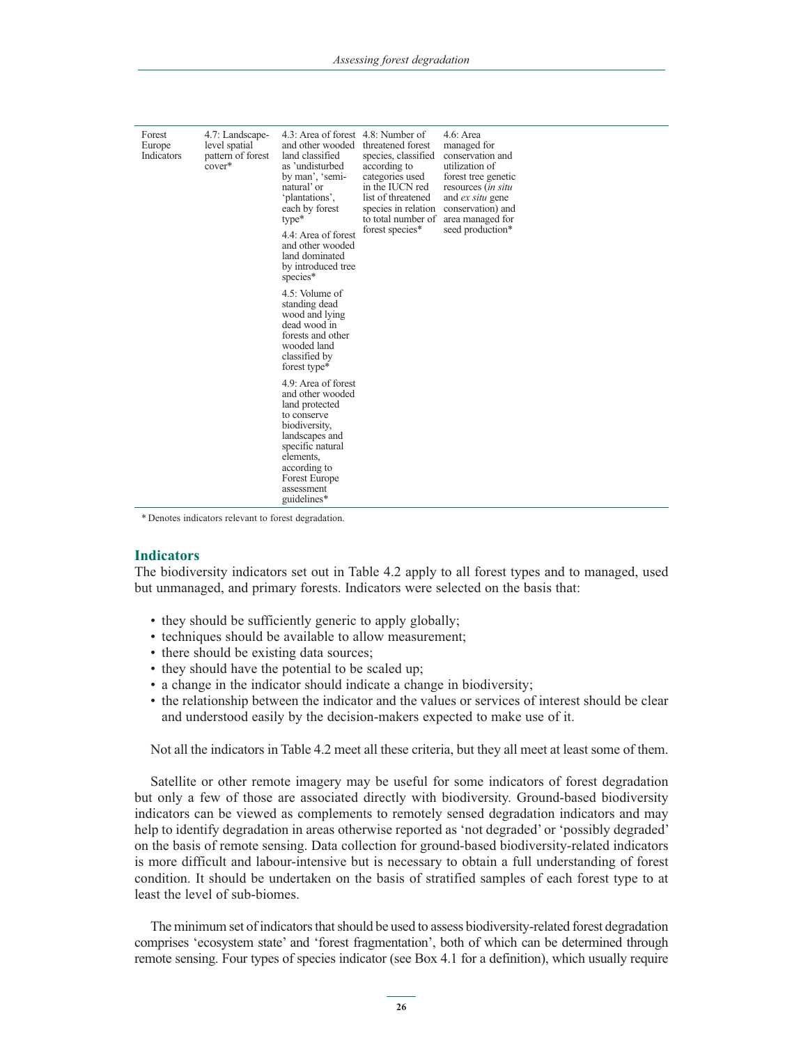| | | | | |
|---|---|---|---|---|
| Forest Europe Indicators | 4.7: Landscape-level spatial pattern of forest cover* | 4.3: Area of forest and other wooded land classified as 'undisturbed by man', 'semi-natural' or 'plantations', each by forest type*<br><br>4.4: Area of forest and other wooded land dominated by introduced tree species*<br><br>4.5: Volume of standing dead wood and lying dead wood in forests and other wooded land classified by forest type*<br><br>4.9: Area of forest and other wooded land protected to conserve biodiversity, landscapes and specific natural elements, according to Forest Europe assessment guidelines* | 4.8: Number of threatened forest species, classified according to categories used in the IUCN red list of threatened species in relation to total number of forest species* | 4.6: Area managed for conservation and utilization of forest tree genetic resources (*in situ* and *ex situ* gene conservation) and area managed for seed production* |

\* Denotes indicators relevant to forest degradation.

## Indicators

The biodiversity indicators set out in Table 4.2 apply to all forest types and to managed, used but unmanaged, and primary forests. Indicators were selected on the basis that:

- they should be sufficiently generic to apply globally;
- techniques should be available to allow measurement;
- there should be existing data sources;
- they should have the potential to be scaled up;
- a change in the indicator should indicate a change in biodiversity;
- the relationship between the indicator and the values or services of interest should be clear and understood easily by the decision-makers expected to make use of it.

Not all the indicators in Table 4.2 meet all these criteria, but they all meet at least some of them.

Satellite or other remote imagery may be useful for some indicators of forest degradation but only a few of those are associated directly with biodiversity. Ground-based biodiversity indicators can be viewed as complements to remotely sensed degradation indicators and may help to identify degradation in areas otherwise reported as 'not degraded' or 'possibly degraded' on the basis of remote sensing. Data collection for ground-based biodiversity-related indicators is more difficult and labour-intensive but is necessary to obtain a full understanding of forest condition. It should be undertaken on the basis of stratified samples of each forest type to at least the level of sub-biomes.

The minimum set of indicators that should be used to assess biodiversity-related forest degradation comprises 'ecosystem state' and 'forest fragmentation', both of which can be determined through remote sensing. Four types of species indicator (see Box 4.1 for a definition), which usually require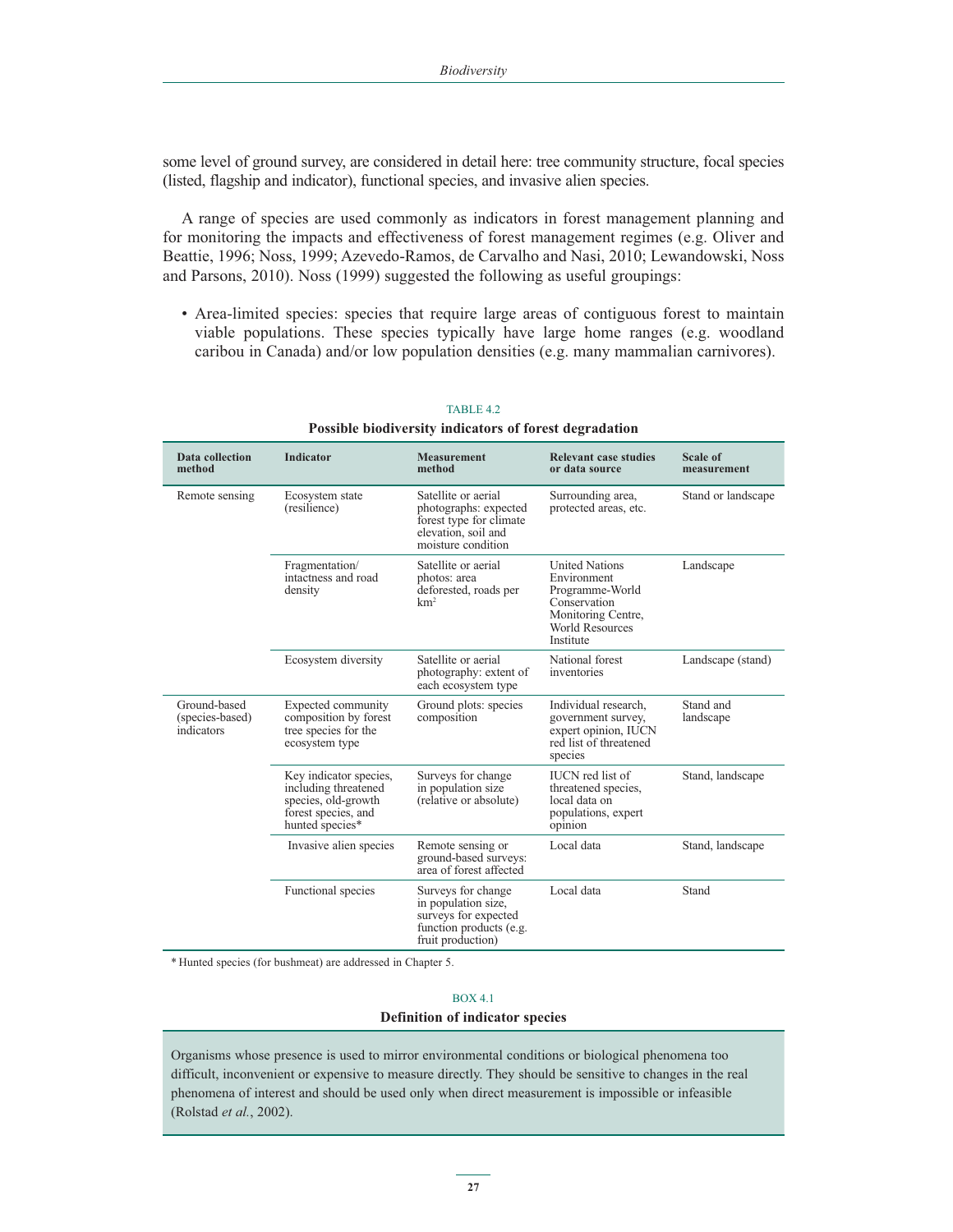some level of ground survey, are considered in detail here: tree community structure, focal species (listed, flagship and indicator), functional species, and invasive alien species.

A range of species are used commonly as indicators in forest management planning and for monitoring the impacts and effectiveness of forest management regimes (e.g. Oliver and Beattie, 1996; Noss, 1999; Azevedo-Ramos, de Carvalho and Nasi, 2010; Lewandowski, Noss and Parsons, 2010). Noss (1999) suggested the following as useful groupings:

- Area-limited species: species that require large areas of contiguous forest to maintain viable populations. These species typically have large home ranges (e.g. woodland caribou in Canada) and/or low population densities (e.g. many mammalian carnivores).

TABLE 4.2

**Possible biodiversity indicators of forest degradation**

| Data collection method | Indicator | Measurement method | Relevant case studies or data source | Scale of measurement |
|---|---|---|---|---|
| Remote sensing | Ecosystem state (resilience) | Satellite or aerial photographs: expected forest type for climate elevation, soil and moisture condition | Surrounding area, protected areas, etc. | Stand or landscape |
| | Fragmentation/ intactness and road density | Satellite or aerial photos: area deforested, roads per km$^2$ | United Nations Environment Programme-World Conservation Monitoring Centre, World Resources Institute | Landscape |
| | Ecosystem diversity | Satellite or aerial photography: extent of each ecosystem type | National forest inventories | Landscape (stand) |
| Ground-based (species-based) indicators | Expected community composition by forest tree species for the ecosystem type | Ground plots: species composition | Individual research, government survey, expert opinion, IUCN red list of threatened species | Stand and landscape |
| | Key indicator species, including threatened species, old-growth forest species, and hunted species* | Surveys for change in population size (relative or absolute) | IUCN red list of threatened species, local data on populations, expert opinion | Stand, landscape |
| | Invasive alien species | Remote sensing or ground-based surveys: area of forest affected | Local data | Stand, landscape |
| | Functional species | Surveys for change in population size, surveys for expected function products (e.g. fruit production) | Local data | Stand |

\* Hunted species (for bushmeat) are addressed in Chapter 5.

BOX 4.1

**Definition of indicator species**

Organisms whose presence is used to mirror environmental conditions or biological phenomena too difficult, inconvenient or expensive to measure directly. They should be sensitive to changes in the real phenomena of interest and should be used only when direct measurement is impossible or infeasible (Rolstad *et al.*, 2002).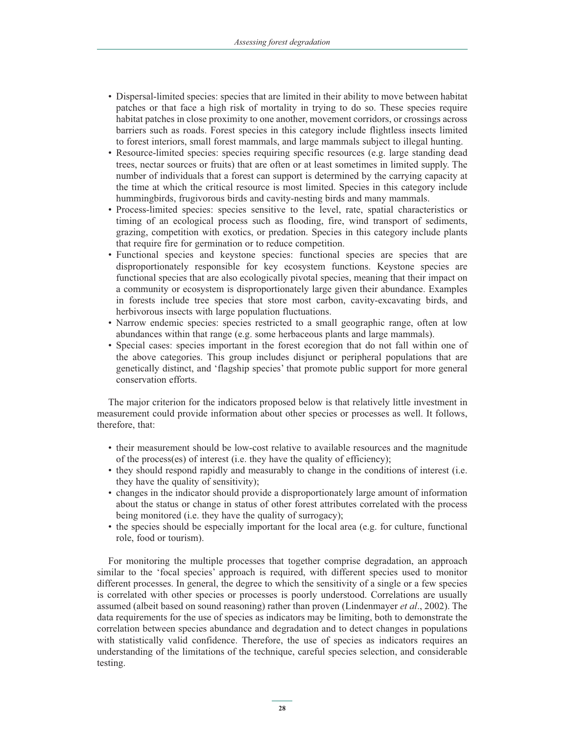- Dispersal-limited species: species that are limited in their ability to move between habitat patches or that face a high risk of mortality in trying to do so. These species require habitat patches in close proximity to one another, movement corridors, or crossings across barriers such as roads. Forest species in this category include flightless insects limited to forest interiors, small forest mammals, and large mammals subject to illegal hunting.
- Resource-limited species: species requiring specific resources (e.g. large standing dead trees, nectar sources or fruits) that are often or at least sometimes in limited supply. The number of individuals that a forest can support is determined by the carrying capacity at the time at which the critical resource is most limited. Species in this category include hummingbirds, frugivorous birds and cavity-nesting birds and many mammals.
- Process-limited species: species sensitive to the level, rate, spatial characteristics or timing of an ecological process such as flooding, fire, wind transport of sediments, grazing, competition with exotics, or predation. Species in this category include plants that require fire for germination or to reduce competition.
- Functional species and keystone species: functional species are species that are disproportionately responsible for key ecosystem functions. Keystone species are functional species that are also ecologically pivotal species, meaning that their impact on a community or ecosystem is disproportionately large given their abundance. Examples in forests include tree species that store most carbon, cavity-excavating birds, and herbivorous insects with large population fluctuations.
- Narrow endemic species: species restricted to a small geographic range, often at low abundances within that range (e.g. some herbaceous plants and large mammals).
- Special cases: species important in the forest ecoregion that do not fall within one of the above categories. This group includes disjunct or peripheral populations that are genetically distinct, and 'flagship species' that promote public support for more general conservation efforts.

The major criterion for the indicators proposed below is that relatively little investment in measurement could provide information about other species or processes as well. It follows, therefore, that:

- their measurement should be low-cost relative to available resources and the magnitude of the process(es) of interest (i.e. they have the quality of efficiency);
- they should respond rapidly and measurably to change in the conditions of interest (i.e. they have the quality of sensitivity);
- changes in the indicator should provide a disproportionately large amount of information about the status or change in status of other forest attributes correlated with the process being monitored (i.e. they have the quality of surrogacy);
- the species should be especially important for the local area (e.g. for culture, functional role, food or tourism).

For monitoring the multiple processes that together comprise degradation, an approach similar to the 'focal species' approach is required, with different species used to monitor different processes. In general, the degree to which the sensitivity of a single or a few species is correlated with other species or processes is poorly understood. Correlations are usually assumed (albeit based on sound reasoning) rather than proven (Lindenmayer *et al*., 2002). The data requirements for the use of species as indicators may be limiting, both to demonstrate the correlation between species abundance and degradation and to detect changes in populations with statistically valid confidence. Therefore, the use of species as indicators requires an understanding of the limitations of the technique, careful species selection, and considerable testing.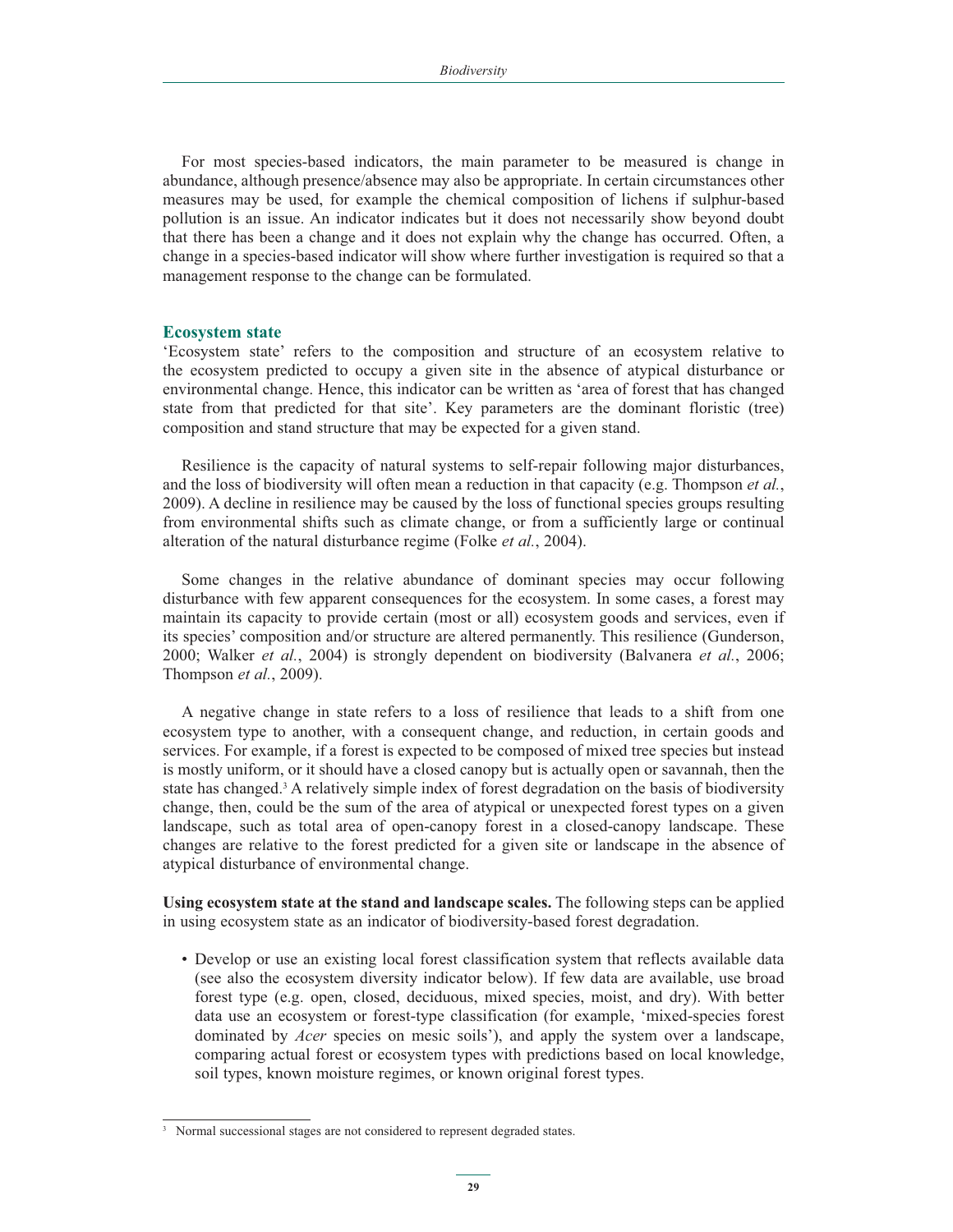For most species-based indicators, the main parameter to be measured is change in abundance, although presence/absence may also be appropriate. In certain circumstances other measures may be used, for example the chemical composition of lichens if sulphur-based pollution is an issue. An indicator indicates but it does not necessarily show beyond doubt that there has been a change and it does not explain why the change has occurred. Often, a change in a species-based indicator will show where further investigation is required so that a management response to the change can be formulated.

## Ecosystem state

'Ecosystem state' refers to the composition and structure of an ecosystem relative to the ecosystem predicted to occupy a given site in the absence of atypical disturbance or environmental change. Hence, this indicator can be written as 'area of forest that has changed state from that predicted for that site'. Key parameters are the dominant floristic (tree) composition and stand structure that may be expected for a given stand.

Resilience is the capacity of natural systems to self-repair following major disturbances, and the loss of biodiversity will often mean a reduction in that capacity (e.g. Thompson *et al.*, 2009). A decline in resilience may be caused by the loss of functional species groups resulting from environmental shifts such as climate change, or from a sufficiently large or continual alteration of the natural disturbance regime (Folke *et al.*, 2004).

Some changes in the relative abundance of dominant species may occur following disturbance with few apparent consequences for the ecosystem. In some cases, a forest may maintain its capacity to provide certain (most or all) ecosystem goods and services, even if its species' composition and/or structure are altered permanently. This resilience (Gunderson, 2000; Walker *et al.*, 2004) is strongly dependent on biodiversity (Balvanera *et al.*, 2006; Thompson *et al.*, 2009).

A negative change in state refers to a loss of resilience that leads to a shift from one ecosystem type to another, with a consequent change, and reduction, in certain goods and services. For example, if a forest is expected to be composed of mixed tree species but instead is mostly uniform, or it should have a closed canopy but is actually open or savannah, then the state has changed.[3] A relatively simple index of forest degradation on the basis of biodiversity change, then, could be the sum of the area of atypical or unexpected forest types on a given landscape, such as total area of open-canopy forest in a closed-canopy landscape. These changes are relative to the forest predicted for a given site or landscape in the absence of atypical disturbance of environmental change.

**Using ecosystem state at the stand and landscape scales.** The following steps can be applied in using ecosystem state as an indicator of biodiversity-based forest degradation.

- Develop or use an existing local forest classification system that reflects available data (see also the ecosystem diversity indicator below). If few data are available, use broad forest type (e.g. open, closed, deciduous, mixed species, moist, and dry). With better data use an ecosystem or forest-type classification (for example, 'mixed-species forest dominated by *Acer* species on mesic soils'), and apply the system over a landscape, comparing actual forest or ecosystem types with predictions based on local knowledge, soil types, known moisture regimes, or known original forest types.

[3] Normal successional stages are not considered to represent degraded states.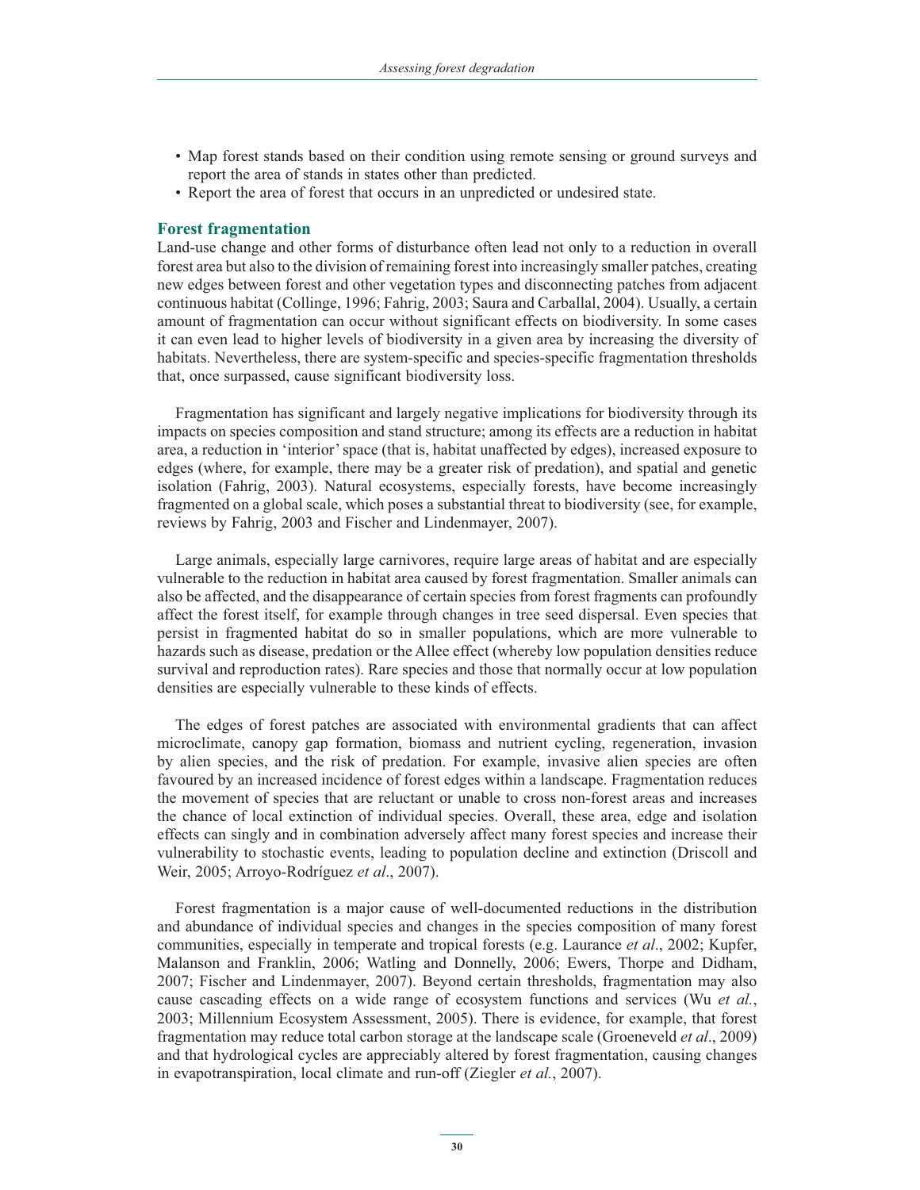- Map forest stands based on their condition using remote sensing or ground surveys and report the area of stands in states other than predicted.
- Report the area of forest that occurs in an unpredicted or undesired state.

### Forest fragmentation

Land-use change and other forms of disturbance often lead not only to a reduction in overall forest area but also to the division of remaining forest into increasingly smaller patches, creating new edges between forest and other vegetation types and disconnecting patches from adjacent continuous habitat (Collinge, 1996; Fahrig, 2003; Saura and Carballal, 2004). Usually, a certain amount of fragmentation can occur without significant effects on biodiversity. In some cases it can even lead to higher levels of biodiversity in a given area by increasing the diversity of habitats. Nevertheless, there are system-specific and species-specific fragmentation thresholds that, once surpassed, cause significant biodiversity loss.

Fragmentation has significant and largely negative implications for biodiversity through its impacts on species composition and stand structure; among its effects are a reduction in habitat area, a reduction in 'interior' space (that is, habitat unaffected by edges), increased exposure to edges (where, for example, there may be a greater risk of predation), and spatial and genetic isolation (Fahrig, 2003). Natural ecosystems, especially forests, have become increasingly fragmented on a global scale, which poses a substantial threat to biodiversity (see, for example, reviews by Fahrig, 2003 and Fischer and Lindenmayer, 2007).

Large animals, especially large carnivores, require large areas of habitat and are especially vulnerable to the reduction in habitat area caused by forest fragmentation. Smaller animals can also be affected, and the disappearance of certain species from forest fragments can profoundly affect the forest itself, for example through changes in tree seed dispersal. Even species that persist in fragmented habitat do so in smaller populations, which are more vulnerable to hazards such as disease, predation or the Allee effect (whereby low population densities reduce survival and reproduction rates). Rare species and those that normally occur at low population densities are especially vulnerable to these kinds of effects.

The edges of forest patches are associated with environmental gradients that can affect microclimate, canopy gap formation, biomass and nutrient cycling, regeneration, invasion by alien species, and the risk of predation. For example, invasive alien species are often favoured by an increased incidence of forest edges within a landscape. Fragmentation reduces the movement of species that are reluctant or unable to cross non-forest areas and increases the chance of local extinction of individual species. Overall, these area, edge and isolation effects can singly and in combination adversely affect many forest species and increase their vulnerability to stochastic events, leading to population decline and extinction (Driscoll and Weir, 2005; Arroyo-Rodríguez *et al*., 2007).

Forest fragmentation is a major cause of well-documented reductions in the distribution and abundance of individual species and changes in the species composition of many forest communities, especially in temperate and tropical forests (e.g. Laurance *et al*., 2002; Kupfer, Malanson and Franklin, 2006; Watling and Donnelly, 2006; Ewers, Thorpe and Didham, 2007; Fischer and Lindenmayer, 2007). Beyond certain thresholds, fragmentation may also cause cascading effects on a wide range of ecosystem functions and services (Wu *et al.*, 2003; Millennium Ecosystem Assessment, 2005). There is evidence, for example, that forest fragmentation may reduce total carbon storage at the landscape scale (Groeneveld *et al*., 2009) and that hydrological cycles are appreciably altered by forest fragmentation, causing changes in evapotranspiration, local climate and run-off (Ziegler *et al.*, 2007).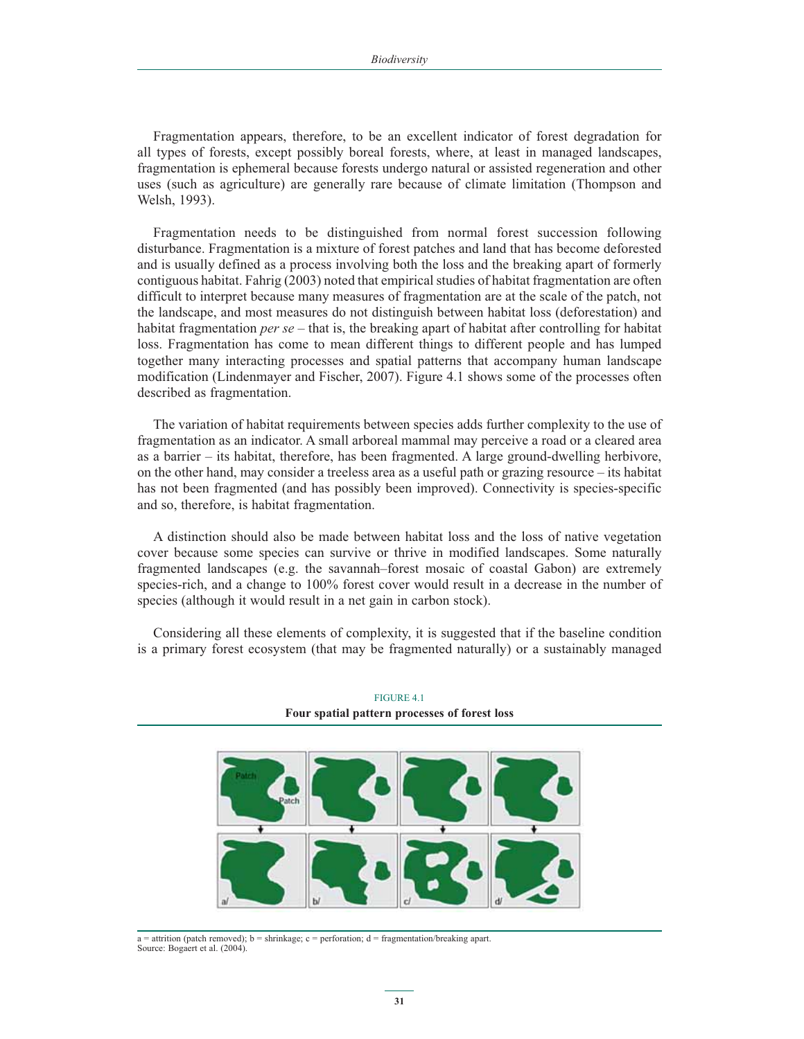Fragmentation appears, therefore, to be an excellent indicator of forest degradation for all types of forests, except possibly boreal forests, where, at least in managed landscapes, fragmentation is ephemeral because forests undergo natural or assisted regeneration and other uses (such as agriculture) are generally rare because of climate limitation (Thompson and Welsh, 1993).

Fragmentation needs to be distinguished from normal forest succession following disturbance. Fragmentation is a mixture of forest patches and land that has become deforested and is usually defined as a process involving both the loss and the breaking apart of formerly contiguous habitat. Fahrig (2003) noted that empirical studies of habitat fragmentation are often difficult to interpret because many measures of fragmentation are at the scale of the patch, not the landscape, and most measures do not distinguish between habitat loss (deforestation) and habitat fragmentation *per se* – that is, the breaking apart of habitat after controlling for habitat loss. Fragmentation has come to mean different things to different people and has lumped together many interacting processes and spatial patterns that accompany human landscape modification (Lindenmayer and Fischer, 2007). Figure 4.1 shows some of the processes often described as fragmentation.

The variation of habitat requirements between species adds further complexity to the use of fragmentation as an indicator. A small arboreal mammal may perceive a road or a cleared area as a barrier – its habitat, therefore, has been fragmented. A large ground-dwelling herbivore, on the other hand, may consider a treeless area as a useful path or grazing resource – its habitat has not been fragmented (and has possibly been improved). Connectivity is species-specific and so, therefore, is habitat fragmentation.

A distinction should also be made between habitat loss and the loss of native vegetation cover because some species can survive or thrive in modified landscapes. Some naturally fragmented landscapes (e.g. the savannah–forest mosaic of coastal Gabon) are extremely species-rich, and a change to 100% forest cover would result in a decrease in the number of species (although it would result in a net gain in carbon stock).

Considering all these elements of complexity, it is suggested that if the baseline condition is a primary forest ecosystem (that may be fragmented naturally) or a sustainably managed

FIGURE 4.1

**Four spatial pattern processes of forest loss**

a = attrition (patch removed); b = shrinkage; c = perforation; d = fragmentation/breaking apart.
Source: Bogaert et al. (2004).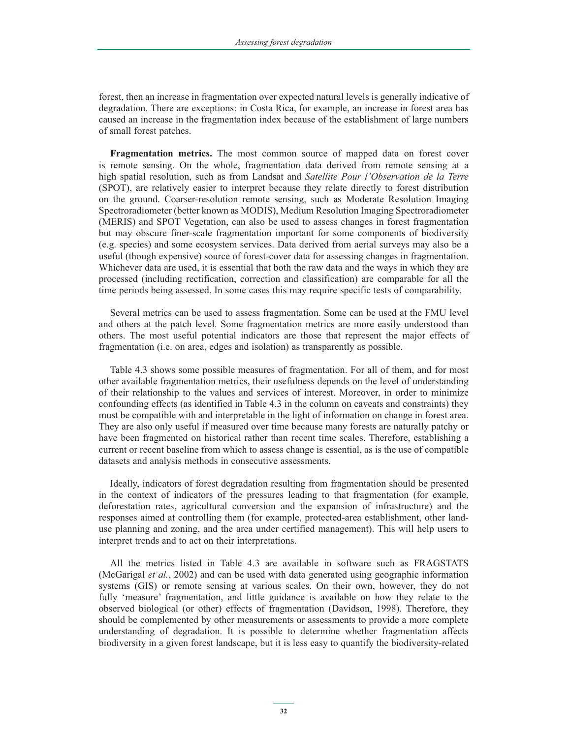forest, then an increase in fragmentation over expected natural levels is generally indicative of degradation. There are exceptions: in Costa Rica, for example, an increase in forest area has caused an increase in the fragmentation index because of the establishment of large numbers of small forest patches.

**Fragmentation metrics.** The most common source of mapped data on forest cover is remote sensing. On the whole, fragmentation data derived from remote sensing at a high spatial resolution, such as from Landsat and *Satellite Pour l'Observation de la Terre* (SPOT), are relatively easier to interpret because they relate directly to forest distribution on the ground. Coarser-resolution remote sensing, such as Moderate Resolution Imaging Spectroradiometer (better known as MODIS), Medium Resolution Imaging Spectroradiometer (MERIS) and SPOT Vegetation, can also be used to assess changes in forest fragmentation but may obscure finer-scale fragmentation important for some components of biodiversity (e.g. species) and some ecosystem services. Data derived from aerial surveys may also be a useful (though expensive) source of forest-cover data for assessing changes in fragmentation. Whichever data are used, it is essential that both the raw data and the ways in which they are processed (including rectification, correction and classification) are comparable for all the time periods being assessed. In some cases this may require specific tests of comparability.

Several metrics can be used to assess fragmentation. Some can be used at the FMU level and others at the patch level. Some fragmentation metrics are more easily understood than others. The most useful potential indicators are those that represent the major effects of fragmentation (i.e. on area, edges and isolation) as transparently as possible.

Table 4.3 shows some possible measures of fragmentation. For all of them, and for most other available fragmentation metrics, their usefulness depends on the level of understanding of their relationship to the values and services of interest. Moreover, in order to minimize confounding effects (as identified in Table 4.3 in the column on caveats and constraints) they must be compatible with and interpretable in the light of information on change in forest area. They are also only useful if measured over time because many forests are naturally patchy or have been fragmented on historical rather than recent time scales. Therefore, establishing a current or recent baseline from which to assess change is essential, as is the use of compatible datasets and analysis methods in consecutive assessments.

Ideally, indicators of forest degradation resulting from fragmentation should be presented in the context of indicators of the pressures leading to that fragmentation (for example, deforestation rates, agricultural conversion and the expansion of infrastructure) and the responses aimed at controlling them (for example, protected-area establishment, other land-use planning and zoning, and the area under certified management). This will help users to interpret trends and to act on their interpretations.

All the metrics listed in Table 4.3 are available in software such as FRAGSTATS (McGarigal *et al.*, 2002) and can be used with data generated using geographic information systems (GIS) or remote sensing at various scales. On their own, however, they do not fully 'measure' fragmentation, and little guidance is available on how they relate to the observed biological (or other) effects of fragmentation (Davidson, 1998). Therefore, they should be complemented by other measurements or assessments to provide a more complete understanding of degradation. It is possible to determine whether fragmentation affects biodiversity in a given forest landscape, but it is less easy to quantify the biodiversity-related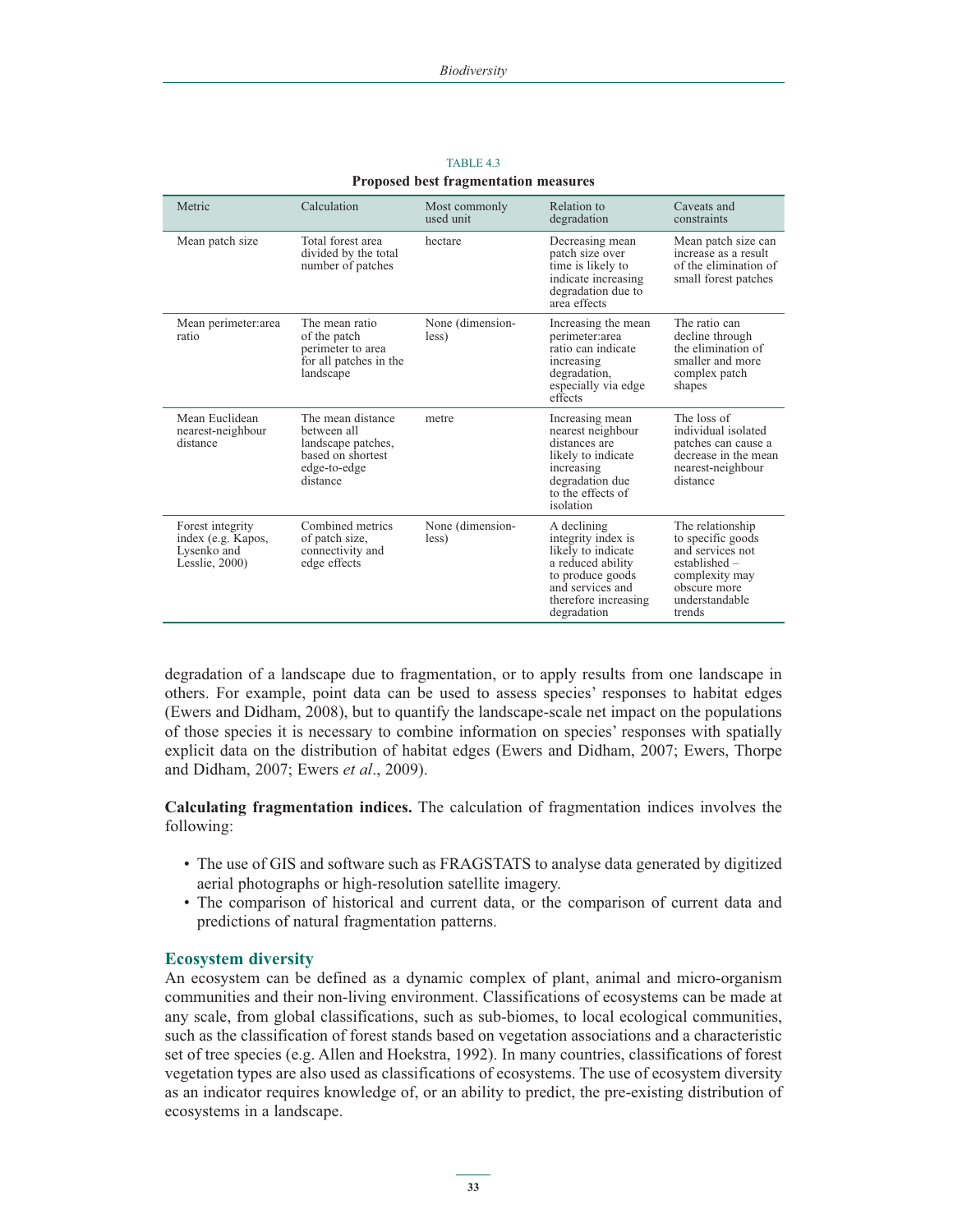TABLE 4.3

**Proposed best fragmentation measures**

| Metric | Calculation | Most commonly used unit | Relation to degradation | Caveats and constraints |
|---|---|---|---|---|
| Mean patch size | Total forest area divided by the total number of patches | hectare | Decreasing mean patch size over time is likely to indicate increasing degradation due to area effects | Mean patch size can increase as a result of the elimination of small forest patches |
| Mean perimeter:area ratio | The mean ratio of the patch perimeter to area for all patches in the landscape | None (dimension-less) | Increasing the mean perimeter:area ratio can indicate increasing degradation, especially via edge effects | The ratio can decline through the elimination of smaller and more complex patch shapes |
| Mean Euclidean nearest-neighbour distance | The mean distance between all landscape patches, based on shortest edge-to-edge distance | metre | Increasing mean nearest neighbour distances are likely to indicate increasing degradation due to the effects of isolation | The loss of individual isolated patches can cause a decrease in the mean nearest-neighbour distance |
| Forest integrity index (e.g. Kapos, Lysenko and Lesslie, 2000) | Combined metrics of patch size, connectivity and edge effects | None (dimension-less) | A declining integrity index is likely to indicate a reduced ability to produce goods and services and therefore increasing degradation | The relationship to specific goods and services not established – complexity may obscure more understandable trends |

degradation of a landscape due to fragmentation, or to apply results from one landscape in others. For example, point data can be used to assess species' responses to habitat edges (Ewers and Didham, 2008), but to quantify the landscape-scale net impact on the populations of those species it is necessary to combine information on species' responses with spatially explicit data on the distribution of habitat edges (Ewers and Didham, 2007; Ewers, Thorpe and Didham, 2007; Ewers *et al*., 2009).

**Calculating fragmentation indices.** The calculation of fragmentation indices involves the following:

- The use of GIS and software such as FRAGSTATS to analyse data generated by digitized aerial photographs or high-resolution satellite imagery.
- The comparison of historical and current data, or the comparison of current data and predictions of natural fragmentation patterns.

### Ecosystem diversity

An ecosystem can be defined as a dynamic complex of plant, animal and micro-organism communities and their non-living environment. Classifications of ecosystems can be made at any scale, from global classifications, such as sub-biomes, to local ecological communities, such as the classification of forest stands based on vegetation associations and a characteristic set of tree species (e.g. Allen and Hoekstra, 1992). In many countries, classifications of forest vegetation types are also used as classifications of ecosystems. The use of ecosystem diversity as an indicator requires knowledge of, or an ability to predict, the pre-existing distribution of ecosystems in a landscape.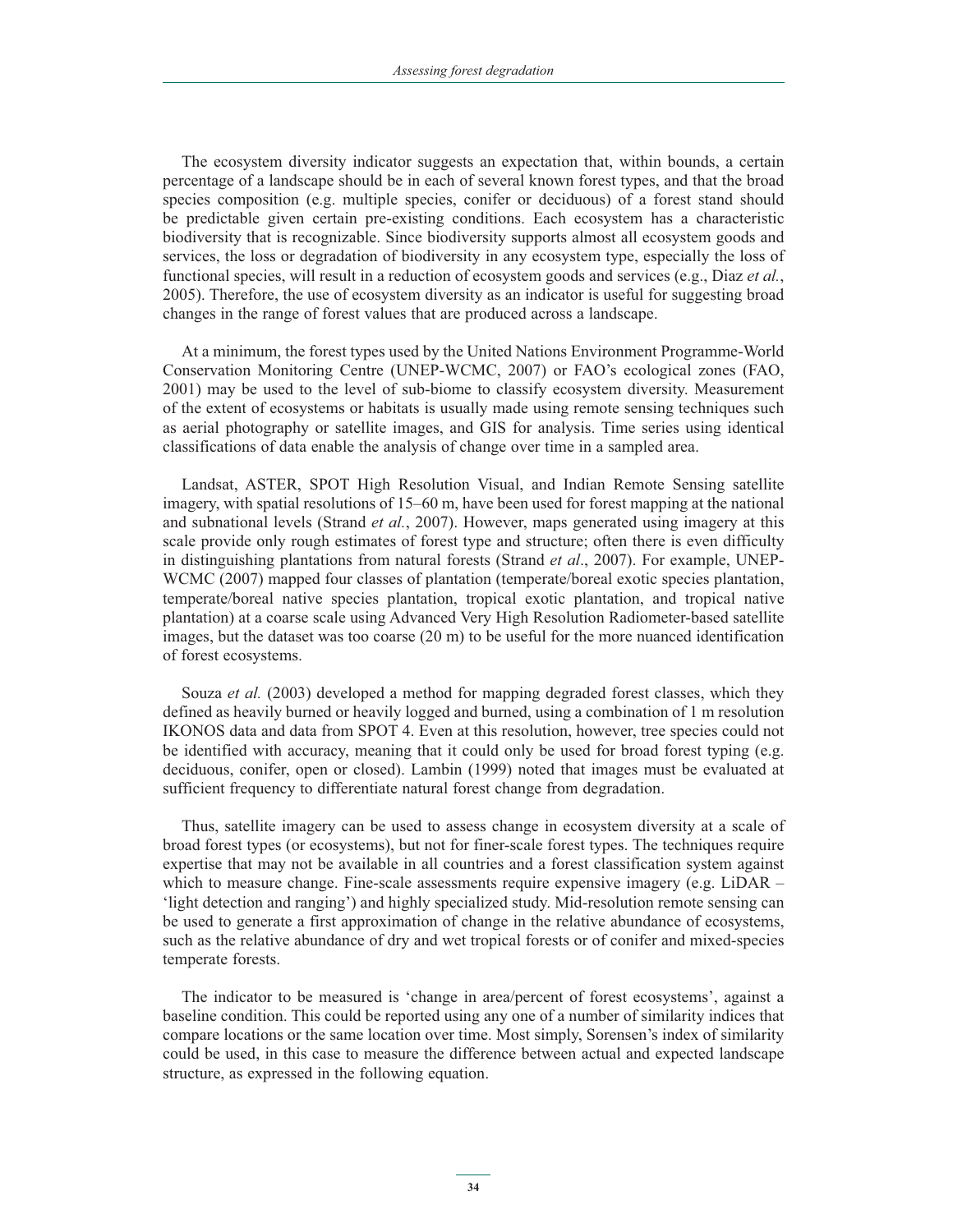The ecosystem diversity indicator suggests an expectation that, within bounds, a certain percentage of a landscape should be in each of several known forest types, and that the broad species composition (e.g. multiple species, conifer or deciduous) of a forest stand should be predictable given certain pre-existing conditions. Each ecosystem has a characteristic biodiversity that is recognizable. Since biodiversity supports almost all ecosystem goods and services, the loss or degradation of biodiversity in any ecosystem type, especially the loss of functional species, will result in a reduction of ecosystem goods and services (e.g., Diaz *et al.*, 2005). Therefore, the use of ecosystem diversity as an indicator is useful for suggesting broad changes in the range of forest values that are produced across a landscape.

At a minimum, the forest types used by the United Nations Environment Programme-World Conservation Monitoring Centre (UNEP-WCMC, 2007) or FAO's ecological zones (FAO, 2001) may be used to the level of sub-biome to classify ecosystem diversity. Measurement of the extent of ecosystems or habitats is usually made using remote sensing techniques such as aerial photography or satellite images, and GIS for analysis. Time series using identical classifications of data enable the analysis of change over time in a sampled area.

Landsat, ASTER, SPOT High Resolution Visual, and Indian Remote Sensing satellite imagery, with spatial resolutions of 15–60 m, have been used for forest mapping at the national and subnational levels (Strand *et al.*, 2007). However, maps generated using imagery at this scale provide only rough estimates of forest type and structure; often there is even difficulty in distinguishing plantations from natural forests (Strand *et al*., 2007). For example, UNEP-WCMC (2007) mapped four classes of plantation (temperate/boreal exotic species plantation, temperate/boreal native species plantation, tropical exotic plantation, and tropical native plantation) at a coarse scale using Advanced Very High Resolution Radiometer-based satellite images, but the dataset was too coarse (20 m) to be useful for the more nuanced identification of forest ecosystems.

Souza *et al.* (2003) developed a method for mapping degraded forest classes, which they defined as heavily burned or heavily logged and burned, using a combination of 1 m resolution IKONOS data and data from SPOT 4. Even at this resolution, however, tree species could not be identified with accuracy, meaning that it could only be used for broad forest typing (e.g. deciduous, conifer, open or closed). Lambin (1999) noted that images must be evaluated at sufficient frequency to differentiate natural forest change from degradation.

Thus, satellite imagery can be used to assess change in ecosystem diversity at a scale of broad forest types (or ecosystems), but not for finer-scale forest types. The techniques require expertise that may not be available in all countries and a forest classification system against which to measure change. Fine-scale assessments require expensive imagery (e.g. LiDAR – 'light detection and ranging') and highly specialized study. Mid-resolution remote sensing can be used to generate a first approximation of change in the relative abundance of ecosystems, such as the relative abundance of dry and wet tropical forests or of conifer and mixed-species temperate forests.

The indicator to be measured is 'change in area/percent of forest ecosystems', against a baseline condition. This could be reported using any one of a number of similarity indices that compare locations or the same location over time. Most simply, Sorensen's index of similarity could be used, in this case to measure the difference between actual and expected landscape structure, as expressed in the following equation.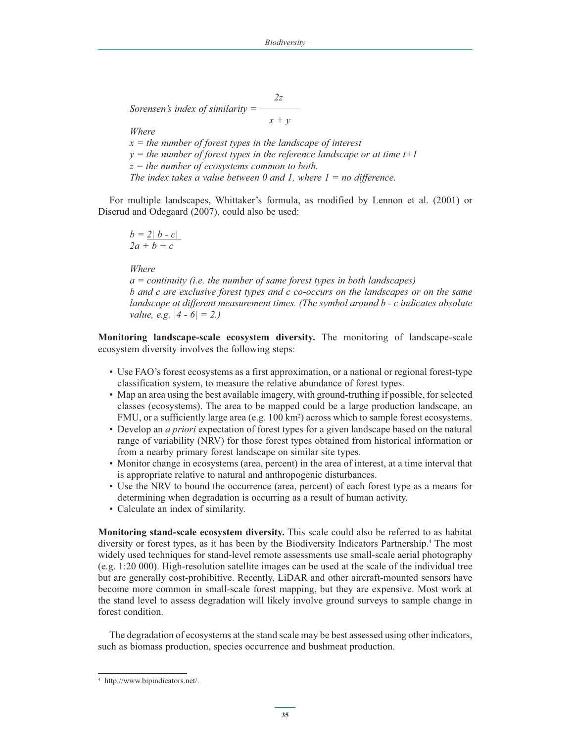$$\text{Sorensen's index of similarity} = \frac{2z}{x + y}$$

*Where*
*$x$ = the number of forest types in the landscape of interest*
*$y$ = the number of forest types in the reference landscape or at time $t+1$*
*$z$ = the number of ecosystems common to both.*
*The index takes a value between 0 and 1, where 1 = no difference.*

For multiple landscapes, Whittaker's formula, as modified by Lennon et al. (2001) or Diserud and Odegaard (2007), could also be used:

$$b = \frac{2|b - c|}{2a + b + c}$$

*Where*
*$a$ = continuity (i.e. the number of same forest types in both landscapes)*
*$b$ and $c$ are exclusive forest types and $c$ co-occurs on the landscapes or on the same landscape at different measurement times. (The symbol around $b - c$ indicates absolute value, e.g. $|4 - 6| = 2$.)*

**Monitoring landscape-scale ecosystem diversity.** The monitoring of landscape-scale ecosystem diversity involves the following steps:

- Use FAO's forest ecosystems as a first approximation, or a national or regional forest-type classification system, to measure the relative abundance of forest types.
- Map an area using the best available imagery, with ground-truthing if possible, for selected classes (ecosystems). The area to be mapped could be a large production landscape, an FMU, or a sufficiently large area (e.g. 100 $km^2$) across which to sample forest ecosystems.
- Develop an *a priori* expectation of forest types for a given landscape based on the natural range of variability (NRV) for those forest types obtained from historical information or from a nearby primary forest landscape on similar site types.
- Monitor change in ecosystems (area, percent) in the area of interest, at a time interval that is appropriate relative to natural and anthropogenic disturbances.
- Use the NRV to bound the occurrence (area, percent) of each forest type as a means for determining when degradation is occurring as a result of human activity.
- Calculate an index of similarity.

**Monitoring stand-scale ecosystem diversity.** This scale could also be referred to as habitat diversity or forest types, as it has been by the Biodiversity Indicators Partnership.[4] The most widely used techniques for stand-level remote assessments use small-scale aerial photography (e.g. 1:20 000). High-resolution satellite images can be used at the scale of the individual tree but are generally cost-prohibitive. Recently, LiDAR and other aircraft-mounted sensors have become more common in small-scale forest mapping, but they are expensive. Most work at the stand level to assess degradation will likely involve ground surveys to sample change in forest condition.

The degradation of ecosystems at the stand scale may be best assessed using other indicators, such as biomass production, species occurrence and bushmeat production.

[4] http://www.bipindicators.net/.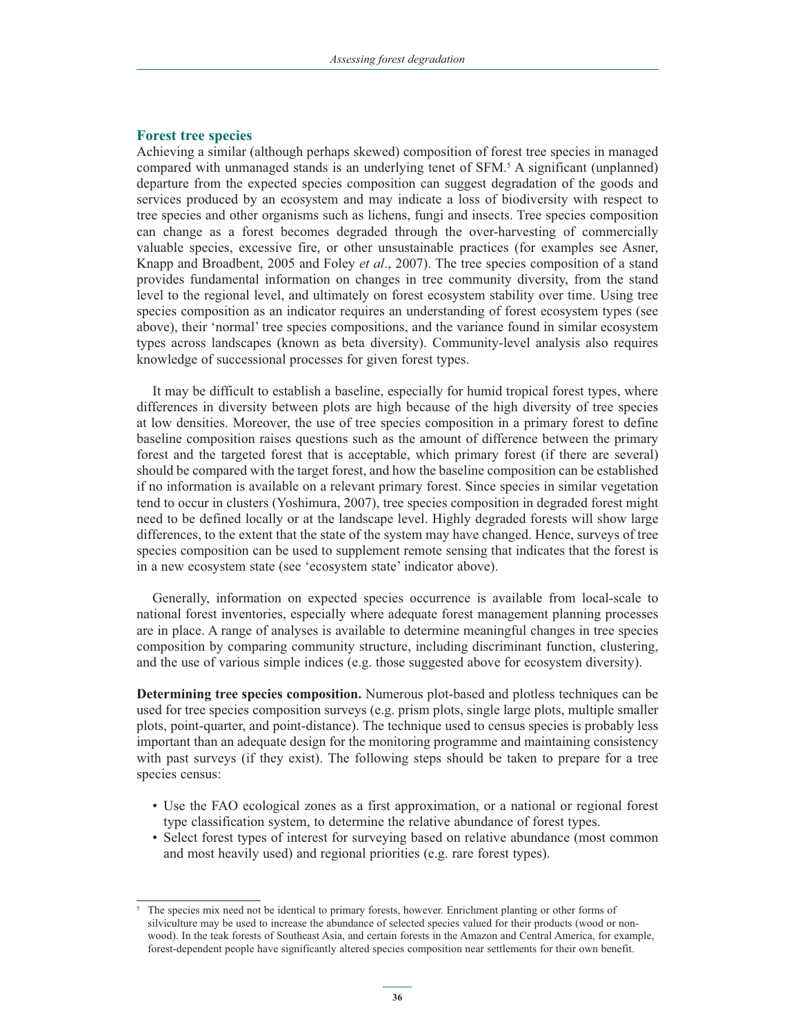### Forest tree species

Achieving a similar (although perhaps skewed) composition of forest tree species in managed compared with unmanaged stands is an underlying tenet of SFM.[5] A significant (unplanned) departure from the expected species composition can suggest degradation of the goods and services produced by an ecosystem and may indicate a loss of biodiversity with respect to tree species and other organisms such as lichens, fungi and insects. Tree species composition can change as a forest becomes degraded through the over-harvesting of commercially valuable species, excessive fire, or other unsustainable practices (for examples see Asner, Knapp and Broadbent, 2005 and Foley *et al*., 2007). The tree species composition of a stand provides fundamental information on changes in tree community diversity, from the stand level to the regional level, and ultimately on forest ecosystem stability over time. Using tree species composition as an indicator requires an understanding of forest ecosystem types (see above), their 'normal' tree species compositions, and the variance found in similar ecosystem types across landscapes (known as beta diversity). Community-level analysis also requires knowledge of successional processes for given forest types.

It may be difficult to establish a baseline, especially for humid tropical forest types, where differences in diversity between plots are high because of the high diversity of tree species at low densities. Moreover, the use of tree species composition in a primary forest to define baseline composition raises questions such as the amount of difference between the primary forest and the targeted forest that is acceptable, which primary forest (if there are several) should be compared with the target forest, and how the baseline composition can be established if no information is available on a relevant primary forest. Since species in similar vegetation tend to occur in clusters (Yoshimura, 2007), tree species composition in degraded forest might need to be defined locally or at the landscape level. Highly degraded forests will show large differences, to the extent that the state of the system may have changed. Hence, surveys of tree species composition can be used to supplement remote sensing that indicates that the forest is in a new ecosystem state (see 'ecosystem state' indicator above).

Generally, information on expected species occurrence is available from local-scale to national forest inventories, especially where adequate forest management planning processes are in place. A range of analyses is available to determine meaningful changes in tree species composition by comparing community structure, including discriminant function, clustering, and the use of various simple indices (e.g. those suggested above for ecosystem diversity).

**Determining tree species composition.** Numerous plot-based and plotless techniques can be used for tree species composition surveys (e.g. prism plots, single large plots, multiple smaller plots, point-quarter, and point-distance). The technique used to census species is probably less important than an adequate design for the monitoring programme and maintaining consistency with past surveys (if they exist). The following steps should be taken to prepare for a tree species census:

- Use the FAO ecological zones as a first approximation, or a national or regional forest type classification system, to determine the relative abundance of forest types.
- Select forest types of interest for surveying based on relative abundance (most common and most heavily used) and regional priorities (e.g. rare forest types).

---

[5] The species mix need not be identical to primary forests, however. Enrichment planting or other forms of silviculture may be used to increase the abundance of selected species valued for their products (wood or non-wood). In the teak forests of Southeast Asia, and certain forests in the Amazon and Central America, for example, forest-dependent people have significantly altered species composition near settlements for their own benefit.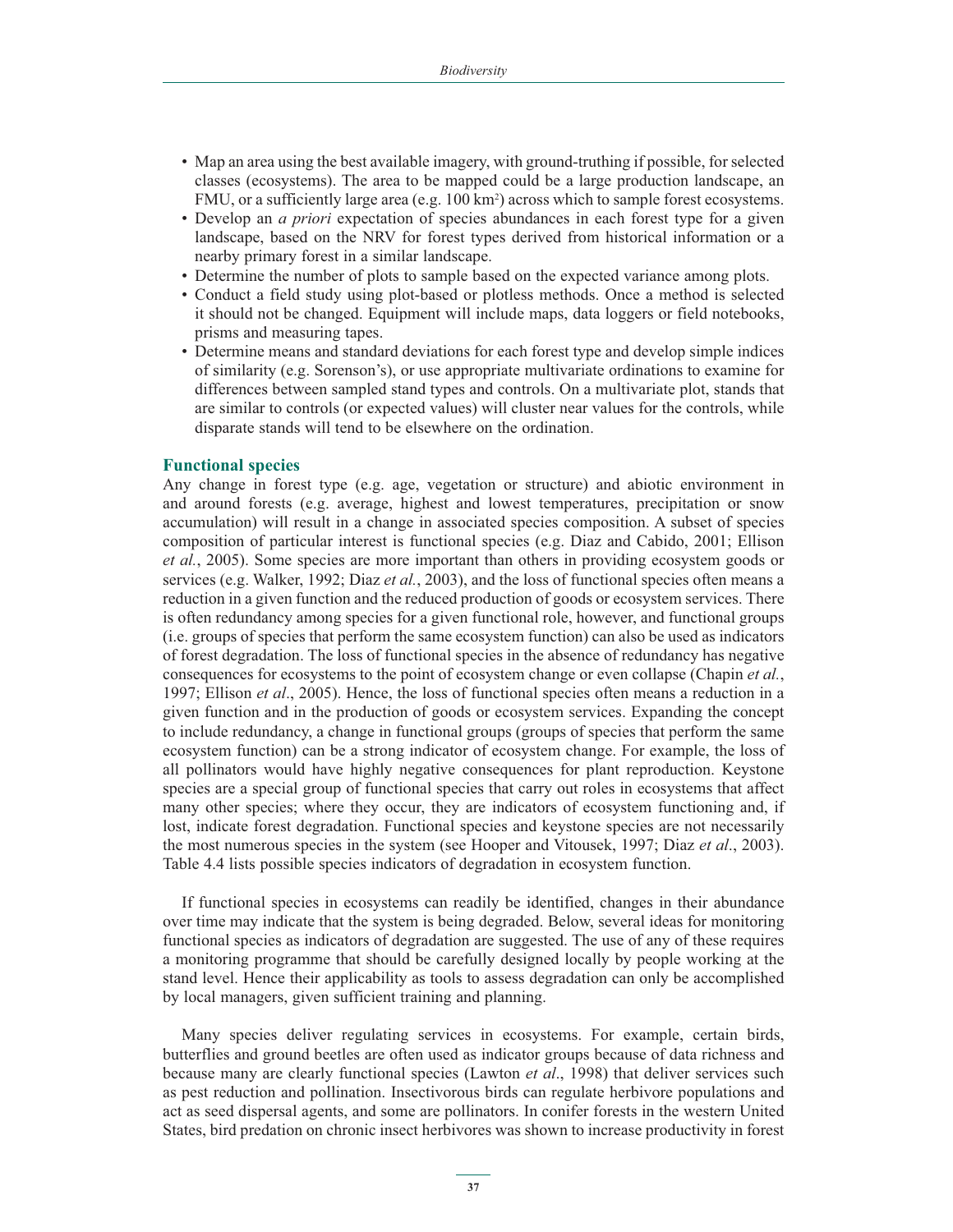- Map an area using the best available imagery, with ground-truthing if possible, for selected classes (ecosystems). The area to be mapped could be a large production landscape, an FMU, or a sufficiently large area (e.g. 100 km$^2$) across which to sample forest ecosystems.
- Develop an *a priori* expectation of species abundances in each forest type for a given landscape, based on the NRV for forest types derived from historical information or a nearby primary forest in a similar landscape.
- Determine the number of plots to sample based on the expected variance among plots.
- Conduct a field study using plot-based or plotless methods. Once a method is selected it should not be changed. Equipment will include maps, data loggers or field notebooks, prisms and measuring tapes.
- Determine means and standard deviations for each forest type and develop simple indices of similarity (e.g. Sorenson's), or use appropriate multivariate ordinations to examine for differences between sampled stand types and controls. On a multivariate plot, stands that are similar to controls (or expected values) will cluster near values for the controls, while disparate stands will tend to be elsewhere on the ordination.

### Functional species

Any change in forest type (e.g. age, vegetation or structure) and abiotic environment in and around forests (e.g. average, highest and lowest temperatures, precipitation or snow accumulation) will result in a change in associated species composition. A subset of species composition of particular interest is functional species (e.g. Diaz and Cabido, 2001; Ellison *et al.*, 2005). Some species are more important than others in providing ecosystem goods or services (e.g. Walker, 1992; Diaz *et al.*, 2003), and the loss of functional species often means a reduction in a given function and the reduced production of goods or ecosystem services. There is often redundancy among species for a given functional role, however, and functional groups (i.e. groups of species that perform the same ecosystem function) can also be used as indicators of forest degradation. The loss of functional species in the absence of redundancy has negative consequences for ecosystems to the point of ecosystem change or even collapse (Chapin *et al.*, 1997; Ellison *et al*., 2005). Hence, the loss of functional species often means a reduction in a given function and in the production of goods or ecosystem services. Expanding the concept to include redundancy, a change in functional groups (groups of species that perform the same ecosystem function) can be a strong indicator of ecosystem change. For example, the loss of all pollinators would have highly negative consequences for plant reproduction. Keystone species are a special group of functional species that carry out roles in ecosystems that affect many other species; where they occur, they are indicators of ecosystem functioning and, if lost, indicate forest degradation. Functional species and keystone species are not necessarily the most numerous species in the system (see Hooper and Vitousek, 1997; Diaz *et al*., 2003). Table 4.4 lists possible species indicators of degradation in ecosystem function.

If functional species in ecosystems can readily be identified, changes in their abundance over time may indicate that the system is being degraded. Below, several ideas for monitoring functional species as indicators of degradation are suggested. The use of any of these requires a monitoring programme that should be carefully designed locally by people working at the stand level. Hence their applicability as tools to assess degradation can only be accomplished by local managers, given sufficient training and planning.

Many species deliver regulating services in ecosystems. For example, certain birds, butterflies and ground beetles are often used as indicator groups because of data richness and because many are clearly functional species (Lawton *et al*., 1998) that deliver services such as pest reduction and pollination. Insectivorous birds can regulate herbivore populations and act as seed dispersal agents, and some are pollinators. In conifer forests in the western United States, bird predation on chronic insect herbivores was shown to increase productivity in forest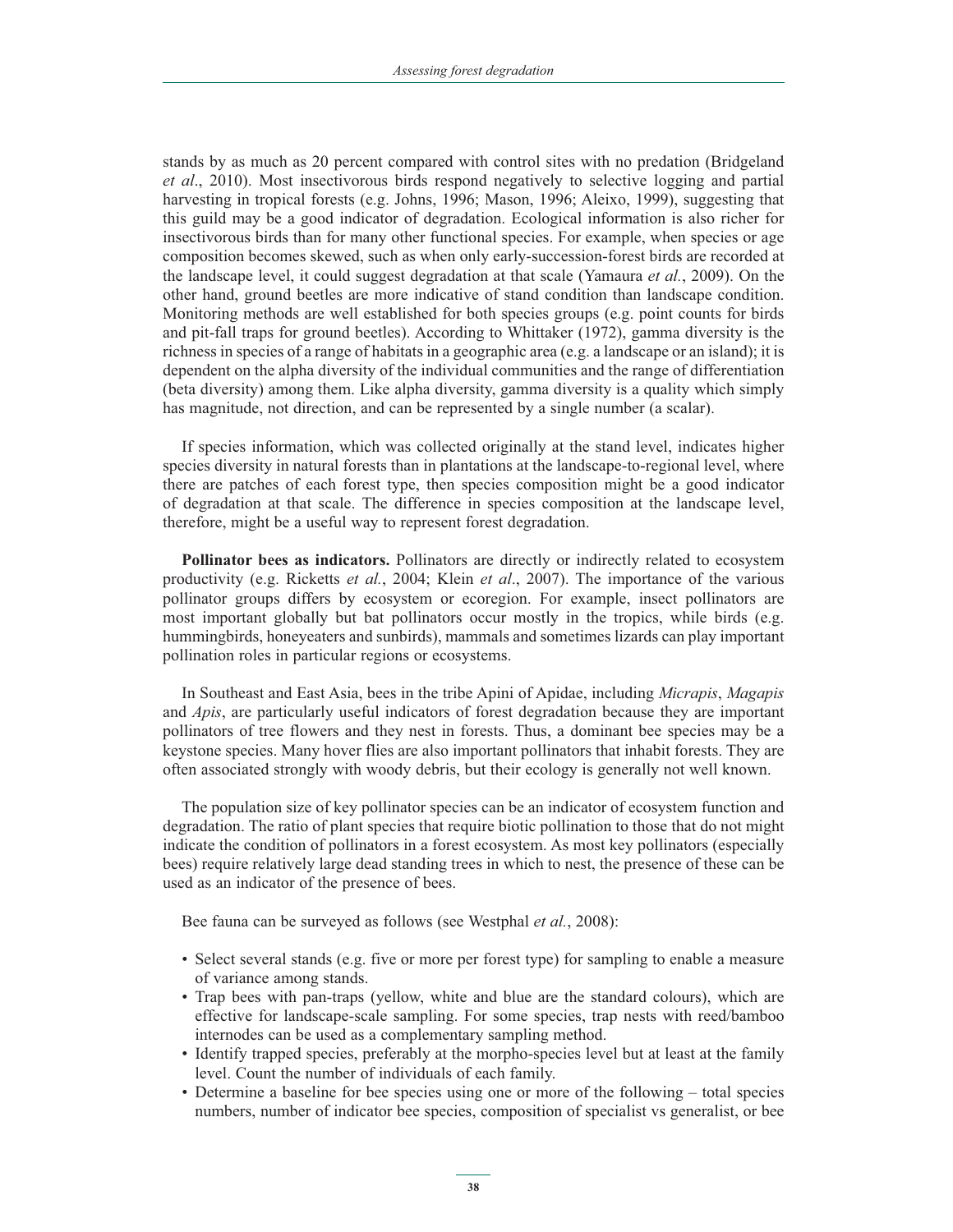stands by as much as 20 percent compared with control sites with no predation (Bridgeland *et al*., 2010). Most insectivorous birds respond negatively to selective logging and partial harvesting in tropical forests (e.g. Johns, 1996; Mason, 1996; Aleixo, 1999), suggesting that this guild may be a good indicator of degradation. Ecological information is also richer for insectivorous birds than for many other functional species. For example, when species or age composition becomes skewed, such as when only early-succession-forest birds are recorded at the landscape level, it could suggest degradation at that scale (Yamaura *et al.*, 2009). On the other hand, ground beetles are more indicative of stand condition than landscape condition. Monitoring methods are well established for both species groups (e.g. point counts for birds and pit-fall traps for ground beetles). According to Whittaker (1972), gamma diversity is the richness in species of a range of habitats in a geographic area (e.g. a landscape or an island); it is dependent on the alpha diversity of the individual communities and the range of differentiation (beta diversity) among them. Like alpha diversity, gamma diversity is a quality which simply has magnitude, not direction, and can be represented by a single number (a scalar).

If species information, which was collected originally at the stand level, indicates higher species diversity in natural forests than in plantations at the landscape-to-regional level, where there are patches of each forest type, then species composition might be a good indicator of degradation at that scale. The difference in species composition at the landscape level, therefore, might be a useful way to represent forest degradation.

**Pollinator bees as indicators.** Pollinators are directly or indirectly related to ecosystem productivity (e.g. Ricketts *et al.*, 2004; Klein *et al*., 2007). The importance of the various pollinator groups differs by ecosystem or ecoregion. For example, insect pollinators are most important globally but bat pollinators occur mostly in the tropics, while birds (e.g. hummingbirds, honeyeaters and sunbirds), mammals and sometimes lizards can play important pollination roles in particular regions or ecosystems.

In Southeast and East Asia, bees in the tribe Apini of Apidae, including *Micrapis*, *Magapis* and *Apis*, are particularly useful indicators of forest degradation because they are important pollinators of tree flowers and they nest in forests. Thus, a dominant bee species may be a keystone species. Many hover flies are also important pollinators that inhabit forests. They are often associated strongly with woody debris, but their ecology is generally not well known.

The population size of key pollinator species can be an indicator of ecosystem function and degradation. The ratio of plant species that require biotic pollination to those that do not might indicate the condition of pollinators in a forest ecosystem. As most key pollinators (especially bees) require relatively large dead standing trees in which to nest, the presence of these can be used as an indicator of the presence of bees.

Bee fauna can be surveyed as follows (see Westphal *et al.*, 2008):

- Select several stands (e.g. five or more per forest type) for sampling to enable a measure of variance among stands.
- Trap bees with pan-traps (yellow, white and blue are the standard colours), which are effective for landscape-scale sampling. For some species, trap nests with reed/bamboo internodes can be used as a complementary sampling method.
- Identify trapped species, preferably at the morpho-species level but at least at the family level. Count the number of individuals of each family.
- Determine a baseline for bee species using one or more of the following – total species numbers, number of indicator bee species, composition of specialist vs generalist, or bee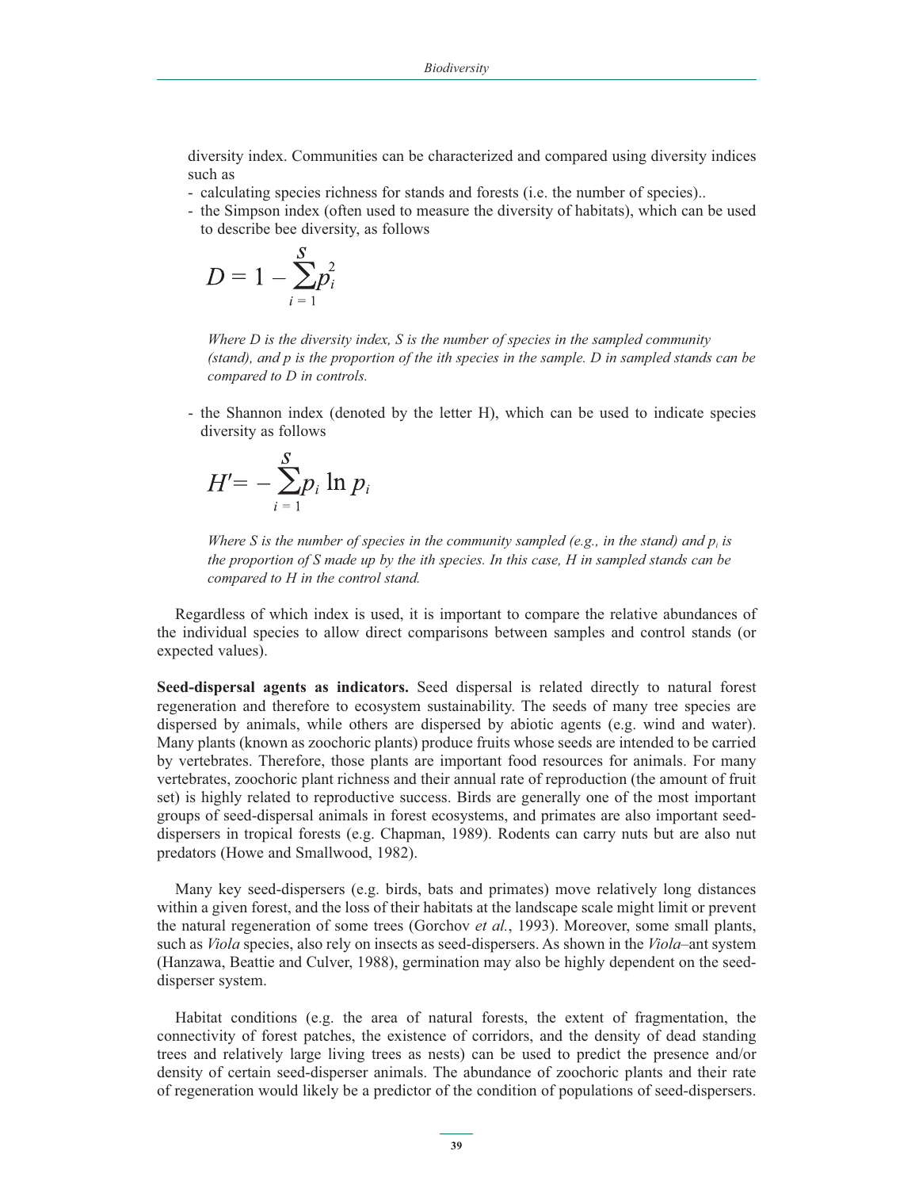diversity index. Communities can be characterized and compared using diversity indices such as

- calculating species richness for stands and forests (i.e. the number of species)..
- the Simpson index (often used to measure the diversity of habitats), which can be used to describe bee diversity, as follows

$$D = 1 - \sum_{i=1}^{S} p_i^2$$

*Where D is the diversity index, S is the number of species in the sampled community (stand), and p is the proportion of the ith species in the sample. D in sampled stands can be compared to D in controls.*

- the Shannon index (denoted by the letter H), which can be used to indicate species diversity as follows

$$H' = -\sum_{i=1}^{S} p_i \ln p_i$$

*Where S is the number of species in the community sampled (e.g., in the stand) and $p_i$ is the proportion of S made up by the ith species. In this case, H in sampled stands can be compared to H in the control stand.*

Regardless of which index is used, it is important to compare the relative abundances of the individual species to allow direct comparisons between samples and control stands (or expected values).

**Seed-dispersal agents as indicators.** Seed dispersal is related directly to natural forest regeneration and therefore to ecosystem sustainability. The seeds of many tree species are dispersed by animals, while others are dispersed by abiotic agents (e.g. wind and water). Many plants (known as zoochoric plants) produce fruits whose seeds are intended to be carried by vertebrates. Therefore, those plants are important food resources for animals. For many vertebrates, zoochoric plant richness and their annual rate of reproduction (the amount of fruit set) is highly related to reproductive success. Birds are generally one of the most important groups of seed-dispersal animals in forest ecosystems, and primates are also important seed-dispersers in tropical forests (e.g. Chapman, 1989). Rodents can carry nuts but are also nut predators (Howe and Smallwood, 1982).

Many key seed-dispersers (e.g. birds, bats and primates) move relatively long distances within a given forest, and the loss of their habitats at the landscape scale might limit or prevent the natural regeneration of some trees (Gorchov *et al.*, 1993). Moreover, some small plants, such as *Viola* species, also rely on insects as seed-dispersers. As shown in the *Viola*–ant system (Hanzawa, Beattie and Culver, 1988), germination may also be highly dependent on the seed-disperser system.

Habitat conditions (e.g. the area of natural forests, the extent of fragmentation, the connectivity of forest patches, the existence of corridors, and the density of dead standing trees and relatively large living trees as nests) can be used to predict the presence and/or density of certain seed-disperser animals. The abundance of zoochoric plants and their rate of regeneration would likely be a predictor of the condition of populations of seed-dispersers.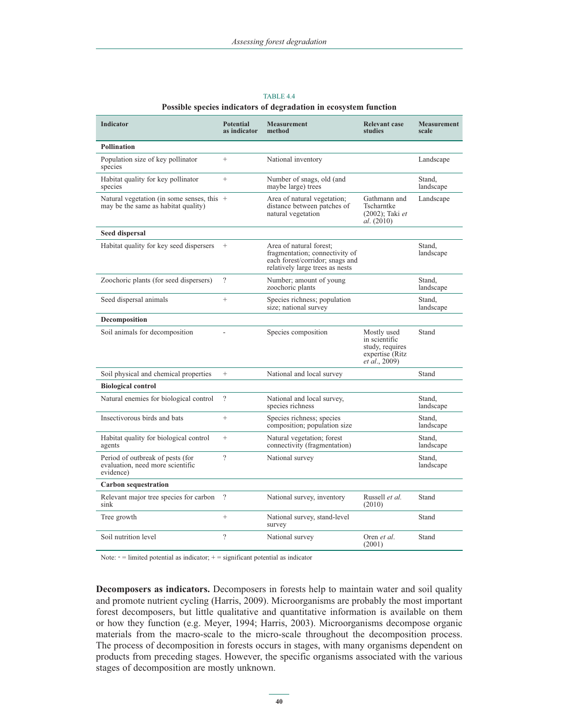TABLE 4.4

**Possible species indicators of degradation in ecosystem function**

| Indicator | Potential as indicator | Measurement method | Relevant case studies | Measurement scale |
|---|---|---|---|---|
| **Pollination** | | | | |
| Population size of key pollinator species | + | National inventory | | Landscape |
| Habitat quality for key pollinator species | + | Number of snags, old (and maybe large) trees | | Stand, landscape |
| Natural vegetation (in some senses, this may be the same as habitat quality) | + | Area of natural vegetation; distance between patches of natural vegetation | Gathmann and Tscharntke (2002); Taki *et al*. (2010) | Landscape |
| **Seed dispersal** | | | | |
| Habitat quality for key seed dispersers | + | Area of natural forest; fragmentation; connectivity of each forest/corridor; snags and relatively large trees as nests | | Stand, landscape |
| Zoochoric plants (for seed dispersers) | ? | Number; amount of young zoochoric plants | | Stand, landscape |
| Seed dispersal animals | + | Species richness; population size; national survey | | Stand, landscape |
| **Decomposition** | | | | |
| Soil animals for decomposition | - | Species composition | Mostly used in scientific study, requires expertise (Ritz *et al*., 2009) | Stand |
| Soil physical and chemical properties | + | National and local survey | | Stand |
| **Biological control** | | | | |
| Natural enemies for biological control | ? | National and local survey, species richness | | Stand, landscape |
| Insectivorous birds and bats | + | Species richness; species composition; population size | | Stand, landscape |
| Habitat quality for biological control agents | + | Natural vegetation; forest connectivity (fragmentation) | | Stand, landscape |
| Period of outbreak of pests (for evaluation, need more scientific evidence) | ? | National survey | | Stand, landscape |
| **Carbon sequestration** | | | | |
| Relevant major tree species for carbon sink | ? | National survey, inventory | Russell *et al.* (2010) | Stand |
| Tree growth | + | National survey, stand-level survey | | Stand |
| Soil nutrition level | ? | National survey | Oren *et al*. (2001) | Stand |

Note: - = limited potential as indicator; + = significant potential as indicator

**Decomposers as indicators.** Decomposers in forests help to maintain water and soil quality and promote nutrient cycling (Harris, 2009). Microorganisms are probably the most important forest decomposers, but little qualitative and quantitative information is available on them or how they function (e.g. Meyer, 1994; Harris, 2003). Microorganisms decompose organic materials from the macro-scale to the micro-scale throughout the decomposition process. The process of decomposition in forests occurs in stages, with many organisms dependent on products from preceding stages. However, the specific organisms associated with the various stages of decomposition are mostly unknown.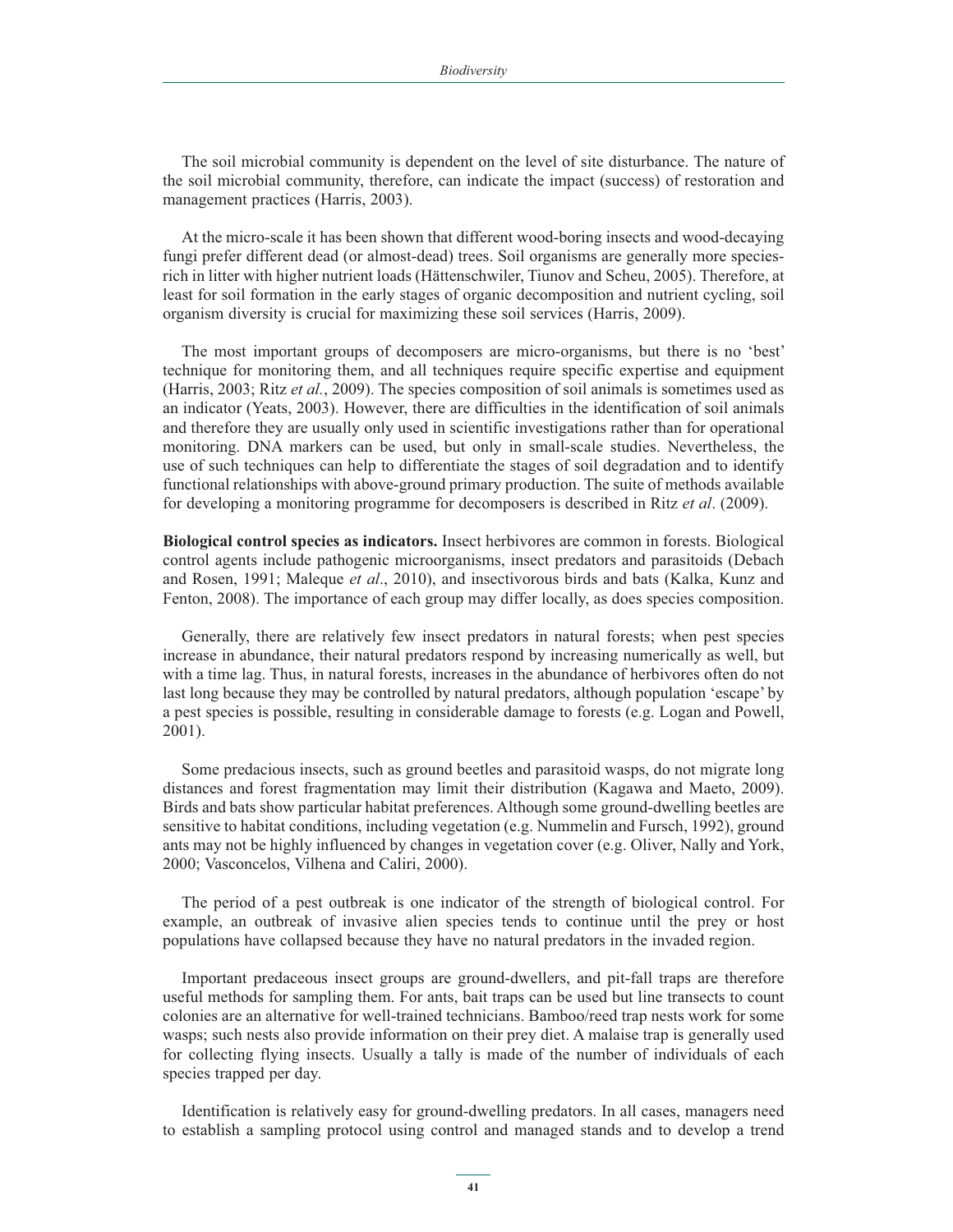The soil microbial community is dependent on the level of site disturbance. The nature of the soil microbial community, therefore, can indicate the impact (success) of restoration and management practices (Harris, 2003).

At the micro-scale it has been shown that different wood-boring insects and wood-decaying fungi prefer different dead (or almost-dead) trees. Soil organisms are generally more species-rich in litter with higher nutrient loads (Hättenschwiler, Tiunov and Scheu, 2005). Therefore, at least for soil formation in the early stages of organic decomposition and nutrient cycling, soil organism diversity is crucial for maximizing these soil services (Harris, 2009).

The most important groups of decomposers are micro-organisms, but there is no 'best' technique for monitoring them, and all techniques require specific expertise and equipment (Harris, 2003; Ritz *et al.*, 2009). The species composition of soil animals is sometimes used as an indicator (Yeats, 2003). However, there are difficulties in the identification of soil animals and therefore they are usually only used in scientific investigations rather than for operational monitoring. DNA markers can be used, but only in small-scale studies. Nevertheless, the use of such techniques can help to differentiate the stages of soil degradation and to identify functional relationships with above-ground primary production. The suite of methods available for developing a monitoring programme for decomposers is described in Ritz *et al*. (2009).

**Biological control species as indicators.** Insect herbivores are common in forests. Biological control agents include pathogenic microorganisms, insect predators and parasitoids (Debach and Rosen, 1991; Maleque *et al*., 2010), and insectivorous birds and bats (Kalka, Kunz and Fenton, 2008). The importance of each group may differ locally, as does species composition.

Generally, there are relatively few insect predators in natural forests; when pest species increase in abundance, their natural predators respond by increasing numerically as well, but with a time lag. Thus, in natural forests, increases in the abundance of herbivores often do not last long because they may be controlled by natural predators, although population 'escape' by a pest species is possible, resulting in considerable damage to forests (e.g. Logan and Powell, 2001).

Some predacious insects, such as ground beetles and parasitoid wasps, do not migrate long distances and forest fragmentation may limit their distribution (Kagawa and Maeto, 2009). Birds and bats show particular habitat preferences. Although some ground-dwelling beetles are sensitive to habitat conditions, including vegetation (e.g. Nummelin and Fursch, 1992), ground ants may not be highly influenced by changes in vegetation cover (e.g. Oliver, Nally and York, 2000; Vasconcelos, Vilhena and Caliri, 2000).

The period of a pest outbreak is one indicator of the strength of biological control. For example, an outbreak of invasive alien species tends to continue until the prey or host populations have collapsed because they have no natural predators in the invaded region.

Important predaceous insect groups are ground-dwellers, and pit-fall traps are therefore useful methods for sampling them. For ants, bait traps can be used but line transects to count colonies are an alternative for well-trained technicians. Bamboo/reed trap nests work for some wasps; such nests also provide information on their prey diet. A malaise trap is generally used for collecting flying insects. Usually a tally is made of the number of individuals of each species trapped per day.

Identification is relatively easy for ground-dwelling predators. In all cases, managers need to establish a sampling protocol using control and managed stands and to develop a trend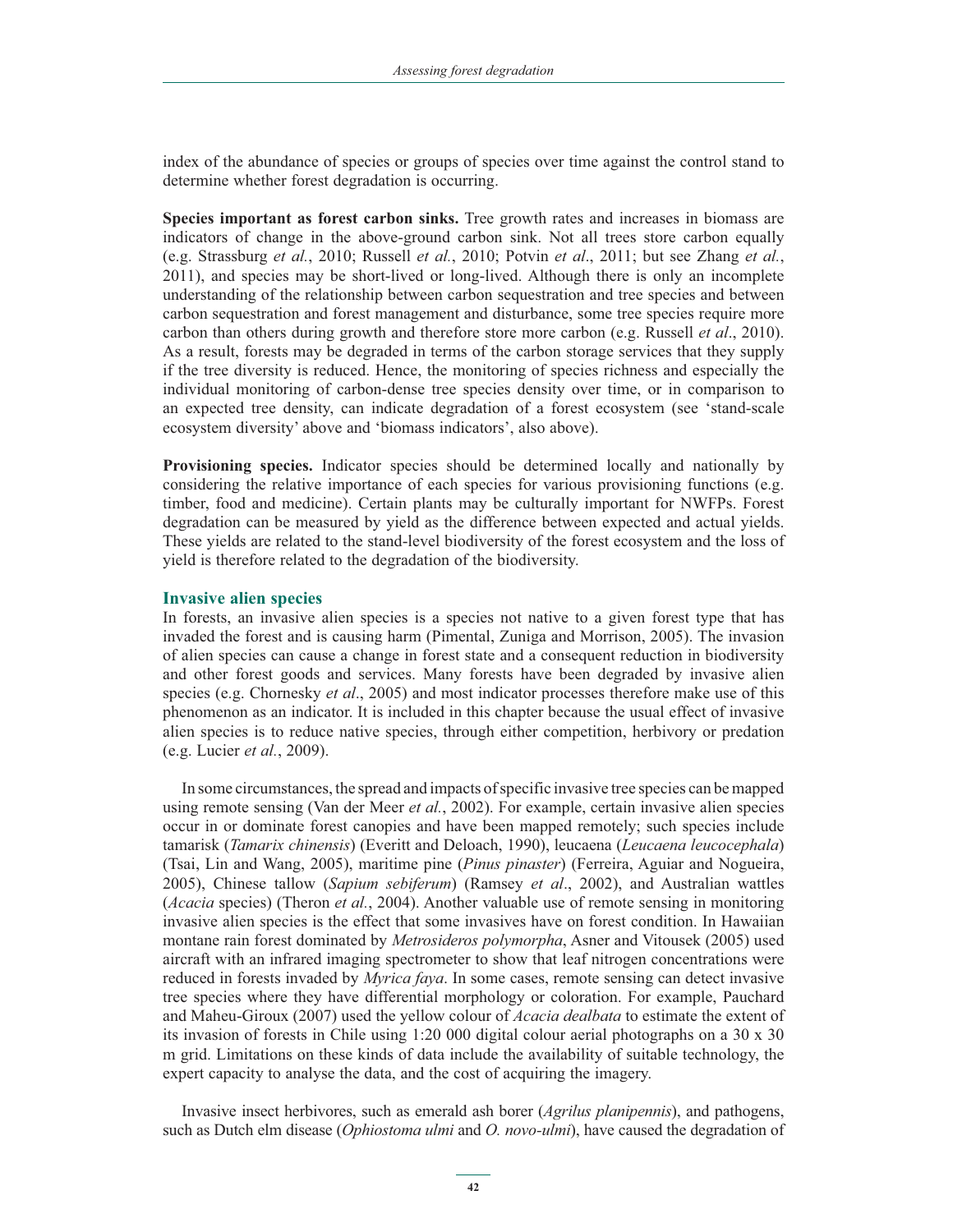index of the abundance of species or groups of species over time against the control stand to determine whether forest degradation is occurring.

**Species important as forest carbon sinks.** Tree growth rates and increases in biomass are indicators of change in the above-ground carbon sink. Not all trees store carbon equally (e.g. Strassburg *et al.*, 2010; Russell *et al.*, 2010; Potvin *et al*., 2011; but see Zhang *et al.*, 2011), and species may be short-lived or long-lived. Although there is only an incomplete understanding of the relationship between carbon sequestration and tree species and between carbon sequestration and forest management and disturbance, some tree species require more carbon than others during growth and therefore store more carbon (e.g. Russell *et al*., 2010). As a result, forests may be degraded in terms of the carbon storage services that they supply if the tree diversity is reduced. Hence, the monitoring of species richness and especially the individual monitoring of carbon-dense tree species density over time, or in comparison to an expected tree density, can indicate degradation of a forest ecosystem (see 'stand-scale ecosystem diversity' above and 'biomass indicators', also above).

**Provisioning species.** Indicator species should be determined locally and nationally by considering the relative importance of each species for various provisioning functions (e.g. timber, food and medicine). Certain plants may be culturally important for NWFPs. Forest degradation can be measured by yield as the difference between expected and actual yields. These yields are related to the stand-level biodiversity of the forest ecosystem and the loss of yield is therefore related to the degradation of the biodiversity.

### Invasive alien species

In forests, an invasive alien species is a species not native to a given forest type that has invaded the forest and is causing harm (Pimental, Zuniga and Morrison, 2005). The invasion of alien species can cause a change in forest state and a consequent reduction in biodiversity and other forest goods and services. Many forests have been degraded by invasive alien species (e.g. Chornesky *et al*., 2005) and most indicator processes therefore make use of this phenomenon as an indicator. It is included in this chapter because the usual effect of invasive alien species is to reduce native species, through either competition, herbivory or predation (e.g. Lucier *et al.*, 2009).

In some circumstances, the spread and impacts of specific invasive tree species can be mapped using remote sensing (Van der Meer *et al.*, 2002). For example, certain invasive alien species occur in or dominate forest canopies and have been mapped remotely; such species include tamarisk (*Tamarix chinensis*) (Everitt and Deloach, 1990), leucaena (*Leucaena leucocephala*) (Tsai, Lin and Wang, 2005), maritime pine (*Pinus pinaster*) (Ferreira, Aguiar and Nogueira, 2005), Chinese tallow (*Sapium sebiferum*) (Ramsey *et al*., 2002), and Australian wattles (*Acacia* species) (Theron *et al.*, 2004). Another valuable use of remote sensing in monitoring invasive alien species is the effect that some invasives have on forest condition. In Hawaiian montane rain forest dominated by *Metrosideros polymorpha*, Asner and Vitousek (2005) used aircraft with an infrared imaging spectrometer to show that leaf nitrogen concentrations were reduced in forests invaded by *Myrica faya*. In some cases, remote sensing can detect invasive tree species where they have differential morphology or coloration. For example, Pauchard and Maheu-Giroux (2007) used the yellow colour of *Acacia dealbata* to estimate the extent of its invasion of forests in Chile using 1:20 000 digital colour aerial photographs on a 30 x 30 m grid. Limitations on these kinds of data include the availability of suitable technology, the expert capacity to analyse the data, and the cost of acquiring the imagery.

Invasive insect herbivores, such as emerald ash borer (*Agrilus planipennis*), and pathogens, such as Dutch elm disease (*Ophiostoma ulmi* and *O. novo-ulmi*), have caused the degradation of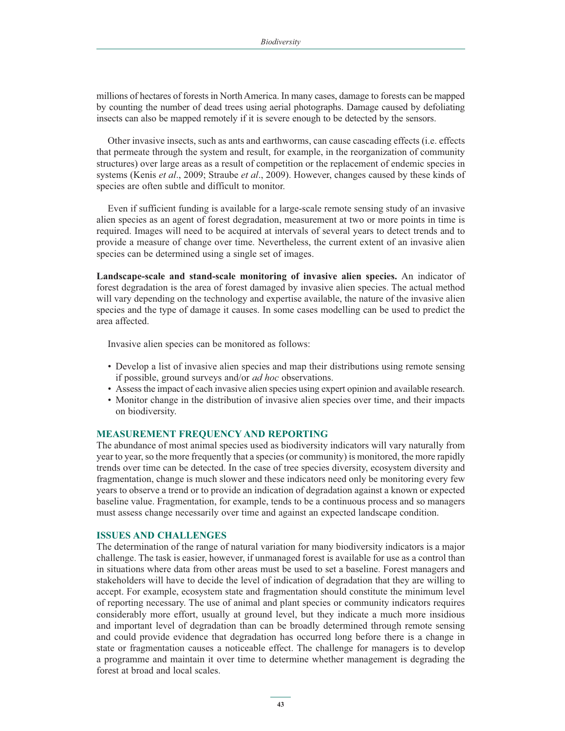millions of hectares of forests in North America. In many cases, damage to forests can be mapped by counting the number of dead trees using aerial photographs. Damage caused by defoliating insects can also be mapped remotely if it is severe enough to be detected by the sensors.

Other invasive insects, such as ants and earthworms, can cause cascading effects (i.e. effects that permeate through the system and result, for example, in the reorganization of community structures) over large areas as a result of competition or the replacement of endemic species in systems (Kenis *et al*., 2009; Straube *et al*., 2009). However, changes caused by these kinds of species are often subtle and difficult to monitor.

Even if sufficient funding is available for a large-scale remote sensing study of an invasive alien species as an agent of forest degradation, measurement at two or more points in time is required. Images will need to be acquired at intervals of several years to detect trends and to provide a measure of change over time. Nevertheless, the current extent of an invasive alien species can be determined using a single set of images.

**Landscape-scale and stand-scale monitoring of invasive alien species.** An indicator of forest degradation is the area of forest damaged by invasive alien species. The actual method will vary depending on the technology and expertise available, the nature of the invasive alien species and the type of damage it causes. In some cases modelling can be used to predict the area affected.

Invasive alien species can be monitored as follows:

- Develop a list of invasive alien species and map their distributions using remote sensing if possible, ground surveys and/or *ad hoc* observations.
- Assess the impact of each invasive alien species using expert opinion and available research.
- Monitor change in the distribution of invasive alien species over time, and their impacts on biodiversity.

## MEASUREMENT FREQUENCY AND REPORTING

The abundance of most animal species used as biodiversity indicators will vary naturally from year to year, so the more frequently that a species (or community) is monitored, the more rapidly trends over time can be detected. In the case of tree species diversity, ecosystem diversity and fragmentation, change is much slower and these indicators need only be monitoring every few years to observe a trend or to provide an indication of degradation against a known or expected baseline value. Fragmentation, for example, tends to be a continuous process and so managers must assess change necessarily over time and against an expected landscape condition.

## ISSUES AND CHALLENGES

The determination of the range of natural variation for many biodiversity indicators is a major challenge. The task is easier, however, if unmanaged forest is available for use as a control than in situations where data from other areas must be used to set a baseline. Forest managers and stakeholders will have to decide the level of indication of degradation that they are willing to accept. For example, ecosystem state and fragmentation should constitute the minimum level of reporting necessary. The use of animal and plant species or community indicators requires considerably more effort, usually at ground level, but they indicate a much more insidious and important level of degradation than can be broadly determined through remote sensing and could provide evidence that degradation has occurred long before there is a change in state or fragmentation causes a noticeable effect. The challenge for managers is to develop a programme and maintain it over time to determine whether management is degrading the forest at broad and local scales.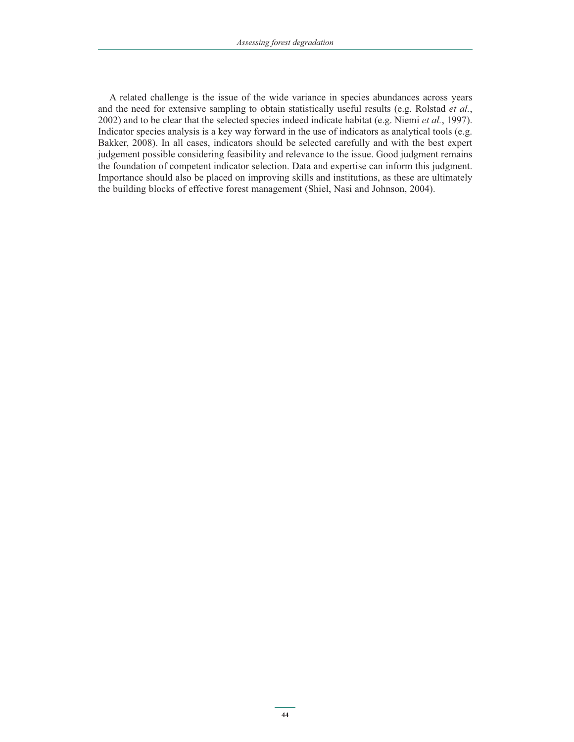A related challenge is the issue of the wide variance in species abundances across years and the need for extensive sampling to obtain statistically useful results (e.g. Rolstad *et al.*, 2002) and to be clear that the selected species indeed indicate habitat (e.g. Niemi *et al.*, 1997). Indicator species analysis is a key way forward in the use of indicators as analytical tools (e.g. Bakker, 2008). In all cases, indicators should be selected carefully and with the best expert judgement possible considering feasibility and relevance to the issue. Good judgment remains the foundation of competent indicator selection. Data and expertise can inform this judgment. Importance should also be placed on improving skills and institutions, as these are ultimately the building blocks of effective forest management (Shiel, Nasi and Johnson, 2004).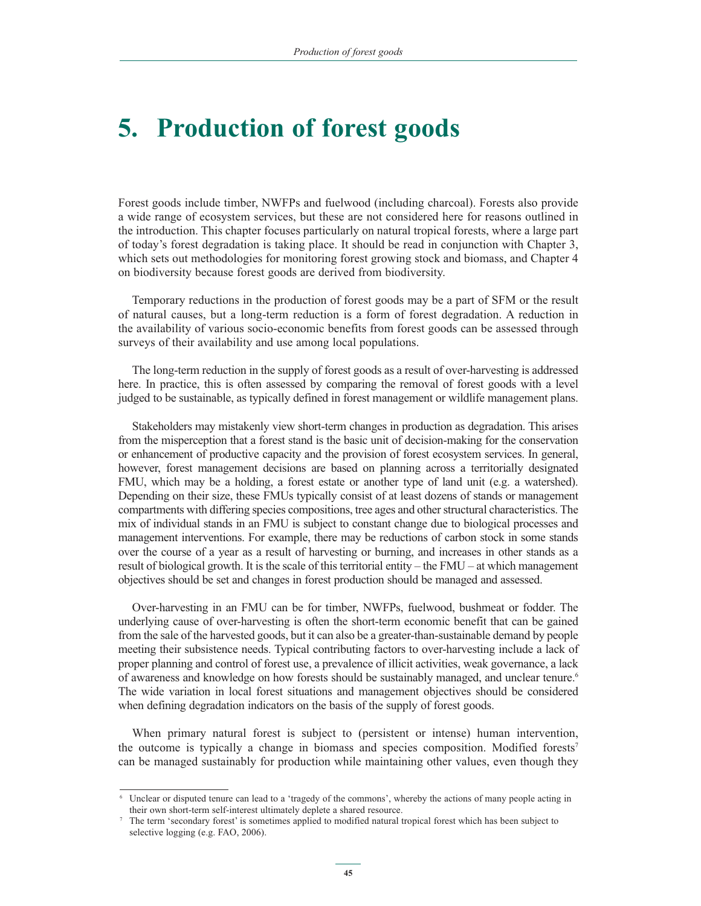# 5. Production of forest goods

Forest goods include timber, NWFPs and fuelwood (including charcoal). Forests also provide a wide range of ecosystem services, but these are not considered here for reasons outlined in the introduction. This chapter focuses particularly on natural tropical forests, where a large part of today's forest degradation is taking place. It should be read in conjunction with Chapter 3, which sets out methodologies for monitoring forest growing stock and biomass, and Chapter 4 on biodiversity because forest goods are derived from biodiversity.

Temporary reductions in the production of forest goods may be a part of SFM or the result of natural causes, but a long-term reduction is a form of forest degradation. A reduction in the availability of various socio-economic benefits from forest goods can be assessed through surveys of their availability and use among local populations.

The long-term reduction in the supply of forest goods as a result of over-harvesting is addressed here. In practice, this is often assessed by comparing the removal of forest goods with a level judged to be sustainable, as typically defined in forest management or wildlife management plans.

Stakeholders may mistakenly view short-term changes in production as degradation. This arises from the misperception that a forest stand is the basic unit of decision-making for the conservation or enhancement of productive capacity and the provision of forest ecosystem services. In general, however, forest management decisions are based on planning across a territorially designated FMU, which may be a holding, a forest estate or another type of land unit (e.g. a watershed). Depending on their size, these FMUs typically consist of at least dozens of stands or management compartments with differing species compositions, tree ages and other structural characteristics. The mix of individual stands in an FMU is subject to constant change due to biological processes and management interventions. For example, there may be reductions of carbon stock in some stands over the course of a year as a result of harvesting or burning, and increases in other stands as a result of biological growth. It is the scale of this territorial entity – the FMU – at which management objectives should be set and changes in forest production should be managed and assessed.

Over-harvesting in an FMU can be for timber, NWFPs, fuelwood, bushmeat or fodder. The underlying cause of over-harvesting is often the short-term economic benefit that can be gained from the sale of the harvested goods, but it can also be a greater-than-sustainable demand by people meeting their subsistence needs. Typical contributing factors to over-harvesting include a lack of proper planning and control of forest use, a prevalence of illicit activities, weak governance, a lack of awareness and knowledge on how forests should be sustainably managed, and unclear tenure.[6] The wide variation in local forest situations and management objectives should be considered when defining degradation indicators on the basis of the supply of forest goods.

When primary natural forest is subject to (persistent or intense) human intervention, the outcome is typically a change in biomass and species composition. Modified forests[7] can be managed sustainably for production while maintaining other values, even though they

---

[6] Unclear or disputed tenure can lead to a 'tragedy of the commons', whereby the actions of many people acting in their own short-term self-interest ultimately deplete a shared resource.

[7] The term 'secondary forest' is sometimes applied to modified natural tropical forest which has been subject to selective logging (e.g. FAO, 2006).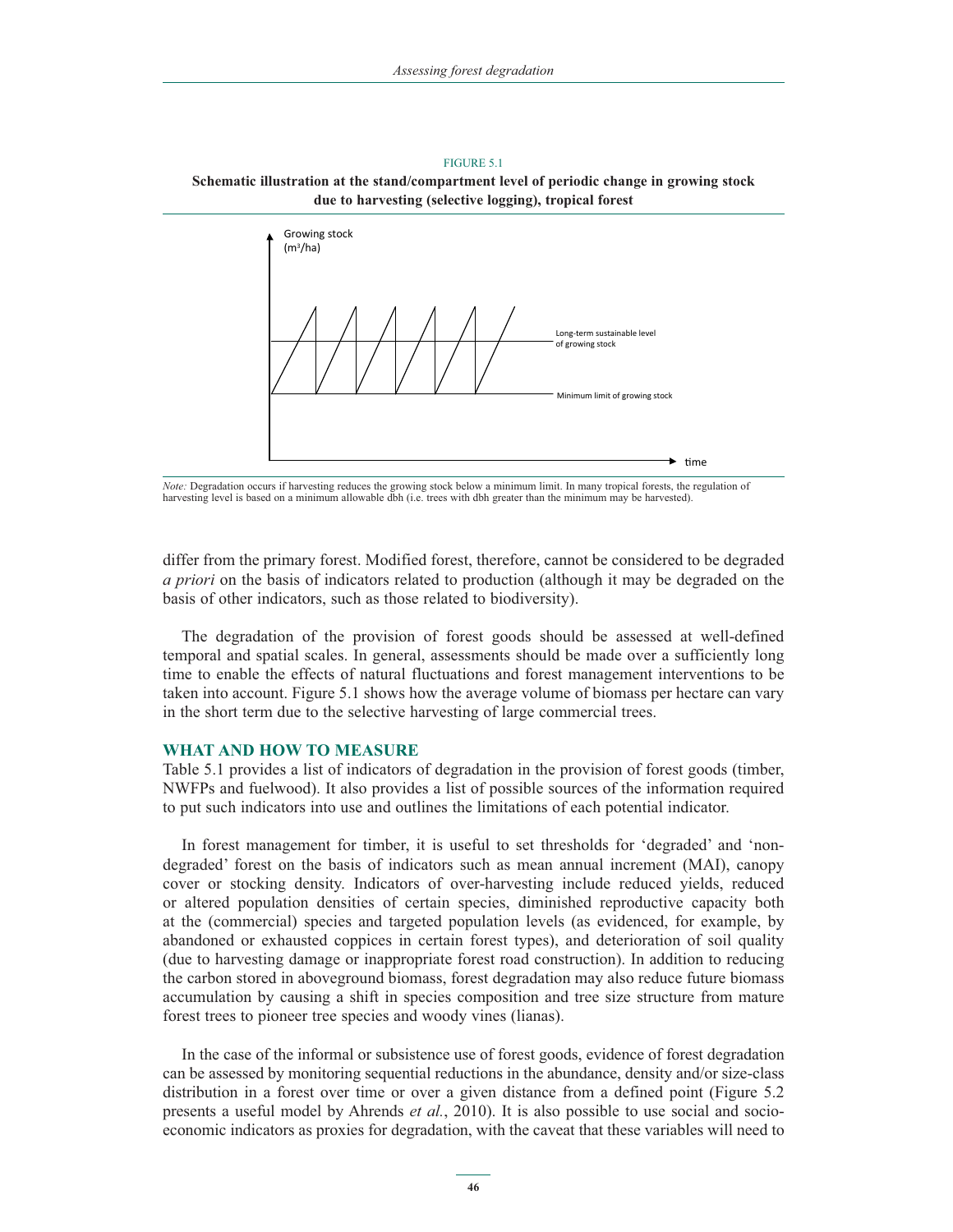FIGURE 5.1

**Schematic illustration at the stand/compartment level of periodic change in growing stock due to harvesting (selective logging), tropical forest**

Growing stock ($m^3$/ha)

Long-term sustainable level of growing stock

Minimum limit of growing stock

time

*Note:* Degradation occurs if harvesting reduces the growing stock below a minimum limit. In many tropical forests, the regulation of harvesting level is based on a minimum allowable dbh (i.e. trees with dbh greater than the minimum may be harvested).

differ from the primary forest. Modified forest, therefore, cannot be considered to be degraded *a priori* on the basis of indicators related to production (although it may be degraded on the basis of other indicators, such as those related to biodiversity).

The degradation of the provision of forest goods should be assessed at well-defined temporal and spatial scales. In general, assessments should be made over a sufficiently long time to enable the effects of natural fluctuations and forest management interventions to be taken into account. Figure 5.1 shows how the average volume of biomass per hectare can vary in the short term due to the selective harvesting of large commercial trees.

## WHAT AND HOW TO MEASURE

Table 5.1 provides a list of indicators of degradation in the provision of forest goods (timber, NWFPs and fuelwood). It also provides a list of possible sources of the information required to put such indicators into use and outlines the limitations of each potential indicator.

In forest management for timber, it is useful to set thresholds for 'degraded' and 'non-degraded' forest on the basis of indicators such as mean annual increment (MAI), canopy cover or stocking density. Indicators of over-harvesting include reduced yields, reduced or altered population densities of certain species, diminished reproductive capacity both at the (commercial) species and targeted population levels (as evidenced, for example, by abandoned or exhausted coppices in certain forest types), and deterioration of soil quality (due to harvesting damage or inappropriate forest road construction). In addition to reducing the carbon stored in aboveground biomass, forest degradation may also reduce future biomass accumulation by causing a shift in species composition and tree size structure from mature forest trees to pioneer tree species and woody vines (lianas).

In the case of the informal or subsistence use of forest goods, evidence of forest degradation can be assessed by monitoring sequential reductions in the abundance, density and/or size-class distribution in a forest over time or over a given distance from a defined point (Figure 5.2 presents a useful model by Ahrends *et al.*, 2010). It is also possible to use social and socio-economic indicators as proxies for degradation, with the caveat that these variables will need to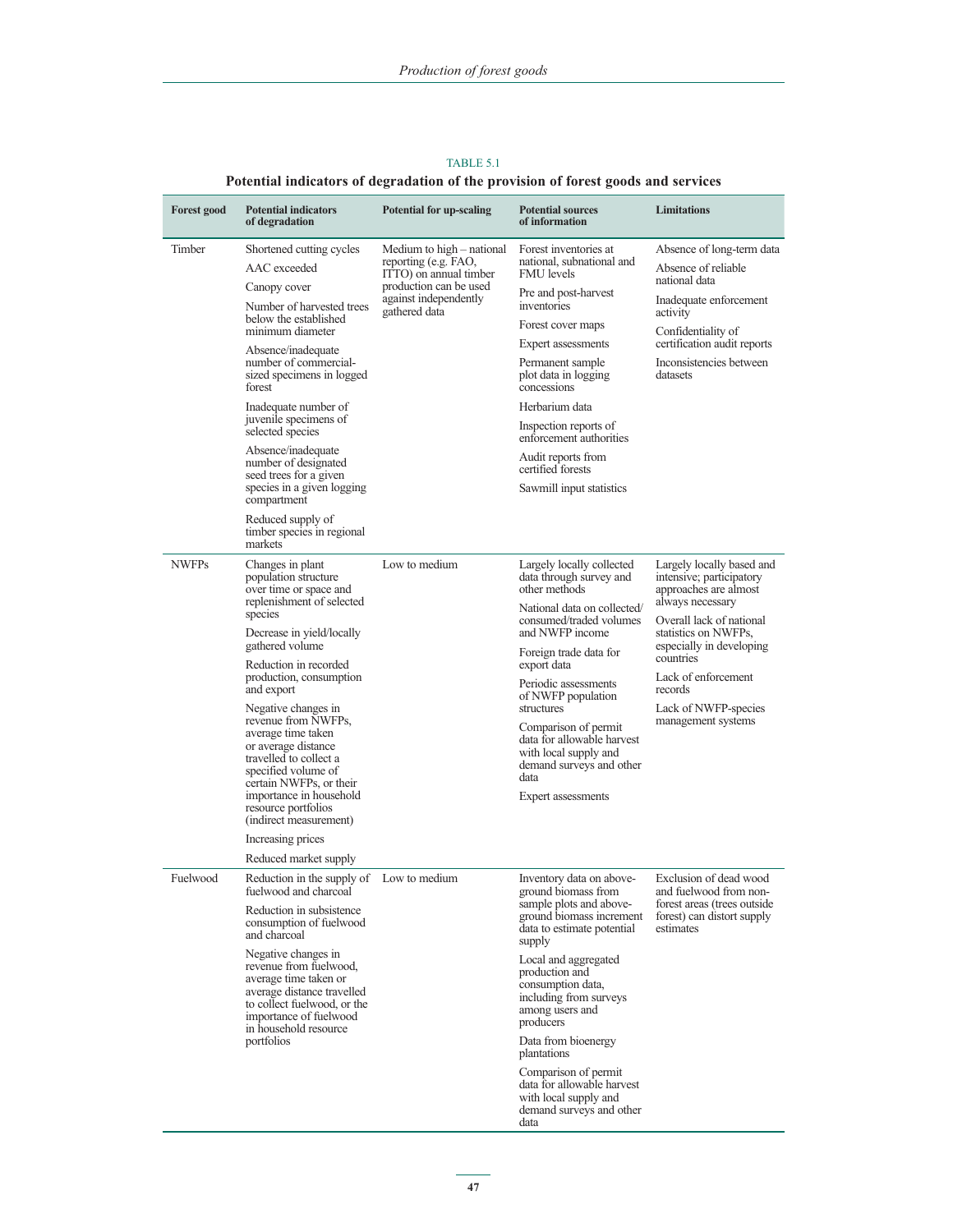TABLE 5.1

**Potential indicators of degradation of the provision of forest goods and services**

| Forest good | Potential indicators of degradation | Potential for up-scaling | Potential sources of information | Limitations |
|---|---|---|---|---|
| Timber | Shortened cutting cycles<br>AAC exceeded<br>Canopy cover<br>Number of harvested trees below the established minimum diameter<br>Absence/inadequate number of commercial-sized specimens in logged forest<br>Inadequate number of juvenile specimens of selected species<br>Absence/inadequate number of designated seed trees for a given species in a given logging compartment<br>Reduced supply of timber species in regional markets | Medium to high – national reporting (e.g. FAO, ITTO) on annual timber production can be used against independently gathered data | Forest inventories at national, subnational and FMU levels<br>Pre and post-harvest inventories<br>Forest cover maps<br>Expert assessments<br>Permanent sample plot data in logging concessions<br>Herbarium data<br>Inspection reports of enforcement authorities<br>Audit reports from certified forests<br>Sawmill input statistics | Absence of long-term data<br>Absence of reliable national data<br>Inadequate enforcement activity<br>Confidentiality of certification audit reports<br>Inconsistencies between datasets |
| NWFPs | Changes in plant population structure over time or space and replenishment of selected species<br>Decrease in yield/locally gathered volume<br>Reduction in recorded production, consumption and export<br>Negative changes in revenue from NWFPs, average time taken or average distance travelled to collect a specified volume of certain NWFPs, or their importance in household resource portfolios (indirect measurement)<br>Increasing prices<br>Reduced market supply | Low to medium | Largely locally collected data through survey and other methods<br>National data on collected/consumed/traded volumes and NWFP income<br>Foreign trade data for export data<br>Periodic assessments of NWFP population structures<br>Comparison of permit data for allowable harvest with local supply and demand surveys and other data<br>Expert assessments | Largely locally based and intensive; participatory approaches are almost always necessary<br>Overall lack of national statistics on NWFPs, especially in developing countries<br>Lack of enforcement records<br>Lack of NWFP-species management systems |
| Fuelwood | Reduction in the supply of fuelwood and charcoal<br>Reduction in subsistence consumption of fuelwood and charcoal<br>Negative changes in revenue from fuelwood, average time taken or average distance travelled to collect fuelwood, or the importance of fuelwood in household resource portfolios | Low to medium | Inventory data on above-ground biomass from sample plots and above-ground biomass increment data to estimate potential supply<br>Local and aggregated production and consumption data, including from surveys among users and producers<br>Data from bioenergy plantations<br>Comparison of permit data for allowable harvest with local supply and demand surveys and other data | Exclusion of dead wood and fuelwood from non-forest areas (trees outside forest) can distort supply estimates |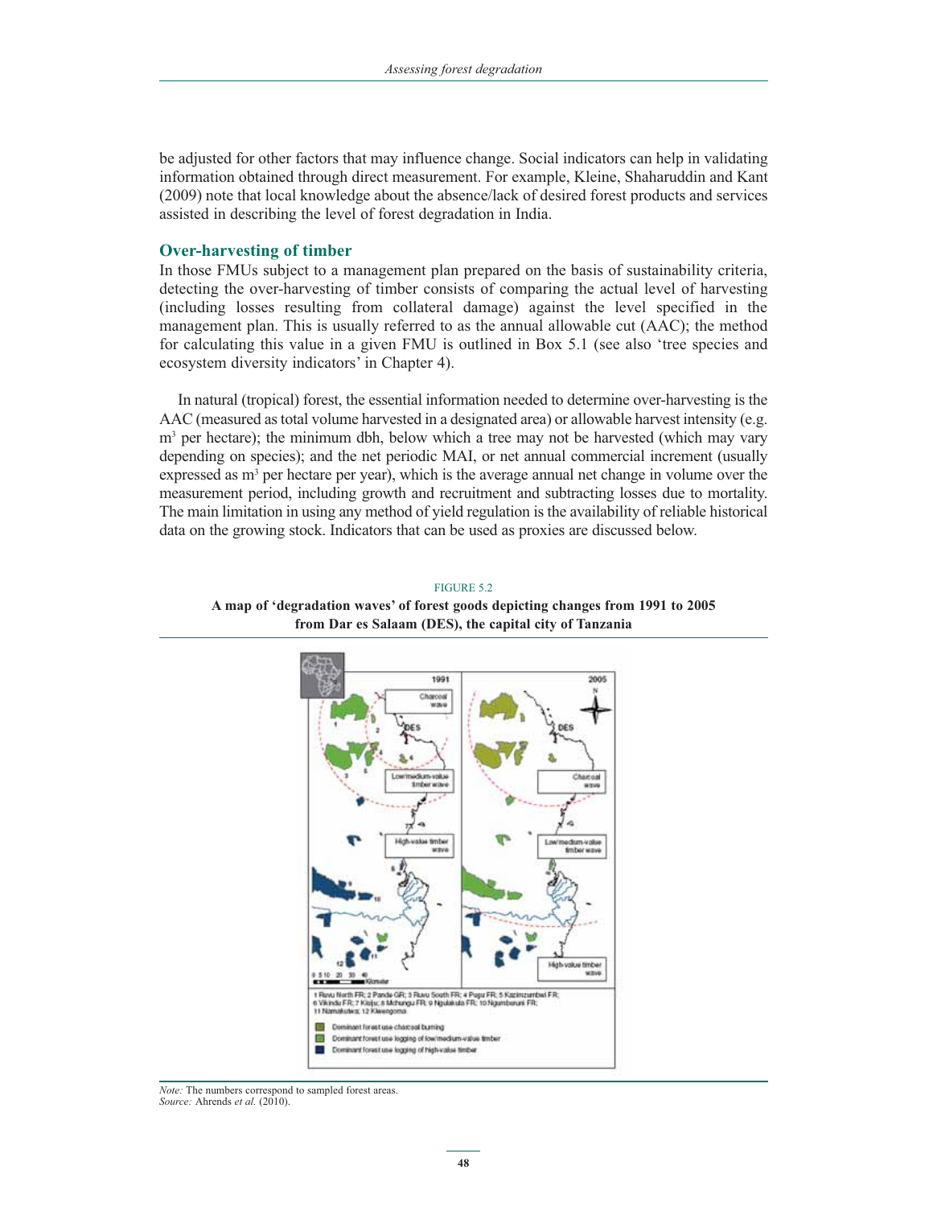be adjusted for other factors that may influence change. Social indicators can help in validating information obtained through direct measurement. For example, Kleine, Shaharuddin and Kant (2009) note that local knowledge about the absence/lack of desired forest products and services assisted in describing the level of forest degradation in India.

### Over-harvesting of timber

In those FMUs subject to a management plan prepared on the basis of sustainability criteria, detecting the over-harvesting of timber consists of comparing the actual level of harvesting (including losses resulting from collateral damage) against the level specified in the management plan. This is usually referred to as the annual allowable cut (AAC); the method for calculating this value in a given FMU is outlined in Box 5.1 (see also 'tree species and ecosystem diversity indicators' in Chapter 4).

In natural (tropical) forest, the essential information needed to determine over-harvesting is the AAC (measured as total volume harvested in a designated area) or allowable harvest intensity (e.g. $m^3$ per hectare); the minimum dbh, below which a tree may not be harvested (which may vary depending on species); and the net periodic MAI, or net annual commercial increment (usually expressed as $m^3$ per hectare per year), which is the average annual net change in volume over the measurement period, including growth and recruitment and subtracting losses due to mortality. The main limitation in using any method of yield regulation is the availability of reliable historical data on the growing stock. Indicators that can be used as proxies are discussed below.

FIGURE 5.2

**A map of 'degradation waves' of forest goods depicting changes from 1991 to 2005 from Dar es Salaam (DES), the capital city of Tanzania**

*Note:* The numbers correspond to sampled forest areas.
*Source:* Ahrends *et al.* (2010).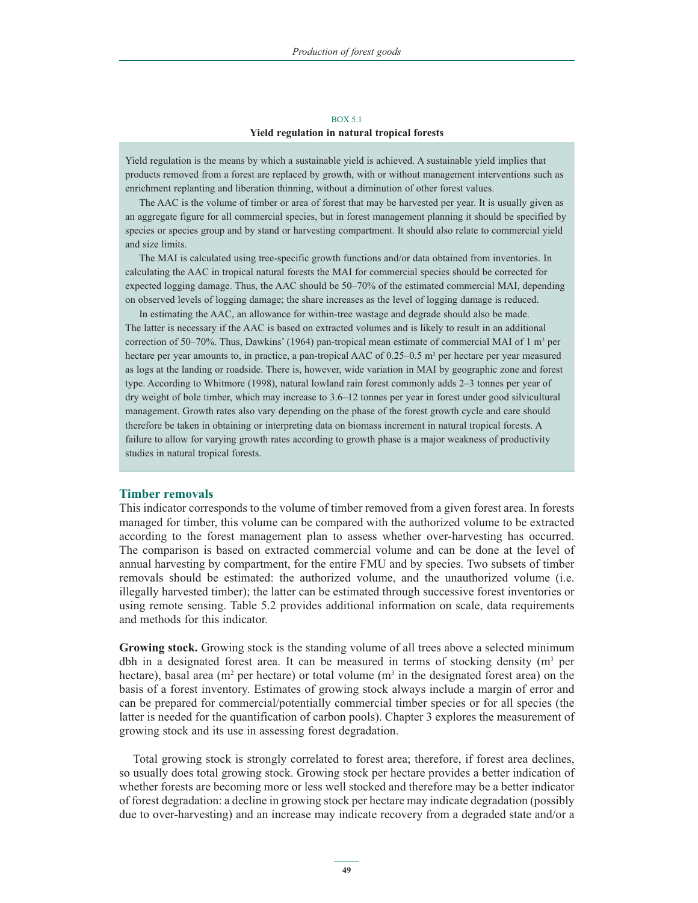BOX 5.1

**Yield regulation in natural tropical forests**

Yield regulation is the means by which a sustainable yield is achieved. A sustainable yield implies that products removed from a forest are replaced by growth, with or without management interventions such as enrichment replanting and liberation thinning, without a diminution of other forest values.

The AAC is the volume of timber or area of forest that may be harvested per year. It is usually given as an aggregate figure for all commercial species, but in forest management planning it should be specified by species or species group and by stand or harvesting compartment. It should also relate to commercial yield and size limits.

The MAI is calculated using tree-specific growth functions and/or data obtained from inventories. In calculating the AAC in tropical natural forests the MAI for commercial species should be corrected for expected logging damage. Thus, the AAC should be 50–70% of the estimated commercial MAI, depending on observed levels of logging damage; the share increases as the level of logging damage is reduced.

In estimating the AAC, an allowance for within-tree wastage and degrade should also be made. The latter is necessary if the AAC is based on extracted volumes and is likely to result in an additional correction of 50–70%. Thus, Dawkins' (1964) pan-tropical mean estimate of commercial MAI of 1 $m^3$ per hectare per year amounts to, in practice, a pan-tropical AAC of 0.25–0.5 $m^3$ per hectare per year measured as logs at the landing or roadside. There is, however, wide variation in MAI by geographic zone and forest type. According to Whitmore (1998), natural lowland rain forest commonly adds 2–3 tonnes per year of dry weight of bole timber, which may increase to 3.6–12 tonnes per year in forest under good silvicultural management. Growth rates also vary depending on the phase of the forest growth cycle and care should therefore be taken in obtaining or interpreting data on biomass increment in natural tropical forests. A failure to allow for varying growth rates according to growth phase is a major weakness of productivity studies in natural tropical forests.

## Timber removals

This indicator corresponds to the volume of timber removed from a given forest area. In forests managed for timber, this volume can be compared with the authorized volume to be extracted according to the forest management plan to assess whether over-harvesting has occurred. The comparison is based on extracted commercial volume and can be done at the level of annual harvesting by compartment, for the entire FMU and by species. Two subsets of timber removals should be estimated: the authorized volume, and the unauthorized volume (i.e. illegally harvested timber); the latter can be estimated through successive forest inventories or using remote sensing. Table 5.2 provides additional information on scale, data requirements and methods for this indicator.

**Growing stock.** Growing stock is the standing volume of all trees above a selected minimum dbh in a designated forest area. It can be measured in terms of stocking density ($m^3$ per hectare), basal area ($m^2$ per hectare) or total volume ($m^3$ in the designated forest area) on the basis of a forest inventory. Estimates of growing stock always include a margin of error and can be prepared for commercial/potentially commercial timber species or for all species (the latter is needed for the quantification of carbon pools). Chapter 3 explores the measurement of growing stock and its use in assessing forest degradation.

Total growing stock is strongly correlated to forest area; therefore, if forest area declines, so usually does total growing stock. Growing stock per hectare provides a better indication of whether forests are becoming more or less well stocked and therefore may be a better indicator of forest degradation: a decline in growing stock per hectare may indicate degradation (possibly due to over-harvesting) and an increase may indicate recovery from a degraded state and/or a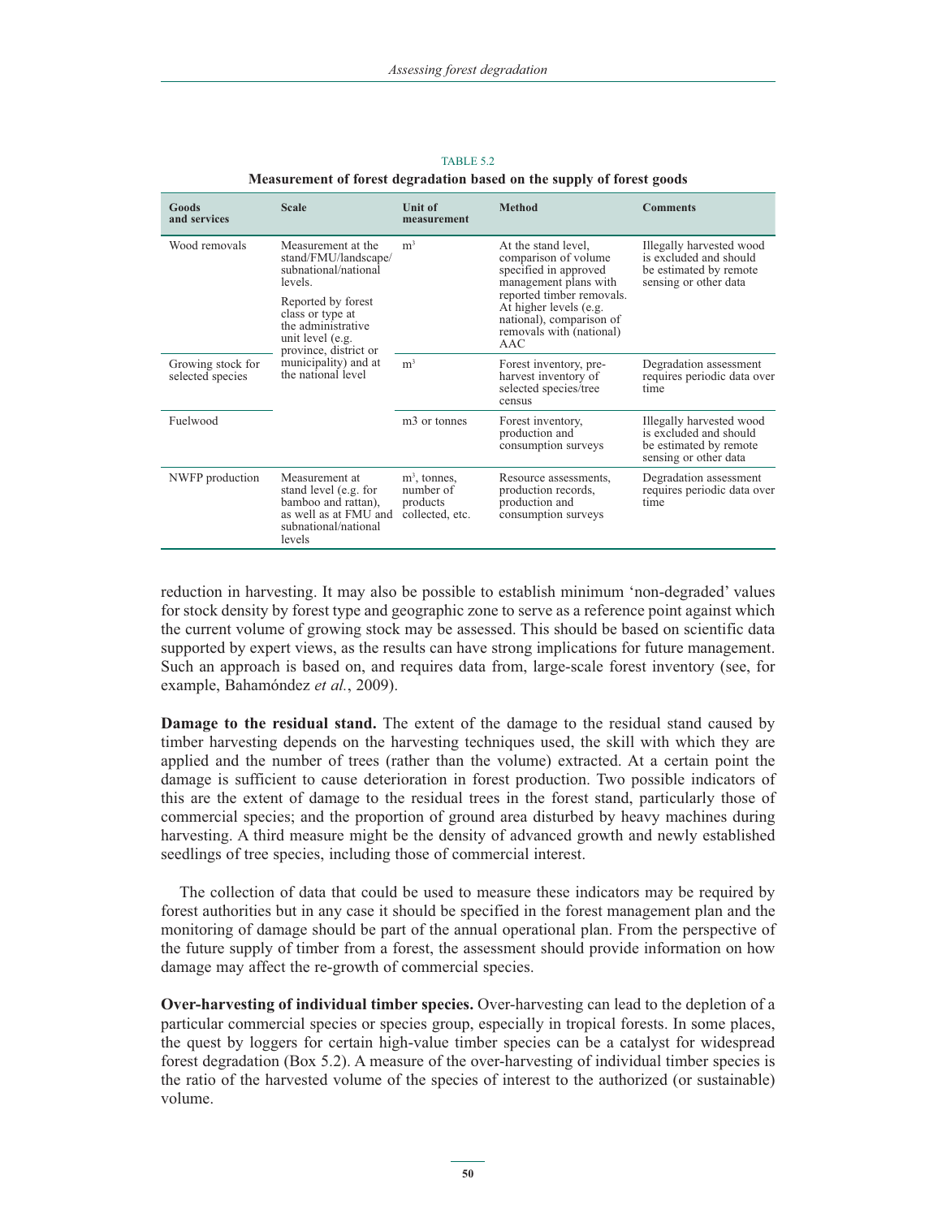TABLE 5.2

**Measurement of forest degradation based on the supply of forest goods**

| Goods and services | Scale | Unit of measurement | Method | Comments |
|---|---|---|---|---|
| Wood removals | Measurement at the stand/FMU/landscape/ subnational/national levels. Reported by forest class or type at the administrative unit level (e.g. province, district or municipality) and at the national level | $m^3$ | At the stand level, comparison of volume specified in approved management plans with reported timber removals. At higher levels (e.g. national), comparison of removals with (national) AAC | Illegally harvested wood is excluded and should be estimated by remote sensing or other data |
| Growing stock for selected species | | $m^3$ | Forest inventory, pre-harvest inventory of selected species/tree census | Degradation assessment requires periodic data over time |
| Fuelwood | | m3 or tonnes | Forest inventory, production and consumption surveys | Illegally harvested wood is excluded and should be estimated by remote sensing or other data |
| NWFP production | Measurement at stand level (e.g. for bamboo and rattan), as well as at FMU and subnational/national levels | $m^3$, tonnes, number of products collected, etc. | Resource assessments, production records, production and consumption surveys | Degradation assessment requires periodic data over time |

reduction in harvesting. It may also be possible to establish minimum 'non-degraded' values for stock density by forest type and geographic zone to serve as a reference point against which the current volume of growing stock may be assessed. This should be based on scientific data supported by expert views, as the results can have strong implications for future management. Such an approach is based on, and requires data from, large-scale forest inventory (see, for example, Bahamóndez *et al.*, 2009).

**Damage to the residual stand.** The extent of the damage to the residual stand caused by timber harvesting depends on the harvesting techniques used, the skill with which they are applied and the number of trees (rather than the volume) extracted. At a certain point the damage is sufficient to cause deterioration in forest production. Two possible indicators of this are the extent of damage to the residual trees in the forest stand, particularly those of commercial species; and the proportion of ground area disturbed by heavy machines during harvesting. A third measure might be the density of advanced growth and newly established seedlings of tree species, including those of commercial interest.

The collection of data that could be used to measure these indicators may be required by forest authorities but in any case it should be specified in the forest management plan and the monitoring of damage should be part of the annual operational plan. From the perspective of the future supply of timber from a forest, the assessment should provide information on how damage may affect the re-growth of commercial species.

**Over-harvesting of individual timber species.** Over-harvesting can lead to the depletion of a particular commercial species or species group, especially in tropical forests. In some places, the quest by loggers for certain high-value timber species can be a catalyst for widespread forest degradation (Box 5.2). A measure of the over-harvesting of individual timber species is the ratio of the harvested volume of the species of interest to the authorized (or sustainable) volume.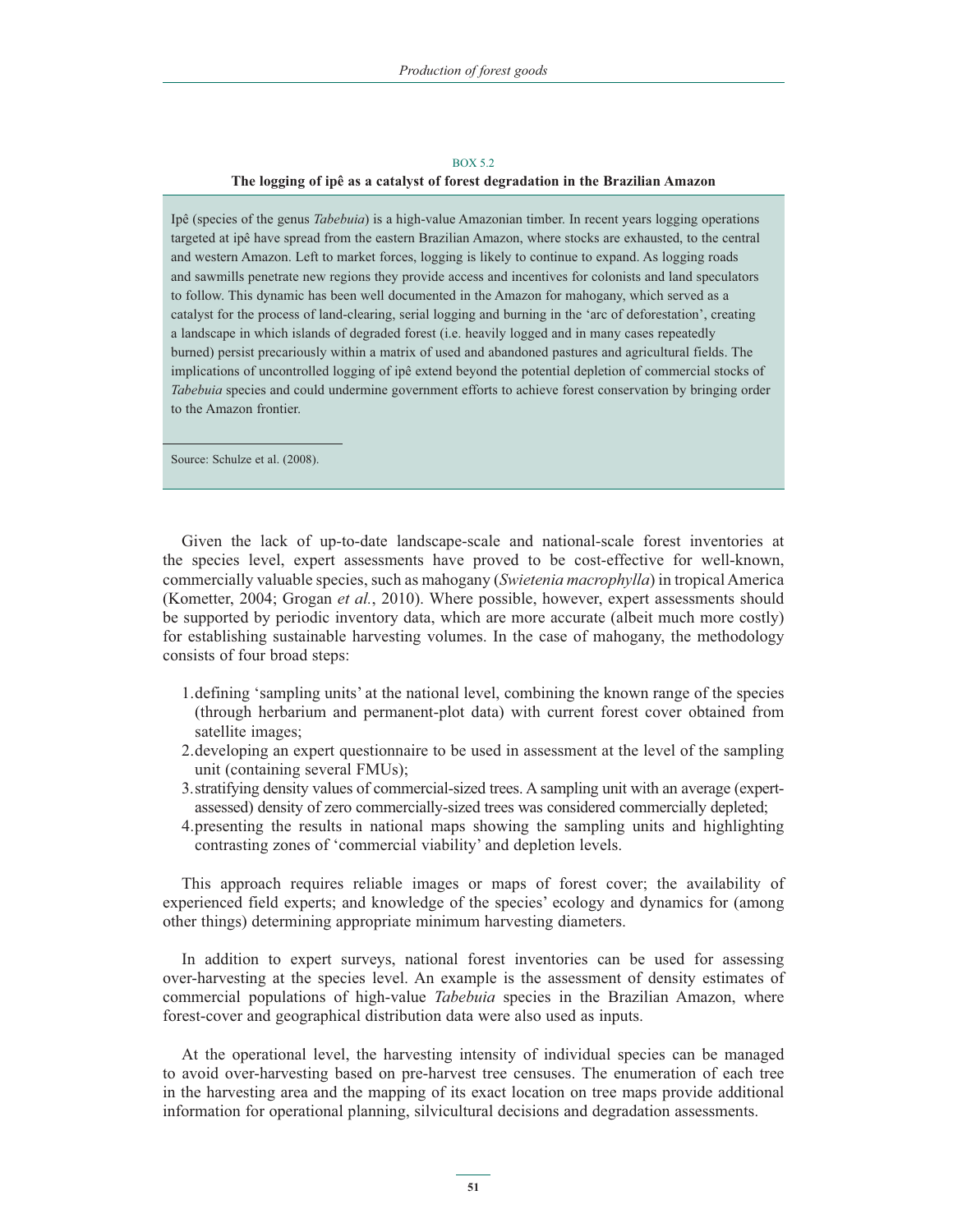BOX 5.2

**The logging of ipê as a catalyst of forest degradation in the Brazilian Amazon**

Ipê (species of the genus *Tabebuia*) is a high-value Amazonian timber. In recent years logging operations targeted at ipê have spread from the eastern Brazilian Amazon, where stocks are exhausted, to the central and western Amazon. Left to market forces, logging is likely to continue to expand. As logging roads and sawmills penetrate new regions they provide access and incentives for colonists and land speculators to follow. This dynamic has been well documented in the Amazon for mahogany, which served as a catalyst for the process of land-clearing, serial logging and burning in the 'arc of deforestation', creating a landscape in which islands of degraded forest (i.e. heavily logged and in many cases repeatedly burned) persist precariously within a matrix of used and abandoned pastures and agricultural fields. The implications of uncontrolled logging of ipê extend beyond the potential depletion of commercial stocks of *Tabebuia* species and could undermine government efforts to achieve forest conservation by bringing order to the Amazon frontier.

Source: Schulze et al. (2008).

Given the lack of up-to-date landscape-scale and national-scale forest inventories at the species level, expert assessments have proved to be cost-effective for well-known, commercially valuable species, such as mahogany (*Swietenia macrophylla*) in tropical America (Kometter, 2004; Grogan *et al.*, 2010). Where possible, however, expert assessments should be supported by periodic inventory data, which are more accurate (albeit much more costly) for establishing sustainable harvesting volumes. In the case of mahogany, the methodology consists of four broad steps:

1. defining 'sampling units' at the national level, combining the known range of the species (through herbarium and permanent-plot data) with current forest cover obtained from satellite images;
2. developing an expert questionnaire to be used in assessment at the level of the sampling unit (containing several FMUs);
3. stratifying density values of commercial-sized trees. A sampling unit with an average (expert-assessed) density of zero commercially-sized trees was considered commercially depleted;
4. presenting the results in national maps showing the sampling units and highlighting contrasting zones of 'commercial viability' and depletion levels.

This approach requires reliable images or maps of forest cover; the availability of experienced field experts; and knowledge of the species' ecology and dynamics for (among other things) determining appropriate minimum harvesting diameters.

In addition to expert surveys, national forest inventories can be used for assessing over-harvesting at the species level. An example is the assessment of density estimates of commercial populations of high-value *Tabebuia* species in the Brazilian Amazon, where forest-cover and geographical distribution data were also used as inputs.

At the operational level, the harvesting intensity of individual species can be managed to avoid over-harvesting based on pre-harvest tree censuses. The enumeration of each tree in the harvesting area and the mapping of its exact location on tree maps provide additional information for operational planning, silvicultural decisions and degradation assessments.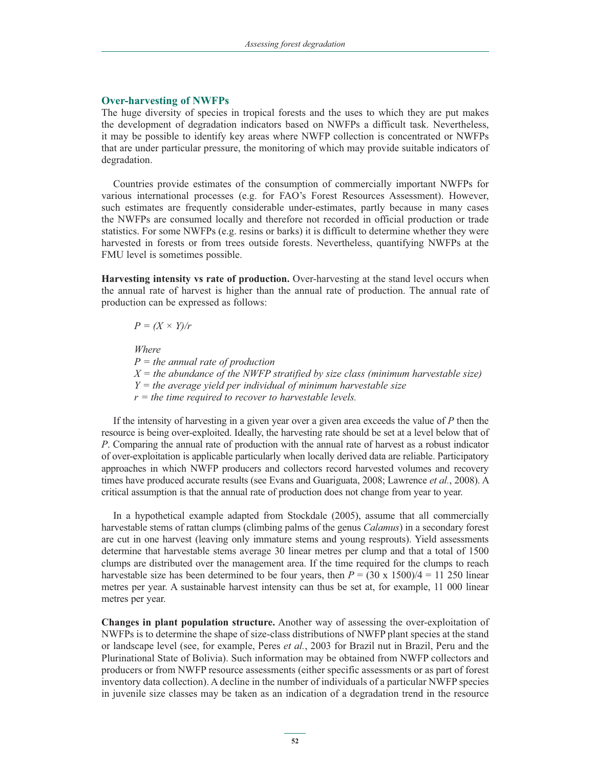## Over-harvesting of NWFPs

The huge diversity of species in tropical forests and the uses to which they are put makes the development of degradation indicators based on NWFPs a difficult task. Nevertheless, it may be possible to identify key areas where NWFP collection is concentrated or NWFPs that are under particular pressure, the monitoring of which may provide suitable indicators of degradation.

Countries provide estimates of the consumption of commercially important NWFPs for various international processes (e.g. for FAO's Forest Resources Assessment). However, such estimates are frequently considerable under-estimates, partly because in many cases the NWFPs are consumed locally and therefore not recorded in official production or trade statistics. For some NWFPs (e.g. resins or barks) it is difficult to determine whether they were harvested in forests or from trees outside forests. Nevertheless, quantifying NWFPs at the FMU level is sometimes possible.

**Harvesting intensity vs rate of production.** Over-harvesting at the stand level occurs when the annual rate of harvest is higher than the annual rate of production. The annual rate of production can be expressed as follows:

$$P = (X \times Y)/r$$

*Where*
*$P$ = the annual rate of production*
*$X$ = the abundance of the NWFP stratified by size class (minimum harvestable size)*
*$Y$ = the average yield per individual of minimum harvestable size*
*$r$ = the time required to recover to harvestable levels.*

If the intensity of harvesting in a given year over a given area exceeds the value of $P$ then the resource is being over-exploited. Ideally, the harvesting rate should be set at a level below that of $P$. Comparing the annual rate of production with the annual rate of harvest as a robust indicator of over-exploitation is applicable particularly when locally derived data are reliable. Participatory approaches in which NWFP producers and collectors record harvested volumes and recovery times have produced accurate results (see Evans and Guariguata, 2008; Lawrence *et al.*, 2008). A critical assumption is that the annual rate of production does not change from year to year.

In a hypothetical example adapted from Stockdale (2005), assume that all commercially harvestable stems of rattan clumps (climbing palms of the genus *Calamus*) in a secondary forest are cut in one harvest (leaving only immature stems and young resprouts). Yield assessments determine that harvestable stems average 30 linear metres per clump and that a total of 1500 clumps are distributed over the management area. If the time required for the clumps to reach harvestable size has been determined to be four years, then $P = (30 \times 1500)/4 = 11\ 250$ linear metres per year. A sustainable harvest intensity can thus be set at, for example, 11 000 linear metres per year.

**Changes in plant population structure.** Another way of assessing the over-exploitation of NWFPs is to determine the shape of size-class distributions of NWFP plant species at the stand or landscape level (see, for example, Peres *et al.*, 2003 for Brazil nut in Brazil, Peru and the Plurinational State of Bolivia). Such information may be obtained from NWFP collectors and producers or from NWFP resource assessments (either specific assessments or as part of forest inventory data collection). A decline in the number of individuals of a particular NWFP species in juvenile size classes may be taken as an indication of a degradation trend in the resource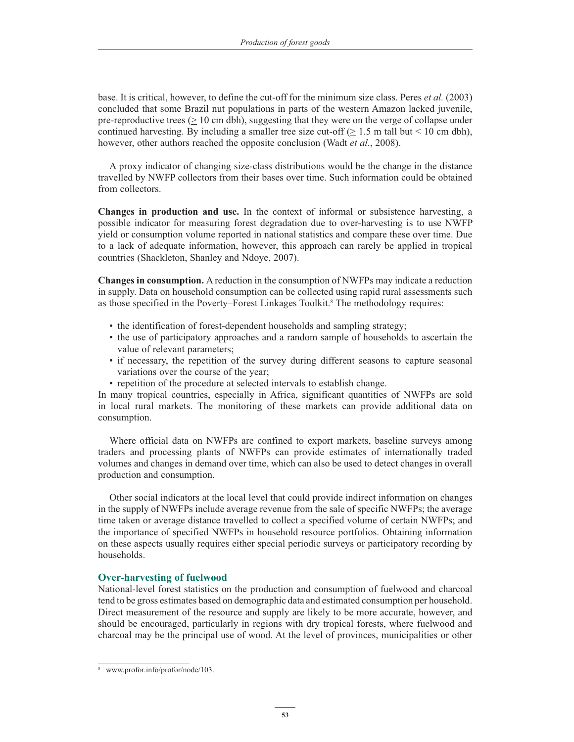base. It is critical, however, to define the cut-off for the minimum size class. Peres *et al.* (2003) concluded that some Brazil nut populations in parts of the western Amazon lacked juvenile, pre-reproductive trees ($\geq$ 10 cm dbh), suggesting that they were on the verge of collapse under continued harvesting. By including a smaller tree size cut-off ($\geq$ 1.5 m tall but < 10 cm dbh), however, other authors reached the opposite conclusion (Wadt *et al.*, 2008).

A proxy indicator of changing size-class distributions would be the change in the distance travelled by NWFP collectors from their bases over time. Such information could be obtained from collectors.

**Changes in production and use.** In the context of informal or subsistence harvesting, a possible indicator for measuring forest degradation due to over-harvesting is to use NWFP yield or consumption volume reported in national statistics and compare these over time. Due to a lack of adequate information, however, this approach can rarely be applied in tropical countries (Shackleton, Shanley and Ndoye, 2007).

**Changes in consumption.** A reduction in the consumption of NWFPs may indicate a reduction in supply. Data on household consumption can be collected using rapid rural assessments such as those specified in the Poverty–Forest Linkages Toolkit.[8] The methodology requires:

- the identification of forest-dependent households and sampling strategy;
- the use of participatory approaches and a random sample of households to ascertain the value of relevant parameters;
- if necessary, the repetition of the survey during different seasons to capture seasonal variations over the course of the year;
- repetition of the procedure at selected intervals to establish change.

In many tropical countries, especially in Africa, significant quantities of NWFPs are sold in local rural markets. The monitoring of these markets can provide additional data on consumption.

Where official data on NWFPs are confined to export markets, baseline surveys among traders and processing plants of NWFPs can provide estimates of internationally traded volumes and changes in demand over time, which can also be used to detect changes in overall production and consumption.

Other social indicators at the local level that could provide indirect information on changes in the supply of NWFPs include average revenue from the sale of specific NWFPs; the average time taken or average distance travelled to collect a specified volume of certain NWFPs; and the importance of specified NWFPs in household resource portfolios. Obtaining information on these aspects usually requires either special periodic surveys or participatory recording by households.

### Over-harvesting of fuelwood

National-level forest statistics on the production and consumption of fuelwood and charcoal tend to be gross estimates based on demographic data and estimated consumption per household. Direct measurement of the resource and supply are likely to be more accurate, however, and should be encouraged, particularly in regions with dry tropical forests, where fuelwood and charcoal may be the principal use of wood. At the level of provinces, municipalities or other

[8] www.profor.info/profor/node/103.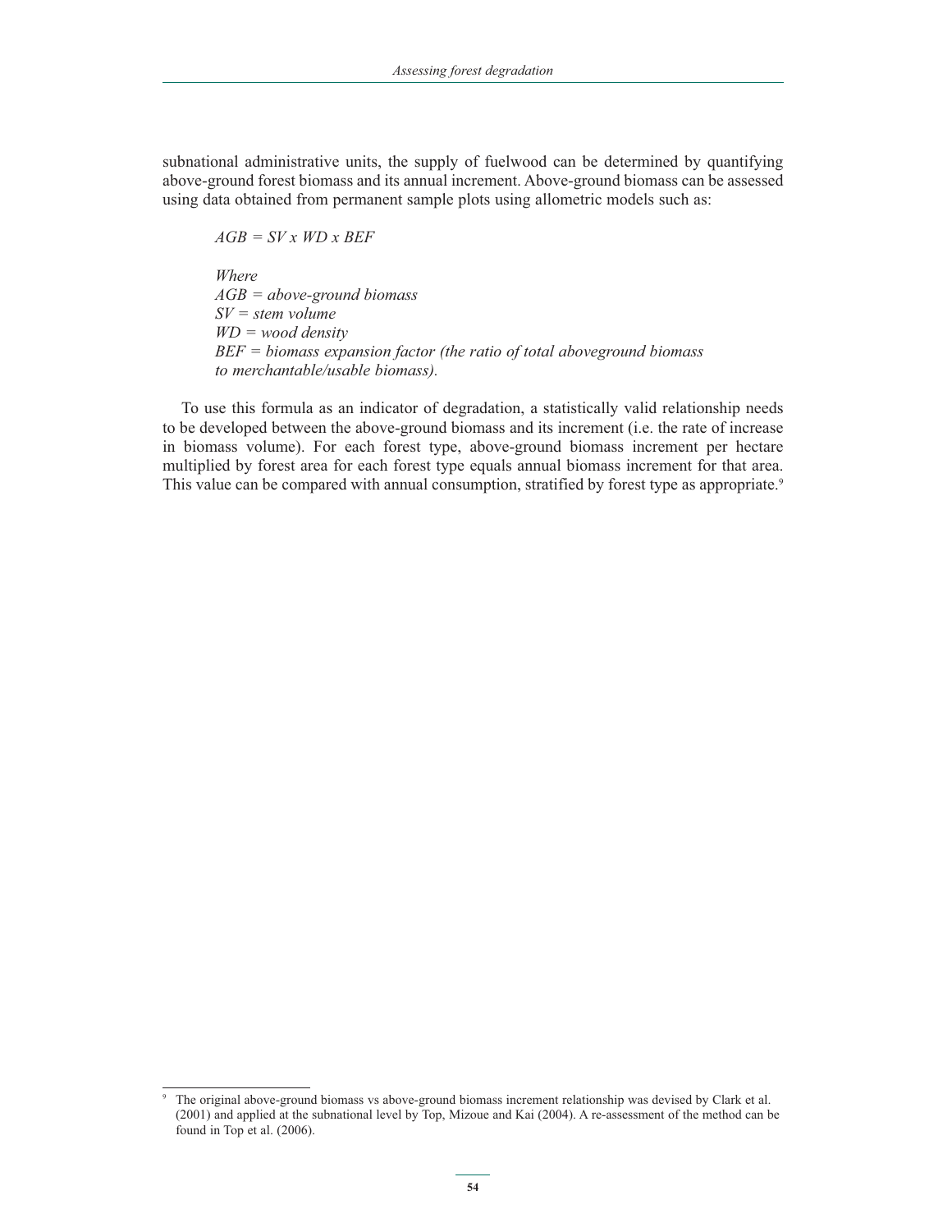subnational administrative units, the supply of fuelwood can be determined by quantifying above-ground forest biomass and its annual increment. Above-ground biomass can be assessed using data obtained from permanent sample plots using allometric models such as:

*AGB = SV x WD x BEF*

*Where*
*AGB = above-ground biomass*
*SV = stem volume*
*WD = wood density*
*BEF = biomass expansion factor (the ratio of total aboveground biomass to merchantable/usable biomass).*

To use this formula as an indicator of degradation, a statistically valid relationship needs to be developed between the above-ground biomass and its increment (i.e. the rate of increase in biomass volume). For each forest type, above-ground biomass increment per hectare multiplied by forest area for each forest type equals annual biomass increment for that area. This value can be compared with annual consumption, stratified by forest type as appropriate.[9]

---

[9] The original above-ground biomass vs above-ground biomass increment relationship was devised by Clark et al. (2001) and applied at the subnational level by Top, Mizoue and Kai (2004). A re-assessment of the method can be found in Top et al. (2006).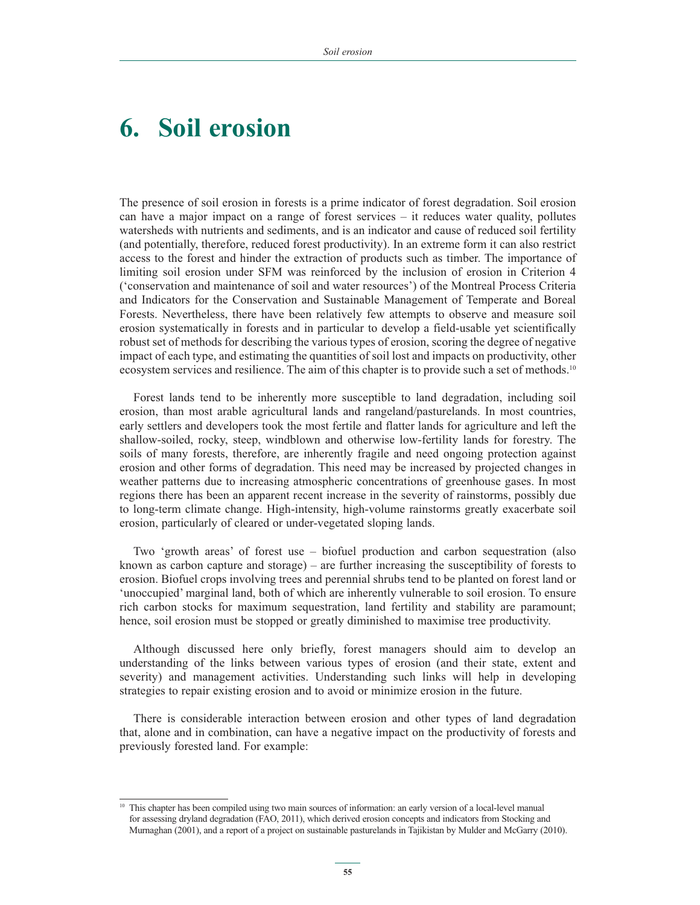# 6. Soil erosion

The presence of soil erosion in forests is a prime indicator of forest degradation. Soil erosion can have a major impact on a range of forest services – it reduces water quality, pollutes watersheds with nutrients and sediments, and is an indicator and cause of reduced soil fertility (and potentially, therefore, reduced forest productivity). In an extreme form it can also restrict access to the forest and hinder the extraction of products such as timber. The importance of limiting soil erosion under SFM was reinforced by the inclusion of erosion in Criterion 4 ('conservation and maintenance of soil and water resources') of the Montreal Process Criteria and Indicators for the Conservation and Sustainable Management of Temperate and Boreal Forests. Nevertheless, there have been relatively few attempts to observe and measure soil erosion systematically in forests and in particular to develop a field-usable yet scientifically robust set of methods for describing the various types of erosion, scoring the degree of negative impact of each type, and estimating the quantities of soil lost and impacts on productivity, other ecosystem services and resilience. The aim of this chapter is to provide such a set of methods.[10]

Forest lands tend to be inherently more susceptible to land degradation, including soil erosion, than most arable agricultural lands and rangeland/pasturelands. In most countries, early settlers and developers took the most fertile and flatter lands for agriculture and left the shallow-soiled, rocky, steep, windblown and otherwise low-fertility lands for forestry. The soils of many forests, therefore, are inherently fragile and need ongoing protection against erosion and other forms of degradation. This need may be increased by projected changes in weather patterns due to increasing atmospheric concentrations of greenhouse gases. In most regions there has been an apparent recent increase in the severity of rainstorms, possibly due to long-term climate change. High-intensity, high-volume rainstorms greatly exacerbate soil erosion, particularly of cleared or under-vegetated sloping lands.

Two 'growth areas' of forest use – biofuel production and carbon sequestration (also known as carbon capture and storage) – are further increasing the susceptibility of forests to erosion. Biofuel crops involving trees and perennial shrubs tend to be planted on forest land or 'unoccupied' marginal land, both of which are inherently vulnerable to soil erosion. To ensure rich carbon stocks for maximum sequestration, land fertility and stability are paramount; hence, soil erosion must be stopped or greatly diminished to maximise tree productivity.

Although discussed here only briefly, forest managers should aim to develop an understanding of the links between various types of erosion (and their state, extent and severity) and management activities. Understanding such links will help in developing strategies to repair existing erosion and to avoid or minimize erosion in the future.

There is considerable interaction between erosion and other types of land degradation that, alone and in combination, can have a negative impact on the productivity of forests and previously forested land. For example:

[10] This chapter has been compiled using two main sources of information: an early version of a local-level manual for assessing dryland degradation (FAO, 2011), which derived erosion concepts and indicators from Stocking and Murnaghan (2001), and a report of a project on sustainable pasturelands in Tajikistan by Mulder and McGarry (2010).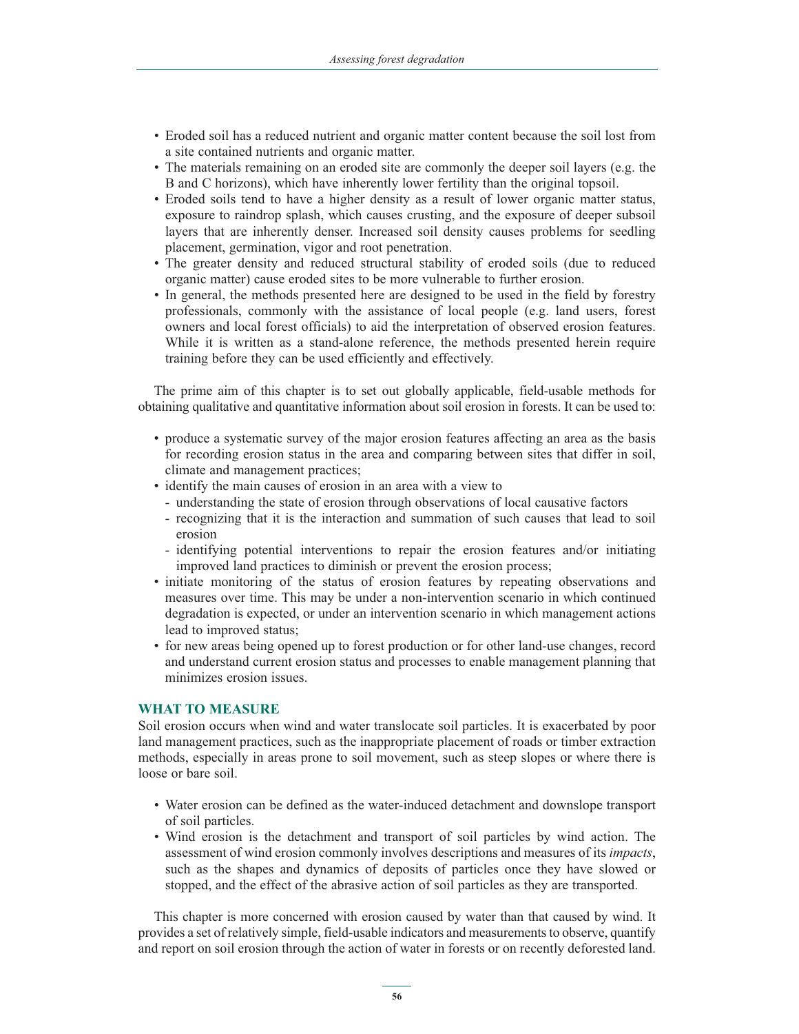- Eroded soil has a reduced nutrient and organic matter content because the soil lost from a site contained nutrients and organic matter.
- The materials remaining on an eroded site are commonly the deeper soil layers (e.g. the B and C horizons), which have inherently lower fertility than the original topsoil.
- Eroded soils tend to have a higher density as a result of lower organic matter status, exposure to raindrop splash, which causes crusting, and the exposure of deeper subsoil layers that are inherently denser. Increased soil density causes problems for seedling placement, germination, vigor and root penetration.
- The greater density and reduced structural stability of eroded soils (due to reduced organic matter) cause eroded sites to be more vulnerable to further erosion.
- In general, the methods presented here are designed to be used in the field by forestry professionals, commonly with the assistance of local people (e.g. land users, forest owners and local forest officials) to aid the interpretation of observed erosion features. While it is written as a stand-alone reference, the methods presented herein require training before they can be used efficiently and effectively.

The prime aim of this chapter is to set out globally applicable, field-usable methods for obtaining qualitative and quantitative information about soil erosion in forests. It can be used to:

- produce a systematic survey of the major erosion features affecting an area as the basis for recording erosion status in the area and comparing between sites that differ in soil, climate and management practices;
- identify the main causes of erosion in an area with a view to
  - understanding the state of erosion through observations of local causative factors
  - recognizing that it is the interaction and summation of such causes that lead to soil erosion
  - identifying potential interventions to repair the erosion features and/or initiating improved land practices to diminish or prevent the erosion process;
- initiate monitoring of the status of erosion features by repeating observations and measures over time. This may be under a non-intervention scenario in which continued degradation is expected, or under an intervention scenario in which management actions lead to improved status;
- for new areas being opened up to forest production or for other land-use changes, record and understand current erosion status and processes to enable management planning that minimizes erosion issues.

## WHAT TO MEASURE

Soil erosion occurs when wind and water translocate soil particles. It is exacerbated by poor land management practices, such as the inappropriate placement of roads or timber extraction methods, especially in areas prone to soil movement, such as steep slopes or where there is loose or bare soil.

- Water erosion can be defined as the water-induced detachment and downslope transport of soil particles.
- Wind erosion is the detachment and transport of soil particles by wind action. The assessment of wind erosion commonly involves descriptions and measures of its *impacts*, such as the shapes and dynamics of deposits of particles once they have slowed or stopped, and the effect of the abrasive action of soil particles as they are transported.

This chapter is more concerned with erosion caused by water than that caused by wind. It provides a set of relatively simple, field-usable indicators and measurements to observe, quantify and report on soil erosion through the action of water in forests or on recently deforested land.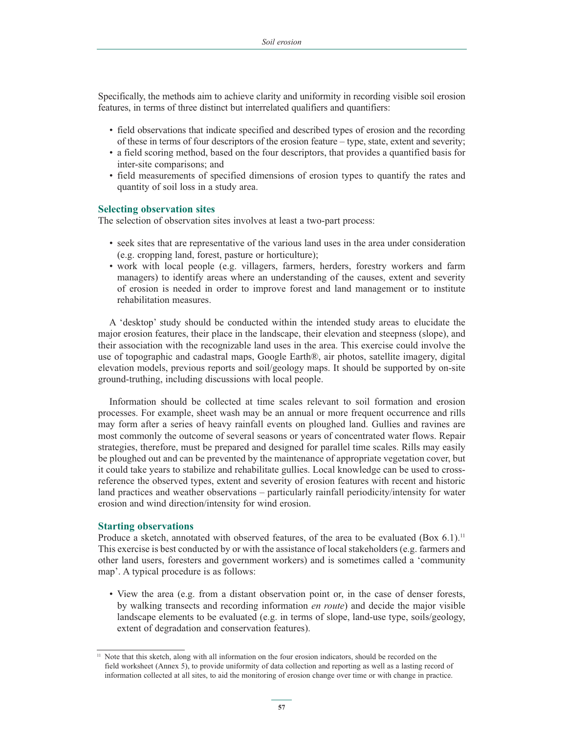Specifically, the methods aim to achieve clarity and uniformity in recording visible soil erosion features, in terms of three distinct but interrelated qualifiers and quantifiers:

- field observations that indicate specified and described types of erosion and the recording of these in terms of four descriptors of the erosion feature – type, state, extent and severity;
- a field scoring method, based on the four descriptors, that provides a quantified basis for inter-site comparisons; and
- field measurements of specified dimensions of erosion types to quantify the rates and quantity of soil loss in a study area.

### Selecting observation sites

The selection of observation sites involves at least a two-part process:

- seek sites that are representative of the various land uses in the area under consideration (e.g. cropping land, forest, pasture or horticulture);
- work with local people (e.g. villagers, farmers, herders, forestry workers and farm managers) to identify areas where an understanding of the causes, extent and severity of erosion is needed in order to improve forest and land management or to institute rehabilitation measures.

A 'desktop' study should be conducted within the intended study areas to elucidate the major erosion features, their place in the landscape, their elevation and steepness (slope), and their association with the recognizable land uses in the area. This exercise could involve the use of topographic and cadastral maps, Google Earth®, air photos, satellite imagery, digital elevation models, previous reports and soil/geology maps. It should be supported by on-site ground-truthing, including discussions with local people.

Information should be collected at time scales relevant to soil formation and erosion processes. For example, sheet wash may be an annual or more frequent occurrence and rills may form after a series of heavy rainfall events on ploughed land. Gullies and ravines are most commonly the outcome of several seasons or years of concentrated water flows. Repair strategies, therefore, must be prepared and designed for parallel time scales. Rills may easily be ploughed out and can be prevented by the maintenance of appropriate vegetation cover, but it could take years to stabilize and rehabilitate gullies. Local knowledge can be used to cross-reference the observed types, extent and severity of erosion features with recent and historic land practices and weather observations – particularly rainfall periodicity/intensity for water erosion and wind direction/intensity for wind erosion.

### Starting observations

Produce a sketch, annotated with observed features, of the area to be evaluated (Box 6.1).[11] This exercise is best conducted by or with the assistance of local stakeholders (e.g. farmers and other land users, foresters and government workers) and is sometimes called a 'community map'. A typical procedure is as follows:

- View the area (e.g. from a distant observation point or, in the case of denser forests, by walking transects and recording information *en route*) and decide the major visible landscape elements to be evaluated (e.g. in terms of slope, land-use type, soils/geology, extent of degradation and conservation features).

[11] Note that this sketch, along with all information on the four erosion indicators, should be recorded on the field worksheet (Annex 5), to provide uniformity of data collection and reporting as well as a lasting record of information collected at all sites, to aid the monitoring of erosion change over time or with change in practice.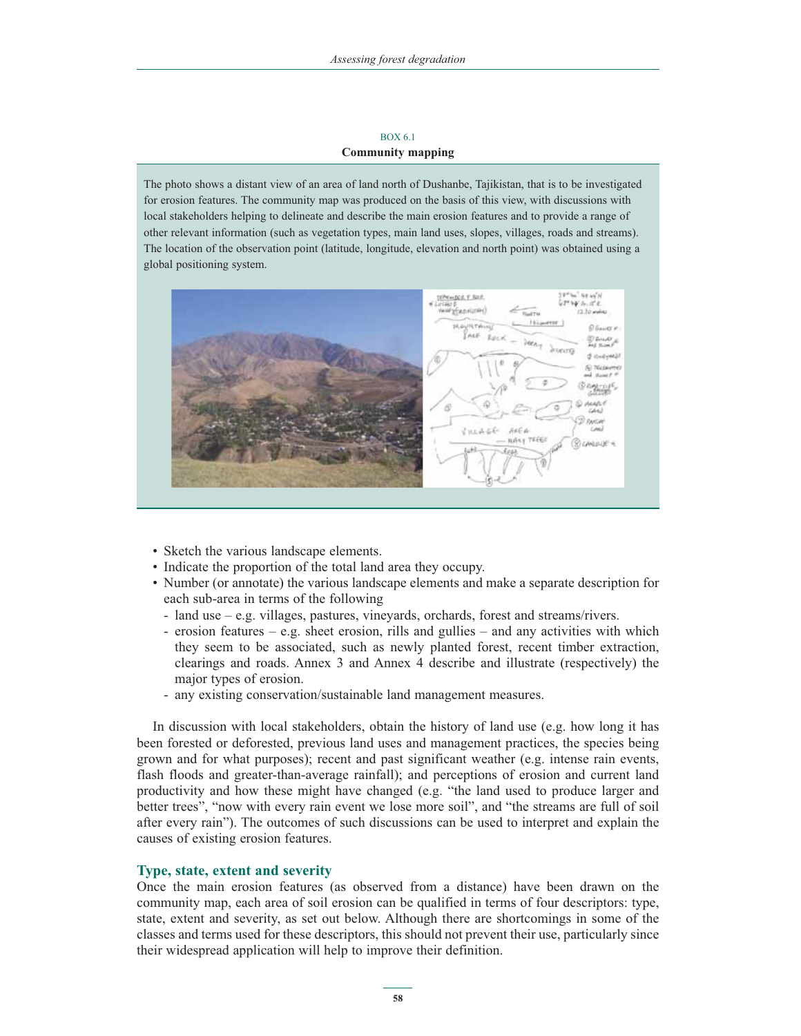BOX 6.1

**Community mapping**

The photo shows a distant view of an area of land north of Dushanbe, Tajikistan, that is to be investigated for erosion features. The community map was produced on the basis of this view, with discussions with local stakeholders helping to delineate and describe the main erosion features and to provide a range of other relevant information (such as vegetation types, main land uses, slopes, villages, roads and streams). The location of the observation point (latitude, longitude, elevation and north point) was obtained using a global positioning system.

- Sketch the various landscape elements.
- Indicate the proportion of the total land area they occupy.
- Number (or annotate) the various landscape elements and make a separate description for each sub-area in terms of the following
  - land use – e.g. villages, pastures, vineyards, orchards, forest and streams/rivers.
  - erosion features – e.g. sheet erosion, rills and gullies – and any activities with which they seem to be associated, such as newly planted forest, recent timber extraction, clearings and roads. Annex 3 and Annex 4 describe and illustrate (respectively) the major types of erosion.
  - any existing conservation/sustainable land management measures.

In discussion with local stakeholders, obtain the history of land use (e.g. how long it has been forested or deforested, previous land uses and management practices, the species being grown and for what purposes); recent and past significant weather (e.g. intense rain events, flash floods and greater-than-average rainfall); and perceptions of erosion and current land productivity and how these might have changed (e.g. "the land used to produce larger and better trees", "now with every rain event we lose more soil", and "the streams are full of soil after every rain"). The outcomes of such discussions can be used to interpret and explain the causes of existing erosion features.

## Type, state, extent and severity

Once the main erosion features (as observed from a distance) have been drawn on the community map, each area of soil erosion can be qualified in terms of four descriptors: type, state, extent and severity, as set out below. Although there are shortcomings in some of the classes and terms used for these descriptors, this should not prevent their use, particularly since their widespread application will help to improve their definition.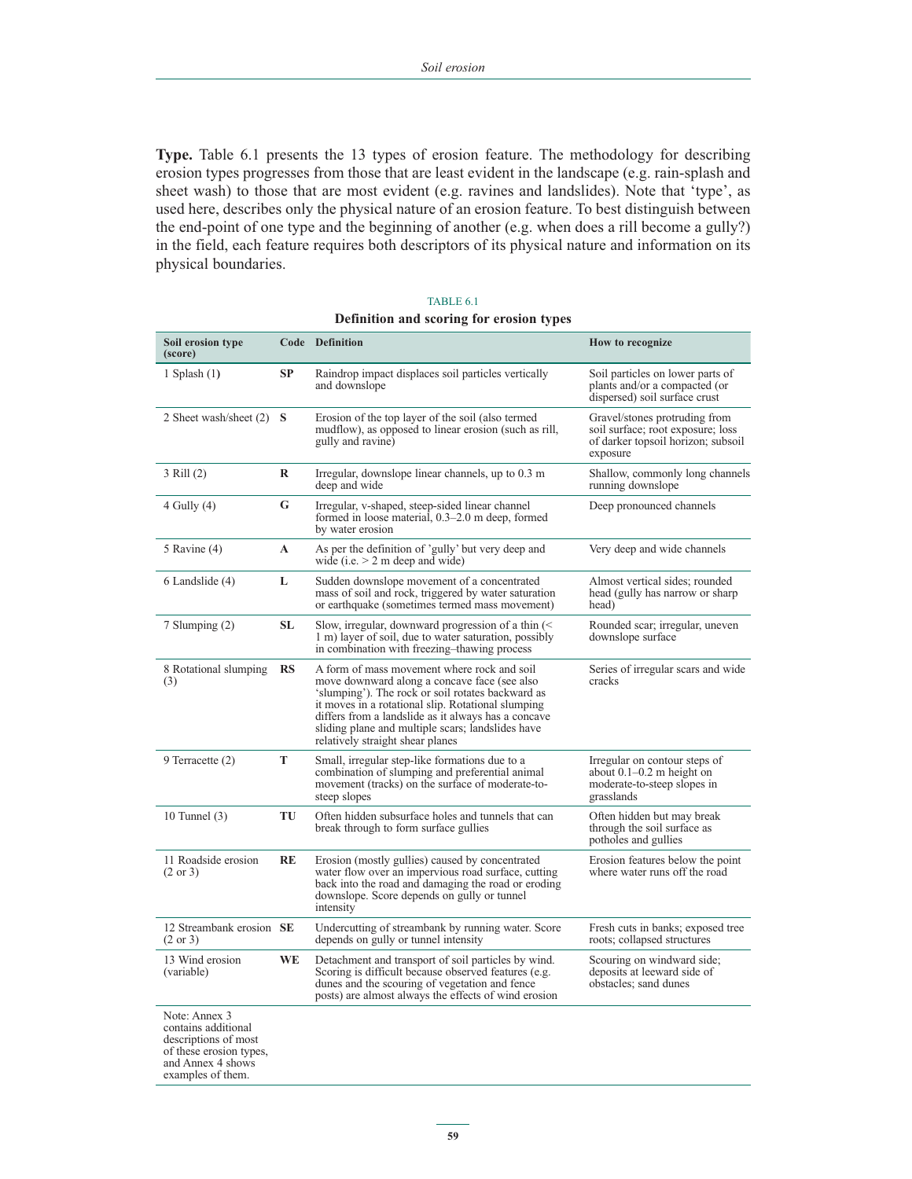**Type.** Table 6.1 presents the 13 types of erosion feature. The methodology for describing erosion types progresses from those that are least evident in the landscape (e.g. rain-splash and sheet wash) to those that are most evident (e.g. ravines and landslides). Note that 'type', as used here, describes only the physical nature of an erosion feature. To best distinguish between the end-point of one type and the beginning of another (e.g. when does a rill become a gully?) in the field, each feature requires both descriptors of its physical nature and information on its physical boundaries.

TABLE 6.1

**Definition and scoring for erosion types**

| Soil erosion type (score) | Code | Definition | How to recognize |
|---|---|---|---|
| 1 Splash (1) | **SP** | Raindrop impact displaces soil particles vertically and downslope | Soil particles on lower parts of plants and/or a compacted (or dispersed) soil surface crust |
| 2 Sheet wash/sheet (2) | **S** | Erosion of the top layer of the soil (also termed mudflow), as opposed to linear erosion (such as rill, gully and ravine) | Gravel/stones protruding from soil surface; root exposure; loss of darker topsoil horizon; subsoil exposure |
| 3 Rill (2) | **R** | Irregular, downslope linear channels, up to 0.3 m deep and wide | Shallow, commonly long channels running downslope |
| 4 Gully (4) | **G** | Irregular, v-shaped, steep-sided linear channel formed in loose material, 0.3–2.0 m deep, formed by water erosion | Deep pronounced channels |
| 5 Ravine (4) | **A** | As per the definition of 'gully' but very deep and wide (i.e. > 2 m deep and wide) | Very deep and wide channels |
| 6 Landslide (4) | **L** | Sudden downslope movement of a concentrated mass of soil and rock, triggered by water saturation or earthquake (sometimes termed mass movement) | Almost vertical sides; rounded head (gully has narrow or sharp head) |
| 7 Slumping (2) | **SL** | Slow, irregular, downward progression of a thin (< 1 m) layer of soil, due to water saturation, possibly in combination with freezing–thawing process | Rounded scar; irregular, uneven downslope surface |
| 8 Rotational slumping (3) | **RS** | A form of mass movement where rock and soil move downward along a concave face (see also 'slumping'). The rock or soil rotates backward as it moves in a rotational slip. Rotational slumping differs from a landslide as it always has a concave sliding plane and multiple scars; landslides have relatively straight shear planes | Series of irregular scars and wide cracks |
| 9 Terracette (2) | **T** | Small, irregular step-like formations due to a combination of slumping and preferential animal movement (tracks) on the surface of moderate-to-steep slopes | Irregular on contour steps of about 0.1–0.2 m height on moderate-to-steep slopes in grasslands |
| 10 Tunnel (3) | **TU** | Often hidden subsurface holes and tunnels that can break through to form surface gullies | Often hidden but may break through the soil surface as potholes and gullies |
| 11 Roadside erosion (2 or 3) | **RE** | Erosion (mostly gullies) caused by concentrated water flow over an impervious road surface, cutting back into the road and damaging the road or eroding downslope. Score depends on gully or tunnel intensity | Erosion features below the point where water runs off the road |
| 12 Streambank erosion (2 or 3) | **SE** | Undercutting of streambank by running water. Score depends on gully or tunnel intensity | Fresh cuts in banks; exposed tree roots; collapsed structures |
| 13 Wind erosion (variable) | **WE** | Detachment and transport of soil particles by wind. Scoring is difficult because observed features (e.g. dunes and the scouring of vegetation and fence posts) are almost always the effects of wind erosion | Scouring on windward side; deposits at leeward side of obstacles; sand dunes |
| Note: Annex 3 contains additional descriptions of most of these erosion types, and Annex 4 shows examples of them. | | | |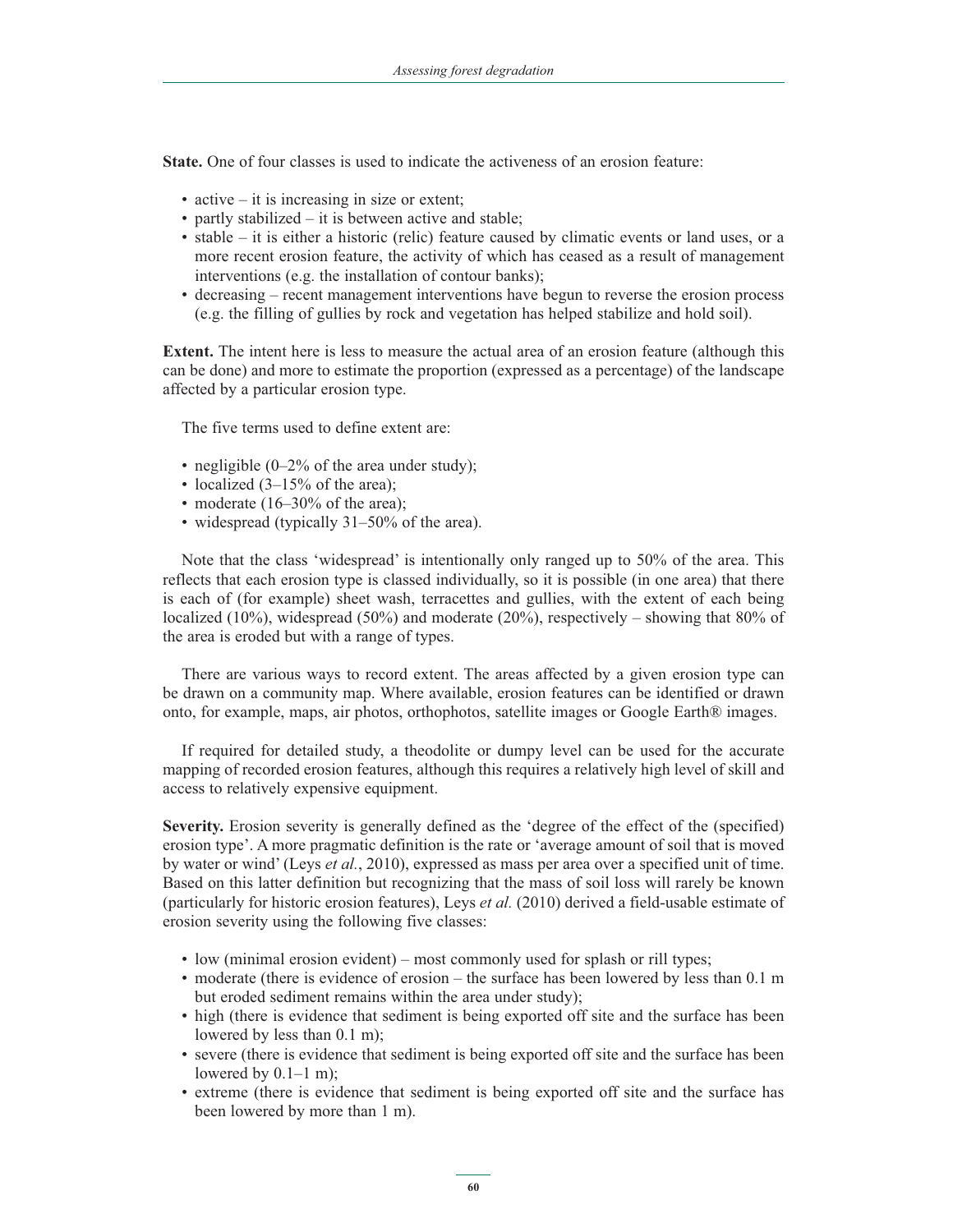**State.** One of four classes is used to indicate the activeness of an erosion feature:

- active – it is increasing in size or extent;
- partly stabilized – it is between active and stable;
- stable – it is either a historic (relic) feature caused by climatic events or land uses, or a more recent erosion feature, the activity of which has ceased as a result of management interventions (e.g. the installation of contour banks);
- decreasing – recent management interventions have begun to reverse the erosion process (e.g. the filling of gullies by rock and vegetation has helped stabilize and hold soil).

**Extent.** The intent here is less to measure the actual area of an erosion feature (although this can be done) and more to estimate the proportion (expressed as a percentage) of the landscape affected by a particular erosion type.

The five terms used to define extent are:

- negligible (0–2% of the area under study);
- localized (3–15% of the area);
- moderate (16–30% of the area);
- widespread (typically 31–50% of the area).

Note that the class 'widespread' is intentionally only ranged up to 50% of the area. This reflects that each erosion type is classed individually, so it is possible (in one area) that there is each of (for example) sheet wash, terracettes and gullies, with the extent of each being localized (10%), widespread (50%) and moderate (20%), respectively – showing that 80% of the area is eroded but with a range of types.

There are various ways to record extent. The areas affected by a given erosion type can be drawn on a community map. Where available, erosion features can be identified or drawn onto, for example, maps, air photos, orthophotos, satellite images or Google Earth® images.

If required for detailed study, a theodolite or dumpy level can be used for the accurate mapping of recorded erosion features, although this requires a relatively high level of skill and access to relatively expensive equipment.

**Severity.** Erosion severity is generally defined as the 'degree of the effect of the (specified) erosion type'. A more pragmatic definition is the rate or 'average amount of soil that is moved by water or wind' (Leys *et al.*, 2010), expressed as mass per area over a specified unit of time. Based on this latter definition but recognizing that the mass of soil loss will rarely be known (particularly for historic erosion features), Leys *et al.* (2010) derived a field-usable estimate of erosion severity using the following five classes:

- low (minimal erosion evident) – most commonly used for splash or rill types;
- moderate (there is evidence of erosion – the surface has been lowered by less than 0.1 m but eroded sediment remains within the area under study);
- high (there is evidence that sediment is being exported off site and the surface has been lowered by less than 0.1 m);
- severe (there is evidence that sediment is being exported off site and the surface has been lowered by 0.1–1 m);
- extreme (there is evidence that sediment is being exported off site and the surface has been lowered by more than 1 m).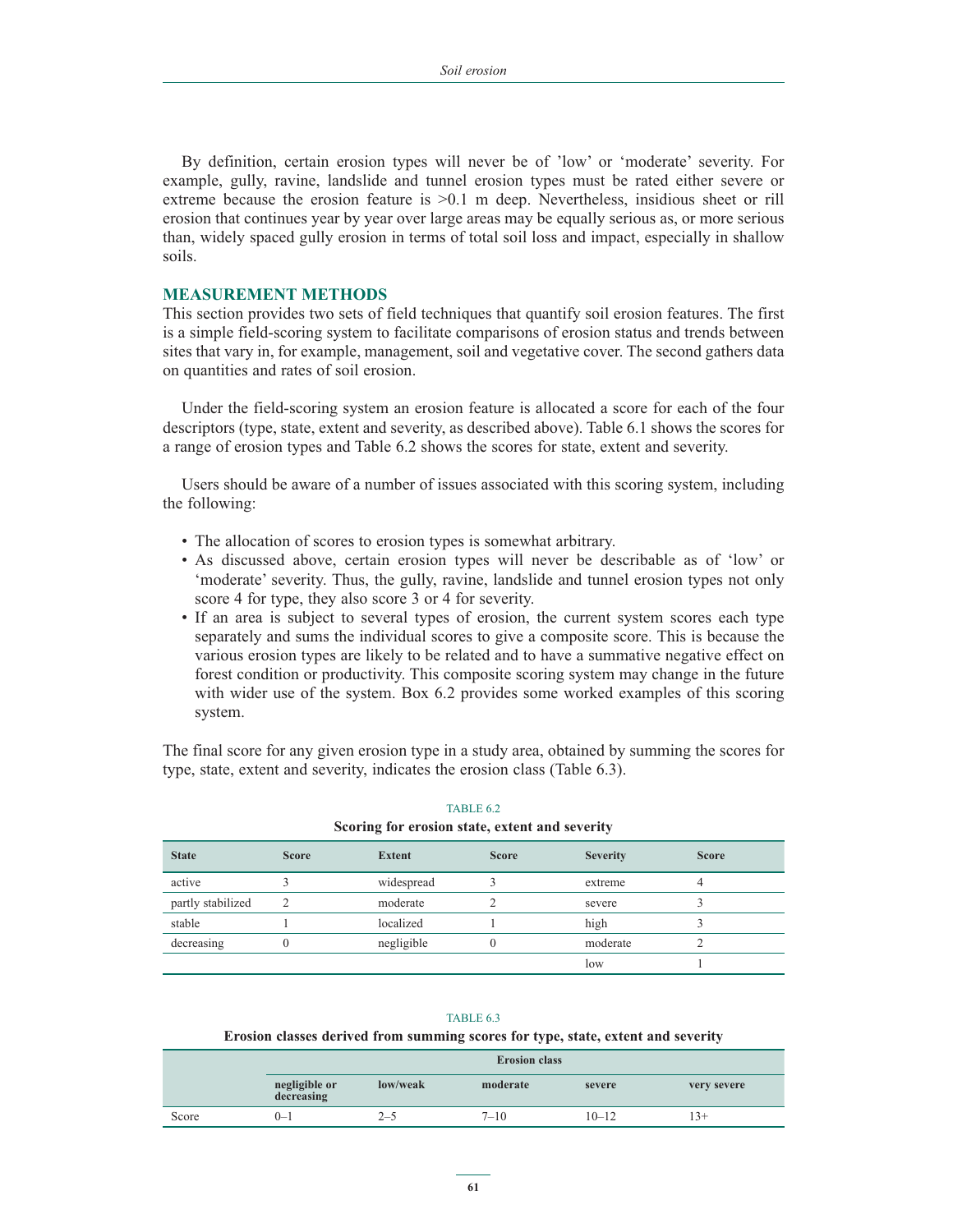By definition, certain erosion types will never be of 'low' or 'moderate' severity. For example, gully, ravine, landslide and tunnel erosion types must be rated either severe or extreme because the erosion feature is >0.1 m deep. Nevertheless, insidious sheet or rill erosion that continues year by year over large areas may be equally serious as, or more serious than, widely spaced gully erosion in terms of total soil loss and impact, especially in shallow soils.

## MEASUREMENT METHODS

This section provides two sets of field techniques that quantify soil erosion features. The first is a simple field-scoring system to facilitate comparisons of erosion status and trends between sites that vary in, for example, management, soil and vegetative cover. The second gathers data on quantities and rates of soil erosion.

Under the field-scoring system an erosion feature is allocated a score for each of the four descriptors (type, state, extent and severity, as described above). Table 6.1 shows the scores for a range of erosion types and Table 6.2 shows the scores for state, extent and severity.

Users should be aware of a number of issues associated with this scoring system, including the following:

- The allocation of scores to erosion types is somewhat arbitrary.
- As discussed above, certain erosion types will never be describable as of 'low' or 'moderate' severity. Thus, the gully, ravine, landslide and tunnel erosion types not only score 4 for type, they also score 3 or 4 for severity.
- If an area is subject to several types of erosion, the current system scores each type separately and sums the individual scores to give a composite score. This is because the various erosion types are likely to be related and to have a summative negative effect on forest condition or productivity. This composite scoring system may change in the future with wider use of the system. Box 6.2 provides some worked examples of this scoring system.

The final score for any given erosion type in a study area, obtained by summing the scores for type, state, extent and severity, indicates the erosion class (Table 6.3).

TABLE 6.2
**Scoring for erosion state, extent and severity**

| State | Score | Extent | Score | Severity | Score |
|---|---|---|---|---|---|
| active | 3 | widespread | 3 | extreme | 4 |
| partly stabilized | 2 | moderate | 2 | severe | 3 |
| stable | 1 | localized | 1 | high | 3 |
| decreasing | 0 | negligible | 0 | moderate | 2 |
| | | | | low | 1 |

TABLE 6.3
**Erosion classes derived from summing scores for type, state, extent and severity**

| | Erosion class | | | | |
|---|---|---|---|---|---|
| | negligible or decreasing | low/weak | moderate | severe | very severe |
| Score | 0–1 | 2–5 | 7–10 | 10–12 | 13+ |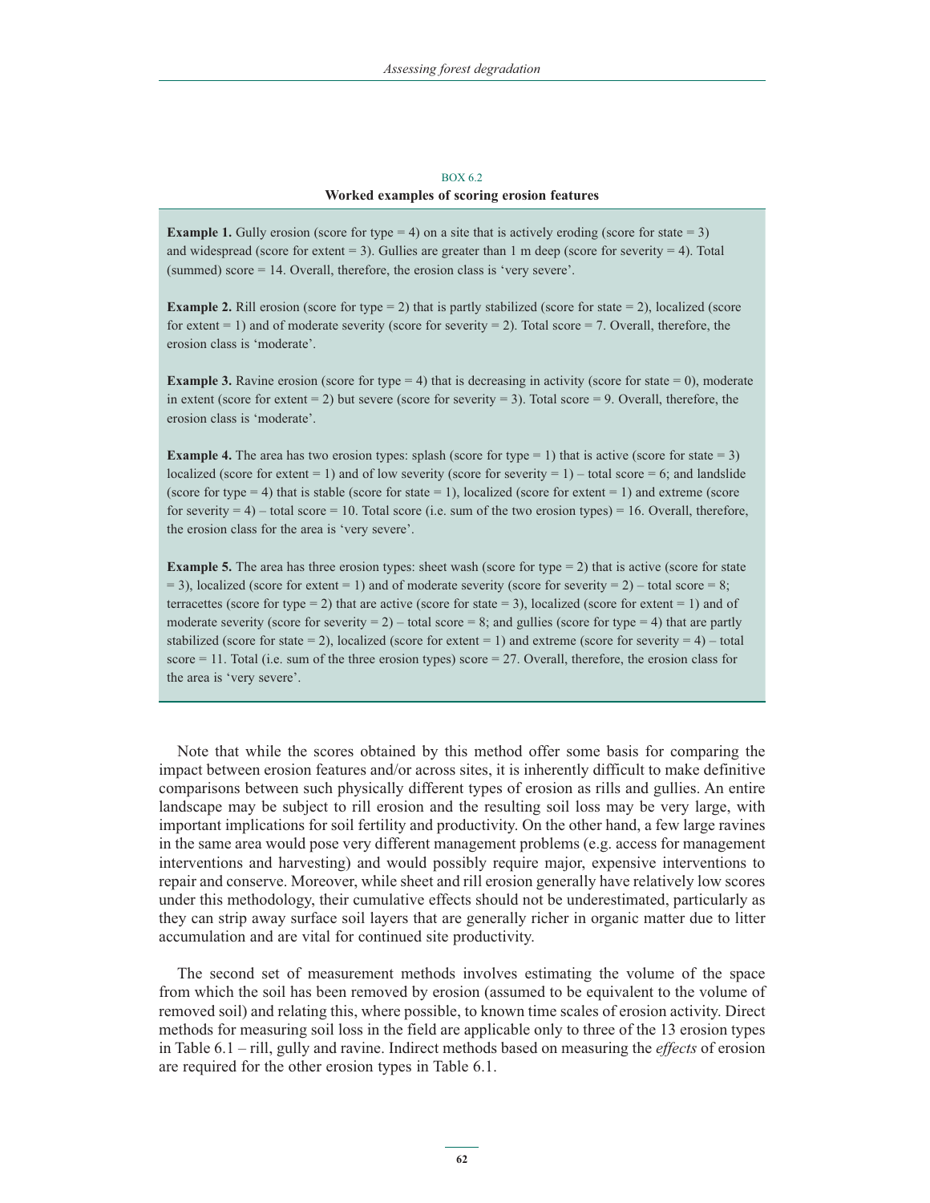BOX 6.2

**Worked examples of scoring erosion features**

**Example 1.** Gully erosion (score for type = 4) on a site that is actively eroding (score for state = 3) and widespread (score for extent = 3). Gullies are greater than 1 m deep (score for severity = 4). Total (summed) score = 14. Overall, therefore, the erosion class is 'very severe'.

**Example 2.** Rill erosion (score for type = 2) that is partly stabilized (score for state = 2), localized (score for extent = 1) and of moderate severity (score for severity = 2). Total score = 7. Overall, therefore, the erosion class is 'moderate'.

**Example 3.** Ravine erosion (score for type = 4) that is decreasing in activity (score for state = 0), moderate in extent (score for extent = 2) but severe (score for severity = 3). Total score = 9. Overall, therefore, the erosion class is 'moderate'.

**Example 4.** The area has two erosion types: splash (score for type = 1) that is active (score for state = 3) localized (score for extent = 1) and of low severity (score for severity = 1) – total score = 6; and landslide (score for type = 4) that is stable (score for state = 1), localized (score for extent = 1) and extreme (score for severity = 4) – total score = 10. Total score (i.e. sum of the two erosion types) = 16. Overall, therefore, the erosion class for the area is 'very severe'.

**Example 5.** The area has three erosion types: sheet wash (score for type = 2) that is active (score for state = 3), localized (score for extent = 1) and of moderate severity (score for severity = 2) – total score = 8; terracettes (score for type = 2) that are active (score for state = 3), localized (score for extent = 1) and of moderate severity (score for severity = 2) – total score = 8; and gullies (score for type = 4) that are partly stabilized (score for state = 2), localized (score for extent = 1) and extreme (score for severity = 4) – total score = 11. Total (i.e. sum of the three erosion types) score = 27. Overall, therefore, the erosion class for the area is 'very severe'.

Note that while the scores obtained by this method offer some basis for comparing the impact between erosion features and/or across sites, it is inherently difficult to make definitive comparisons between such physically different types of erosion as rills and gullies. An entire landscape may be subject to rill erosion and the resulting soil loss may be very large, with important implications for soil fertility and productivity. On the other hand, a few large ravines in the same area would pose very different management problems (e.g. access for management interventions and harvesting) and would possibly require major, expensive interventions to repair and conserve. Moreover, while sheet and rill erosion generally have relatively low scores under this methodology, their cumulative effects should not be underestimated, particularly as they can strip away surface soil layers that are generally richer in organic matter due to litter accumulation and are vital for continued site productivity.

The second set of measurement methods involves estimating the volume of the space from which the soil has been removed by erosion (assumed to be equivalent to the volume of removed soil) and relating this, where possible, to known time scales of erosion activity. Direct methods for measuring soil loss in the field are applicable only to three of the 13 erosion types in Table 6.1 – rill, gully and ravine. Indirect methods based on measuring the *effects* of erosion are required for the other erosion types in Table 6.1.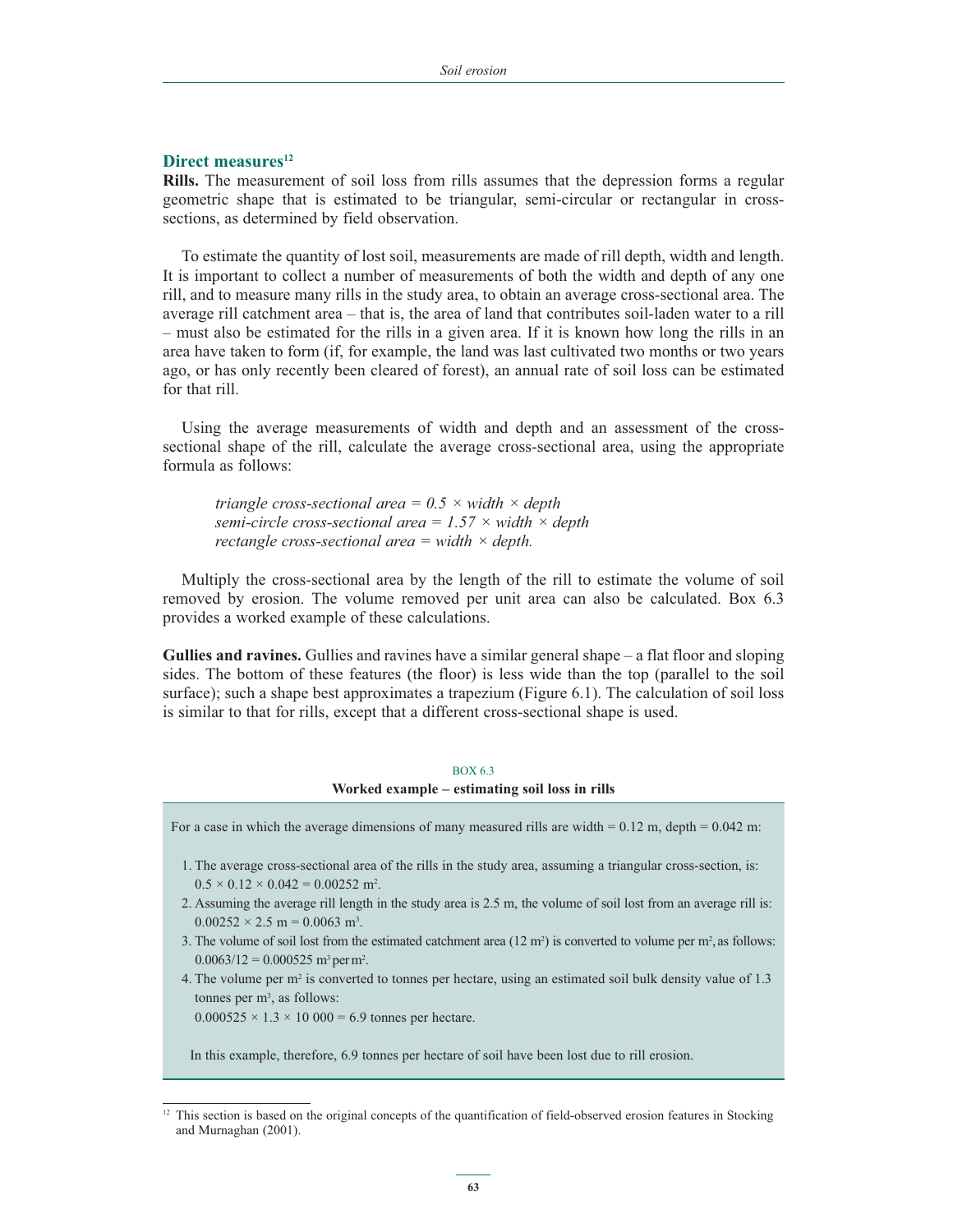## Direct measures[12]

**Rills.** The measurement of soil loss from rills assumes that the depression forms a regular geometric shape that is estimated to be triangular, semi-circular or rectangular in cross-sections, as determined by field observation.

To estimate the quantity of lost soil, measurements are made of rill depth, width and length. It is important to collect a number of measurements of both the width and depth of any one rill, and to measure many rills in the study area, to obtain an average cross-sectional area. The average rill catchment area – that is, the area of land that contributes soil-laden water to a rill – must also be estimated for the rills in a given area. If it is known how long the rills in an area have taken to form (if, for example, the land was last cultivated two months or two years ago, or has only recently been cleared of forest), an annual rate of soil loss can be estimated for that rill.

Using the average measurements of width and depth and an assessment of the cross-sectional shape of the rill, calculate the average cross-sectional area, using the appropriate formula as follows:

*triangle cross-sectional area = 0.5 × width × depth*
*semi-circle cross-sectional area = 1.57 × width × depth*
*rectangle cross-sectional area = width × depth.*

Multiply the cross-sectional area by the length of the rill to estimate the volume of soil removed by erosion. The volume removed per unit area can also be calculated. Box 6.3 provides a worked example of these calculations.

**Gullies and ravines.** Gullies and ravines have a similar general shape – a flat floor and sloping sides. The bottom of these features (the floor) is less wide than the top (parallel to the soil surface); such a shape best approximates a trapezium (Figure 6.1). The calculation of soil loss is similar to that for rills, except that a different cross-sectional shape is used.

BOX 6.3
**Worked example – estimating soil loss in rills**

For a case in which the average dimensions of many measured rills are width = 0.12 m, depth = 0.042 m:

1. The average cross-sectional area of the rills in the study area, assuming a triangular cross-section, is: $0.5 \times 0.12 \times 0.042 = 0.00252\ m^2$.
2. Assuming the average rill length in the study area is 2.5 m, the volume of soil lost from an average rill is: $0.00252 \times 2.5\ m = 0.0063\ m^3$.
3. The volume of soil lost from the estimated catchment area (12 $m^2$) is converted to volume per $m^2$, as follows: $0.0063/12 = 0.000525\ m^3$ per $m^2$.
4. The volume per $m^2$ is converted to tonnes per hectare, using an estimated soil bulk density value of 1.3 tonnes per $m^3$, as follows:
   $0.000525 \times 1.3 \times 10\,000 = 6.9$ tonnes per hectare.

In this example, therefore, 6.9 tonnes per hectare of soil have been lost due to rill erosion.

---

[12] This section is based on the original concepts of the quantification of field-observed erosion features in Stocking and Murnaghan (2001).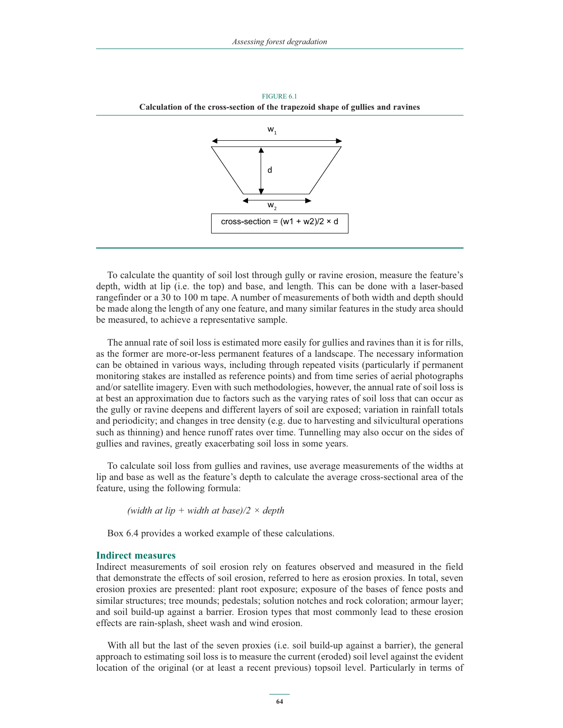FIGURE 6.1

**Calculation of the cross-section of the trapezoid shape of gullies and ravines**

$w_1$

$d$

$w_2$

cross-section = (w1 + w2)/2 × d

To calculate the quantity of soil lost through gully or ravine erosion, measure the feature's depth, width at lip (i.e. the top) and base, and length. This can be done with a laser-based rangefinder or a 30 to 100 m tape. A number of measurements of both width and depth should be made along the length of any one feature, and many similar features in the study area should be measured, to achieve a representative sample.

The annual rate of soil loss is estimated more easily for gullies and ravines than it is for rills, as the former are more-or-less permanent features of a landscape. The necessary information can be obtained in various ways, including through repeated visits (particularly if permanent monitoring stakes are installed as reference points) and from time series of aerial photographs and/or satellite imagery. Even with such methodologies, however, the annual rate of soil loss is at best an approximation due to factors such as the varying rates of soil loss that can occur as the gully or ravine deepens and different layers of soil are exposed; variation in rainfall totals and periodicity; and changes in tree density (e.g. due to harvesting and silvicultural operations such as thinning) and hence runoff rates over time. Tunnelling may also occur on the sides of gullies and ravines, greatly exacerbating soil loss in some years.

To calculate soil loss from gullies and ravines, use average measurements of the widths at lip and base as well as the feature's depth to calculate the average cross-sectional area of the feature, using the following formula:

*(width at lip + width at base)/2 × depth*

Box 6.4 provides a worked example of these calculations.

### Indirect measures

Indirect measurements of soil erosion rely on features observed and measured in the field that demonstrate the effects of soil erosion, referred to here as erosion proxies. In total, seven erosion proxies are presented: plant root exposure; exposure of the bases of fence posts and similar structures; tree mounds; pedestals; solution notches and rock coloration; armour layer; and soil build-up against a barrier. Erosion types that most commonly lead to these erosion effects are rain-splash, sheet wash and wind erosion.

With all but the last of the seven proxies (i.e. soil build-up against a barrier), the general approach to estimating soil loss is to measure the current (eroded) soil level against the evident location of the original (or at least a recent previous) topsoil level. Particularly in terms of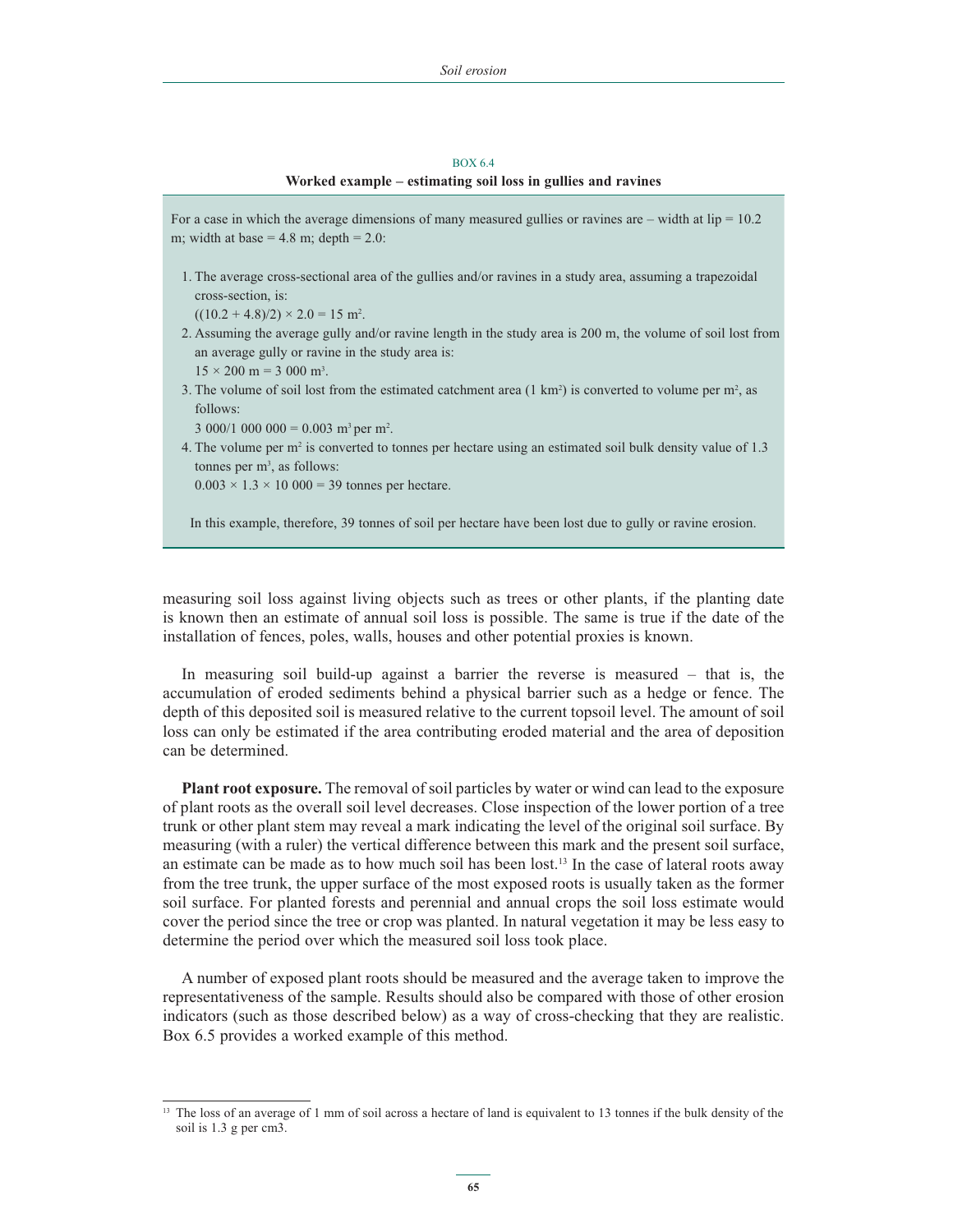BOX 6.4

**Worked example – estimating soil loss in gullies and ravines**

For a case in which the average dimensions of many measured gullies or ravines are – width at lip = 10.2 m; width at base = 4.8 m; depth = 2.0:

1. The average cross-sectional area of the gullies and/or ravines in a study area, assuming a trapezoidal cross-section, is:
   $((10.2 + 4.8)/2) \times 2.0 = 15$ m$^2$.
2. Assuming the average gully and/or ravine length in the study area is 200 m, the volume of soil lost from an average gully or ravine in the study area is:
   $15 \times 200$ m $= 3\ 000$ m$^3$.
3. The volume of soil lost from the estimated catchment area (1 km$^2$) is converted to volume per m$^2$, as follows:
   $3\ 000/1\ 000\ 000 = 0.003$ m$^3$ per m$^2$.
4. The volume per m$^2$ is converted to tonnes per hectare using an estimated soil bulk density value of 1.3 tonnes per m$^3$, as follows:
   $0.003 \times 1.3 \times 10\ 000 = 39$ tonnes per hectare.

In this example, therefore, 39 tonnes of soil per hectare have been lost due to gully or ravine erosion.

measuring soil loss against living objects such as trees or other plants, if the planting date is known then an estimate of annual soil loss is possible. The same is true if the date of the installation of fences, poles, walls, houses and other potential proxies is known.

In measuring soil build-up against a barrier the reverse is measured – that is, the accumulation of eroded sediments behind a physical barrier such as a hedge or fence. The depth of this deposited soil is measured relative to the current topsoil level. The amount of soil loss can only be estimated if the area contributing eroded material and the area of deposition can be determined.

**Plant root exposure.** The removal of soil particles by water or wind can lead to the exposure of plant roots as the overall soil level decreases. Close inspection of the lower portion of a tree trunk or other plant stem may reveal a mark indicating the level of the original soil surface. By measuring (with a ruler) the vertical difference between this mark and the present soil surface, an estimate can be made as to how much soil has been lost.[13] In the case of lateral roots away from the tree trunk, the upper surface of the most exposed roots is usually taken as the former soil surface. For planted forests and perennial and annual crops the soil loss estimate would cover the period since the tree or crop was planted. In natural vegetation it may be less easy to determine the period over which the measured soil loss took place.

A number of exposed plant roots should be measured and the average taken to improve the representativeness of the sample. Results should also be compared with those of other erosion indicators (such as those described below) as a way of cross-checking that they are realistic. Box 6.5 provides a worked example of this method.

---

[13] The loss of an average of 1 mm of soil across a hectare of land is equivalent to 13 tonnes if the bulk density of the soil is 1.3 g per cm3.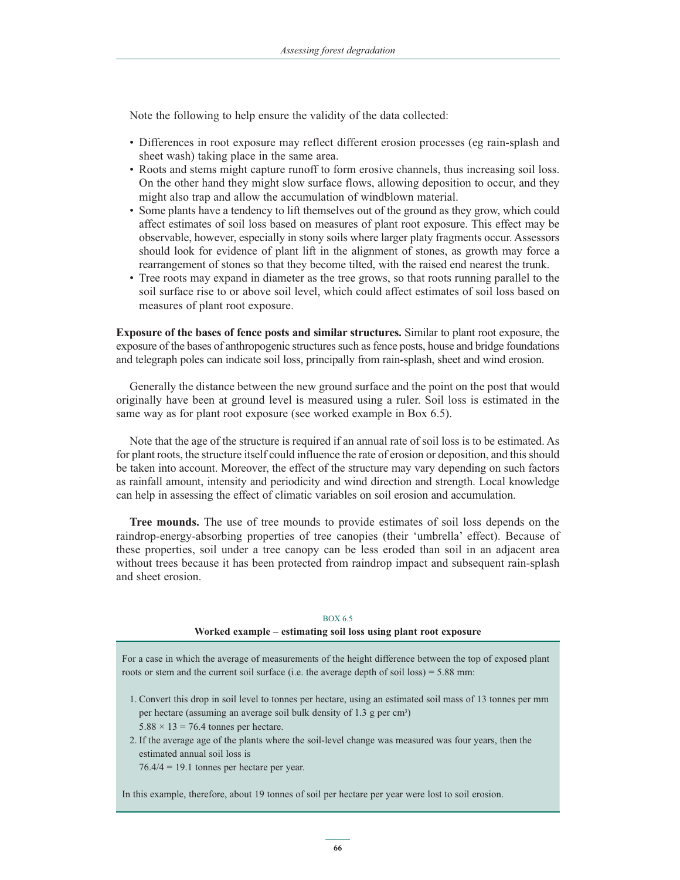Note the following to help ensure the validity of the data collected:

- Differences in root exposure may reflect different erosion processes (eg rain-splash and sheet wash) taking place in the same area.
- Roots and stems might capture runoff to form erosive channels, thus increasing soil loss. On the other hand they might slow surface flows, allowing deposition to occur, and they might also trap and allow the accumulation of windblown material.
- Some plants have a tendency to lift themselves out of the ground as they grow, which could affect estimates of soil loss based on measures of plant root exposure. This effect may be observable, however, especially in stony soils where larger platy fragments occur. Assessors should look for evidence of plant lift in the alignment of stones, as growth may force a rearrangement of stones so that they become tilted, with the raised end nearest the trunk.
- Tree roots may expand in diameter as the tree grows, so that roots running parallel to the soil surface rise to or above soil level, which could affect estimates of soil loss based on measures of plant root exposure.

**Exposure of the bases of fence posts and similar structures.** Similar to plant root exposure, the exposure of the bases of anthropogenic structures such as fence posts, house and bridge foundations and telegraph poles can indicate soil loss, principally from rain-splash, sheet and wind erosion.

Generally the distance between the new ground surface and the point on the post that would originally have been at ground level is measured using a ruler. Soil loss is estimated in the same way as for plant root exposure (see worked example in Box 6.5).

Note that the age of the structure is required if an annual rate of soil loss is to be estimated. As for plant roots, the structure itself could influence the rate of erosion or deposition, and this should be taken into account. Moreover, the effect of the structure may vary depending on such factors as rainfall amount, intensity and periodicity and wind direction and strength. Local knowledge can help in assessing the effect of climatic variables on soil erosion and accumulation.

**Tree mounds.** The use of tree mounds to provide estimates of soil loss depends on the raindrop-energy-absorbing properties of tree canopies (their 'umbrella' effect). Because of these properties, soil under a tree canopy can be less eroded than soil in an adjacent area without trees because it has been protected from raindrop impact and subsequent rain-splash and sheet erosion.

BOX 6.5

**Worked example – estimating soil loss using plant root exposure**

For a case in which the average of measurements of the height difference between the top of exposed plant roots or stem and the current soil surface (i.e. the average depth of soil loss) = 5.88 mm:

1. Convert this drop in soil level to tonnes per hectare, using an estimated soil mass of 13 tonnes per mm per hectare (assuming an average soil bulk density of 1.3 g per $cm^3$)
   $5.88 \times 13 = 76.4$ tonnes per hectare.
2. If the average age of the plants where the soil-level change was measured was four years, then the estimated annual soil loss is
   $76.4/4 = 19.1$ tonnes per hectare per year.

In this example, therefore, about 19 tonnes of soil per hectare per year were lost to soil erosion.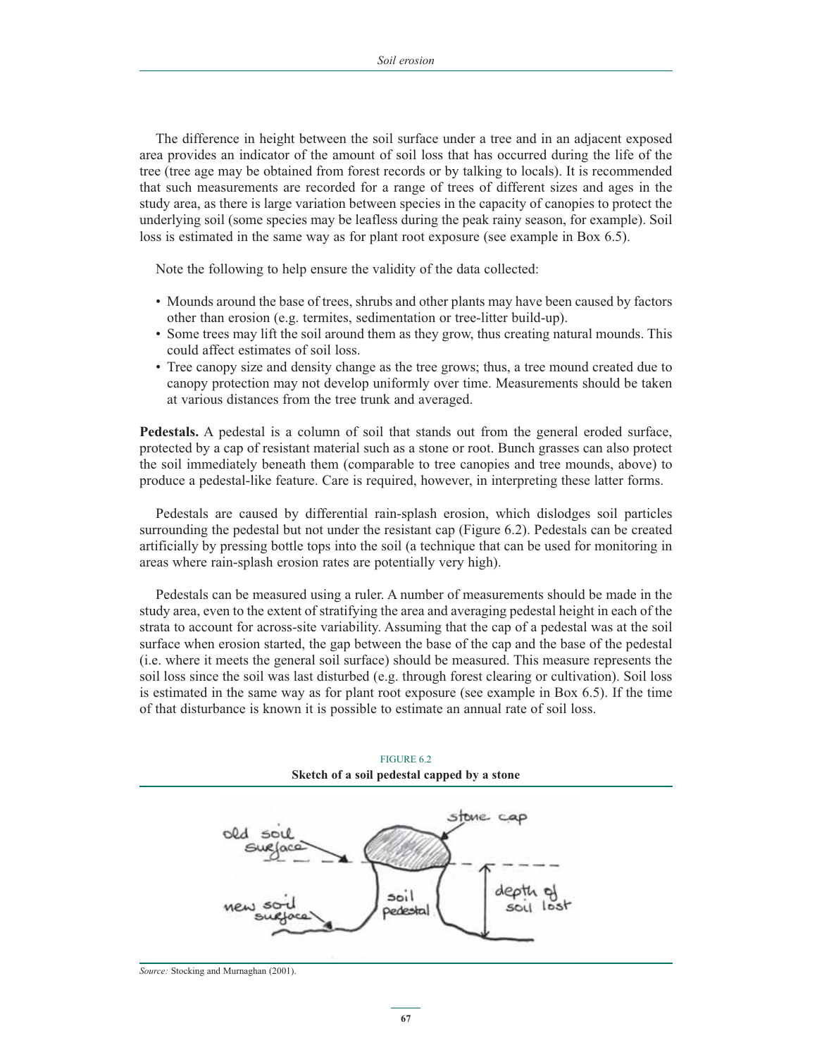The difference in height between the soil surface under a tree and in an adjacent exposed area provides an indicator of the amount of soil loss that has occurred during the life of the tree (tree age may be obtained from forest records or by talking to locals). It is recommended that such measurements are recorded for a range of trees of different sizes and ages in the study area, as there is large variation between species in the capacity of canopies to protect the underlying soil (some species may be leafless during the peak rainy season, for example). Soil loss is estimated in the same way as for plant root exposure (see example in Box 6.5).

Note the following to help ensure the validity of the data collected:

- Mounds around the base of trees, shrubs and other plants may have been caused by factors other than erosion (e.g. termites, sedimentation or tree-litter build-up).
- Some trees may lift the soil around them as they grow, thus creating natural mounds. This could affect estimates of soil loss.
- Tree canopy size and density change as the tree grows; thus, a tree mound created due to canopy protection may not develop uniformly over time. Measurements should be taken at various distances from the tree trunk and averaged.

**Pedestals.** A pedestal is a column of soil that stands out from the general eroded surface, protected by a cap of resistant material such as a stone or root. Bunch grasses can also protect the soil immediately beneath them (comparable to tree canopies and tree mounds, above) to produce a pedestal-like feature. Care is required, however, in interpreting these latter forms.

Pedestals are caused by differential rain-splash erosion, which dislodges soil particles surrounding the pedestal but not under the resistant cap (Figure 6.2). Pedestals can be created artificially by pressing bottle tops into the soil (a technique that can be used for monitoring in areas where rain-splash erosion rates are potentially very high).

Pedestals can be measured using a ruler. A number of measurements should be made in the study area, even to the extent of stratifying the area and averaging pedestal height in each of the strata to account for across-site variability. Assuming that the cap of a pedestal was at the soil surface when erosion started, the gap between the base of the cap and the base of the pedestal (i.e. where it meets the general soil surface) should be measured. This measure represents the soil loss since the soil was last disturbed (e.g. through forest clearing or cultivation). Soil loss is estimated in the same way as for plant root exposure (see example in Box 6.5). If the time of that disturbance is known it is possible to estimate an annual rate of soil loss.

FIGURE 6.2
**Sketch of a soil pedestal capped by a stone**

*Source:* Stocking and Murnaghan (2001).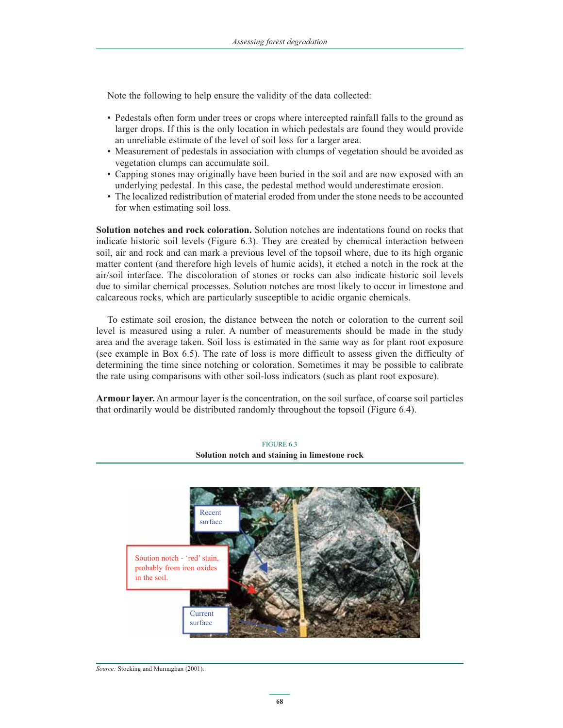Note the following to help ensure the validity of the data collected:

- Pedestals often form under trees or crops where intercepted rainfall falls to the ground as larger drops. If this is the only location in which pedestals are found they would provide an unreliable estimate of the level of soil loss for a larger area.
- Measurement of pedestals in association with clumps of vegetation should be avoided as vegetation clumps can accumulate soil.
- Capping stones may originally have been buried in the soil and are now exposed with an underlying pedestal. In this case, the pedestal method would underestimate erosion.
- The localized redistribution of material eroded from under the stone needs to be accounted for when estimating soil loss.

**Solution notches and rock coloration.** Solution notches are indentations found on rocks that indicate historic soil levels (Figure 6.3). They are created by chemical interaction between soil, air and rock and can mark a previous level of the topsoil where, due to its high organic matter content (and therefore high levels of humic acids), it etched a notch in the rock at the air/soil interface. The discoloration of stones or rocks can also indicate historic soil levels due to similar chemical processes. Solution notches are most likely to occur in limestone and calcareous rocks, which are particularly susceptible to acidic organic chemicals.

To estimate soil erosion, the distance between the notch or coloration to the current soil level is measured using a ruler. A number of measurements should be made in the study area and the average taken. Soil loss is estimated in the same way as for plant root exposure (see example in Box 6.5). The rate of loss is more difficult to assess given the difficulty of determining the time since notching or coloration. Sometimes it may be possible to calibrate the rate using comparisons with other soil-loss indicators (such as plant root exposure).

**Armour layer.** An armour layer is the concentration, on the soil surface, of coarse soil particles that ordinarily would be distributed randomly throughout the topsoil (Figure 6.4).

FIGURE 6.3
**Solution notch and staining in limestone rock**

Recent surface

Soution notch - 'red' stain, probably from iron oxides in the soil.

Current surface

*Source:* Stocking and Murnaghan (2001).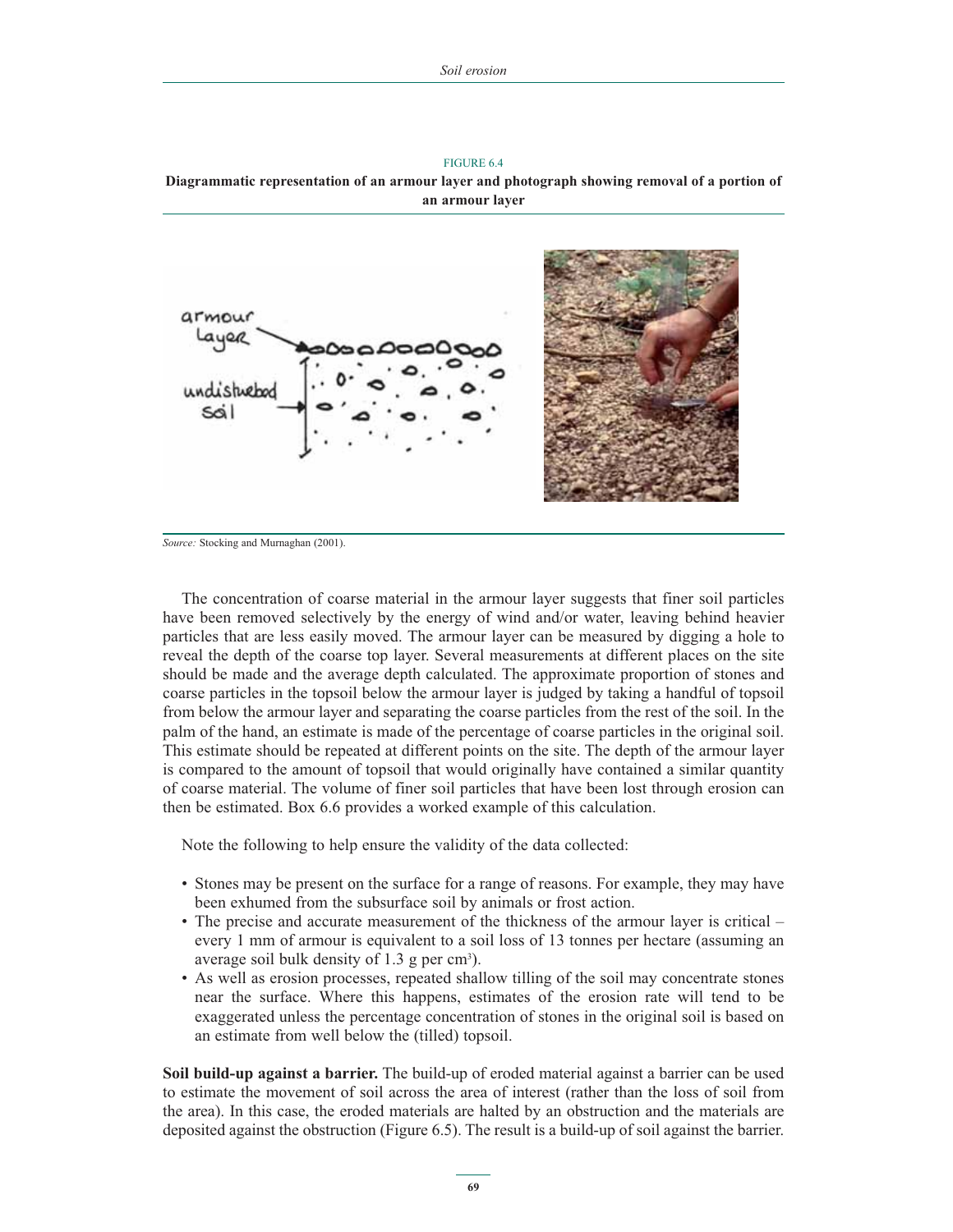FIGURE 6.4

**Diagrammatic representation of an armour layer and photograph showing removal of a portion of an armour layer**

*Source:* Stocking and Murnaghan (2001).

The concentration of coarse material in the armour layer suggests that finer soil particles have been removed selectively by the energy of wind and/or water, leaving behind heavier particles that are less easily moved. The armour layer can be measured by digging a hole to reveal the depth of the coarse top layer. Several measurements at different places on the site should be made and the average depth calculated. The approximate proportion of stones and coarse particles in the topsoil below the armour layer is judged by taking a handful of topsoil from below the armour layer and separating the coarse particles from the rest of the soil. In the palm of the hand, an estimate is made of the percentage of coarse particles in the original soil. This estimate should be repeated at different points on the site. The depth of the armour layer is compared to the amount of topsoil that would originally have contained a similar quantity of coarse material. The volume of finer soil particles that have been lost through erosion can then be estimated. Box 6.6 provides a worked example of this calculation.

Note the following to help ensure the validity of the data collected:

- Stones may be present on the surface for a range of reasons. For example, they may have been exhumed from the subsurface soil by animals or frost action.
- The precise and accurate measurement of the thickness of the armour layer is critical – every 1 mm of armour is equivalent to a soil loss of 13 tonnes per hectare (assuming an average soil bulk density of 1.3 g per $cm^3$).
- As well as erosion processes, repeated shallow tilling of the soil may concentrate stones near the surface. Where this happens, estimates of the erosion rate will tend to be exaggerated unless the percentage concentration of stones in the original soil is based on an estimate from well below the (tilled) topsoil.

**Soil build-up against a barrier.** The build-up of eroded material against a barrier can be used to estimate the movement of soil across the area of interest (rather than the loss of soil from the area). In this case, the eroded materials are halted by an obstruction and the materials are deposited against the obstruction (Figure 6.5). The result is a build-up of soil against the barrier.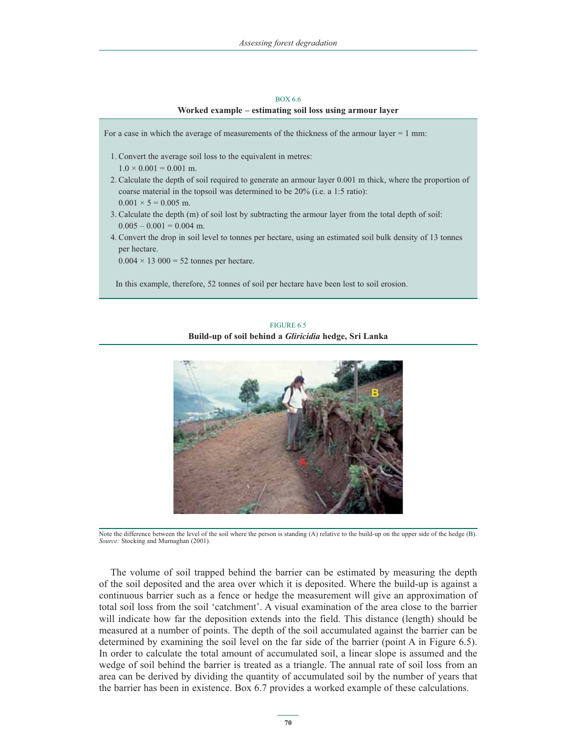BOX 6.6

**Worked example – estimating soil loss using armour layer**

For a case in which the average of measurements of the thickness of the armour layer = 1 mm:

1. Convert the average soil loss to the equivalent in metres:
   $1.0 \times 0.001 = 0.001$ m.
2. Calculate the depth of soil required to generate an armour layer 0.001 m thick, where the proportion of coarse material in the topsoil was determined to be 20% (i.e. a 1:5 ratio):
   $0.001 \times 5 = 0.005$ m.
3. Calculate the depth (m) of soil lost by subtracting the armour layer from the total depth of soil:
   $0.005 – 0.001 = 0.004$ m.
4. Convert the drop in soil level to tonnes per hectare, using an estimated soil bulk density of 13 tonnes per hectare.
   $0.004 \times 13\ 000 = 52$ tonnes per hectare.

In this example, therefore, 52 tonnes of soil per hectare have been lost to soil erosion.

FIGURE 6.5

**Build-up of soil behind a *Gliricidia* hedge, Sri Lanka**

Note the difference between the level of the soil where the person is standing (A) relative to the build-up on the upper side of the hedge (B).
*Source:* Stocking and Murnaghan (2001).

The volume of soil trapped behind the barrier can be estimated by measuring the depth of the soil deposited and the area over which it is deposited. Where the build-up is against a continuous barrier such as a fence or hedge the measurement will give an approximation of total soil loss from the soil 'catchment'. A visual examination of the area close to the barrier will indicate how far the deposition extends into the field. This distance (length) should be measured at a number of points. The depth of the soil accumulated against the barrier can be determined by examining the soil level on the far side of the barrier (point A in Figure 6.5). In order to calculate the total amount of accumulated soil, a linear slope is assumed and the wedge of soil behind the barrier is treated as a triangle. The annual rate of soil loss from an area can be derived by dividing the quantity of accumulated soil by the number of years that the barrier has been in existence. Box 6.7 provides a worked example of these calculations.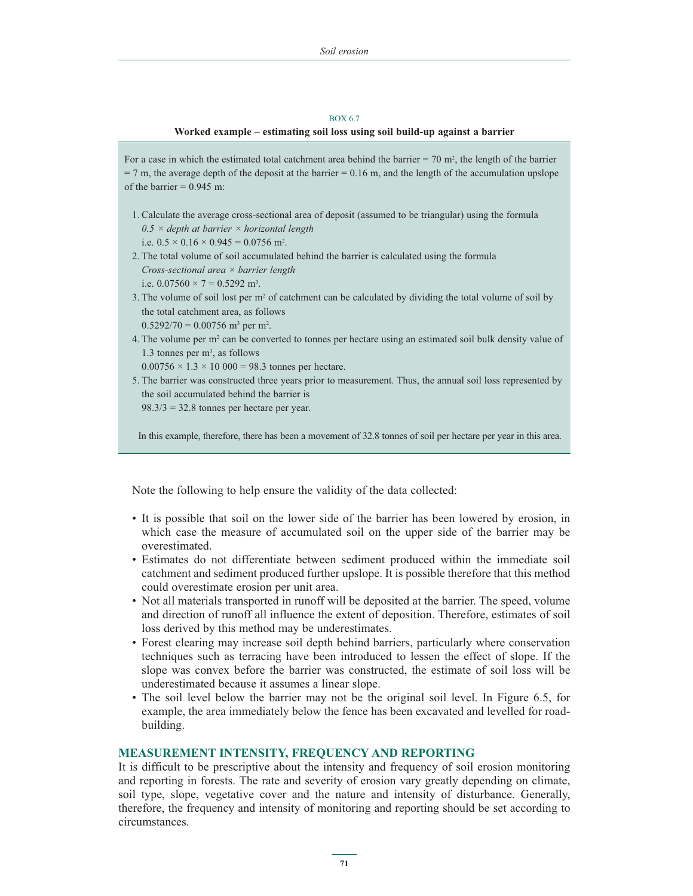BOX 6.7

**Worked example – estimating soil loss using soil build-up against a barrier**

For a case in which the estimated total catchment area behind the barrier = 70 $m^2$, the length of the barrier = 7 m, the average depth of the deposit at the barrier = 0.16 m, and the length of the accumulation upslope of the barrier = 0.945 m:

1. Calculate the average cross-sectional area of deposit (assumed to be triangular) using the formula
   *0.5 × depth at barrier × horizontal length*
   i.e. $0.5 \times 0.16 \times 0.945 = 0.0756$ $m^2$.
2. The total volume of soil accumulated behind the barrier is calculated using the formula
   *Cross-sectional area × barrier length*
   i.e. $0.07560 \times 7 = 0.5292$ $m^3$.
3. The volume of soil lost per $m^2$ of catchment can be calculated by dividing the total volume of soil by the total catchment area, as follows
   $0.5292/70 = 0.00756$ $m^3$ per $m^2$.
4. The volume per $m^2$ can be converted to tonnes per hectare using an estimated soil bulk density value of 1.3 tonnes per $m^3$, as follows
   $0.00756 \times 1.3 \times 10\,000 = 98.3$ tonnes per hectare.
5. The barrier was constructed three years prior to measurement. Thus, the annual soil loss represented by the soil accumulated behind the barrier is
   $98.3/3 = 32.8$ tonnes per hectare per year.

In this example, therefore, there has been a movement of 32.8 tonnes of soil per hectare per year in this area.

Note the following to help ensure the validity of the data collected:

- It is possible that soil on the lower side of the barrier has been lowered by erosion, in which case the measure of accumulated soil on the upper side of the barrier may be overestimated.
- Estimates do not differentiate between sediment produced within the immediate soil catchment and sediment produced further upslope. It is possible therefore that this method could overestimate erosion per unit area.
- Not all materials transported in runoff will be deposited at the barrier. The speed, volume and direction of runoff all influence the extent of deposition. Therefore, estimates of soil loss derived by this method may be underestimates.
- Forest clearing may increase soil depth behind barriers, particularly where conservation techniques such as terracing have been introduced to lessen the effect of slope. If the slope was convex before the barrier was constructed, the estimate of soil loss will be underestimated because it assumes a linear slope.
- The soil level below the barrier may not be the original soil level. In Figure 6.5, for example, the area immediately below the fence has been excavated and levelled for road-building.

## MEASUREMENT INTENSITY, FREQUENCY AND REPORTING

It is difficult to be prescriptive about the intensity and frequency of soil erosion monitoring and reporting in forests. The rate and severity of erosion vary greatly depending on climate, soil type, slope, vegetative cover and the nature and intensity of disturbance. Generally, therefore, the frequency and intensity of monitoring and reporting should be set according to circumstances.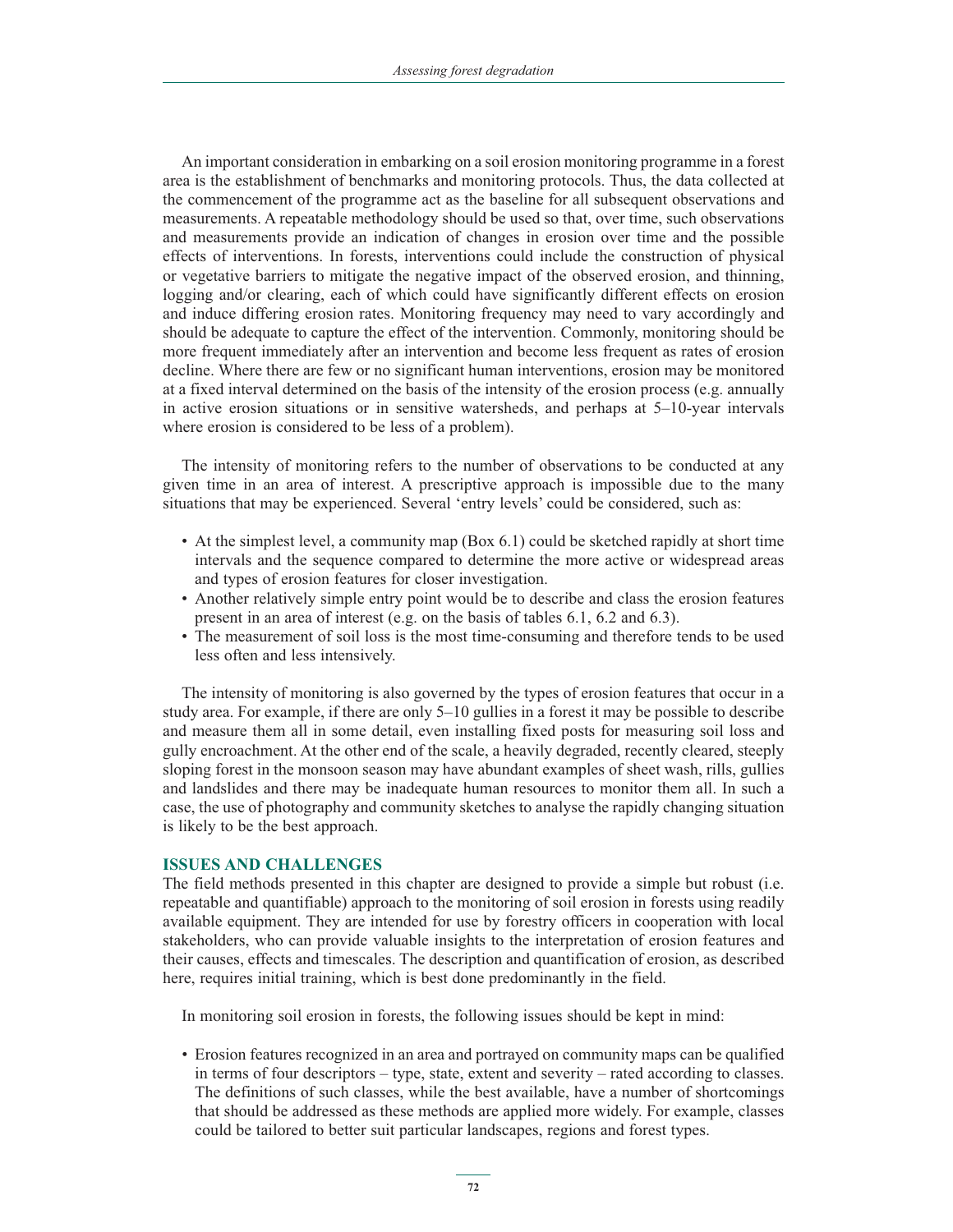An important consideration in embarking on a soil erosion monitoring programme in a forest area is the establishment of benchmarks and monitoring protocols. Thus, the data collected at the commencement of the programme act as the baseline for all subsequent observations and measurements. A repeatable methodology should be used so that, over time, such observations and measurements provide an indication of changes in erosion over time and the possible effects of interventions. In forests, interventions could include the construction of physical or vegetative barriers to mitigate the negative impact of the observed erosion, and thinning, logging and/or clearing, each of which could have significantly different effects on erosion and induce differing erosion rates. Monitoring frequency may need to vary accordingly and should be adequate to capture the effect of the intervention. Commonly, monitoring should be more frequent immediately after an intervention and become less frequent as rates of erosion decline. Where there are few or no significant human interventions, erosion may be monitored at a fixed interval determined on the basis of the intensity of the erosion process (e.g. annually in active erosion situations or in sensitive watersheds, and perhaps at 5–10-year intervals where erosion is considered to be less of a problem).

The intensity of monitoring refers to the number of observations to be conducted at any given time in an area of interest. A prescriptive approach is impossible due to the many situations that may be experienced. Several 'entry levels' could be considered, such as:

- At the simplest level, a community map (Box 6.1) could be sketched rapidly at short time intervals and the sequence compared to determine the more active or widespread areas and types of erosion features for closer investigation.
- Another relatively simple entry point would be to describe and class the erosion features present in an area of interest (e.g. on the basis of tables 6.1, 6.2 and 6.3).
- The measurement of soil loss is the most time-consuming and therefore tends to be used less often and less intensively.

The intensity of monitoring is also governed by the types of erosion features that occur in a study area. For example, if there are only 5–10 gullies in a forest it may be possible to describe and measure them all in some detail, even installing fixed posts for measuring soil loss and gully encroachment. At the other end of the scale, a heavily degraded, recently cleared, steeply sloping forest in the monsoon season may have abundant examples of sheet wash, rills, gullies and landslides and there may be inadequate human resources to monitor them all. In such a case, the use of photography and community sketches to analyse the rapidly changing situation is likely to be the best approach.

## ISSUES AND CHALLENGES

The field methods presented in this chapter are designed to provide a simple but robust (i.e. repeatable and quantifiable) approach to the monitoring of soil erosion in forests using readily available equipment. They are intended for use by forestry officers in cooperation with local stakeholders, who can provide valuable insights to the interpretation of erosion features and their causes, effects and timescales. The description and quantification of erosion, as described here, requires initial training, which is best done predominantly in the field.

In monitoring soil erosion in forests, the following issues should be kept in mind:

- Erosion features recognized in an area and portrayed on community maps can be qualified in terms of four descriptors – type, state, extent and severity – rated according to classes. The definitions of such classes, while the best available, have a number of shortcomings that should be addressed as these methods are applied more widely. For example, classes could be tailored to better suit particular landscapes, regions and forest types.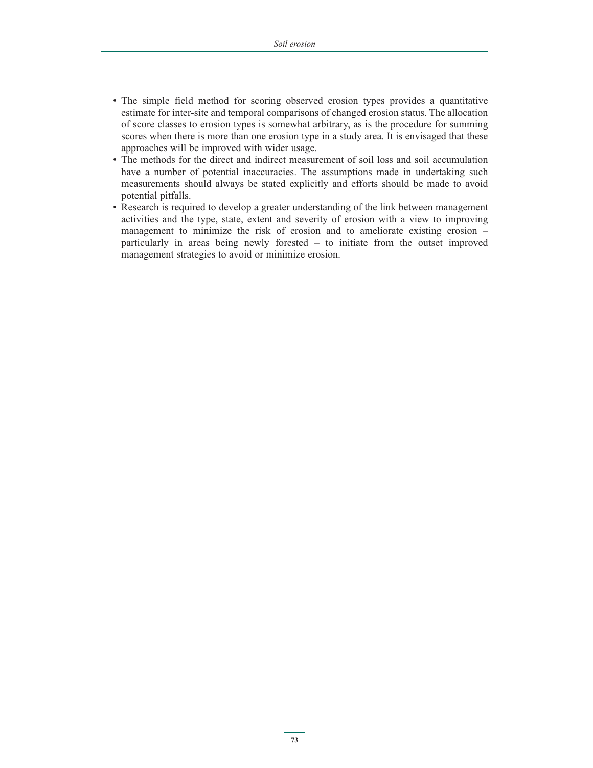- The simple field method for scoring observed erosion types provides a quantitative estimate for inter-site and temporal comparisons of changed erosion status. The allocation of score classes to erosion types is somewhat arbitrary, as is the procedure for summing scores when there is more than one erosion type in a study area. It is envisaged that these approaches will be improved with wider usage.
- The methods for the direct and indirect measurement of soil loss and soil accumulation have a number of potential inaccuracies. The assumptions made in undertaking such measurements should always be stated explicitly and efforts should be made to avoid potential pitfalls.
- Research is required to develop a greater understanding of the link between management activities and the type, state, extent and severity of erosion with a view to improving management to minimize the risk of erosion and to ameliorate existing erosion – particularly in areas being newly forested – to initiate from the outset improved management strategies to avoid or minimize erosion.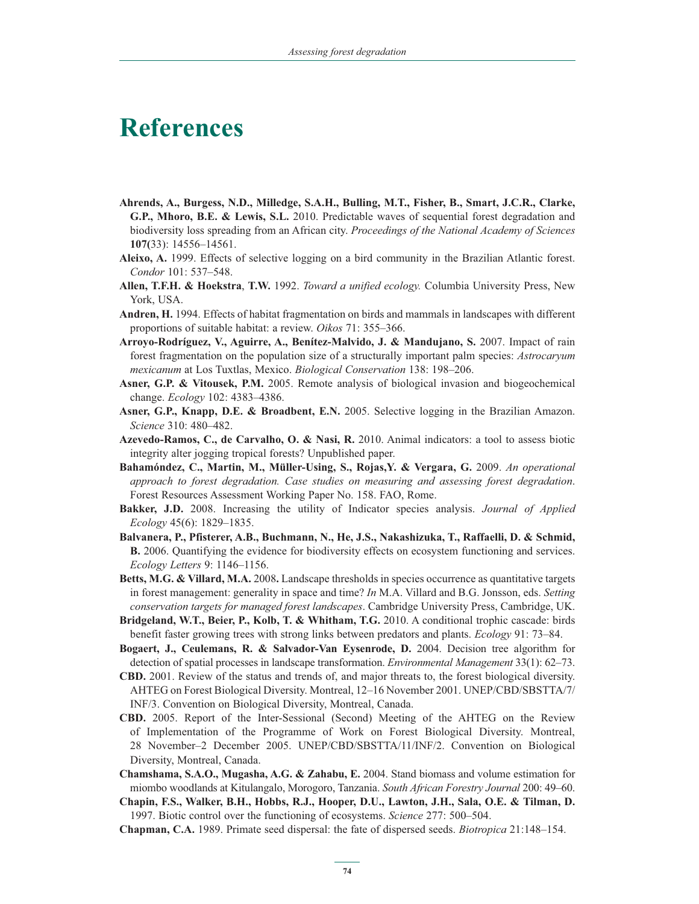# References

**Ahrends, A., Burgess, N.D., Milledge, S.A.H., Bulling, M.T., Fisher, B., Smart, J.C.R., Clarke, G.P., Mhoro, B.E. & Lewis, S.L.** 2010. Predictable waves of sequential forest degradation and biodiversity loss spreading from an African city. *Proceedings of the National Academy of Sciences* **107(**33): 14556–14561.

**Aleixo, A.** 1999. Effects of selective logging on a bird community in the Brazilian Atlantic forest. *Condor* 101: 537–548.

**Allen, T.F.H. & Hoekstra**, **T.W.** 1992. *Toward a unified ecology.* Columbia University Press, New York, USA.

**Andren, H.** 1994. Effects of habitat fragmentation on birds and mammals in landscapes with different proportions of suitable habitat: a review. *Oikos* 71: 355–366.

**Arroyo-Rodríguez, V., Aguirre, A., Benítez-Malvido, J. & Mandujano, S.** 2007. Impact of rain forest fragmentation on the population size of a structurally important palm species: *Astrocaryum mexicanum* at Los Tuxtlas, Mexico. *Biological Conservation* 138: 198–206.

**Asner, G.P. & Vitousek, P.M.** 2005. Remote analysis of biological invasion and biogeochemical change. *Ecology* 102: 4383–4386.

**Asner, G.P., Knapp, D.E. & Broadbent, E.N.** 2005. Selective logging in the Brazilian Amazon. *Science* 310: 480–482.

**Azevedo-Ramos, C., de Carvalho, O. & Nasi, R.** 2010. Animal indicators: a tool to assess biotic integrity alter jogging tropical forests? Unpublished paper.

**Bahamóndez, C., Martin, M., Müller-Using, S., Rojas,Y. & Vergara, G.** 2009. *An operational approach to forest degradation. Case studies on measuring and assessing forest degradation*. Forest Resources Assessment Working Paper No. 158. FAO, Rome.

**Bakker, J.D.** 2008. Increasing the utility of Indicator species analysis. *Journal of Applied Ecology* 45(6): 1829–1835.

**Balvanera, P., Pfisterer, A.B., Buchmann, N., He, J.S., Nakashizuka, T., Raffaelli, D. & Schmid, B.** 2006. Quantifying the evidence for biodiversity effects on ecosystem functioning and services. *Ecology Letters* 9: 1146–1156.

**Betts, M.G. & Villard, M.A.** 2008**.** Landscape thresholds in species occurrence as quantitative targets in forest management: generality in space and time? *In* M.A. Villard and B.G. Jonsson, eds. *Setting conservation targets for managed forest landscapes*. Cambridge University Press, Cambridge, UK.

**Bridgeland, W.T., Beier, P., Kolb, T. & Whitham, T.G.** 2010. A conditional trophic cascade: birds benefit faster growing trees with strong links between predators and plants. *Ecology* 91: 73–84.

**Bogaert, J., Ceulemans, R. & Salvador-Van Eysenrode, D.** 2004. Decision tree algorithm for detection of spatial processes in landscape transformation. *Environmental Management* 33(1): 62–73.

**CBD.** 2001. Review of the status and trends of, and major threats to, the forest biological diversity. AHTEG on Forest Biological Diversity. Montreal, 12–16 November 2001. UNEP/CBD/SBSTTA/7/INF/3. Convention on Biological Diversity, Montreal, Canada.

**CBD.** 2005. Report of the Inter-Sessional (Second) Meeting of the AHTEG on the Review of Implementation of the Programme of Work on Forest Biological Diversity. Montreal, 28 November–2 December 2005. UNEP/CBD/SBSTTA/11/INF/2. Convention on Biological Diversity, Montreal, Canada.

**Chamshama, S.A.O., Mugasha, A.G. & Zahabu, E.** 2004. Stand biomass and volume estimation for miombo woodlands at Kitulangalo, Morogoro, Tanzania. *South African Forestry Journal* 200: 49–60.

**Chapin, F.S., Walker, B.H., Hobbs, R.J., Hooper, D.U., Lawton, J.H., Sala, O.E. & Tilman, D.** 1997. Biotic control over the functioning of ecosystems. *Science* 277: 500–504.

**Chapman, C.A.** 1989. Primate seed dispersal: the fate of dispersed seeds. *Biotropica* 21:148–154.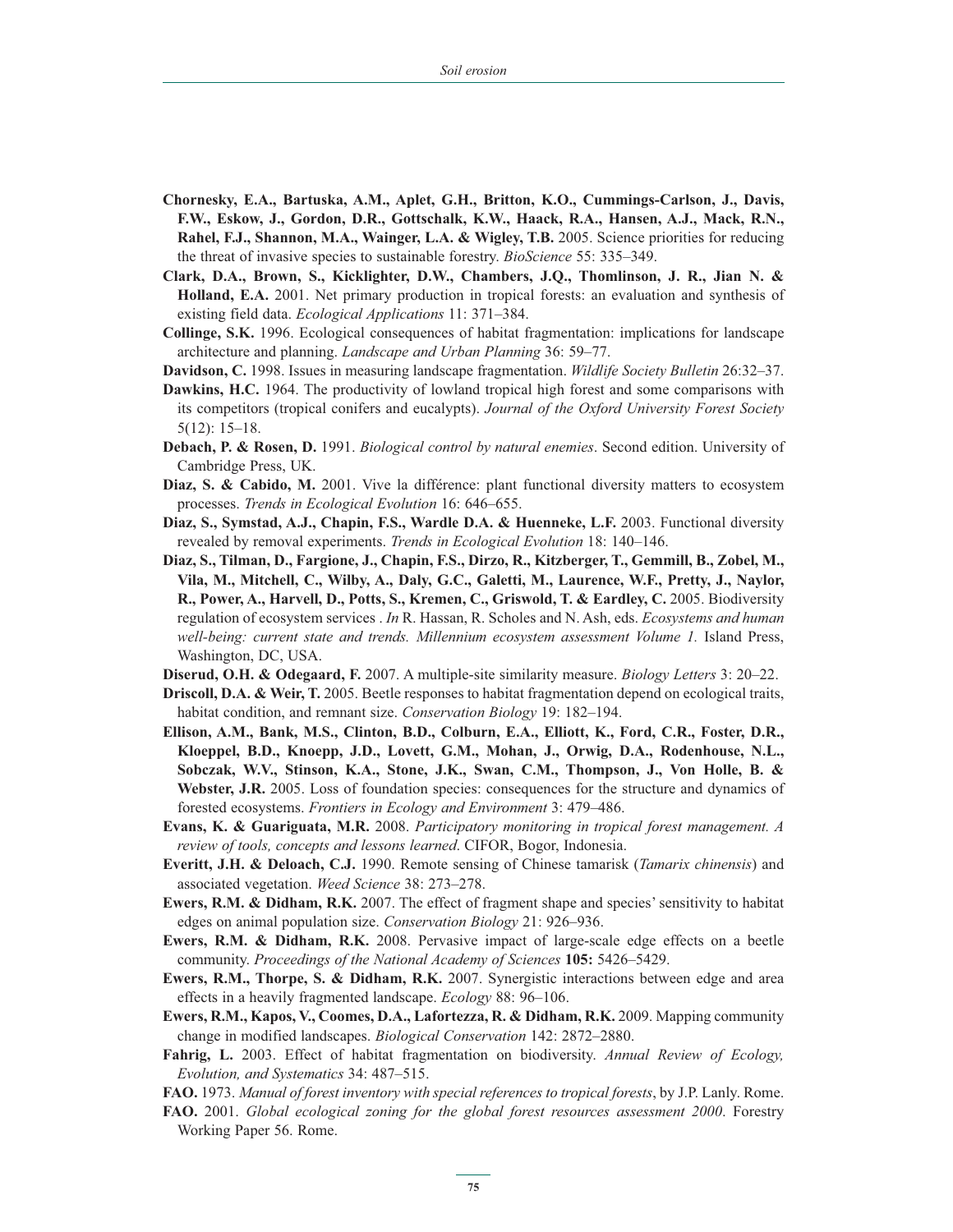**Chornesky, E.A., Bartuska, A.M., Aplet, G.H., Britton, K.O., Cummings-Carlson, J., Davis, F.W., Eskow, J., Gordon, D.R., Gottschalk, K.W., Haack, R.A., Hansen, A.J., Mack, R.N., Rahel, F.J., Shannon, M.A., Wainger, L.A. & Wigley, T.B.** 2005. Science priorities for reducing the threat of invasive species to sustainable forestry. *BioScience* 55: 335–349.

**Clark, D.A., Brown, S., Kicklighter, D.W., Chambers, J.Q., Thomlinson, J. R., Jian N. & Holland, E.A.** 2001. Net primary production in tropical forests: an evaluation and synthesis of existing field data. *Ecological Applications* 11: 371–384.

**Collinge, S.K.** 1996. Ecological consequences of habitat fragmentation: implications for landscape architecture and planning. *Landscape and Urban Planning* 36: 59–77.

**Davidson, C.** 1998. Issues in measuring landscape fragmentation. *Wildlife Society Bulletin* 26:32–37.

**Dawkins, H.C.** 1964. The productivity of lowland tropical high forest and some comparisons with its competitors (tropical conifers and eucalypts). *Journal of the Oxford University Forest Society* 5(12): 15–18.

**Debach, P. & Rosen, D.** 1991. *Biological control by natural enemies*. Second edition. University of Cambridge Press, UK.

**Diaz, S. & Cabido, M.** 2001. Vive la différence: plant functional diversity matters to ecosystem processes. *Trends in Ecological Evolution* 16: 646–655.

**Diaz, S., Symstad, A.J., Chapin, F.S., Wardle D.A. & Huenneke, L.F.** 2003. Functional diversity revealed by removal experiments. *Trends in Ecological Evolution* 18: 140–146.

**Diaz, S., Tilman, D., Fargione, J., Chapin, F.S., Dirzo, R., Kitzberger, T., Gemmill, B., Zobel, M., Vila, M., Mitchell, C., Wilby, A., Daly, G.C., Galetti, M., Laurence, W.F., Pretty, J., Naylor, R., Power, A., Harvell, D., Potts, S., Kremen, C., Griswold, T. & Eardley, C.** 2005. Biodiversity regulation of ecosystem services . *In* R. Hassan, R. Scholes and N. Ash, eds. *Ecosystems and human well-being: current state and trends. Millennium ecosystem assessment Volume 1.* Island Press, Washington, DC, USA.

**Diserud, O.H. & Odegaard, F.** 2007. A multiple-site similarity measure. *Biology Letters* 3: 20–22.

**Driscoll, D.A. & Weir, T.** 2005. Beetle responses to habitat fragmentation depend on ecological traits, habitat condition, and remnant size. *Conservation Biology* 19: 182–194.

**Ellison, A.M., Bank, M.S., Clinton, B.D., Colburn, E.A., Elliott, K., Ford, C.R., Foster, D.R., Kloeppel, B.D., Knoepp, J.D., Lovett, G.M., Mohan, J., Orwig, D.A., Rodenhouse, N.L., Sobczak, W.V., Stinson, K.A., Stone, J.K., Swan, C.M., Thompson, J., Von Holle, B. & Webster, J.R.** 2005. Loss of foundation species: consequences for the structure and dynamics of forested ecosystems. *Frontiers in Ecology and Environment* 3: 479–486.

**Evans, K. & Guariguata, M.R.** 2008. *Participatory monitoring in tropical forest management. A review of tools, concepts and lessons learned*. CIFOR, Bogor, Indonesia.

**Everitt, J.H. & Deloach, C.J.** 1990. Remote sensing of Chinese tamarisk (*Tamarix chinensis*) and associated vegetation. *Weed Science* 38: 273–278.

**Ewers, R.M. & Didham, R.K.** 2007. The effect of fragment shape and species' sensitivity to habitat edges on animal population size. *Conservation Biology* 21: 926–936.

**Ewers, R.M. & Didham, R.K.** 2008. Pervasive impact of large-scale edge effects on a beetle community. *Proceedings of the National Academy of Sciences* **105:** 5426–5429.

**Ewers, R.M., Thorpe, S. & Didham, R.K.** 2007. Synergistic interactions between edge and area effects in a heavily fragmented landscape. *Ecology* 88: 96–106.

**Ewers, R.M., Kapos, V., Coomes, D.A., Lafortezza, R. & Didham, R.K.** 2009. Mapping community change in modified landscapes. *Biological Conservation* 142: 2872–2880.

**Fahrig, L.** 2003. Effect of habitat fragmentation on biodiversity. *Annual Review of Ecology, Evolution, and Systematics* 34: 487–515.

**FAO.** 1973. *Manual of forest inventory with special references to tropical forests*, by J.P. Lanly. Rome.

**FAO.** 2001. *Global ecological zoning for the global forest resources assessment 2000*. Forestry Working Paper 56. Rome.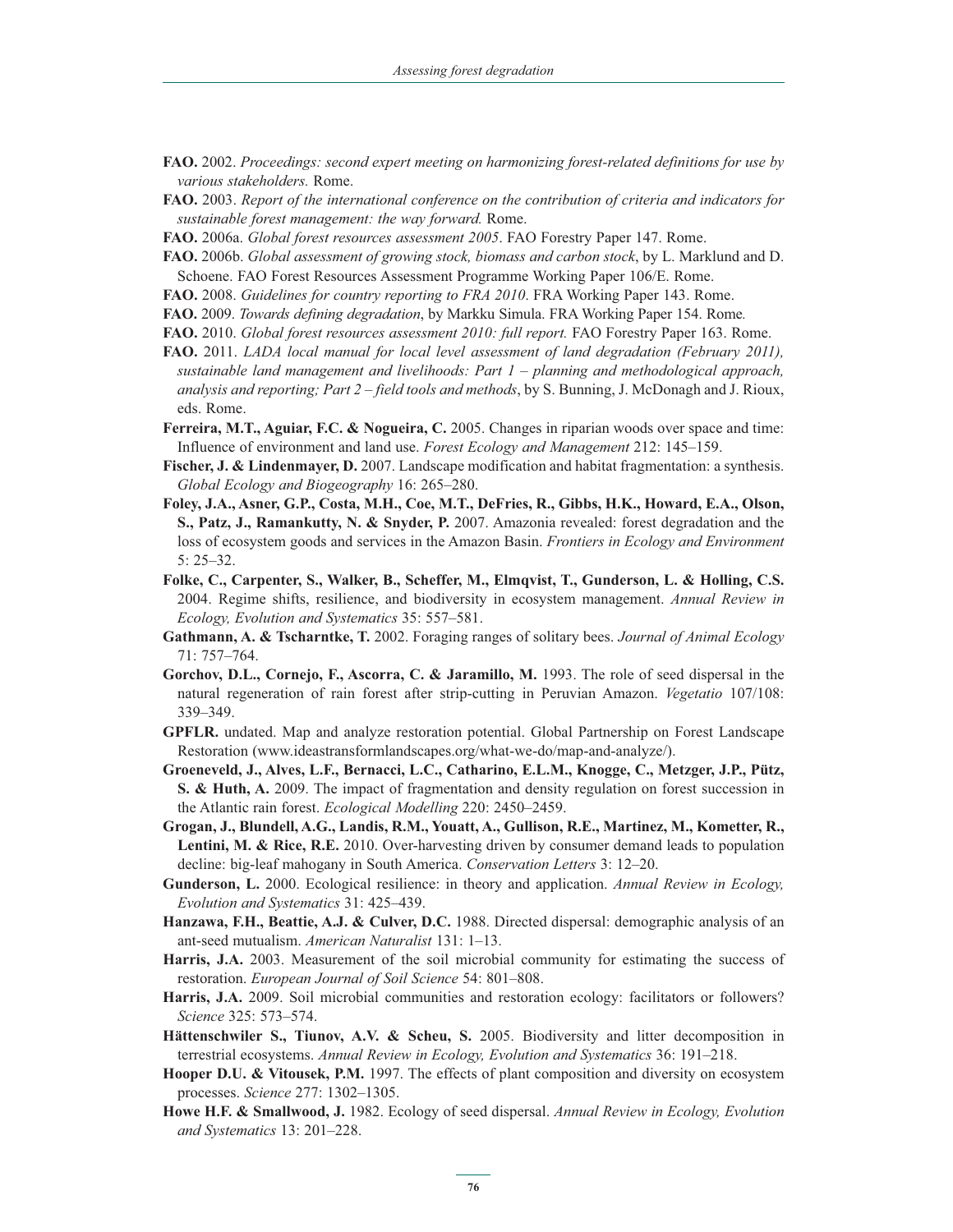**FAO.** 2002. *Proceedings: second expert meeting on harmonizing forest-related definitions for use by various stakeholders.* Rome.

**FAO.** 2003. *Report of the international conference on the contribution of criteria and indicators for sustainable forest management: the way forward.* Rome.

**FAO.** 2006a. *Global forest resources assessment 2005*. FAO Forestry Paper 147. Rome.

**FAO.** 2006b. *Global assessment of growing stock, biomass and carbon stock*, by L. Marklund and D. Schoene. FAO Forest Resources Assessment Programme Working Paper 106/E. Rome.

**FAO.** 2008. *Guidelines for country reporting to FRA 2010*. FRA Working Paper 143. Rome.

**FAO.** 2009. *Towards defining degradation*, by Markku Simula. FRA Working Paper 154. Rome*.*

**FAO.** 2010. *Global forest resources assessment 2010: full report.* FAO Forestry Paper 163. Rome.

**FAO.** 2011. *LADA local manual for local level assessment of land degradation (February 2011), sustainable land management and livelihoods: Part 1 – planning and methodological approach, analysis and reporting; Part 2 – field tools and methods*, by S. Bunning, J. McDonagh and J. Rioux, eds. Rome.

**Ferreira, M.T., Aguiar, F.C. & Nogueira, C.** 2005. Changes in riparian woods over space and time: Influence of environment and land use. *Forest Ecology and Management* 212: 145–159.

**Fischer, J. & Lindenmayer, D.** 2007. Landscape modification and habitat fragmentation: a synthesis. *Global Ecology and Biogeography* 16: 265–280.

**Foley, J.A., Asner, G.P., Costa, M.H., Coe, M.T., DeFries, R., Gibbs, H.K., Howard, E.A., Olson, S., Patz, J., Ramankutty, N. & Snyder, P.** 2007. Amazonia revealed: forest degradation and the loss of ecosystem goods and services in the Amazon Basin. *Frontiers in Ecology and Environment* 5: 25–32.

**Folke, C., Carpenter, S., Walker, B., Scheffer, M., Elmqvist, T., Gunderson, L. & Holling, C.S.** 2004. Regime shifts, resilience, and biodiversity in ecosystem management. *Annual Review in Ecology, Evolution and Systematics* 35: 557–581.

**Gathmann, A. & Tscharntke, T.** 2002. Foraging ranges of solitary bees. *Journal of Animal Ecology* 71: 757–764.

**Gorchov, D.L., Cornejo, F., Ascorra, C. & Jaramillo, M.** 1993. The role of seed dispersal in the natural regeneration of rain forest after strip-cutting in Peruvian Amazon. *Vegetatio* 107/108: 339–349.

**GPFLR.** undated. Map and analyze restoration potential. Global Partnership on Forest Landscape Restoration (www.ideastransformlandscapes.org/what-we-do/map-and-analyze/).

**Groeneveld, J., Alves, L.F., Bernacci, L.C., Catharino, E.L.M., Knogge, C., Metzger, J.P., Pütz, S. & Huth, A.** 2009. The impact of fragmentation and density regulation on forest succession in the Atlantic rain forest. *Ecological Modelling* 220: 2450–2459.

**Grogan, J., Blundell, A.G., Landis, R.M., Youatt, A., Gullison, R.E., Martinez, M., Kometter, R., Lentini, M. & Rice, R.E.** 2010. Over-harvesting driven by consumer demand leads to population decline: big-leaf mahogany in South America. *Conservation Letters* 3: 12–20.

**Gunderson, L.** 2000. Ecological resilience: in theory and application. *Annual Review in Ecology, Evolution and Systematics* 31: 425–439.

**Hanzawa, F.H., Beattie, A.J. & Culver, D.C.** 1988. Directed dispersal: demographic analysis of an ant-seed mutualism. *American Naturalist* 131: 1–13.

**Harris, J.A.** 2003. Measurement of the soil microbial community for estimating the success of restoration. *European Journal of Soil Science* 54: 801–808.

**Harris, J.A.** 2009. Soil microbial communities and restoration ecology: facilitators or followers? *Science* 325: 573–574.

**Hättenschwiler S., Tiunov, A.V. & Scheu, S.** 2005. Biodiversity and litter decomposition in terrestrial ecosystems. *Annual Review in Ecology, Evolution and Systematics* 36: 191–218.

**Hooper D.U. & Vitousek, P.M.** 1997. The effects of plant composition and diversity on ecosystem processes. *Science* 277: 1302–1305.

**Howe H.F. & Smallwood, J.** 1982. Ecology of seed dispersal. *Annual Review in Ecology, Evolution and Systematics* 13: 201–228.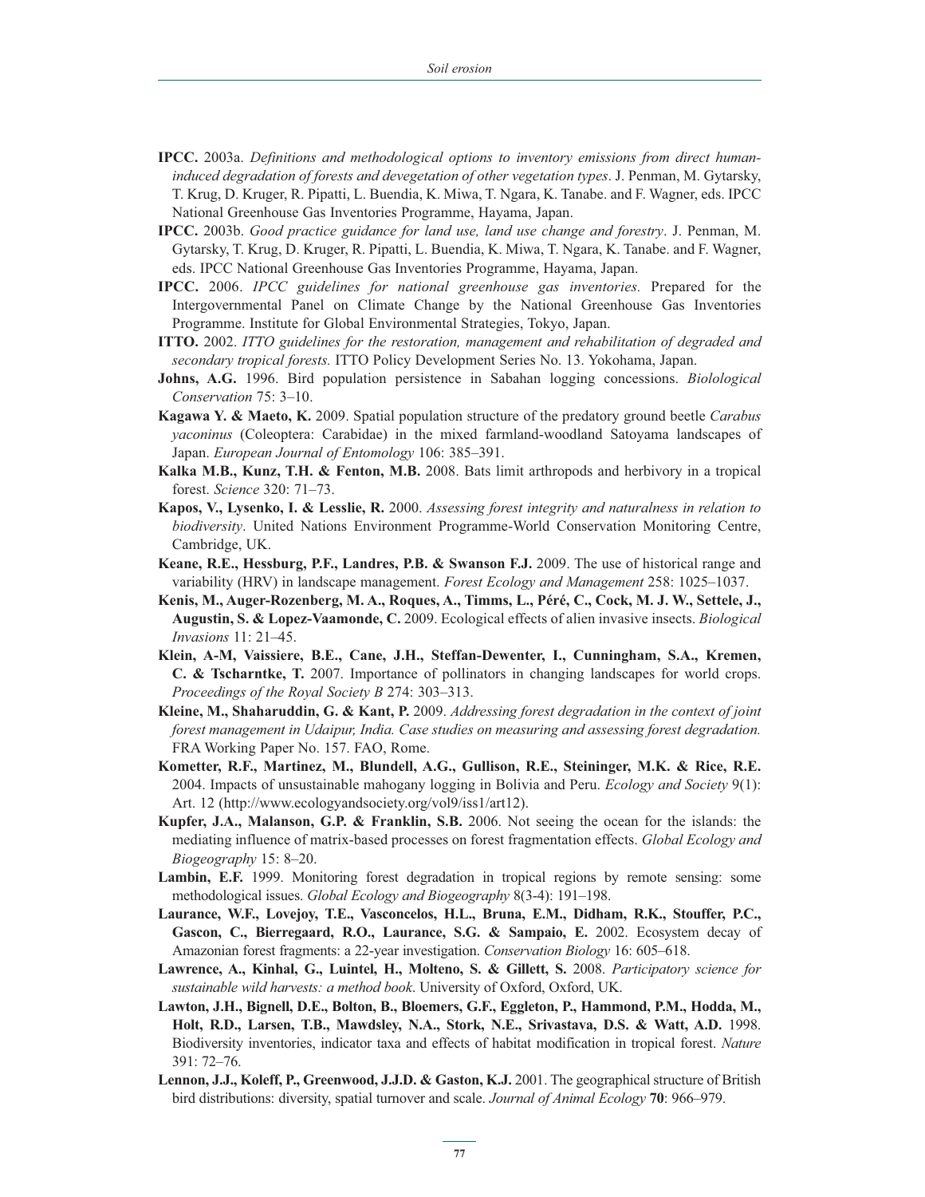**IPCC.** 2003a. *Definitions and methodological options to inventory emissions from direct human-induced degradation of forests and devegetation of other vegetation types*. J. Penman, M. Gytarsky, T. Krug, D. Kruger, R. Pipatti, L. Buendia, K. Miwa, T. Ngara, K. Tanabe. and F. Wagner, eds. IPCC National Greenhouse Gas Inventories Programme, Hayama, Japan.

**IPCC.** 2003b. *Good practice guidance for land use, land use change and forestry*. J. Penman, M. Gytarsky, T. Krug, D. Kruger, R. Pipatti, L. Buendia, K. Miwa, T. Ngara, K. Tanabe. and F. Wagner, eds. IPCC National Greenhouse Gas Inventories Programme, Hayama, Japan.

**IPCC.** 2006. *IPCC guidelines for national greenhouse gas inventories.* Prepared for the Intergovernmental Panel on Climate Change by the National Greenhouse Gas Inventories Programme. Institute for Global Environmental Strategies, Tokyo, Japan.

**ITTO.** 2002. *ITTO guidelines for the restoration, management and rehabilitation of degraded and secondary tropical forests.* ITTO Policy Development Series No. 13. Yokohama, Japan.

**Johns, A.G.** 1996. Bird population persistence in Sabahan logging concessions. *Biolological Conservation* 75: 3–10.

**Kagawa Y. & Maeto, K.** 2009. Spatial population structure of the predatory ground beetle *Carabus yaconinus* (Coleoptera: Carabidae) in the mixed farmland-woodland Satoyama landscapes of Japan. *European Journal of Entomology* 106: 385–391.

**Kalka M.B., Kunz, T.H. & Fenton, M.B.** 2008. Bats limit arthropods and herbivory in a tropical forest. *Science* 320: 71–73.

**Kapos, V., Lysenko, I. & Lesslie, R.** 2000. *Assessing forest integrity and naturalness in relation to biodiversity*. United Nations Environment Programme-World Conservation Monitoring Centre, Cambridge, UK.

**Keane, R.E., Hessburg, P.F., Landres, P.B. & Swanson F.J.** 2009. The use of historical range and variability (HRV) in landscape management. *Forest Ecology and Management* 258: 1025–1037.

**Kenis, M., Auger-Rozenberg, M. A., Roques, A., Timms, L., Péré, C., Cock, M. J. W., Settele, J., Augustin, S. & Lopez-Vaamonde, C.** 2009. Ecological effects of alien invasive insects. *Biological Invasions* 11: 21–45.

**Klein, A-M, Vaissiere, B.E., Cane, J.H., Steffan-Dewenter, I., Cunningham, S.A., Kremen, C. & Tscharntke, T.** 2007. Importance of pollinators in changing landscapes for world crops. *Proceedings of the Royal Society B* 274: 303–313.

**Kleine, M., Shaharuddin, G. & Kant, P.** 2009. *Addressing forest degradation in the context of joint forest management in Udaipur, India. Case studies on measuring and assessing forest degradation.* FRA Working Paper No. 157. FAO, Rome.

**Kometter, R.F., Martinez, M., Blundell, A.G., Gullison, R.E., Steininger, M.K. & Rice, R.E.** 2004. Impacts of unsustainable mahogany logging in Bolivia and Peru. *Ecology and Society* 9(1): Art. 12 (http://www.ecologyandsociety.org/vol9/iss1/art12).

**Kupfer, J.A., Malanson, G.P. & Franklin, S.B.** 2006. Not seeing the ocean for the islands: the mediating influence of matrix-based processes on forest fragmentation effects. *Global Ecology and Biogeography* 15: 8–20.

**Lambin, E.F.** 1999. Monitoring forest degradation in tropical regions by remote sensing: some methodological issues. *Global Ecology and Biogeography* 8(3-4): 191–198.

**Laurance, W.F., Lovejoy, T.E., Vasconcelos, H.L., Bruna, E.M., Didham, R.K., Stouffer, P.C., Gascon, C., Bierregaard, R.O., Laurance, S.G. & Sampaio, E.** 2002. Ecosystem decay of Amazonian forest fragments: a 22-year investigation. *Conservation Biology* 16: 605–618.

**Lawrence, A., Kinhal, G., Luintel, H., Molteno, S. & Gillett, S.** 2008. *Participatory science for sustainable wild harvests: a method book*. University of Oxford, Oxford, UK.

**Lawton, J.H., Bignell, D.E., Bolton, B., Bloemers, G.F., Eggleton, P., Hammond, P.M., Hodda, M., Holt, R.D., Larsen, T.B., Mawdsley, N.A., Stork, N.E., Srivastava, D.S. & Watt, A.D.** 1998. Biodiversity inventories, indicator taxa and effects of habitat modification in tropical forest. *Nature* 391: 72–76.

**Lennon, J.J., Koleff, P., Greenwood, J.J.D. & Gaston, K.J.** 2001. The geographical structure of British bird distributions: diversity, spatial turnover and scale. *Journal of Animal Ecology* **70**: 966–979.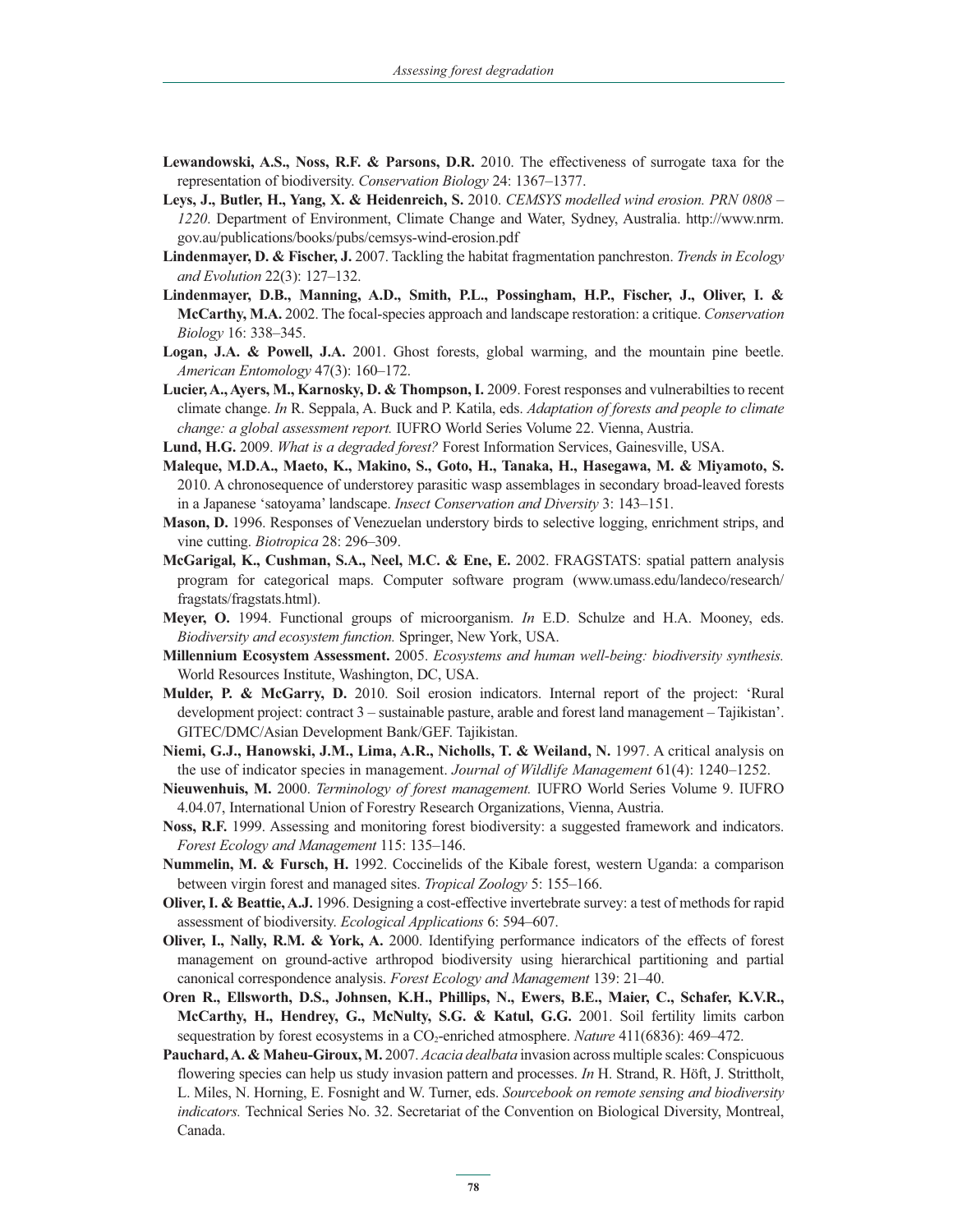**Lewandowski, A.S., Noss, R.F. & Parsons, D.R.** 2010. The effectiveness of surrogate taxa for the representation of biodiversity. *Conservation Biology* 24: 1367–1377.

**Leys, J., Butler, H., Yang, X. & Heidenreich, S.** 2010. *CEMSYS modelled wind erosion. PRN 0808 – 1220*. Department of Environment, Climate Change and Water, Sydney, Australia. http://www.nrm.gov.au/publications/books/pubs/cemsys-wind-erosion.pdf

**Lindenmayer, D. & Fischer, J.** 2007. Tackling the habitat fragmentation panchreston. *Trends in Ecology and Evolution* 22(3): 127–132.

**Lindenmayer, D.B., Manning, A.D., Smith, P.L., Possingham, H.P., Fischer, J., Oliver, I. & McCarthy, M.A.** 2002. The focal-species approach and landscape restoration: a critique. *Conservation Biology* 16: 338–345.

**Logan, J.A. & Powell, J.A.** 2001. Ghost forests, global warming, and the mountain pine beetle. *American Entomology* 47(3): 160–172.

**Lucier, A., Ayers, M., Karnosky, D. & Thompson, I.** 2009. Forest responses and vulnerabilties to recent climate change. *In* R. Seppala, A. Buck and P. Katila, eds. *Adaptation of forests and people to climate change: a global assessment report.* IUFRO World Series Volume 22. Vienna, Austria.

**Lund, H.G.** 2009. *What is a degraded forest?* Forest Information Services, Gainesville, USA.

**Maleque, M.D.A., Maeto, K., Makino, S., Goto, H., Tanaka, H., Hasegawa, M. & Miyamoto, S.** 2010. A chronosequence of understorey parasitic wasp assemblages in secondary broad-leaved forests in a Japanese 'satoyama' landscape. *Insect Conservation and Diversity* 3: 143–151.

**Mason, D.** 1996. Responses of Venezuelan understory birds to selective logging, enrichment strips, and vine cutting. *Biotropica* 28: 296–309.

**McGarigal, K., Cushman, S.A., Neel, M.C. & Ene, E.** 2002. FRAGSTATS: spatial pattern analysis program for categorical maps. Computer software program (www.umass.edu/landeco/research/fragstats/fragstats.html).

**Meyer, O.** 1994. Functional groups of microorganism. *In* E.D. Schulze and H.A. Mooney, eds. *Biodiversity and ecosystem function.* Springer, New York, USA.

**Millennium Ecosystem Assessment.** 2005. *Ecosystems and human well-being: biodiversity synthesis.* World Resources Institute, Washington, DC, USA.

**Mulder, P. & McGarry, D.** 2010. Soil erosion indicators. Internal report of the project: 'Rural development project: contract 3 – sustainable pasture, arable and forest land management – Tajikistan'. GITEC/DMC/Asian Development Bank/GEF. Tajikistan.

**Niemi, G.J., Hanowski, J.M., Lima, A.R., Nicholls, T. & Weiland, N.** 1997. A critical analysis on the use of indicator species in management. *Journal of Wildlife Management* 61(4): 1240–1252.

**Nieuwenhuis, M.** 2000. *Terminology of forest management.* IUFRO World Series Volume 9. IUFRO 4.04.07, International Union of Forestry Research Organizations, Vienna, Austria.

**Noss, R.F.** 1999. Assessing and monitoring forest biodiversity: a suggested framework and indicators. *Forest Ecology and Management* 115: 135–146.

**Nummelin, M. & Fursch, H.** 1992. Coccinelids of the Kibale forest, western Uganda: a comparison between virgin forest and managed sites. *Tropical Zoology* 5: 155–166.

**Oliver, I. & Beattie, A.J.** 1996. Designing a cost-effective invertebrate survey: a test of methods for rapid assessment of biodiversity. *Ecological Applications* 6: 594–607.

**Oliver, I., Nally, R.M. & York, A.** 2000. Identifying performance indicators of the effects of forest management on ground-active arthropod biodiversity using hierarchical partitioning and partial canonical correspondence analysis. *Forest Ecology and Management* 139: 21–40.

**Oren R., Ellsworth, D.S., Johnsen, K.H., Phillips, N., Ewers, B.E., Maier, C., Schafer, K.V.R., McCarthy, H., Hendrey, G., McNulty, S.G. & Katul, G.G.** 2001. Soil fertility limits carbon sequestration by forest ecosystems in a $CO_2$-enriched atmosphere. *Nature* 411(6836): 469–472.

**Pauchard, A. & Maheu-Giroux, M.** 2007. *Acacia dealbata* invasion across multiple scales: Conspicuous flowering species can help us study invasion pattern and processes. *In* H. Strand, R. Höft, J. Strittholt, L. Miles, N. Horning, E. Fosnight and W. Turner, eds. *Sourcebook on remote sensing and biodiversity indicators.* Technical Series No. 32. Secretariat of the Convention on Biological Diversity, Montreal, Canada.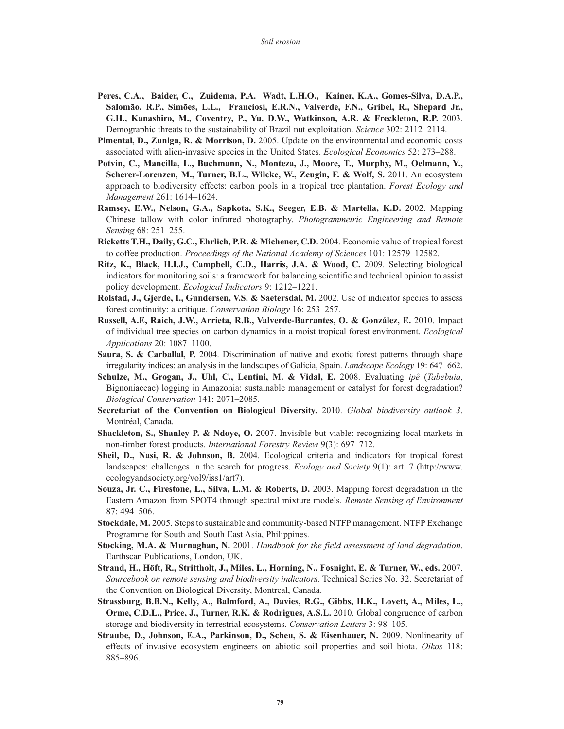**Peres, C.A., Baider, C., Zuidema, P.A. Wadt, L.H.O., Kainer, K.A., Gomes-Silva, D.A.P., Salomão, R.P., Simões, L.L., Franciosi, E.R.N., Valverde, F.N., Gribel, R., Shepard Jr., G.H., Kanashiro, M., Coventry, P., Yu, D.W., Watkinson, A.R. & Freckleton, R.P.** 2003. Demographic threats to the sustainability of Brazil nut exploitation. *Science* 302: 2112–2114.

**Pimental, D., Zuniga, R. & Morrison, D.** 2005. Update on the environmental and economic costs associated with alien-invasive species in the United States. *Ecological Economics* 52: 273–288.

**Potvin, C., Mancilla, L., Buchmann, N., Monteza, J., Moore, T., Murphy, M., Oelmann, Y., Scherer-Lorenzen, M., Turner, B.L., Wilcke, W., Zeugin, F. & Wolf, S.** 2011. An ecosystem approach to biodiversity effects: carbon pools in a tropical tree plantation. *Forest Ecology and Management* 261: 1614–1624.

**Ramsey, E.W., Nelson, G.A., Sapkota, S.K., Seeger, E.B. & Martella, K.D.** 2002. Mapping Chinese tallow with color infrared photography. *Photogrammetric Engineering and Remote Sensing* 68: 251–255.

**Ricketts T.H., Daily, G.C., Ehrlich, P.R. & Michener, C.D.** 2004. Economic value of tropical forest to coffee production. *Proceedings of the National Academy of Sciences* 101: 12579–12582.

**Ritz, K., Black, H.I.J., Campbell, C.D., Harris, J.A. & Wood, C.** 2009. Selecting biological indicators for monitoring soils: a framework for balancing scientific and technical opinion to assist policy development. *Ecological Indicators* 9: 1212–1221.

**Rolstad, J., Gjerde, I., Gundersen, V.S. & Saetersdal, M.** 2002. Use of indicator species to assess forest continuity: a critique. *Conservation Biology* 16: 253–257.

**Russell, A.E, Raich, J.W., Arrieta, R.B., Valverde-Barrantes, O. & González, E.** 2010. Impact of individual tree species on carbon dynamics in a moist tropical forest environment. *Ecological Applications* 20: 1087–1100.

**Saura, S. & Carballal, P.** 2004. Discrimination of native and exotic forest patterns through shape irregularity indices: an analysis in the landscapes of Galicia, Spain. *Landscape Ecology* 19: 647–662.

**Schulze, M., Grogan, J., Uhl, C., Lentini, M. & Vidal, E.** 2008. Evaluating *ipê* (*Tabebuia*, Bignoniaceae) logging in Amazonia: sustainable management or catalyst for forest degradation? *Biological Conservation* 141: 2071–2085.

**Secretariat of the Convention on Biological Diversity.** 2010. *Global biodiversity outlook 3*. Montréal, Canada.

**Shackleton, S., Shanley P. & Ndoye, O.** 2007. Invisible but viable: recognizing local markets in non-timber forest products. *International Forestry Review* 9(3): 697–712.

**Sheil, D., Nasi, R. & Johnson, B.** 2004. Ecological criteria and indicators for tropical forest landscapes: challenges in the search for progress. *Ecology and Society* 9(1): art. 7 (http://www.ecologyandsociety.org/vol9/iss1/art7).

**Souza, Jr. C., Firestone, L., Silva, L.M. & Roberts, D.** 2003. Mapping forest degradation in the Eastern Amazon from SPOT4 through spectral mixture models. *Remote Sensing of Environment* 87: 494–506.

**Stockdale, M.** 2005. Steps to sustainable and community-based NTFP management. NTFP Exchange Programme for South and South East Asia, Philippines.

**Stocking, M.A. & Murnaghan, N.** 2001. *Handbook for the field assessment of land degradation*. Earthscan Publications, London, UK.

**Strand, H., Höft, R., Strittholt, J., Miles, L., Horning, N., Fosnight, E. & Turner, W., eds.** 2007. *Sourcebook on remote sensing and biodiversity indicators.* Technical Series No. 32. Secretariat of the Convention on Biological Diversity, Montreal, Canada.

**Strassburg, B.B.N., Kelly, A., Balmford, A., Davies, R.G., Gibbs, H.K., Lovett, A., Miles, L., Orme, C.D.L., Price, J., Turner, R.K. & Rodrigues, A.S.L.** 2010. Global congruence of carbon storage and biodiversity in terrestrial ecosystems. *Conservation Letters* 3: 98–105.

**Straube, D., Johnson, E.A., Parkinson, D., Scheu, S. & Eisenhauer, N.** 2009. Nonlinearity of effects of invasive ecosystem engineers on abiotic soil properties and soil biota. *Oikos* 118: 885–896.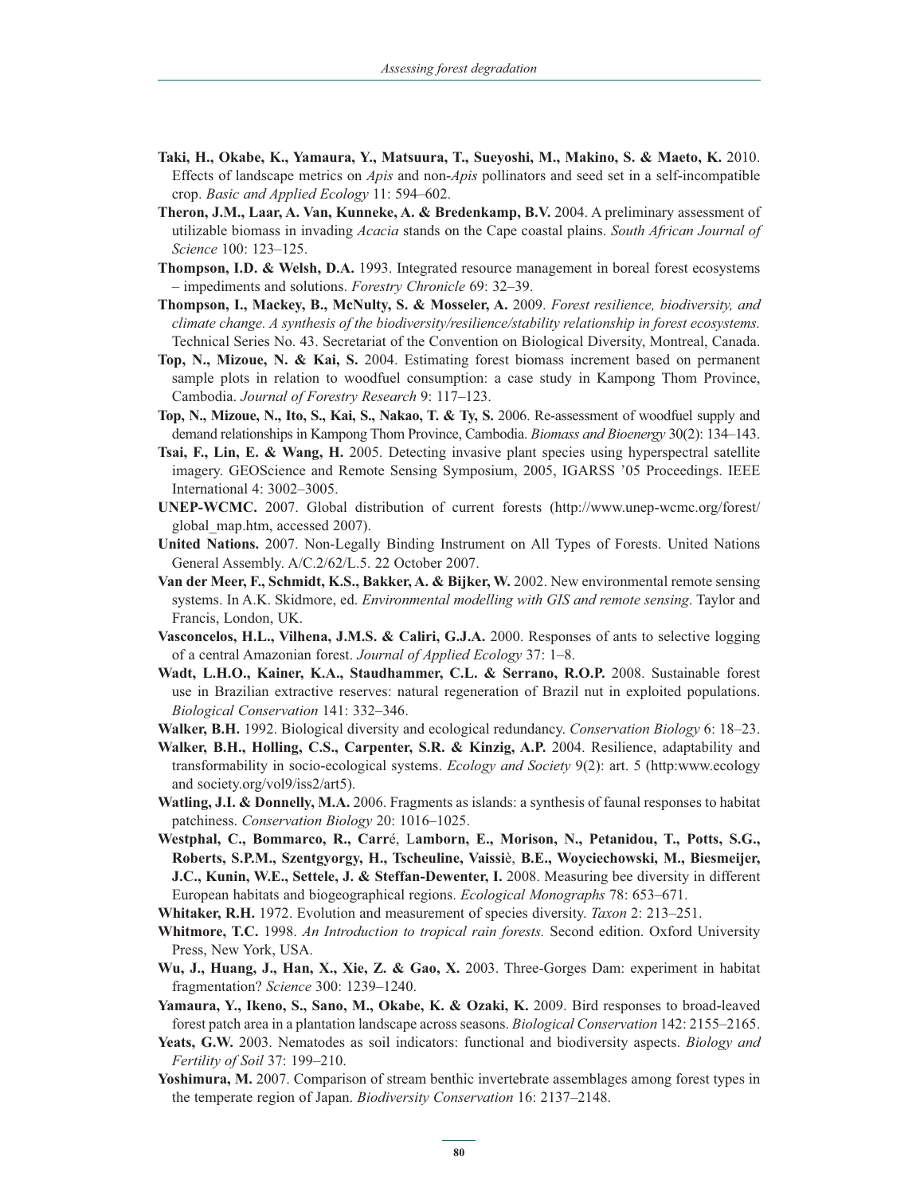**Taki, H., Okabe, K., Yamaura, Y., Matsuura, T., Sueyoshi, M., Makino, S. & Maeto, K.** 2010. Effects of landscape metrics on *Apis* and non-*Apis* pollinators and seed set in a self-incompatible crop. *Basic and Applied Ecology* 11: 594–602.

**Theron, J.M., Laar, A. Van, Kunneke, A. & Bredenkamp, B.V.** 2004. A preliminary assessment of utilizable biomass in invading *Acacia* stands on the Cape coastal plains. *South African Journal of Science* 100: 123–125.

**Thompson, I.D. & Welsh, D.A.** 1993. Integrated resource management in boreal forest ecosystems – impediments and solutions. *Forestry Chronicle* 69: 32–39.

**Thompson, I., Mackey, B., McNulty, S. & Mosseler, A.** 2009. *Forest resilience, biodiversity, and climate change. A synthesis of the biodiversity/resilience/stability relationship in forest ecosystems.* Technical Series No. 43. Secretariat of the Convention on Biological Diversity, Montreal, Canada.

**Top, N., Mizoue, N. & Kai, S.** 2004. Estimating forest biomass increment based on permanent sample plots in relation to woodfuel consumption: a case study in Kampong Thom Province, Cambodia. *Journal of Forestry Research* 9: 117–123.

**Top, N., Mizoue, N., Ito, S., Kai, S., Nakao, T. & Ty, S.** 2006. Re-assessment of woodfuel supply and demand relationships in Kampong Thom Province, Cambodia. *Biomass and Bioenergy* 30(2): 134–143.

**Tsai, F., Lin, E. & Wang, H.** 2005. Detecting invasive plant species using hyperspectral satellite imagery. GEOScience and Remote Sensing Symposium, 2005, IGARSS '05 Proceedings. IEEE International 4: 3002–3005.

**UNEP-WCMC.** 2007. Global distribution of current forests (http://www.unep-wcmc.org/forest/global_map.htm, accessed 2007).

**United Nations.** 2007. Non-Legally Binding Instrument on All Types of Forests. United Nations General Assembly. A/C.2/62/L.5. 22 October 2007.

**Van der Meer, F., Schmidt, K.S., Bakker, A. & Bijker, W.** 2002. New environmental remote sensing systems. In A.K. Skidmore, ed. *Environmental modelling with GIS and remote sensing*. Taylor and Francis, London, UK.

**Vasconcelos, H.L., Vilhena, J.M.S. & Caliri, G.J.A.** 2000. Responses of ants to selective logging of a central Amazonian forest. *Journal of Applied Ecology* 37: 1–8.

**Wadt, L.H.O., Kainer, K.A., Staudhammer, C.L. & Serrano, R.O.P.** 2008. Sustainable forest use in Brazilian extractive reserves: natural regeneration of Brazil nut in exploited populations. *Biological Conservation* 141: 332–346.

**Walker, B.H.** 1992. Biological diversity and ecological redundancy. *Conservation Biology* 6: 18–23.

**Walker, B.H., Holling, C.S., Carpenter, S.R. & Kinzig, A.P.** 2004. Resilience, adaptability and transformability in socio-ecological systems. *Ecology and Society* 9(2): art. 5 (http:www.ecology and society.org/vol9/iss2/art5).

**Watling, J.I. & Donnelly, M.A.** 2006. Fragments as islands: a synthesis of faunal responses to habitat patchiness. *Conservation Biology* 20: 1016–1025.

**Westphal, C., Bommarco, R., Carré, Lamborn, E., Morison, N., Petanidou, T., Potts, S.G., Roberts, S.P.M., Szentgyorgy, H., Tscheuline, Vaissiè, B.E., Woyciechowski, M., Biesmeijer, J.C., Kunin, W.E., Settele, J. & Steffan-Dewenter, I.** 2008. Measuring bee diversity in different European habitats and biogeographical regions. *Ecological Monographs* 78: 653–671.

**Whitaker, R.H.** 1972. Evolution and measurement of species diversity. *Taxon* 2: 213–251.

**Whitmore, T.C.** 1998. *An Introduction to tropical rain forests.* Second edition. Oxford University Press, New York, USA.

**Wu, J., Huang, J., Han, X., Xie, Z. & Gao, X.** 2003. Three-Gorges Dam: experiment in habitat fragmentation? *Science* 300: 1239–1240.

**Yamaura, Y., Ikeno, S., Sano, M., Okabe, K. & Ozaki, K.** 2009. Bird responses to broad-leaved forest patch area in a plantation landscape across seasons. *Biological Conservation* 142: 2155–2165.

**Yeats, G.W.** 2003. Nematodes as soil indicators: functional and biodiversity aspects. *Biology and Fertility of Soil* 37: 199–210.

**Yoshimura, M.** 2007. Comparison of stream benthic invertebrate assemblages among forest types in the temperate region of Japan. *Biodiversity Conservation* 16: 2137–2148.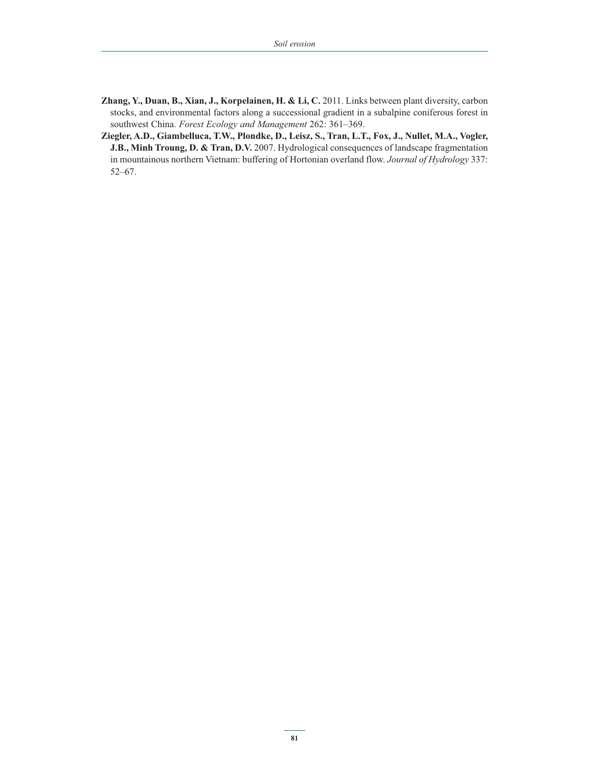**Zhang, Y., Duan, B., Xian, J., Korpelainen, H. & Li, C.** 2011. Links between plant diversity, carbon stocks, and environmental factors along a successional gradient in a subalpine coniferous forest in southwest China. *Forest Ecology and Management* 262: 361–369.

**Ziegler, A.D., Giambelluca, T.W., Plondke, D., Leisz, S., Tran, L.T., Fox, J., Nullet, M.A., Vogler, J.B., Minh Troung, D. & Tran, D.V.** 2007. Hydrological consequences of landscape fragmentation in mountainous northern Vietnam: buffering of Hortonian overland flow. *Journal of Hydrology* 337: 52–67.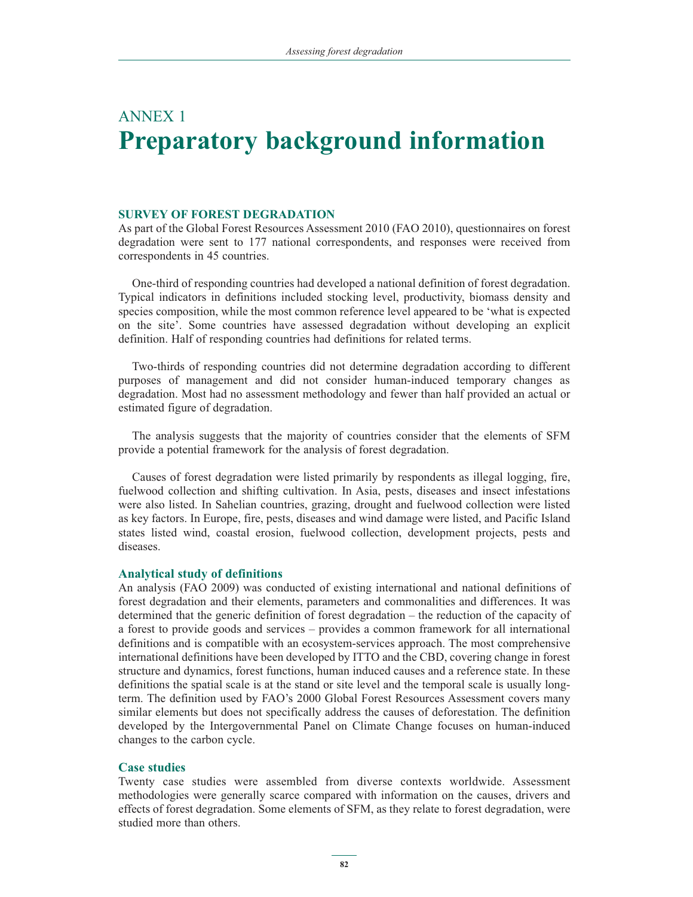# ANNEX 1
# Preparatory background information

### SURVEY OF FOREST DEGRADATION

As part of the Global Forest Resources Assessment 2010 (FAO 2010), questionnaires on forest degradation were sent to 177 national correspondents, and responses were received from correspondents in 45 countries.

One-third of responding countries had developed a national definition of forest degradation. Typical indicators in definitions included stocking level, productivity, biomass density and species composition, while the most common reference level appeared to be 'what is expected on the site'. Some countries have assessed degradation without developing an explicit definition. Half of responding countries had definitions for related terms.

Two-thirds of responding countries did not determine degradation according to different purposes of management and did not consider human-induced temporary changes as degradation. Most had no assessment methodology and fewer than half provided an actual or estimated figure of degradation.

The analysis suggests that the majority of countries consider that the elements of SFM provide a potential framework for the analysis of forest degradation.

Causes of forest degradation were listed primarily by respondents as illegal logging, fire, fuelwood collection and shifting cultivation. In Asia, pests, diseases and insect infestations were also listed. In Sahelian countries, grazing, drought and fuelwood collection were listed as key factors. In Europe, fire, pests, diseases and wind damage were listed, and Pacific Island states listed wind, coastal erosion, fuelwood collection, development projects, pests and diseases.

### Analytical study of definitions

An analysis (FAO 2009) was conducted of existing international and national definitions of forest degradation and their elements, parameters and commonalities and differences. It was determined that the generic definition of forest degradation – the reduction of the capacity of a forest to provide goods and services – provides a common framework for all international definitions and is compatible with an ecosystem-services approach. The most comprehensive international definitions have been developed by ITTO and the CBD, covering change in forest structure and dynamics, forest functions, human induced causes and a reference state. In these definitions the spatial scale is at the stand or site level and the temporal scale is usually long-term. The definition used by FAO's 2000 Global Forest Resources Assessment covers many similar elements but does not specifically address the causes of deforestation. The definition developed by the Intergovernmental Panel on Climate Change focuses on human-induced changes to the carbon cycle.

### Case studies

Twenty case studies were assembled from diverse contexts worldwide. Assessment methodologies were generally scarce compared with information on the causes, drivers and effects of forest degradation. Some elements of SFM, as they relate to forest degradation, were studied more than others.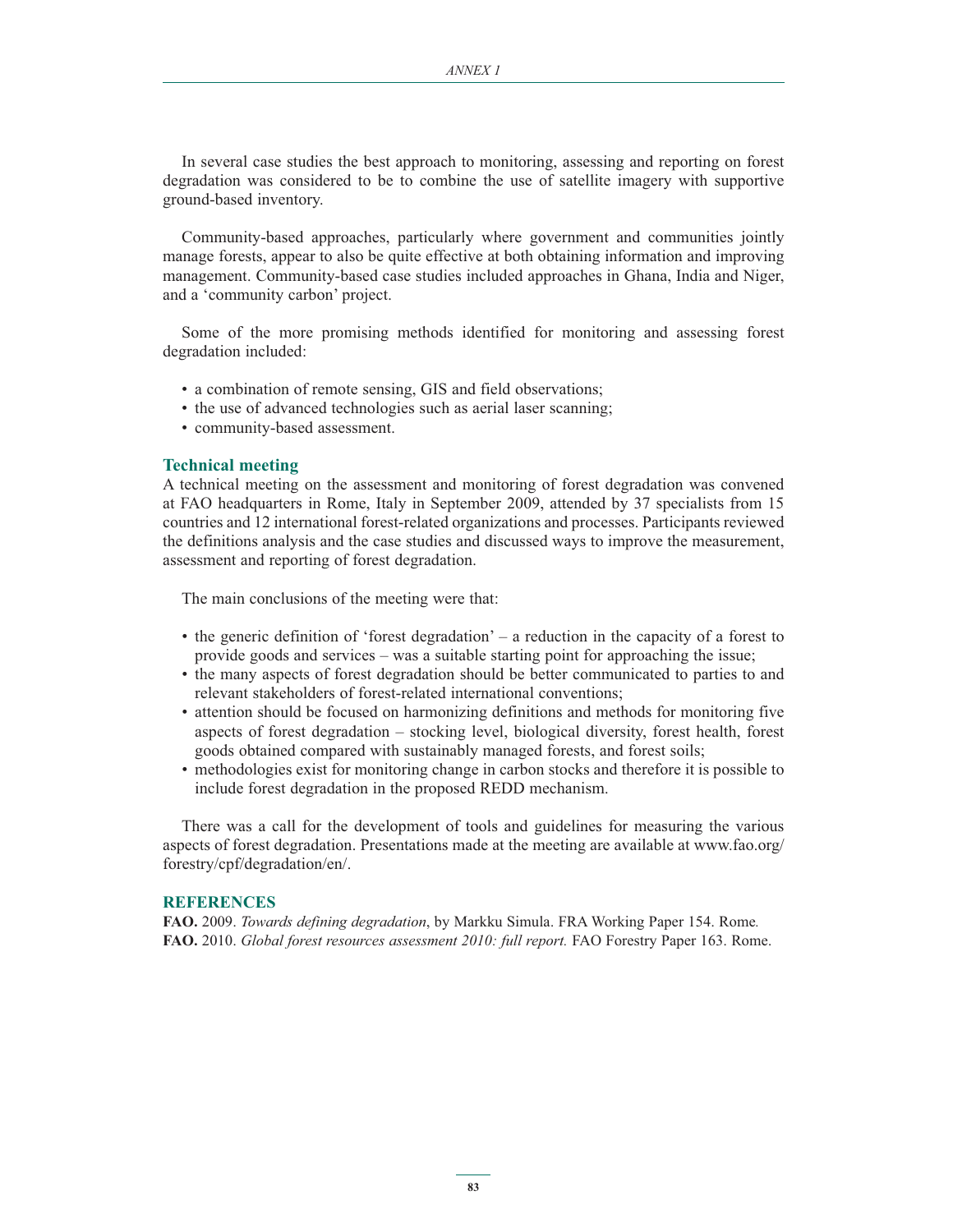In several case studies the best approach to monitoring, assessing and reporting on forest degradation was considered to be to combine the use of satellite imagery with supportive ground-based inventory.

Community-based approaches, particularly where government and communities jointly manage forests, appear to also be quite effective at both obtaining information and improving management. Community-based case studies included approaches in Ghana, India and Niger, and a 'community carbon' project.

Some of the more promising methods identified for monitoring and assessing forest degradation included:

- a combination of remote sensing, GIS and field observations;
- the use of advanced technologies such as aerial laser scanning;
- community-based assessment.

### Technical meeting

A technical meeting on the assessment and monitoring of forest degradation was convened at FAO headquarters in Rome, Italy in September 2009, attended by 37 specialists from 15 countries and 12 international forest-related organizations and processes. Participants reviewed the definitions analysis and the case studies and discussed ways to improve the measurement, assessment and reporting of forest degradation.

The main conclusions of the meeting were that:

- the generic definition of 'forest degradation' – a reduction in the capacity of a forest to provide goods and services – was a suitable starting point for approaching the issue;
- the many aspects of forest degradation should be better communicated to parties to and relevant stakeholders of forest-related international conventions;
- attention should be focused on harmonizing definitions and methods for monitoring five aspects of forest degradation – stocking level, biological diversity, forest health, forest goods obtained compared with sustainably managed forests, and forest soils;
- methodologies exist for monitoring change in carbon stocks and therefore it is possible to include forest degradation in the proposed REDD mechanism.

There was a call for the development of tools and guidelines for measuring the various aspects of forest degradation. Presentations made at the meeting are available at www.fao.org/forestry/cpf/degradation/en/.

### REFERENCES

**FAO.** 2009. *Towards defining degradation*, by Markku Simula. FRA Working Paper 154. Rome.

**FAO.** 2010. *Global forest resources assessment 2010: full report.* FAO Forestry Paper 163. Rome.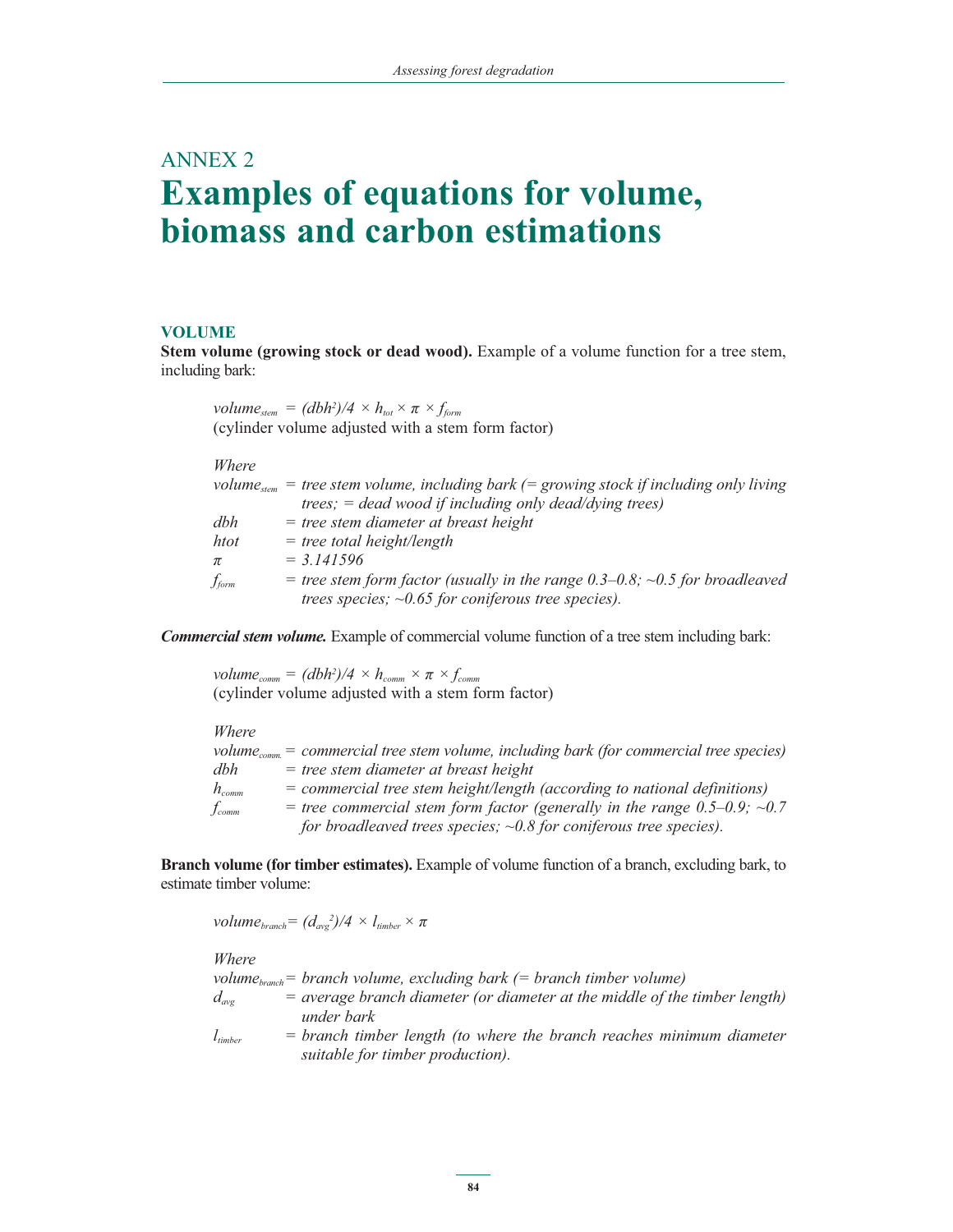# ANNEX 2
# Examples of equations for volume, biomass and carbon estimations

## VOLUME

**Stem volume (growing stock or dead wood).** Example of a volume function for a tree stem, including bark:

$$volume_{stem} = (dbh^2)/4 \times h_{tot} \times \pi \times f_{form}$$

(cylinder volume adjusted with a stem form factor)

*Where*

$volume_{stem}$ = *tree stem volume, including bark (= growing stock if including only living trees; = dead wood if including only dead/dying trees)*
*dbh* = *tree stem diameter at breast height*
*htot* = *tree total height/length*
$\pi$ = *3.141596*
$f_{form}$ = *tree stem form factor (usually in the range 0.3–0.8; ~0.5 for broadleaved trees species; ~0.65 for coniferous tree species).*

***Commercial stem volume.*** Example of commercial volume function of a tree stem including bark:

$$volume_{comm} = (dbh^2)/4 \times h_{comm} \times \pi \times f_{comm}$$

(cylinder volume adjusted with a stem form factor)

*Where*

$volume_{comm.}$ = *commercial tree stem volume, including bark (for commercial tree species)*
*dbh* = *tree stem diameter at breast height*
$h_{comm}$ = *commercial tree stem height/length (according to national definitions)*
$f_{comm}$ = *tree commercial stem form factor (generally in the range 0.5–0.9; ~0.7 for broadleaved trees species; ~0.8 for coniferous tree species).*

**Branch volume (for timber estimates).** Example of volume function of a branch, excluding bark, to estimate timber volume:

$$volume_{branch} = (d_{avg}^2)/4 \times l_{timber} \times \pi$$

*Where*

$volume_{branch}$ = *branch volume, excluding bark (= branch timber volume)*
$d_{avg}$ = *average branch diameter (or diameter at the middle of the timber length) under bark*
$l_{timber}$ = *branch timber length (to where the branch reaches minimum diameter suitable for timber production).*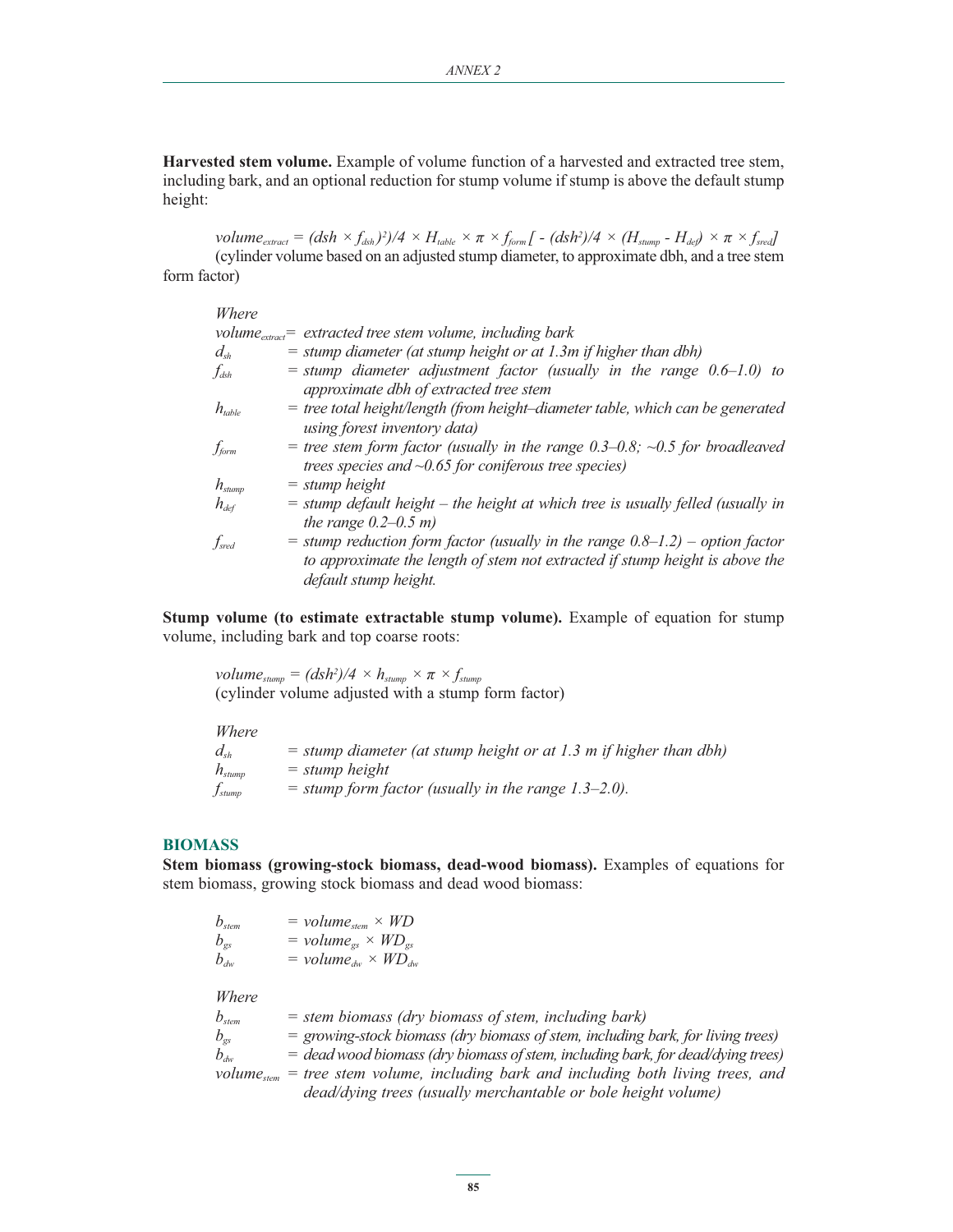**Harvested stem volume.** Example of volume function of a harvested and extracted tree stem, including bark, and an optional reduction for stump volume if stump is above the default stump height:

$$volume_{extract} = (dsh \times f_{dsh})^2)/4 \times H_{table} \times \pi \times f_{form} [ - (dsh^2)/4 \times (H_{stump} - H_{def}) \times \pi \times f_{sred}]$$

(cylinder volume based on an adjusted stump diameter, to approximate dbh, and a tree stem form factor)

*Where*

- $volume_{extract}$ = *extracted tree stem volume, including bark*
- $d_{sh}$ = *stump diameter (at stump height or at 1.3m if higher than dbh)*
- $f_{dsh}$ = *stump diameter adjustment factor (usually in the range 0.6–1.0) to approximate dbh of extracted tree stem*
- $h_{table}$ = *tree total height/length (from height–diameter table, which can be generated using forest inventory data)*
- $f_{form}$ = *tree stem form factor (usually in the range 0.3–0.8; ~0.5 for broadleaved trees species and ~0.65 for coniferous tree species)*
- $h_{stump}$ = *stump height*
- $h_{def}$ = *stump default height – the height at which tree is usually felled (usually in the range 0.2–0.5 m)*
- $f_{sred}$ = *stump reduction form factor (usually in the range 0.8–1.2) – option factor to approximate the length of stem not extracted if stump height is above the default stump height.*

**Stump volume (to estimate extractable stump volume).** Example of equation for stump volume, including bark and top coarse roots:

$$volume_{stump} = (dsh^2)/4 \times h_{stump} \times \pi \times f_{stump}$$

(cylinder volume adjusted with a stump form factor)

*Where*

- $d_{sh}$ = *stump diameter (at stump height or at 1.3 m if higher than dbh)*
- $h_{stump}$ = *stump height*
- $f_{stump}$ = *stump form factor (usually in the range 1.3–2.0).*

## BIOMASS

**Stem biomass (growing-stock biomass, dead-wood biomass).** Examples of equations for stem biomass, growing stock biomass and dead wood biomass:

$$b_{stem} = volume_{stem} \times WD$$
$$b_{gs} = volume_{gs} \times WD_{gs}$$
$$b_{dw} = volume_{dw} \times WD_{dw}$$

*Where*

- $b_{stem}$ = *stem biomass (dry biomass of stem, including bark)*
- $b_{gs}$ = *growing-stock biomass (dry biomass of stem, including bark, for living trees)*
- $b_{dw}$ = *dead wood biomass (dry biomass of stem, including bark, for dead/dying trees)*
- $volume_{stem}$ = *tree stem volume, including bark and including both living trees, and dead/dying trees (usually merchantable or bole height volume)*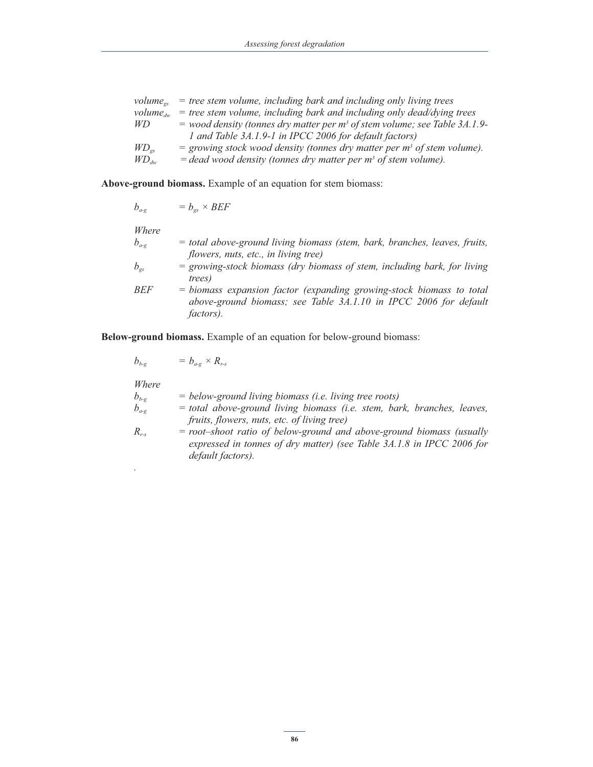$volume_{gs}$ = *tree stem volume, including bark and including only living trees*
$volume_{dw}$ = *tree stem volume, including bark and including only dead/dying trees*
$WD$ = *wood density (tonnes dry matter per $m^3$ of stem volume; see Table 3A.1.9-1 and Table 3A.1.9-1 in IPCC 2006 for default factors)*
$WD_{gs}$ = *growing stock wood density (tonnes dry matter per $m^3$ of stem volume).*
$WD_{dw}$ = *dead wood density (tonnes dry matter per $m^3$ of stem volume).*

**Above-ground biomass.** Example of an equation for stem biomass:

$$b_{a\text{-}g} = b_{gs} \times BEF$$

*Where*

$b_{a\text{-}g}$ = *total above-ground living biomass (stem, bark, branches, leaves, fruits, flowers, nuts, etc., in living tree)*
$b_{gs}$ = *growing-stock biomass (dry biomass of stem, including bark, for living trees)*
$BEF$ = *biomass expansion factor (expanding growing-stock biomass to total above-ground biomass; see Table 3A.1.10 in IPCC 2006 for default factors).*

**Below-ground biomass.** Example of an equation for below-ground biomass:

$$b_{b\text{-}g} = b_{a\text{-}g} \times R_{r\text{-}s}$$

*Where*

$b_{b\text{-}g}$ = *below-ground living biomass (i.e. living tree roots)*
$b_{a\text{-}g}$ = *total above-ground living biomass (i.e. stem, bark, branches, leaves, fruits, flowers, nuts, etc. of living tree)*
$R_{r\text{-}s}$ = *root–shoot ratio of below-ground and above-ground biomass (usually expressed in tonnes of dry matter) (see Table 3A.1.8 in IPCC 2006 for default factors).*

.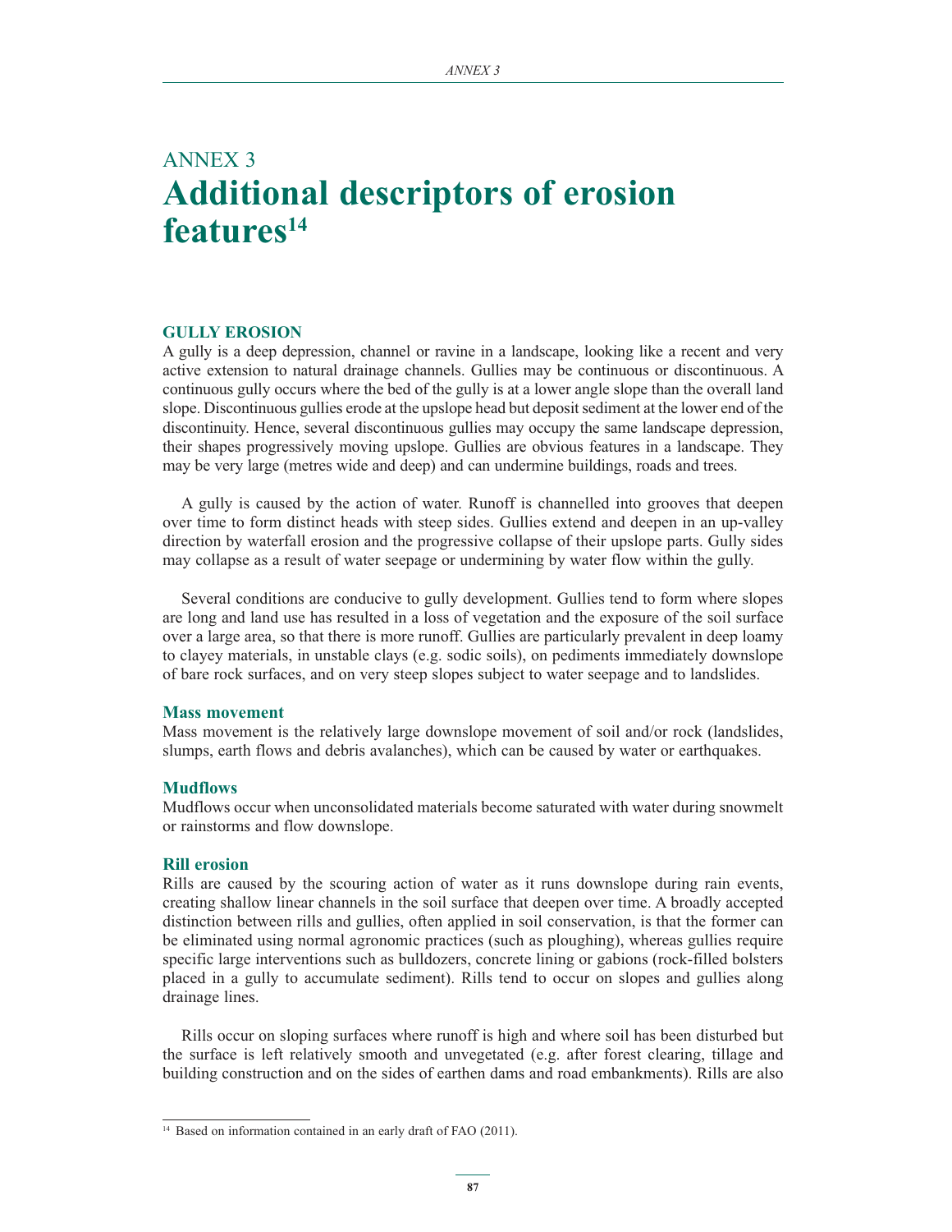# ANNEX 3
# Additional descriptors of erosion features[14]

## GULLY EROSION

A gully is a deep depression, channel or ravine in a landscape, looking like a recent and very active extension to natural drainage channels. Gullies may be continuous or discontinuous. A continuous gully occurs where the bed of the gully is at a lower angle slope than the overall land slope. Discontinuous gullies erode at the upslope head but deposit sediment at the lower end of the discontinuity. Hence, several discontinuous gullies may occupy the same landscape depression, their shapes progressively moving upslope. Gullies are obvious features in a landscape. They may be very large (metres wide and deep) and can undermine buildings, roads and trees.

A gully is caused by the action of water. Runoff is channelled into grooves that deepen over time to form distinct heads with steep sides. Gullies extend and deepen in an up-valley direction by waterfall erosion and the progressive collapse of their upslope parts. Gully sides may collapse as a result of water seepage or undermining by water flow within the gully.

Several conditions are conducive to gully development. Gullies tend to form where slopes are long and land use has resulted in a loss of vegetation and the exposure of the soil surface over a large area, so that there is more runoff. Gullies are particularly prevalent in deep loamy to clayey materials, in unstable clays (e.g. sodic soils), on pediments immediately downslope of bare rock surfaces, and on very steep slopes subject to water seepage and to landslides.

### Mass movement

Mass movement is the relatively large downslope movement of soil and/or rock (landslides, slumps, earth flows and debris avalanches), which can be caused by water or earthquakes.

### Mudflows

Mudflows occur when unconsolidated materials become saturated with water during snowmelt or rainstorms and flow downslope.

### Rill erosion

Rills are caused by the scouring action of water as it runs downslope during rain events, creating shallow linear channels in the soil surface that deepen over time. A broadly accepted distinction between rills and gullies, often applied in soil conservation, is that the former can be eliminated using normal agronomic practices (such as ploughing), whereas gullies require specific large interventions such as bulldozers, concrete lining or gabions (rock-filled bolsters placed in a gully to accumulate sediment). Rills tend to occur on slopes and gullies along drainage lines.

Rills occur on sloping surfaces where runoff is high and where soil has been disturbed but the surface is left relatively smooth and unvegetated (e.g. after forest clearing, tillage and building construction and on the sides of earthen dams and road embankments). Rills are also

[14] Based on information contained in an early draft of FAO (2011).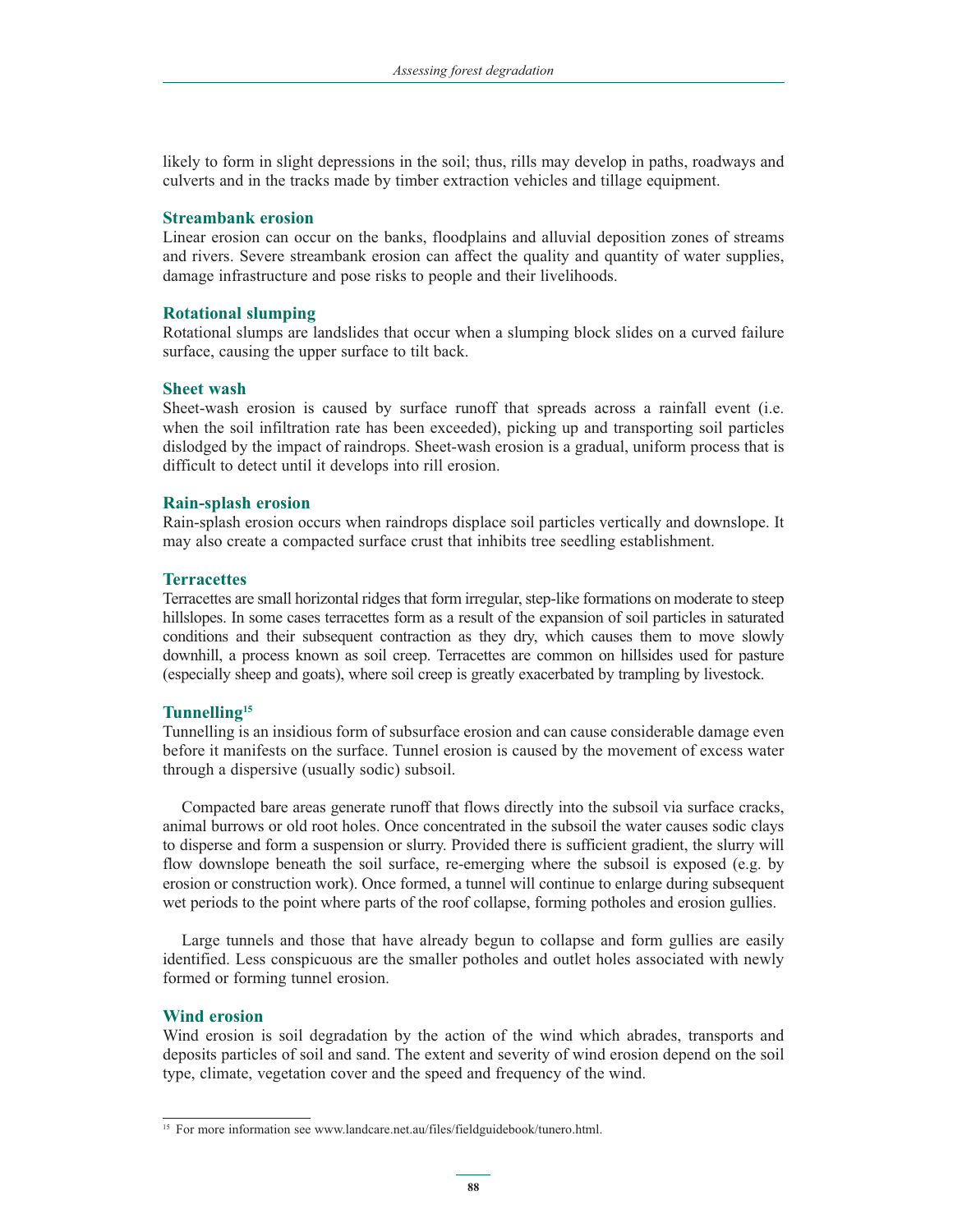likely to form in slight depressions in the soil; thus, rills may develop in paths, roadways and culverts and in the tracks made by timber extraction vehicles and tillage equipment.

### Streambank erosion

Linear erosion can occur on the banks, floodplains and alluvial deposition zones of streams and rivers. Severe streambank erosion can affect the quality and quantity of water supplies, damage infrastructure and pose risks to people and their livelihoods.

### Rotational slumping

Rotational slumps are landslides that occur when a slumping block slides on a curved failure surface, causing the upper surface to tilt back.

### Sheet wash

Sheet-wash erosion is caused by surface runoff that spreads across a rainfall event (i.e. when the soil infiltration rate has been exceeded), picking up and transporting soil particles dislodged by the impact of raindrops. Sheet-wash erosion is a gradual, uniform process that is difficult to detect until it develops into rill erosion.

### Rain-splash erosion

Rain-splash erosion occurs when raindrops displace soil particles vertically and downslope. It may also create a compacted surface crust that inhibits tree seedling establishment.

### Terracettes

Terracettes are small horizontal ridges that form irregular, step-like formations on moderate to steep hillslopes. In some cases terracettes form as a result of the expansion of soil particles in saturated conditions and their subsequent contraction as they dry, which causes them to move slowly downhill, a process known as soil creep. Terracettes are common on hillsides used for pasture (especially sheep and goats), where soil creep is greatly exacerbated by trampling by livestock.

### Tunnelling[15]

Tunnelling is an insidious form of subsurface erosion and can cause considerable damage even before it manifests on the surface. Tunnel erosion is caused by the movement of excess water through a dispersive (usually sodic) subsoil.

Compacted bare areas generate runoff that flows directly into the subsoil via surface cracks, animal burrows or old root holes. Once concentrated in the subsoil the water causes sodic clays to disperse and form a suspension or slurry. Provided there is sufficient gradient, the slurry will flow downslope beneath the soil surface, re-emerging where the subsoil is exposed (e.g. by erosion or construction work). Once formed, a tunnel will continue to enlarge during subsequent wet periods to the point where parts of the roof collapse, forming potholes and erosion gullies.

Large tunnels and those that have already begun to collapse and form gullies are easily identified. Less conspicuous are the smaller potholes and outlet holes associated with newly formed or forming tunnel erosion.

### Wind erosion

Wind erosion is soil degradation by the action of the wind which abrades, transports and deposits particles of soil and sand. The extent and severity of wind erosion depend on the soil type, climate, vegetation cover and the speed and frequency of the wind.

---

[15] For more information see www.landcare.net.au/files/fieldguidebook/tunero.html.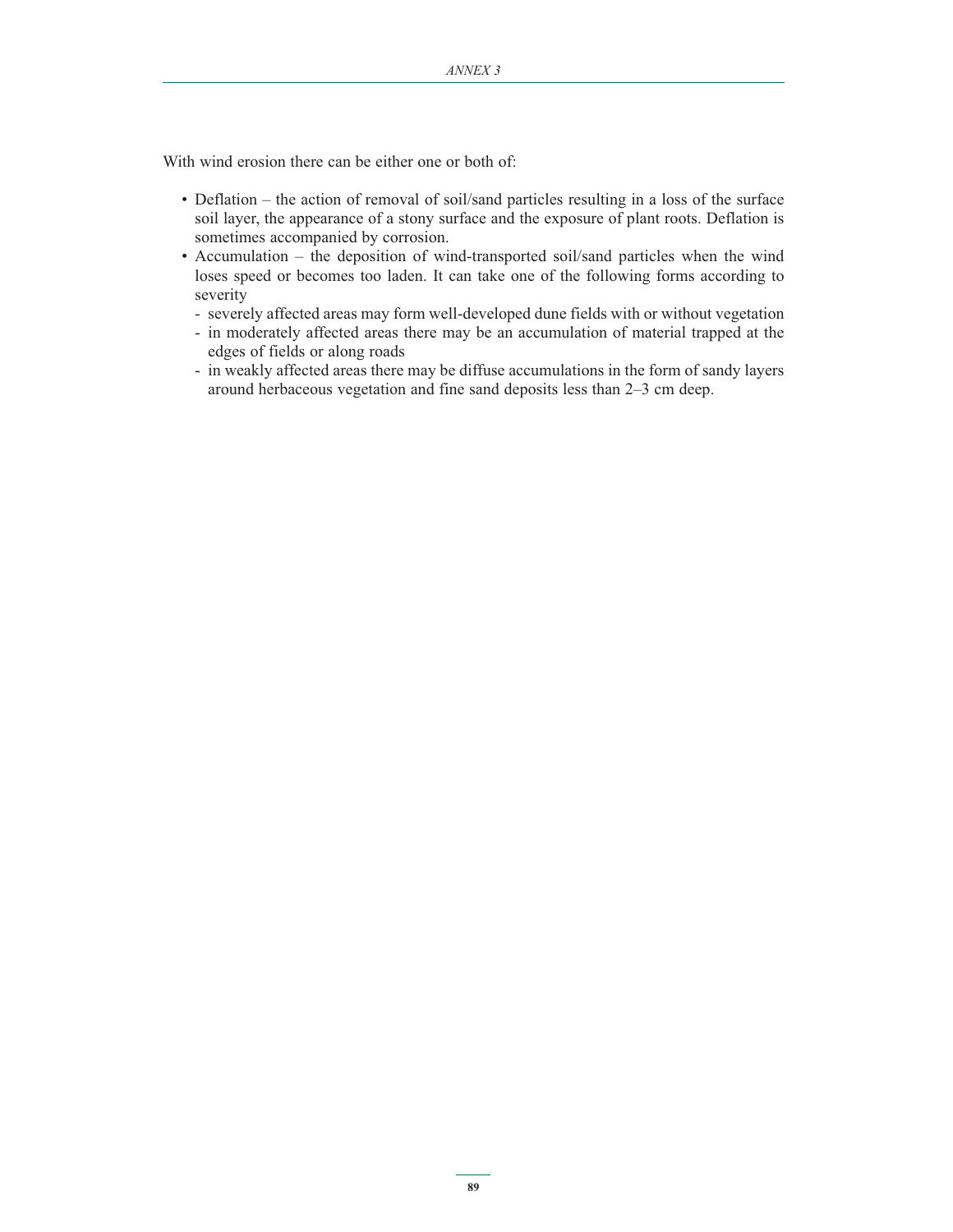With wind erosion there can be either one or both of:

- Deflation – the action of removal of soil/sand particles resulting in a loss of the surface soil layer, the appearance of a stony surface and the exposure of plant roots. Deflation is sometimes accompanied by corrosion.
- Accumulation – the deposition of wind-transported soil/sand particles when the wind loses speed or becomes too laden. It can take one of the following forms according to severity
  - severely affected areas may form well-developed dune fields with or without vegetation
  - in moderately affected areas there may be an accumulation of material trapped at the edges of fields or along roads
  - in weakly affected areas there may be diffuse accumulations in the form of sandy layers around herbaceous vegetation and fine sand deposits less than 2–3 cm deep.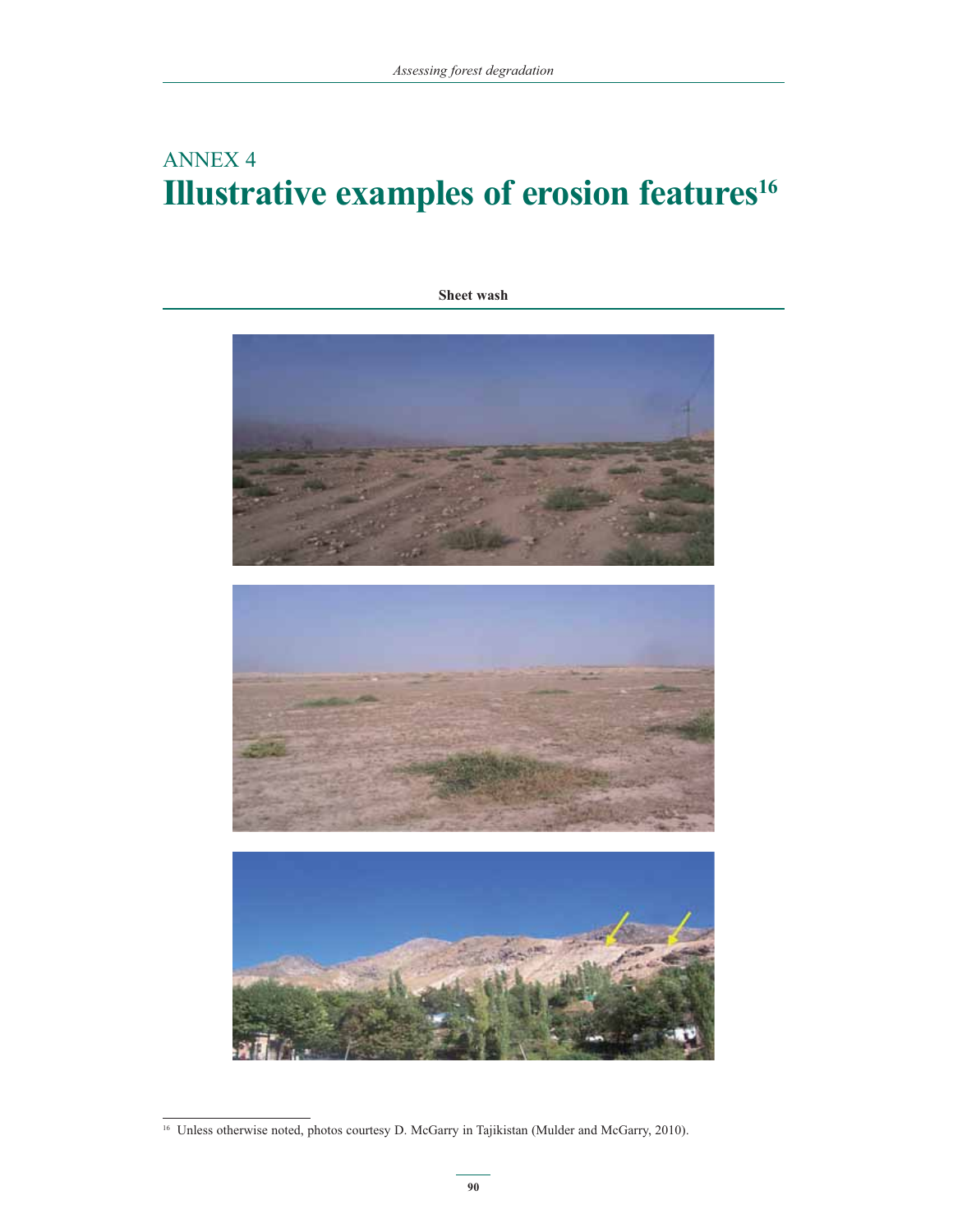# ANNEX 4
# Illustrative examples of erosion features[16]

**Sheet wash**

[16] Unless otherwise noted, photos courtesy D. McGarry in Tajikistan (Mulder and McGarry, 2010).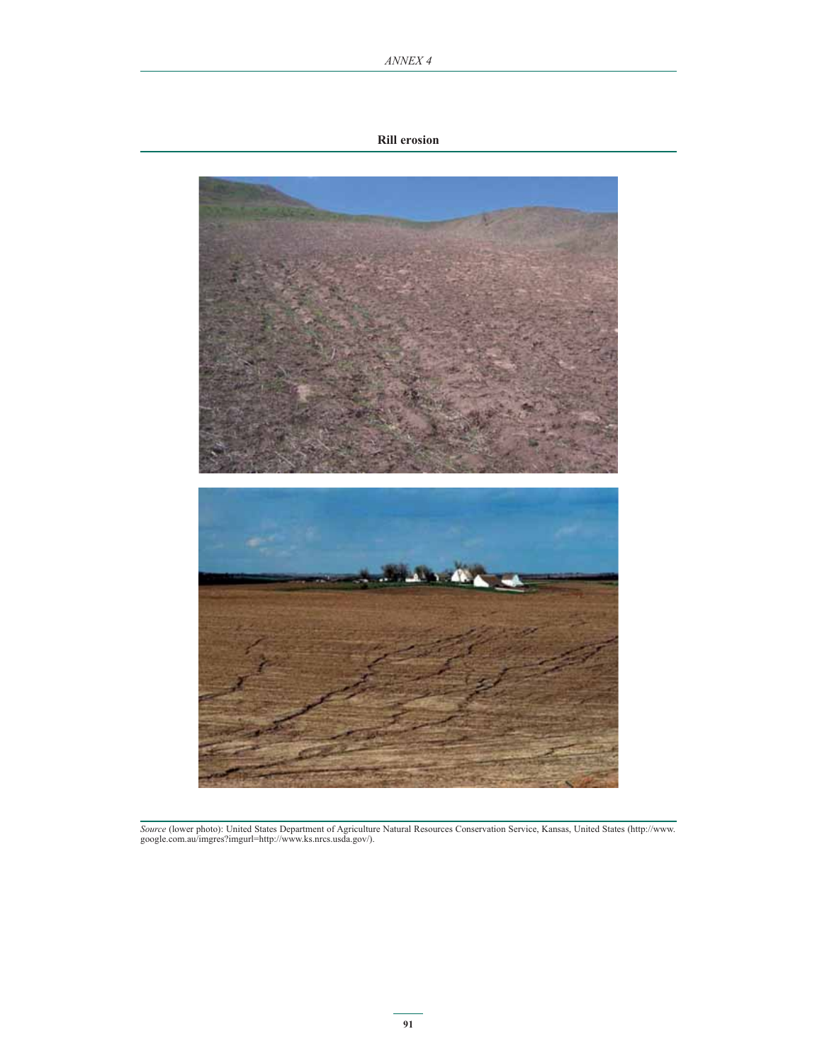## Rill erosion

*Source* (lower photo): United States Department of Agriculture Natural Resources Conservation Service, Kansas, United States (http://www.google.com.au/imgres?imgurl=http://www.ks.nrcs.usda.gov/).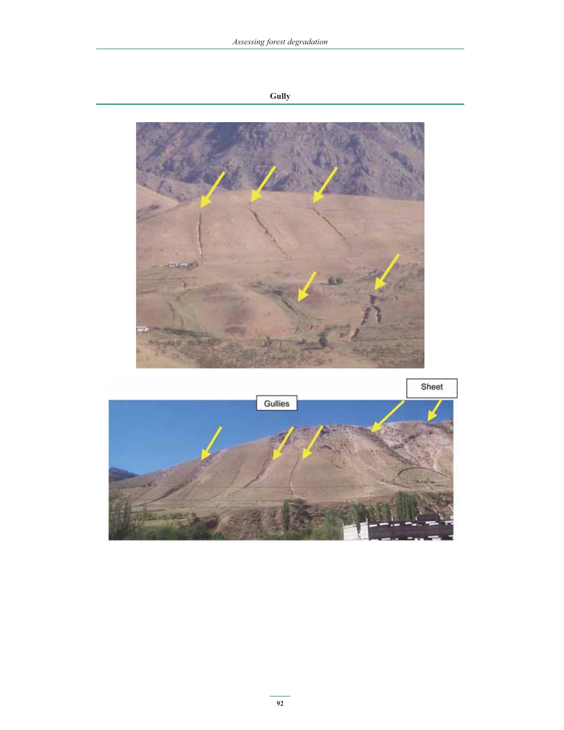## Gully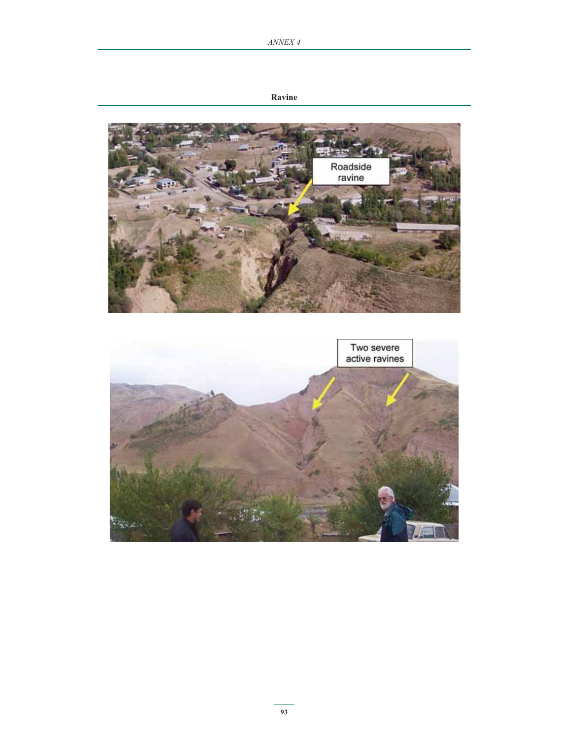**Ravine**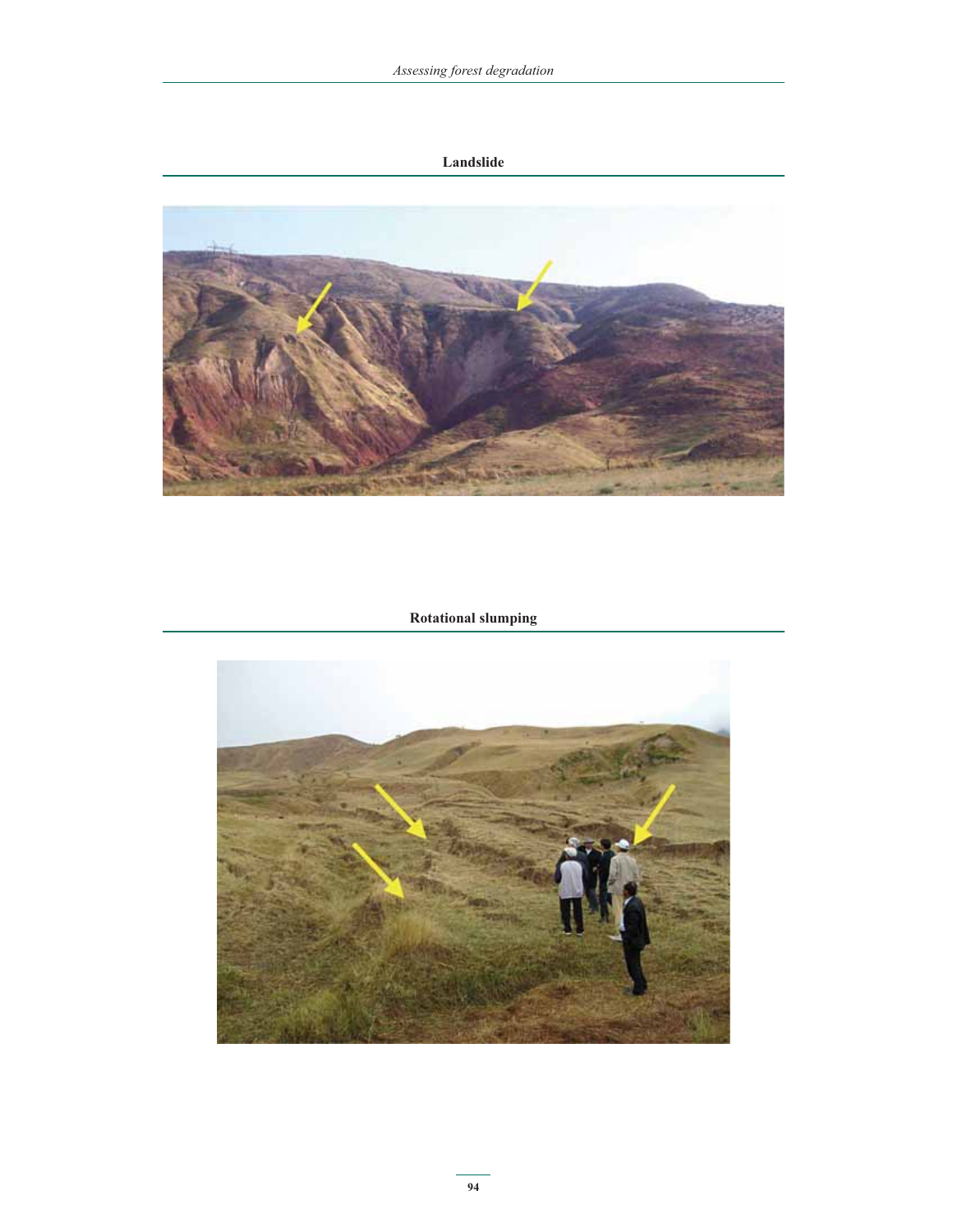**Landslide**

**Rotational slumping**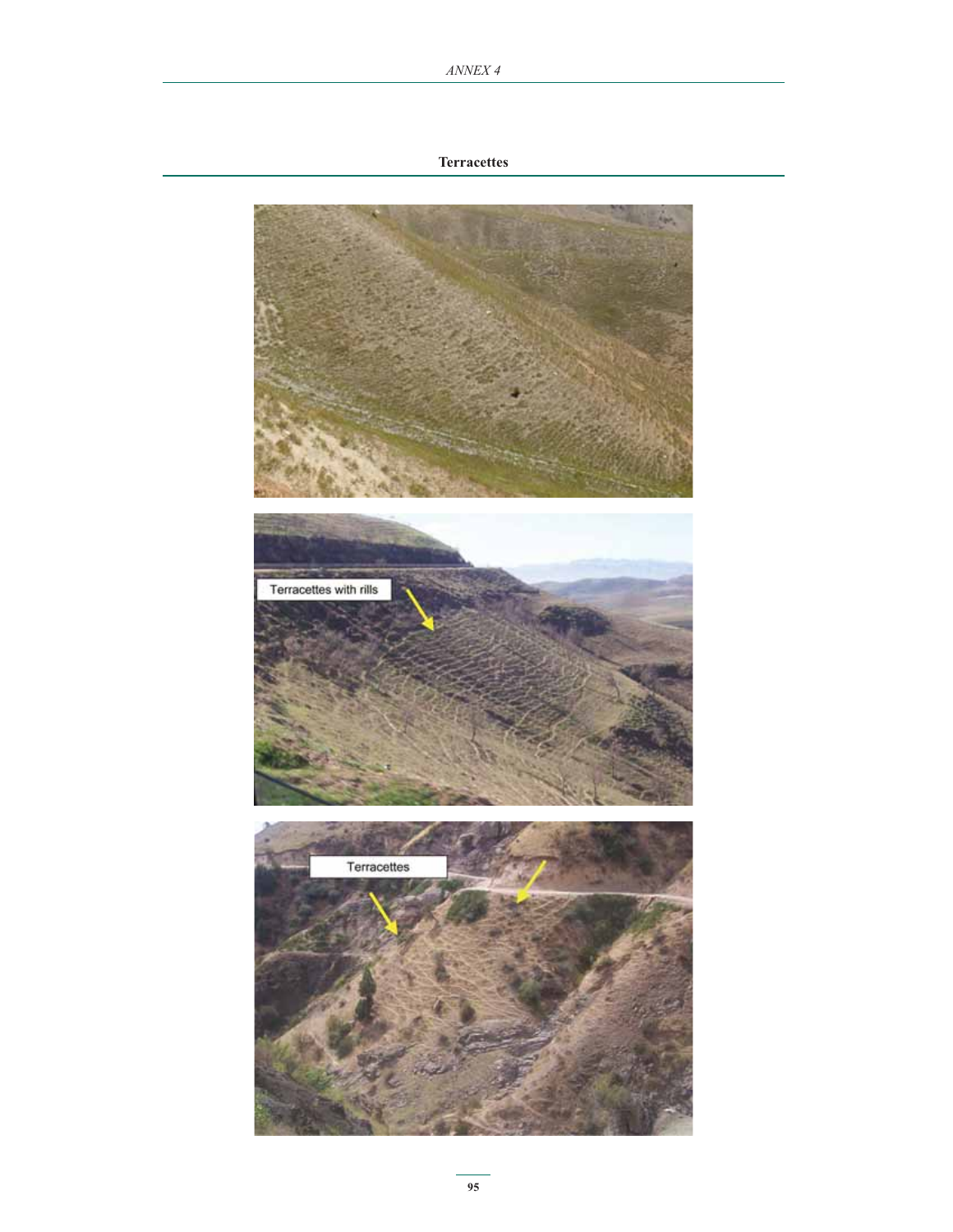## Terracettes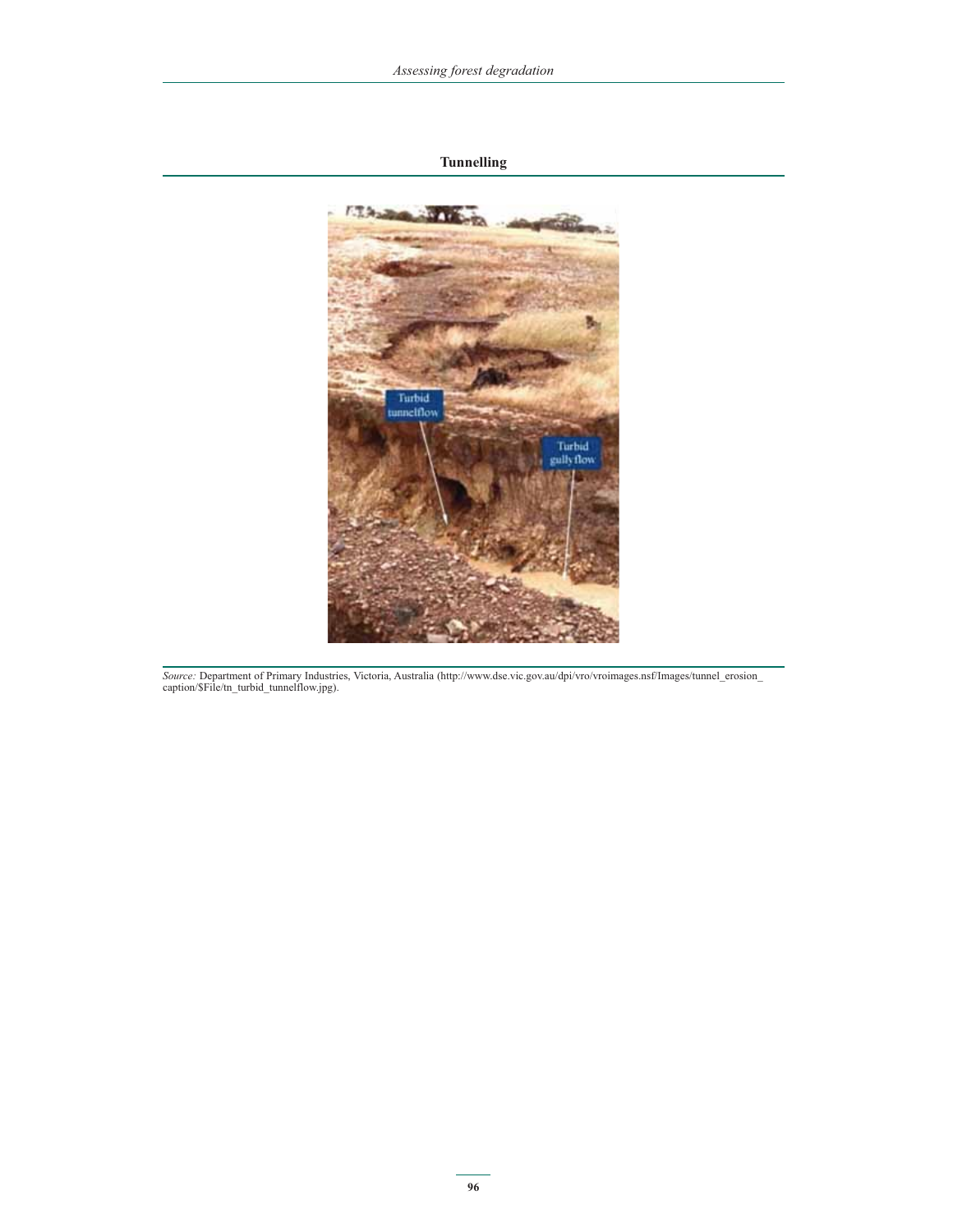**Tunnelling**

*Source:* Department of Primary Industries, Victoria, Australia (http://www.dse.vic.gov.au/dpi/vro/vroimages.nsf/Images/tunnel_erosion_caption/$File/tn_turbid_tunnelflow.jpg).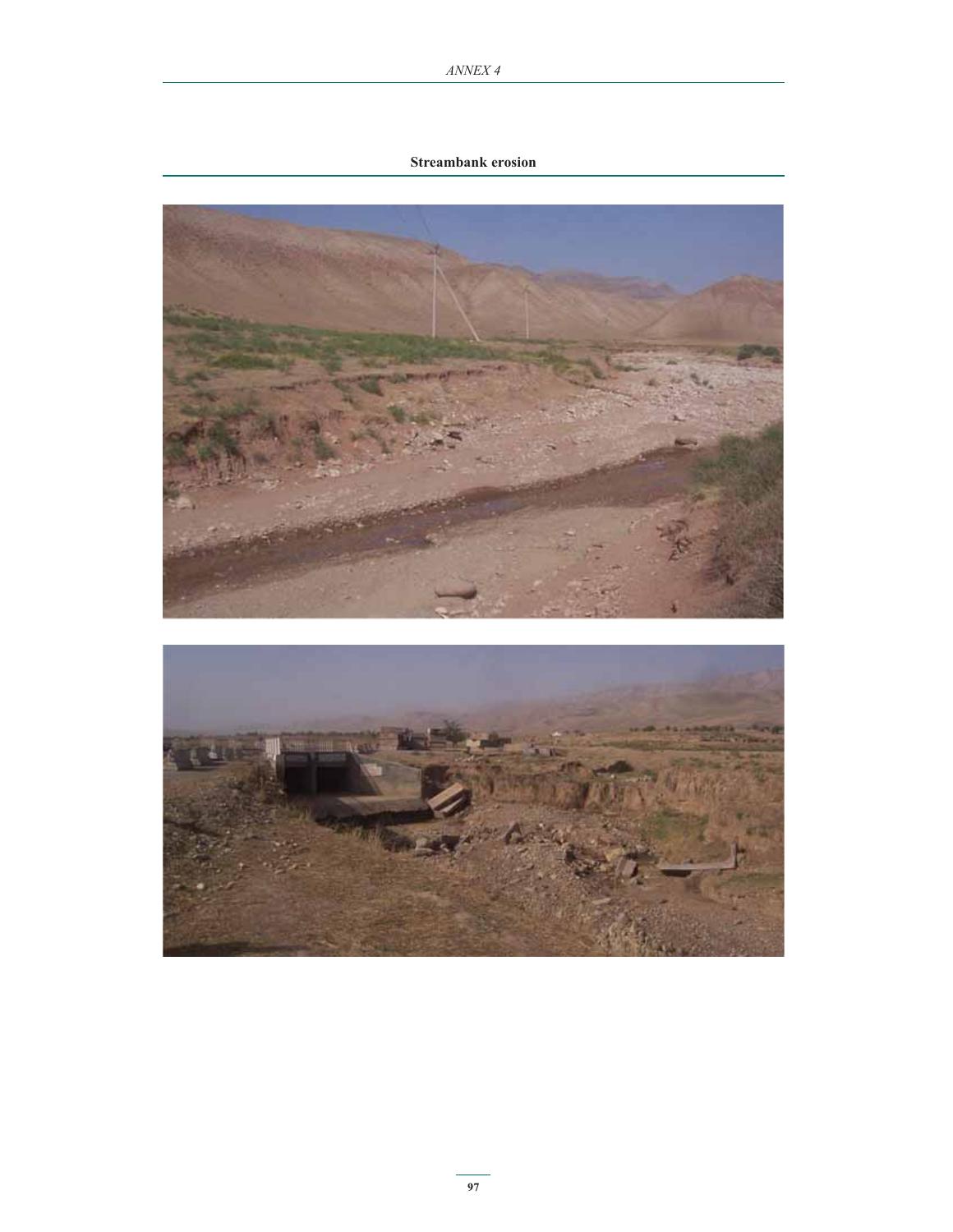**Streambank erosion**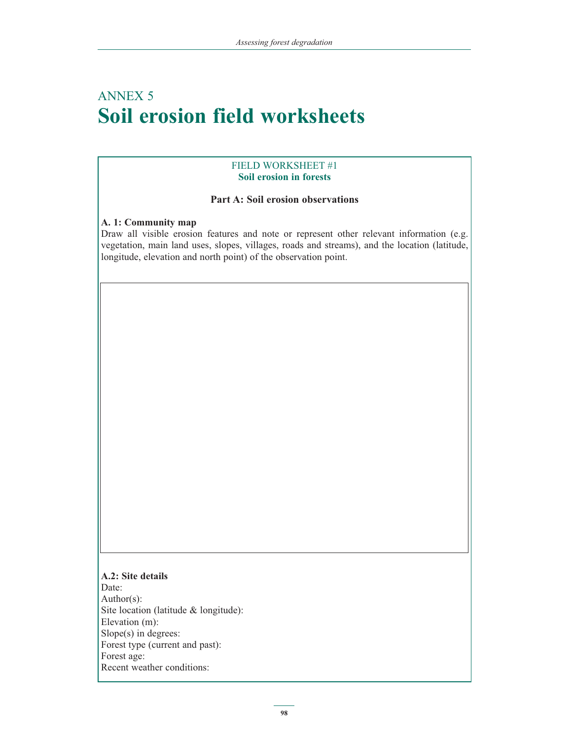# ANNEX 5
# Soil erosion field worksheets

FIELD WORKSHEET #1
**Soil erosion in forests**

**Part A: Soil erosion observations**

**A. 1: Community map**

Draw all visible erosion features and note or represent other relevant information (e.g. vegetation, main land uses, slopes, villages, roads and streams), and the location (latitude, longitude, elevation and north point) of the observation point.

**A.2: Site details**

Date:
Author(s):
Site location (latitude & longitude):
Elevation (m):
Slope(s) in degrees:
Forest type (current and past):
Forest age:
Recent weather conditions: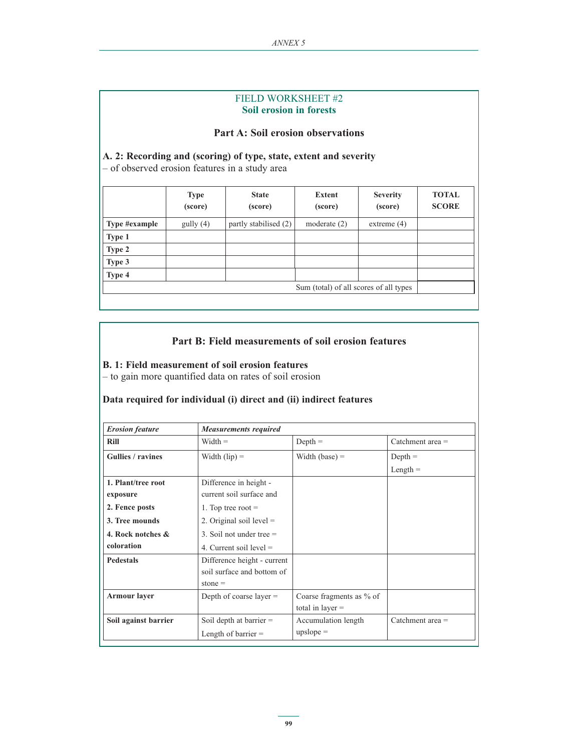## FIELD WORKSHEET #2
### Soil erosion in forests

### Part A: Soil erosion observations

**A. 2: Recording and (scoring) of type, state, extent and severity**
– of observed erosion features in a study area

| | Type (score) | State (score) | Extent (score) | Severity (score) | TOTAL SCORE |
|---|---|---|---|---|---|
| **Type #example** | gully (4) | partly stabilised (2) | moderate (2) | extreme (4) | |
| **Type 1** | | | | | |
| **Type 2** | | | | | |
| **Type 3** | | | | | |
| **Type 4** | | | | | |
| | | | Sum (total) of all scores of all types | | |

### Part B: Field measurements of soil erosion features

**B. 1: Field measurement of soil erosion features**
– to gain more quantified data on rates of soil erosion

**Data required for individual (i) direct and (ii) indirect features**

| *Erosion feature* | *Measurements required* | | |
|---|---|---|---|
| **Rill** | Width = | Depth = | Catchment area = |
| **Gullies / ravines** | Width (lip) = | Width (base) = | Depth =<br>Length = |
| **1. Plant/tree root exposure**<br>**2. Fence posts**<br>**3. Tree mounds**<br>**4. Rock notches & coloration** | Difference in height - current soil surface and<br>1. Top tree root =<br>2. Original soil level =<br>3. Soil not under tree =<br>4. Current soil level = | | |
| **Pedestals** | Difference height - current soil surface and bottom of stone = | | |
| **Armour layer** | Depth of coarse layer = | Coarse fragments as % of total in layer = | |
| **Soil against barrier** | Soil depth at barrier =<br>Length of barrier = | Accumulation length upslope = | Catchment area = |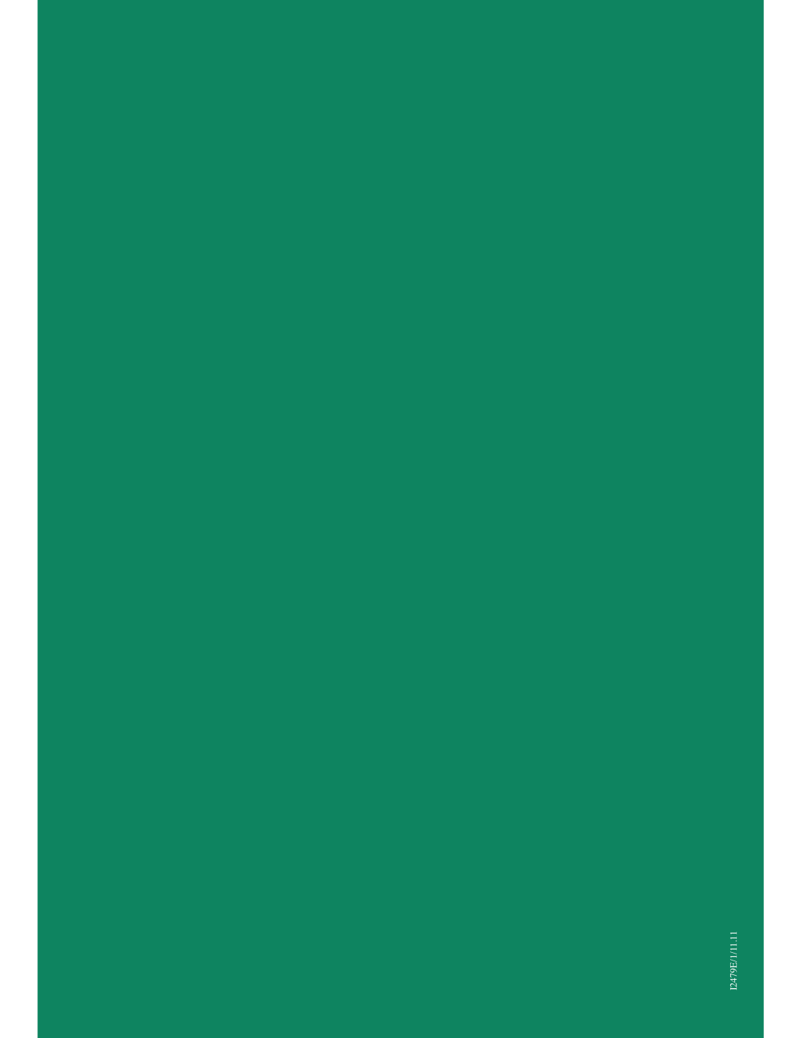I2479E/1/11.11